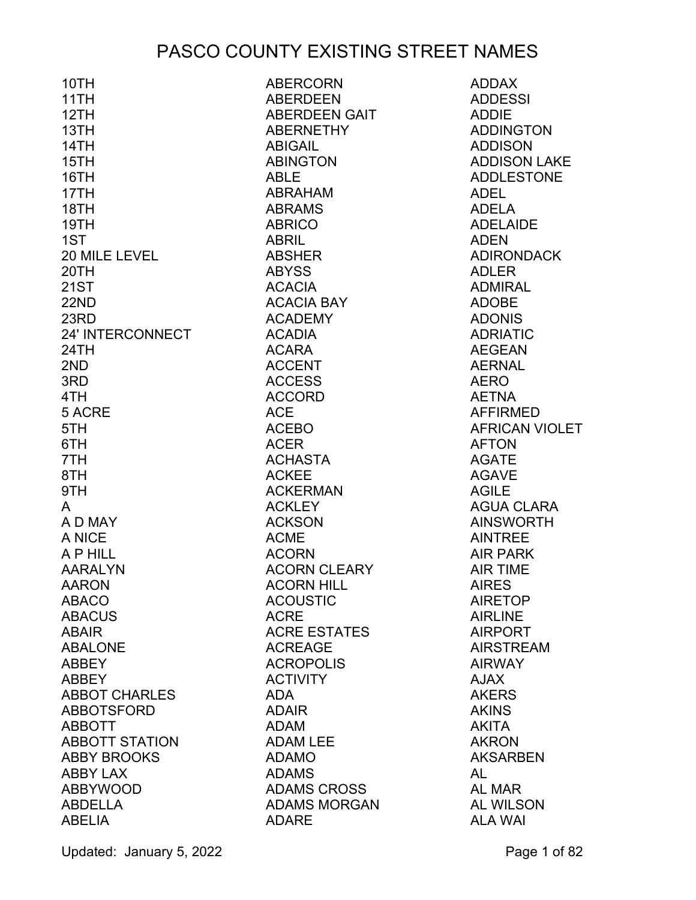# PASCO COUNTY EXISTING STREET NAMES

10TH
11TH
12TH
13TH
14TH
15TH
16TH
17TH
18TH
19TH
1ST
20 MILE LEVEL
20TH
21ST
22ND
23RD
24' INTERCONNECT
24TH
2ND
3RD
4TH
5 ACRE
5TH
6TH
7TH
8TH
9TH
A
A D MAY
A NICE
A P HILL
AARALYN
AARON
ABACO
ABACUS
ABAIR
ABALONE
ABBEY
ABBEY
ABBOT CHARLES
ABBOTSFORD
ABBOTT
ABBOTT STATION
ABBY BROOKS
ABBY LAX
ABBYWOOD
ABDELLA
ABELIA
ABERCORN
ABERDEEN
ABERDEEN GAIT
ABERNETHY
ABIGAIL
ABINGTON
ABLE
ABRAHAM
ABRAMS
ABRICO
ABRIL
ABSHER
ABYSS
ACACIA
ACACIA BAY
ACADEMY
ACADIA
ACARA
ACCENT
ACCESS
ACCORD
ACE
ACEBO
ACER
ACHASTA
ACKEE
ACKERMAN
ACKLEY
ACKSON
ACME
ACORN
ACORN CLEARY
ACORN HILL
ACOUSTIC
ACRE
ACRE ESTATES
ACREAGE
ACROPOLIS
ACTIVITY
ADA
ADAIR
ADAM
ADAM LEE
ADAMO
ADAMS
ADAMS CROSS
ADAMS MORGAN
ADARE
ADDAX
ADDESSI
ADDIE
ADDINGTON
ADDISON
ADDISON LAKE
ADDLESTONE
ADEL
ADELA
ADELAIDE
ADEN
ADIRONDACK
ADLER
ADMIRAL
ADOBE
ADONIS
ADRIATIC
AEGEAN
AERNAL
AERO
AETNA
AFFIRMED
AFRICAN VIOLET
AFTON
AGATE
AGAVE
AGILE
AGUA CLARA
AINSWORTH
AINTREE
AIR PARK
AIR TIME
AIRES
AIRETOP
AIRLINE
AIRPORT
AIRSTREAM
AIRWAY
AJAX
AKERS
AKINS
AKITA
AKRON
AKSARBEN
AL
AL MAR
AL WILSON
ALA WAI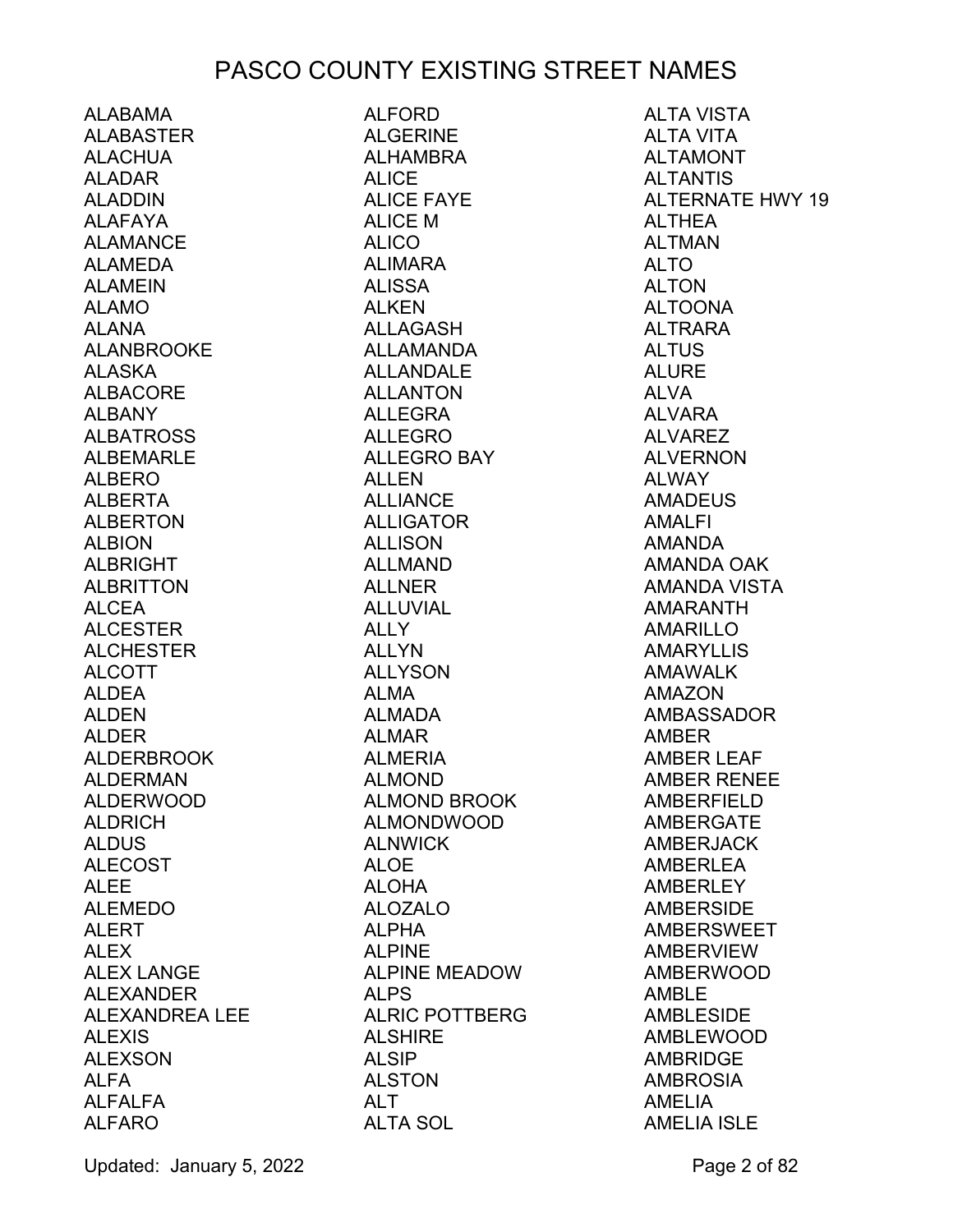# PASCO COUNTY EXISTING STREET NAMES

ALABAMA
ALABASTER
ALACHUA
ALADAR
ALADDIN
ALAFAYA
ALAMANCE
ALAMEDA
ALAMEIN
ALAMO
ALANA
ALANBROOKE
ALASKA
ALBACORE
ALBANY
ALBATROSS
ALBEMARLE
ALBERO
ALBERTA
ALBERTON
ALBION
ALBRIGHT
ALBRITTON
ALCEA
ALCESTER
ALCHESTER
ALCOTT
ALDEA
ALDEN
ALDER
ALDERBROOK
ALDERMAN
ALDERWOOD
ALDRICH
ALDUS
ALECOST
ALEE
ALEMEDO
ALERT
ALEX
ALEX LANGE
ALEXANDER
ALEXANDREA LEE
ALEXIS
ALEXSON
ALFA
ALFALFA
ALFARO
ALFORD
ALGERINE
ALHAMBRA
ALICE
ALICE FAYE
ALICE M
ALICO
ALIMARA
ALISSA
ALKEN
ALLAGASH
ALLAMANDA
ALLANDALE
ALLANTON
ALLEGRA
ALLEGRO
ALLEGRO BAY
ALLEN
ALLIANCE
ALLIGATOR
ALLISON
ALLMAND
ALLNER
ALLUVIAL
ALLY
ALLYN
ALLYSON
ALMA
ALMADA
ALMAR
ALMERIA
ALMOND
ALMOND BROOK
ALMONDWOOD
ALNWICK
ALOE
ALOHA
ALOZALO
ALPHA
ALPINE
ALPINE MEADOW
ALPS
ALRIC POTTBERG
ALSHIRE
ALSIP
ALSTON
ALT
ALTA SOL
ALTA VISTA
ALTA VITA
ALTAMONT
ALTANTIS
ALTERNATE HWY 19
ALTHEA
ALTMAN
ALTO
ALTON
ALTOONA
ALTRARA
ALTUS
ALURE
ALVA
ALVARA
ALVAREZ
ALVERNON
ALWAY
AMADEUS
AMALFI
AMANDA
AMANDA OAK
AMANDA VISTA
AMARANTH
AMARILLO
AMARYLLIS
AMAWALK
AMAZON
AMBASSADOR
AMBER
AMBER LEAF
AMBER RENEE
AMBERFIELD
AMBERGATE
AMBERJACK
AMBERLEA
AMBERLEY
AMBERSIDE
AMBERSWEET
AMBERVIEW
AMBERWOOD
AMBLE
AMBLESIDE
AMBLEWOOD
AMBRIDGE
AMBROSIA
AMELIA
AMELIA ISLE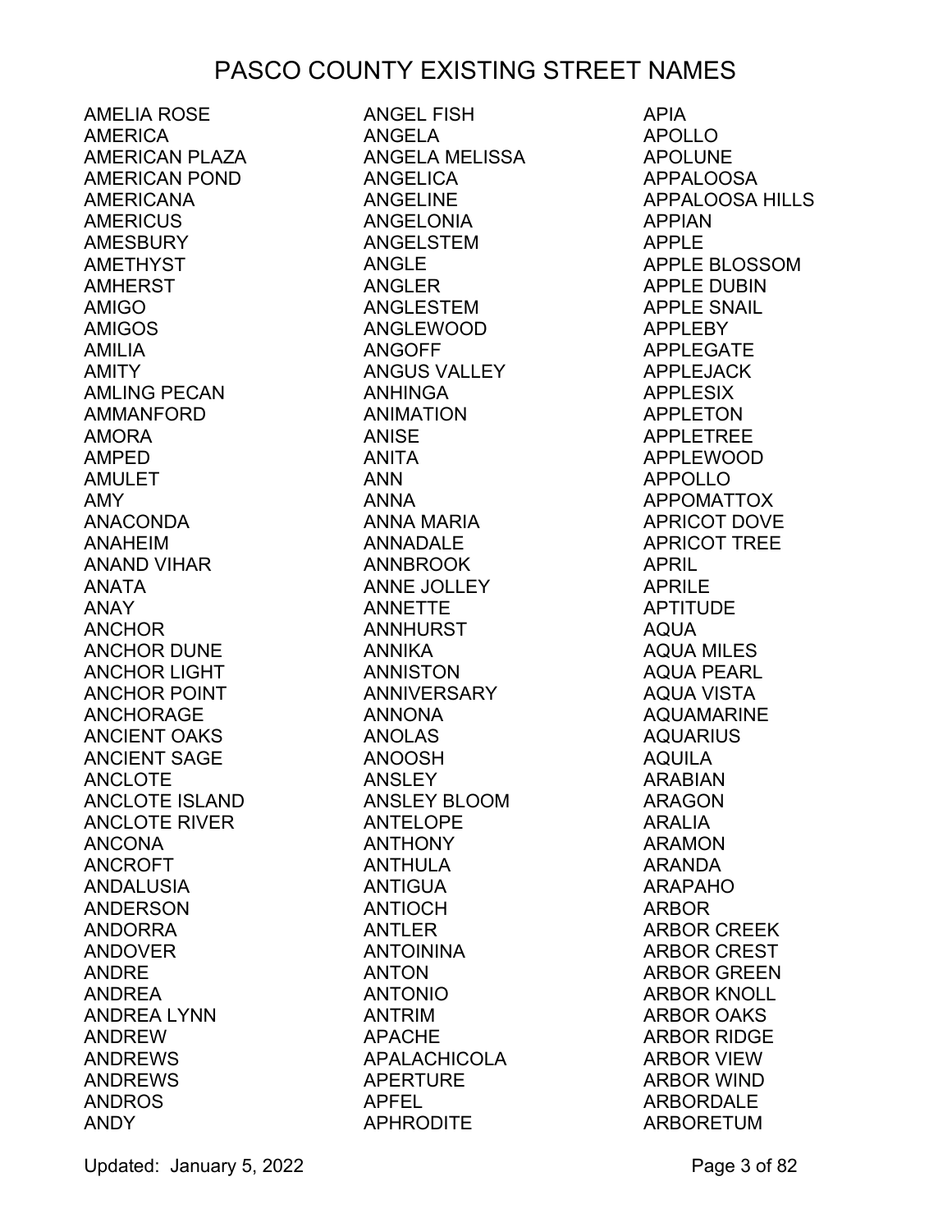# PASCO COUNTY EXISTING STREET NAMES

AMELIA ROSE
AMERICA
AMERICAN PLAZA
AMERICAN POND
AMERICANA
AMERICUS
AMESBURY
AMETHYST
AMHERST
AMIGO
AMIGOS
AMILIA
AMITY
AMLING PECAN
AMMANFORD
AMORA
AMPED
AMULET
AMY
ANACONDA
ANAHEIM
ANAND VIHAR
ANATA
ANAY
ANCHOR
ANCHOR DUNE
ANCHOR LIGHT
ANCHOR POINT
ANCHORAGE
ANCIENT OAKS
ANCIENT SAGE
ANCLOTE
ANCLOTE ISLAND
ANCLOTE RIVER
ANCONA
ANCROFT
ANDALUSIA
ANDERSON
ANDORRA
ANDOVER
ANDRE
ANDREA
ANDREA LYNN
ANDREW
ANDREWS
ANDREWS
ANDROS
ANDY
ANGEL FISH
ANGELA
ANGELA MELISSA
ANGELICA
ANGELINE
ANGELONIA
ANGELSTEM
ANGLE
ANGLER
ANGLESTEM
ANGLEWOOD
ANGOFF
ANGUS VALLEY
ANHINGA
ANIMATION
ANISE
ANITA
ANN
ANNA
ANNA MARIA
ANNADALE
ANNBROOK
ANNE JOLLEY
ANNETTE
ANNHURST
ANNIKA
ANNISTON
ANNIVERSARY
ANNONA
ANOLAS
ANOOSH
ANSLEY
ANSLEY BLOOM
ANTELOPE
ANTHONY
ANTHULA
ANTIGUA
ANTIOCH
ANTLER
ANTOININA
ANTON
ANTONIO
ANTRIM
APACHE
APALACHICOLA
APERTURE
APFEL
APHRODITE
APIA
APOLLO
APOLUNE
APPALOOSA
APPALOOSA HILLS
APPIAN
APPLE
APPLE BLOSSOM
APPLE DUBIN
APPLE SNAIL
APPLEBY
APPLEGATE
APPLEJACK
APPLESIX
APPLETON
APPLETREE
APPLEWOOD
APPOLLO
APPOMATTOX
APRICOT DOVE
APRICOT TREE
APRIL
APRILE
APTITUDE
AQUA
AQUA MILES
AQUA PEARL
AQUA VISTA
AQUAMARINE
AQUARIUS
AQUILA
ARABIAN
ARAGON
ARALIA
ARAMON
ARANDA
ARAPAHO
ARBOR
ARBOR CREEK
ARBOR CREST
ARBOR GREEN
ARBOR KNOLL
ARBOR OAKS
ARBOR RIDGE
ARBOR VIEW
ARBOR WIND
ARBORDALE
ARBORETUM

Updated: January 5, 2022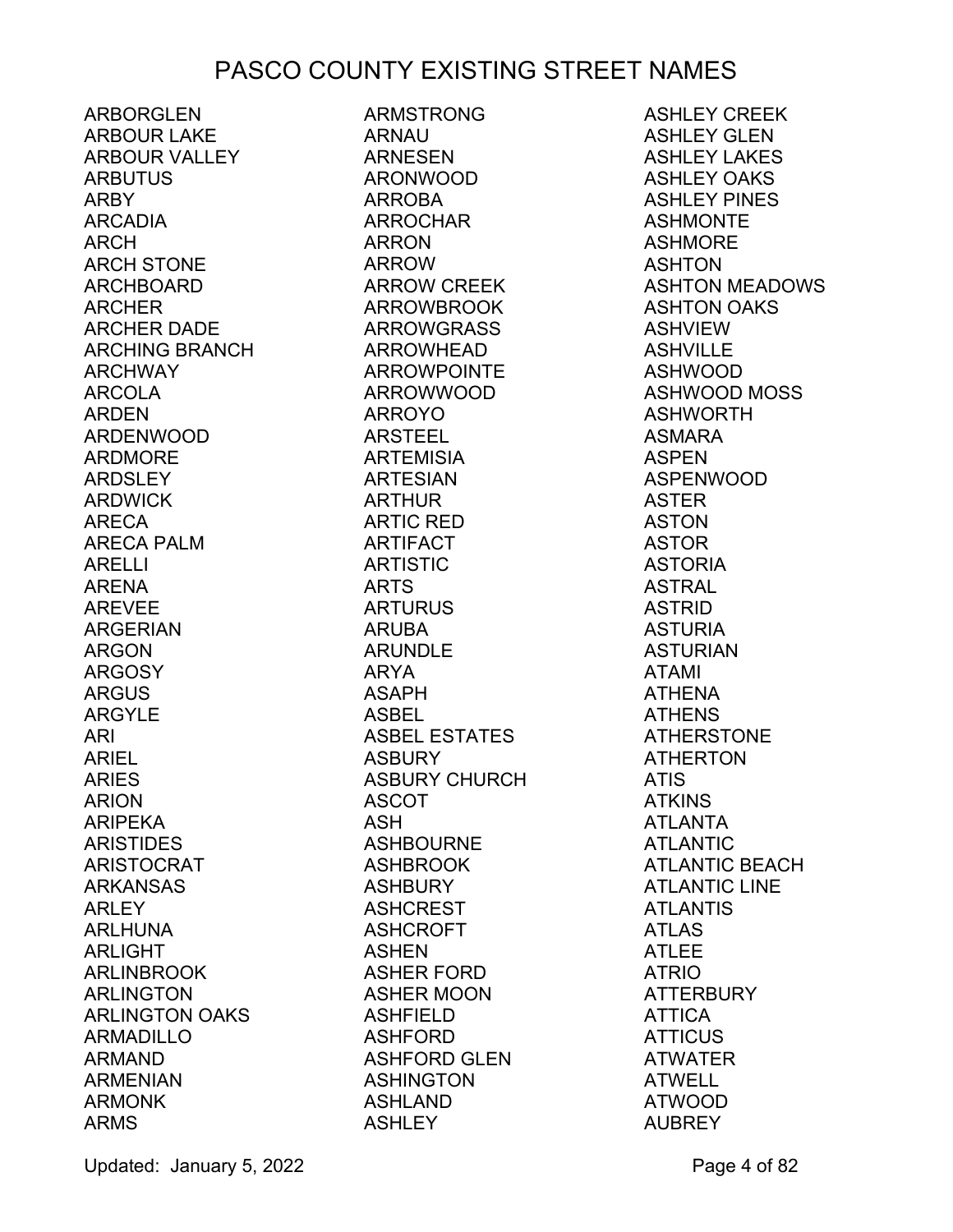# PASCO COUNTY EXISTING STREET NAMES

ARBORGLEN
ARBOUR LAKE
ARBOUR VALLEY
ARBUTUS
ARBY
ARCADIA
ARCH
ARCH STONE
ARCHBOARD
ARCHER
ARCHER DADE
ARCHING BRANCH
ARCHWAY
ARCOLA
ARDEN
ARDENWOOD
ARDMORE
ARDSLEY
ARDWICK
ARECA
ARECA PALM
ARELLI
ARENA
AREVEE
ARGERIAN
ARGON
ARGOSY
ARGUS
ARGYLE
ARI
ARIEL
ARIES
ARION
ARIPEKA
ARISTIDES
ARISTOCRAT
ARKANSAS
ARLEY
ARLHUNA
ARLIGHT
ARLINBROOK
ARLINGTON
ARLINGTON OAKS
ARMADILLO
ARMAND
ARMENIAN
ARMONK
ARMS
ARMSTRONG
ARNAU
ARNESEN
ARONWOOD
ARROBA
ARROCHAR
ARRON
ARROW
ARROW CREEK
ARROWBROOK
ARROWGRASS
ARROWHEAD
ARROWPOINTE
ARROWWOOD
ARROYO
ARSTEEL
ARTEMISIA
ARTESIAN
ARTHUR
ARTIC RED
ARTIFACT
ARTISTIC
ARTS
ARTURUS
ARUBA
ARUNDLE
ARYA
ASAPH
ASBEL
ASBEL ESTATES
ASBURY
ASBURY CHURCH
ASCOT
ASH
ASHBOURNE
ASHBROOK
ASHBURY
ASHCREST
ASHCROFT
ASHEN
ASHER FORD
ASHER MOON
ASHFIELD
ASHFORD
ASHFORD GLEN
ASHINGTON
ASHLAND
ASHLEY
ASHLEY CREEK
ASHLEY GLEN
ASHLEY LAKES
ASHLEY OAKS
ASHLEY PINES
ASHMONTE
ASHMORE
ASHTON
ASHTON MEADOWS
ASHTON OAKS
ASHVIEW
ASHVILLE
ASHWOOD
ASHWOOD MOSS
ASHWORTH
ASMARA
ASPEN
ASPENWOOD
ASTER
ASTON
ASTOR
ASTORIA
ASTRAL
ASTRID
ASTURIA
ASTURIAN
ATAMI
ATHENA
ATHENS
ATHERSTONE
ATHERTON
ATIS
ATKINS
ATLANTA
ATLANTIC
ATLANTIC BEACH
ATLANTIC LINE
ATLANTIS
ATLAS
ATLEE
ATRIO
ATTERBURY
ATTICA
ATTICUS
ATWATER
ATWELL
ATWOOD
AUBREY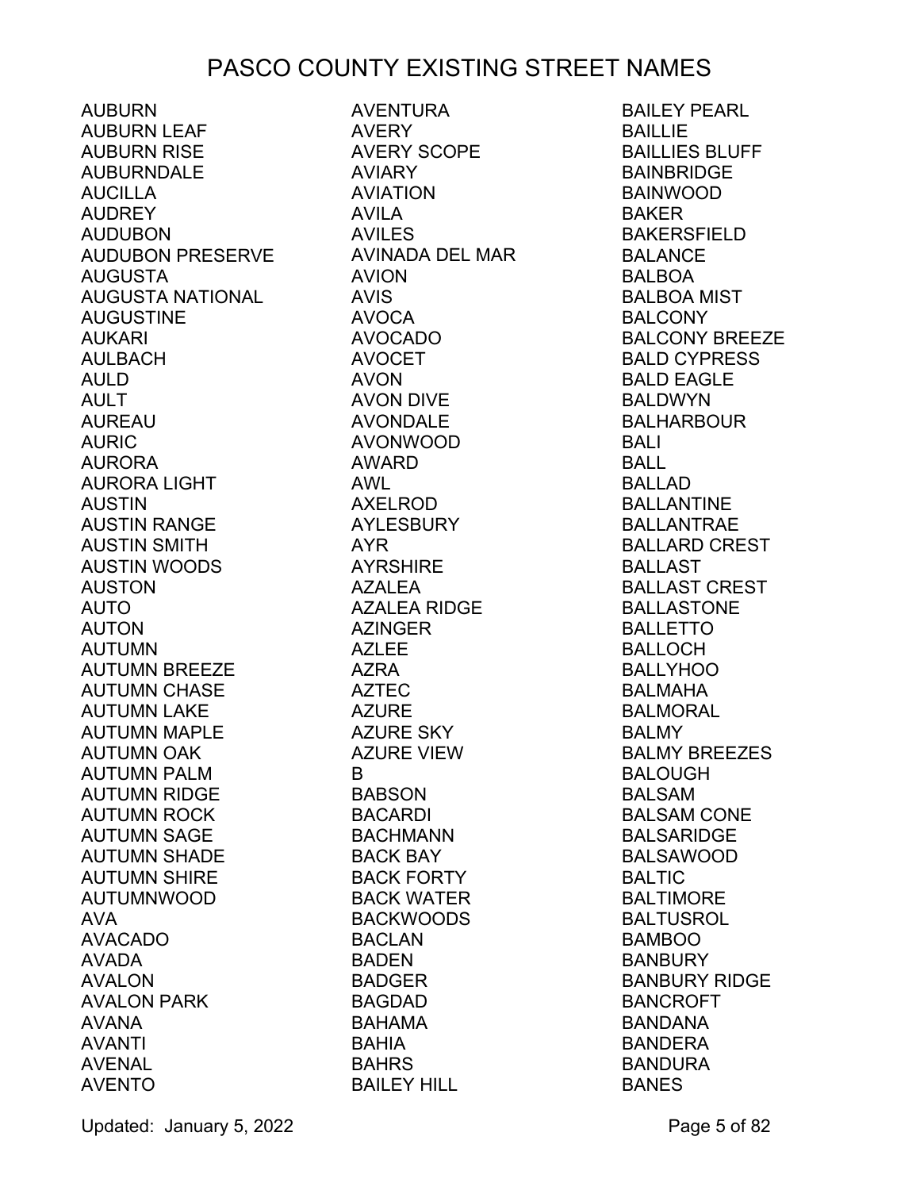# PASCO COUNTY EXISTING STREET NAMES

AUBURN
AUBURN LEAF
AUBURN RISE
AUBURNDALE
AUCILLA
AUDREY
AUDUBON
AUDUBON PRESERVE
AUGUSTA
AUGUSTA NATIONAL
AUGUSTINE
AUKARI
AULBACH
AULD
AULT
AUREAU
AURIC
AURORA
AURORA LIGHT
AUSTIN
AUSTIN RANGE
AUSTIN SMITH
AUSTIN WOODS
AUSTON
AUTO
AUTON
AUTUMN
AUTUMN BREEZE
AUTUMN CHASE
AUTUMN LAKE
AUTUMN MAPLE
AUTUMN OAK
AUTUMN PALM
AUTUMN RIDGE
AUTUMN ROCK
AUTUMN SAGE
AUTUMN SHADE
AUTUMN SHIRE
AUTUMNWOOD
AVA
AVACADO
AVADA
AVALON
AVALON PARK
AVANA
AVANTI
AVENAL
AVENTO
AVENTURA
AVERY
AVERY SCOPE
AVIARY
AVIATION
AVILA
AVILES
AVINADA DEL MAR
AVION
AVIS
AVOCA
AVOCADO
AVOCET
AVON
AVON DIVE
AVONDALE
AVONWOOD
AWARD
AWL
AXELROD
AYLESBURY
AYR
AYRSHIRE
AZALEA
AZALEA RIDGE
AZINGER
AZLEE
AZRA
AZTEC
AZURE
AZURE SKY
AZURE VIEW
B
BABSON
BACARDI
BACHMANN
BACK BAY
BACK FORTY
BACK WATER
BACKWOODS
BACLAN
BADEN
BADGER
BAGDAD
BAHAMA
BAHIA
BAHRS
BAILEY HILL
BAILEY PEARL
BAILLIE
BAILLIES BLUFF
BAINBRIDGE
BAINWOOD
BAKER
BAKERSFIELD
BALANCE
BALBOA
BALBOA MIST
BALCONY
BALCONY BREEZE
BALD CYPRESS
BALD EAGLE
BALDWYN
BALHARBOUR
BALI
BALL
BALLAD
BALLANTINE
BALLANTRAE
BALLARD CREST
BALLAST
BALLAST CREST
BALLASTONE
BALLETTO
BALLOCH
BALLYHOO
BALMAHA
BALMORAL
BALMY
BALMY BREEZES
BALOUGH
BALSAM
BALSAM CONE
BALSARIDGE
BALSAWOOD
BALTIC
BALTIMORE
BALTUSROL
BAMBOO
BANBURY
BANBURY RIDGE
BANCROFT
BANDANA
BANDERA
BANDURA
BANES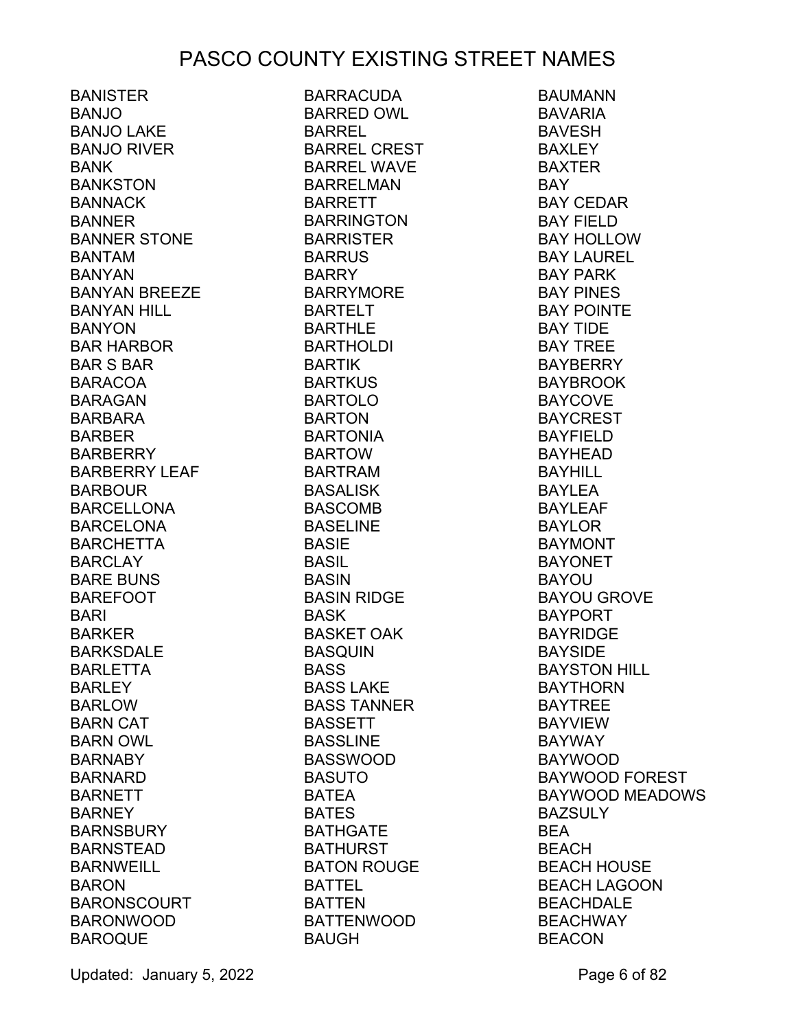# PASCO COUNTY EXISTING STREET NAMES

BANISTER
BANJO
BANJO LAKE
BANJO RIVER
BANK
BANKSTON
BANNACK
BANNER
BANNER STONE
BANTAM
BANYAN
BANYAN BREEZE
BANYAN HILL
BANYON
BAR HARBOR
BAR S BAR
BARACOA
BARAGAN
BARBARA
BARBER
BARBERRY
BARBERRY LEAF
BARBOUR
BARCELLONA
BARCELONA
BARCHETTA
BARCLAY
BARE BUNS
BAREFOOT
BARI
BARKER
BARKSDALE
BARLETTA
BARLEY
BARLOW
BARN CAT
BARN OWL
BARNABY
BARNARD
BARNETT
BARNEY
BARNSBURY
BARNSTEAD
BARNWEILL
BARON
BARONSCOURT
BARONWOOD
BAROQUE
BARRACUDA
BARRED OWL
BARREL
BARREL CREST
BARREL WAVE
BARRELMAN
BARRETT
BARRINGTON
BARRISTER
BARRUS
BARRY
BARRYMORE
BARTELT
BARTHLE
BARTHOLDI
BARTIK
BARTKUS
BARTOLO
BARTON
BARTONIA
BARTOW
BARTRAM
BASALISK
BASCOMB
BASELINE
BASIE
BASIL
BASIN
BASIN RIDGE
BASK
BASKET OAK
BASQUIN
BASS
BASS LAKE
BASS TANNER
BASSETT
BASSLINE
BASSWOOD
BASUTO
BATEA
BATES
BATHGATE
BATHURST
BATON ROUGE
BATTEL
BATTEN
BATTENWOOD
BAUGH
BAUMANN
BAVARIA
BAVESH
BAXLEY
BAXTER
BAY
BAY CEDAR
BAY FIELD
BAY HOLLOW
BAY LAUREL
BAY PARK
BAY PINES
BAY POINTE
BAY TIDE
BAY TREE
BAYBERRY
BAYBROOK
BAYCOVE
BAYCREST
BAYFIELD
BAYHEAD
BAYHILL
BAYLEA
BAYLEAF
BAYLOR
BAYMONT
BAYONET
BAYOU
BAYOU GROVE
BAYPORT
BAYRIDGE
BAYSIDE
BAYSTON HILL
BAYTHORN
BAYTREE
BAYVIEW
BAYWAY
BAYWOOD
BAYWOOD FOREST
BAYWOOD MEADOWS
BAZSULY
BEA
BEACH
BEACH HOUSE
BEACH LAGOON
BEACHDALE
BEACHWAY
BEACON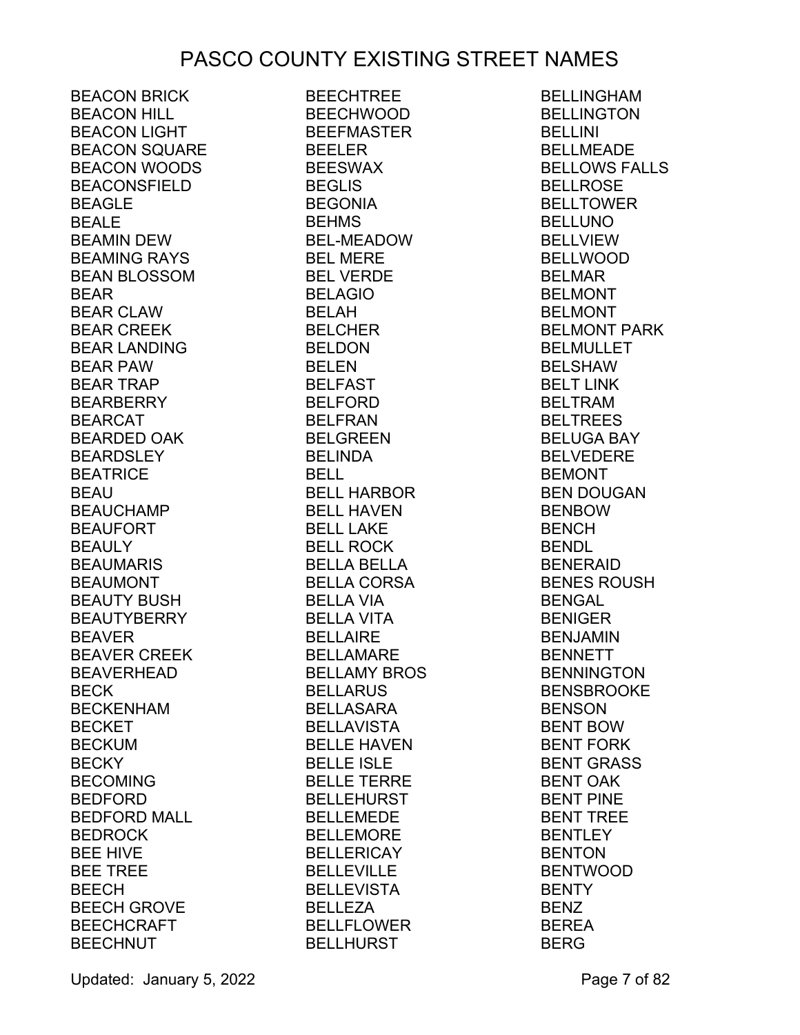# PASCO COUNTY EXISTING STREET NAMES

BEACON BRICK
BEACON HILL
BEACON LIGHT
BEACON SQUARE
BEACON WOODS
BEACONSFIELD
BEAGLE
BEALE
BEAMIN DEW
BEAMING RAYS
BEAN BLOSSOM
BEAR
BEAR CLAW
BEAR CREEK
BEAR LANDING
BEAR PAW
BEAR TRAP
BEARBERRY
BEARCAT
BEARDED OAK
BEARDSLEY
BEATRICE
BEAU
BEAUCHAMP
BEAUFORT
BEAULY
BEAUMARIS
BEAUMONT
BEAUTY BUSH
BEAUTYBERRY
BEAVER
BEAVER CREEK
BEAVERHEAD
BECK
BECKENHAM
BECKET
BECKUM
BECKY
BECOMING
BEDFORD
BEDFORD MALL
BEDROCK
BEE HIVE
BEE TREE
BEECH
BEECH GROVE
BEECHCRAFT
BEECHNUT
BEECHTREE
BEECHWOOD
BEEFMASTER
BEELER
BEESWAX
BEGLIS
BEGONIA
BEHMS
BEL-MEADOW
BEL MERE
BEL VERDE
BELAGIO
BELAH
BELCHER
BELDON
BELEN
BELFAST
BELFORD
BELFRAN
BELGREEN
BELINDA
BELL
BELL HARBOR
BELL HAVEN
BELL LAKE
BELL ROCK
BELLA BELLA
BELLA CORSA
BELLA VIA
BELLA VITA
BELLAIRE
BELLAMARE
BELLAMY BROS
BELLARUS
BELLASARA
BELLAVISTA
BELLE HAVEN
BELLE ISLE
BELLE TERRE
BELLEHURST
BELLEMEDE
BELLEMORE
BELLERICAY
BELLEVILLE
BELLEVISTA
BELLEZA
BELLFLOWER
BELLHURST
BELLINGHAM
BELLINGTON
BELLINI
BELLMEADE
BELLOWS FALLS
BELLROSE
BELLTOWER
BELLUNO
BELLVIEW
BELLWOOD
BELMAR
BELMONT
BELMONT
BELMONT PARK
BELMULLET
BELSHAW
BELT LINK
BELTRAM
BELTREES
BELUGA BAY
BELVEDERE
BEMONT
BEN DOUGAN
BENBOW
BENCH
BENDL
BENERAID
BENES ROUSH
BENGAL
BENIGER
BENJAMIN
BENNETT
BENNINGTON
BENSBROOKE
BENSON
BENT BOW
BENT FORK
BENT GRASS
BENT OAK
BENT PINE
BENT TREE
BENTLEY
BENTON
BENTWOOD
BENTY
BENZ
BEREA
BERG

Updated: January 5, 2022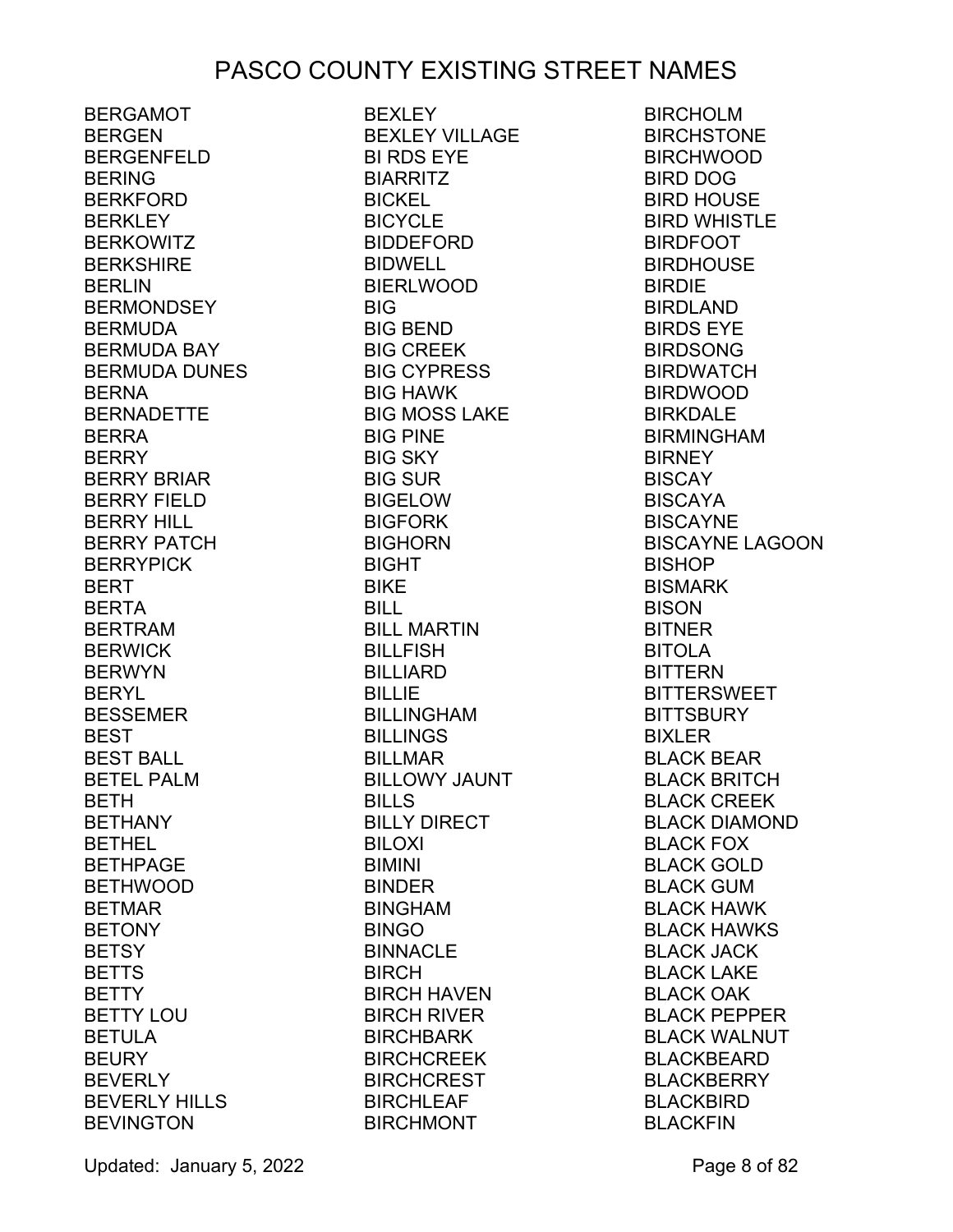# PASCO COUNTY EXISTING STREET NAMES

BERGAMOT
BERGEN
BERGENFELD
BERING
BERKFORD
BERKLEY
BERKOWITZ
BERKSHIRE
BERLIN
BERMONDSEY
BERMUDA
BERMUDA BAY
BERMUDA DUNES
BERNA
BERNADETTE
BERRA
BERRY
BERRY BRIAR
BERRY FIELD
BERRY HILL
BERRY PATCH
BERRYPICK
BERT
BERTA
BERTRAM
BERWICK
BERWYN
BERYL
BESSEMER
BEST
BEST BALL
BETEL PALM
BETH
BETHANY
BETHEL
BETHPAGE
BETHWOOD
BETMAR
BETONY
BETSY
BETTS
BETTY
BETTY LOU
BETULA
BEURY
BEVERLY
BEVERLY HILLS
BEVINGTON
BEXLEY
BEXLEY VILLAGE
BI RDS EYE
BIARRITZ
BICKEL
BICYCLE
BIDDEFORD
BIDWELL
BIERLWOOD
BIG
BIG BEND
BIG CREEK
BIG CYPRESS
BIG HAWK
BIG MOSS LAKE
BIG PINE
BIG SKY
BIG SUR
BIGELOW
BIGFORK
BIGHORN
BIGHT
BIKE
BILL
BILL MARTIN
BILLFISH
BILLIARD
BILLIE
BILLINGHAM
BILLINGS
BILLMAR
BILLOWY JAUNT
BILLS
BILLY DIRECT
BILOXI
BIMINI
BINDER
BINGHAM
BINGO
BINNACLE
BIRCH
BIRCH HAVEN
BIRCH RIVER
BIRCHBARK
BIRCHCREEK
BIRCHCREST
BIRCHLEAF
BIRCHMONT
BIRCHOLM
BIRCHSTONE
BIRCHWOOD
BIRD DOG
BIRD HOUSE
BIRD WHISTLE
BIRDFOOT
BIRDHOUSE
BIRDIE
BIRDLAND
BIRDS EYE
BIRDSONG
BIRDWATCH
BIRDWOOD
BIRKDALE
BIRMINGHAM
BIRNEY
BISCAY
BISCAYA
BISCAYNE
BISCAYNE LAGOON
BISHOP
BISMARK
BISON
BITNER
BITOLA
BITTERN
BITTERSWEET
BITTSBURY
BIXLER
BLACK BEAR
BLACK BRITCH
BLACK CREEK
BLACK DIAMOND
BLACK FOX
BLACK GOLD
BLACK GUM
BLACK HAWK
BLACK HAWKS
BLACK JACK
BLACK LAKE
BLACK OAK
BLACK PEPPER
BLACK WALNUT
BLACKBEARD
BLACKBERRY
BLACKBIRD
BLACKFIN

Updated: January 5, 2022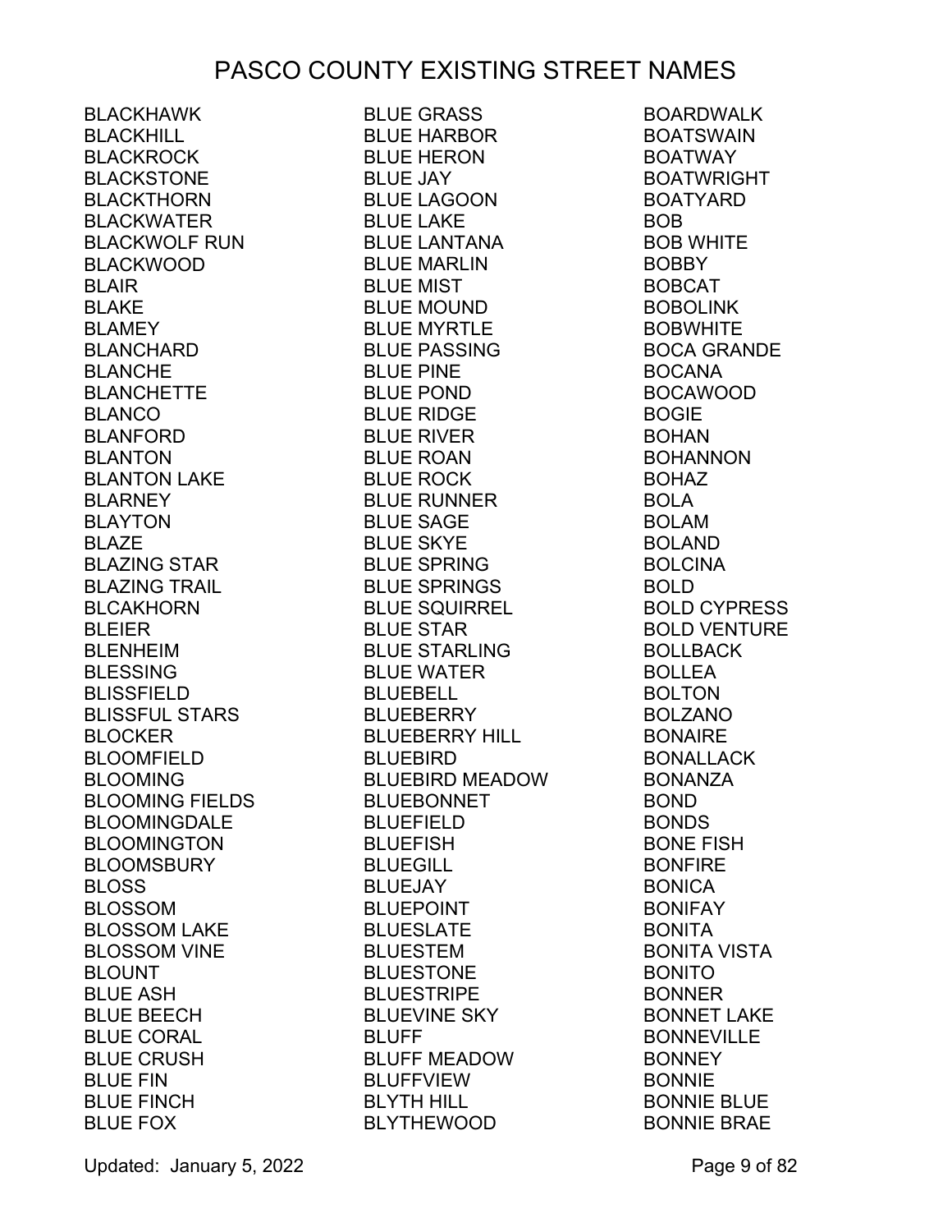# PASCO COUNTY EXISTING STREET NAMES

BLACKHAWK
BLACKHILL
BLACKROCK
BLACKSTONE
BLACKTHORN
BLACKWATER
BLACKWOLF RUN
BLACKWOOD
BLAIR
BLAKE
BLAMEY
BLANCHARD
BLANCHE
BLANCHETTE
BLANCO
BLANFORD
BLANTON
BLANTON LAKE
BLARNEY
BLAYTON
BLAZE
BLAZING STAR
BLAZING TRAIL
BLCAKHORN
BLEIER
BLENHEIM
BLESSING
BLISSFIELD
BLISSFUL STARS
BLOCKER
BLOOMFIELD
BLOOMING
BLOOMING FIELDS
BLOOMINGDALE
BLOOMINGTON
BLOOMSBURY
BLOSS
BLOSSOM
BLOSSOM LAKE
BLOSSOM VINE
BLOUNT
BLUE ASH
BLUE BEECH
BLUE CORAL
BLUE CRUSH
BLUE FIN
BLUE FINCH
BLUE FOX
BLUE GRASS
BLUE HARBOR
BLUE HERON
BLUE JAY
BLUE LAGOON
BLUE LAKE
BLUE LANTANA
BLUE MARLIN
BLUE MIST
BLUE MOUND
BLUE MYRTLE
BLUE PASSING
BLUE PINE
BLUE POND
BLUE RIDGE
BLUE RIVER
BLUE ROAN
BLUE ROCK
BLUE RUNNER
BLUE SAGE
BLUE SKYE
BLUE SPRING
BLUE SPRINGS
BLUE SQUIRREL
BLUE STAR
BLUE STARLING
BLUE WATER
BLUEBELL
BLUEBERRY
BLUEBERRY HILL
BLUEBIRD
BLUEBIRD MEADOW
BLUEBONNET
BLUEFIELD
BLUEFISH
BLUEGILL
BLUEJAY
BLUEPOINT
BLUESLATE
BLUESTEM
BLUESTONE
BLUESTRIPE
BLUEVINE SKY
BLUFF
BLUFF MEADOW
BLUFFVIEW
BLYTH HILL
BLYTHEWOOD
BOARDWALK
BOATSWAIN
BOATWAY
BOATWRIGHT
BOATYARD
BOB
BOB WHITE
BOBBY
BOBCAT
BOBOLINK
BOBWHITE
BOCA GRANDE
BOCANA
BOCAWOOD
BOGIE
BOHAN
BOHANNON
BOHAZ
BOLA
BOLAM
BOLAND
BOLCINA
BOLD
BOLD CYPRESS
BOLD VENTURE
BOLLBACK
BOLLEA
BOLTON
BOLZANO
BONAIRE
BONALLACK
BONANZA
BOND
BONDS
BONE FISH
BONFIRE
BONICA
BONIFAY
BONITA
BONITA VISTA
BONITO
BONNER
BONNET LAKE
BONNEVILLE
BONNEY
BONNIE
BONNIE BLUE
BONNIE BRAE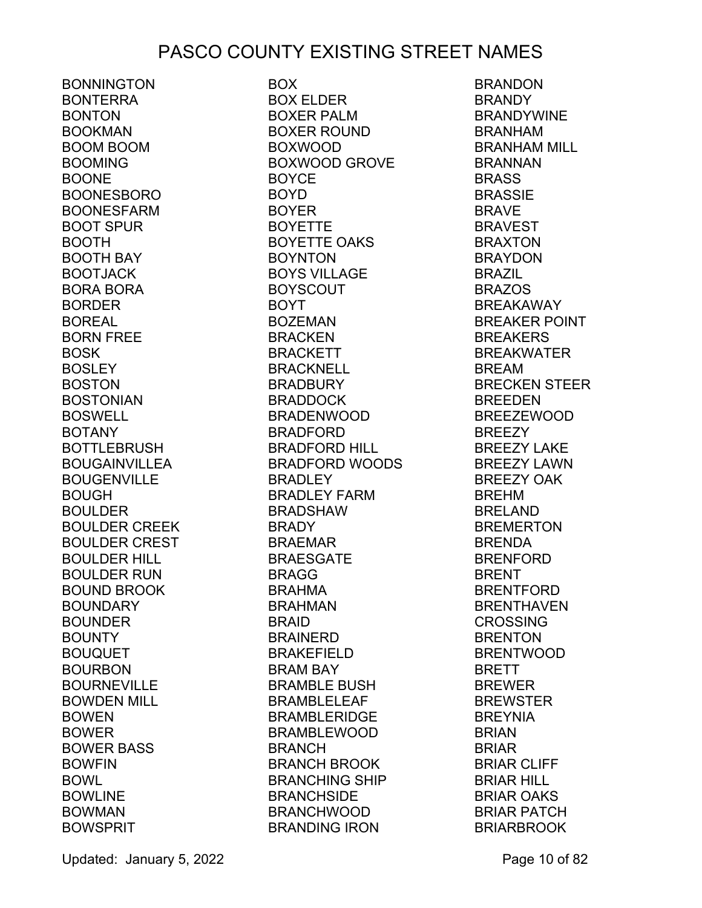# PASCO COUNTY EXISTING STREET NAMES

BONNINGTON
BONTERRA
BONTON
BOOKMAN
BOOM BOOM
BOOMING
BOONE
BOONESBORO
BOONESFARM
BOOT SPUR
BOOTH
BOOTH BAY
BOOTJACK
BORA BORA
BORDER
BOREAL
BORN FREE
BOSK
BOSLEY
BOSTON
BOSTONIAN
BOSWELL
BOTANY
BOTTLEBRUSH
BOUGAINVILLEA
BOUGENVILLE
BOUGH
BOULDER
BOULDER CREEK
BOULDER CREST
BOULDER HILL
BOULDER RUN
BOUND BROOK
BOUNDARY
BOUNDER
BOUNTY
BOUQUET
BOURBON
BOURNEVILLE
BOWDEN MILL
BOWEN
BOWER
BOWER BASS
BOWFIN
BOWL
BOWLINE
BOWMAN
BOWSPRIT
BOX
BOX ELDER
BOXER PALM
BOXER ROUND
BOXWOOD
BOXWOOD GROVE
BOYCE
BOYD
BOYER
BOYETTE
BOYETTE OAKS
BOYNTON
BOYS VILLAGE
BOYSCOUT
BOYT
BOZEMAN
BRACKEN
BRACKETT
BRACKNELL
BRADBURY
BRADDOCK
BRADENWOOD
BRADFORD
BRADFORD HILL
BRADFORD WOODS
BRADLEY
BRADLEY FARM
BRADSHAW
BRADY
BRAEMAR
BRAESGATE
BRAGG
BRAHMA
BRAHMAN
BRAID
BRAINERD
BRAKEFIELD
BRAM BAY
BRAMBLE BUSH
BRAMBLELEAF
BRAMBLERIDGE
BRAMBLEWOOD
BRANCH
BRANCH BROOK
BRANCHING SHIP
BRANCHSIDE
BRANCHWOOD
BRANDING IRON
BRANDON
BRANDY
BRANDYWINE
BRANHAM
BRANHAM MILL
BRANNAN
BRASS
BRASSIE
BRAVE
BRAVEST
BRAXTON
BRAYDON
BRAZIL
BRAZOS
BREAKAWAY
BREAKER POINT
BREAKERS
BREAKWATER
BREAM
BRECKEN STEER
BREEDEN
BREEZEWOOD
BREEZY
BREEZY LAKE
BREEZY LAWN
BREEZY OAK
BREHM
BRELAND
BREMERTON
BRENDA
BRENFORD
BRENT
BRENTFORD
BRENTHAVEN
CROSSING
BRENTON
BRENTWOOD
BRETT
BREWER
BREWSTER
BREYNIA
BRIAN
BRIAR
BRIAR CLIFF
BRIAR HILL
BRIAR OAKS
BRIAR PATCH
BRIARBROOK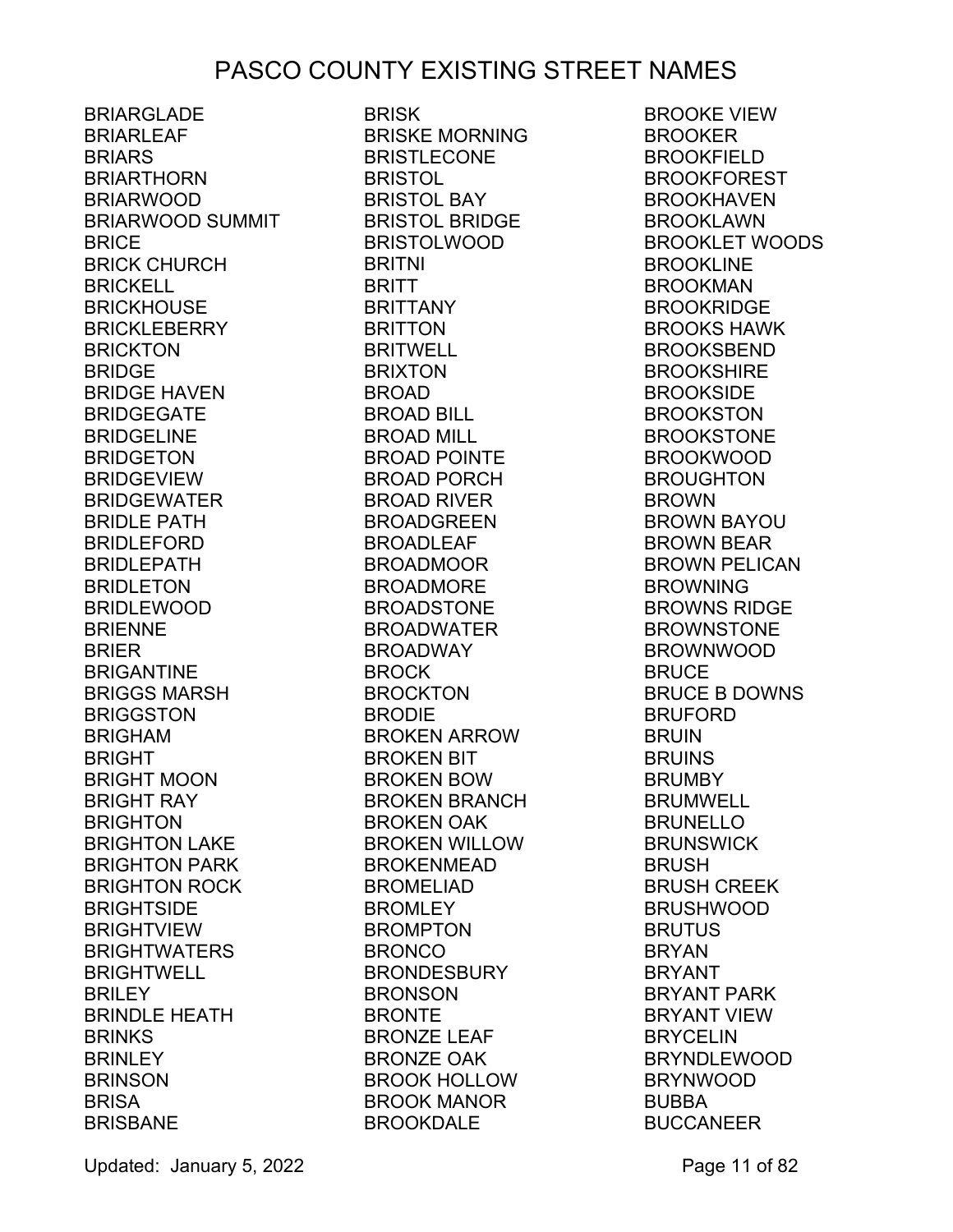# PASCO COUNTY EXISTING STREET NAMES

BRIARGLADE
BRIARLEAF
BRIARS
BRIARTHORN
BRIARWOOD
BRIARWOOD SUMMIT
BRICE
BRICK CHURCH
BRICKELL
BRICKHOUSE
BRICKLEBERRY
BRICKTON
BRIDGE
BRIDGE HAVEN
BRIDGEGATE
BRIDGELINE
BRIDGETON
BRIDGEVIEW
BRIDGEWATER
BRIDLE PATH
BRIDLEFORD
BRIDLEPATH
BRIDLETON
BRIDLEWOOD
BRIENNE
BRIER
BRIGANTINE
BRIGGS MARSH
BRIGGSTON
BRIGHAM
BRIGHT
BRIGHT MOON
BRIGHT RAY
BRIGHTON
BRIGHTON LAKE
BRIGHTON PARK
BRIGHTON ROCK
BRIGHTSIDE
BRIGHTVIEW
BRIGHTWATERS
BRIGHTWELL
BRILEY
BRINDLE HEATH
BRINKS
BRINLEY
BRINSON
BRISA
BRISBANE
BRISK
BRISKE MORNING
BRISTLECONE
BRISTOL
BRISTOL BAY
BRISTOL BRIDGE
BRISTOLWOOD
BRITNI
BRITT
BRITTANY
BRITTON
BRITWELL
BRIXTON
BROAD
BROAD BILL
BROAD MILL
BROAD POINTE
BROAD PORCH
BROAD RIVER
BROADGREEN
BROADLEAF
BROADMOOR
BROADMORE
BROADSTONE
BROADWATER
BROADWAY
BROCK
BROCKTON
BRODIE
BROKEN ARROW
BROKEN BIT
BROKEN BOW
BROKEN BRANCH
BROKEN OAK
BROKEN WILLOW
BROKENMEAD
BROMELIAD
BROMLEY
BROMPTON
BRONCO
BRONDESBURY
BRONSON
BRONTE
BRONZE LEAF
BRONZE OAK
BROOK HOLLOW
BROOK MANOR
BROOKDALE
BROOKE VIEW
BROOKER
BROOKFIELD
BROOKFOREST
BROOKHAVEN
BROOKLAWN
BROOKLET WOODS
BROOKLINE
BROOKMAN
BROOKRIDGE
BROOKS HAWK
BROOKSBEND
BROOKSHIRE
BROOKSIDE
BROOKSTON
BROOKSTONE
BROOKWOOD
BROUGHTON
BROWN
BROWN BAYOU
BROWN BEAR
BROWN PELICAN
BROWNING
BROWNS RIDGE
BROWNSTONE
BROWNWOOD
BRUCE
BRUCE B DOWNS
BRUFORD
BRUIN
BRUINS
BRUMBY
BRUMWELL
BRUNELLO
BRUNSWICK
BRUSH
BRUSH CREEK
BRUSHWOOD
BRUTUS
BRYAN
BRYANT
BRYANT PARK
BRYANT VIEW
BRYCELIN
BRYNDLEWOOD
BRYNWOOD
BUBBA
BUCCANEER

Updated: January 5, 2022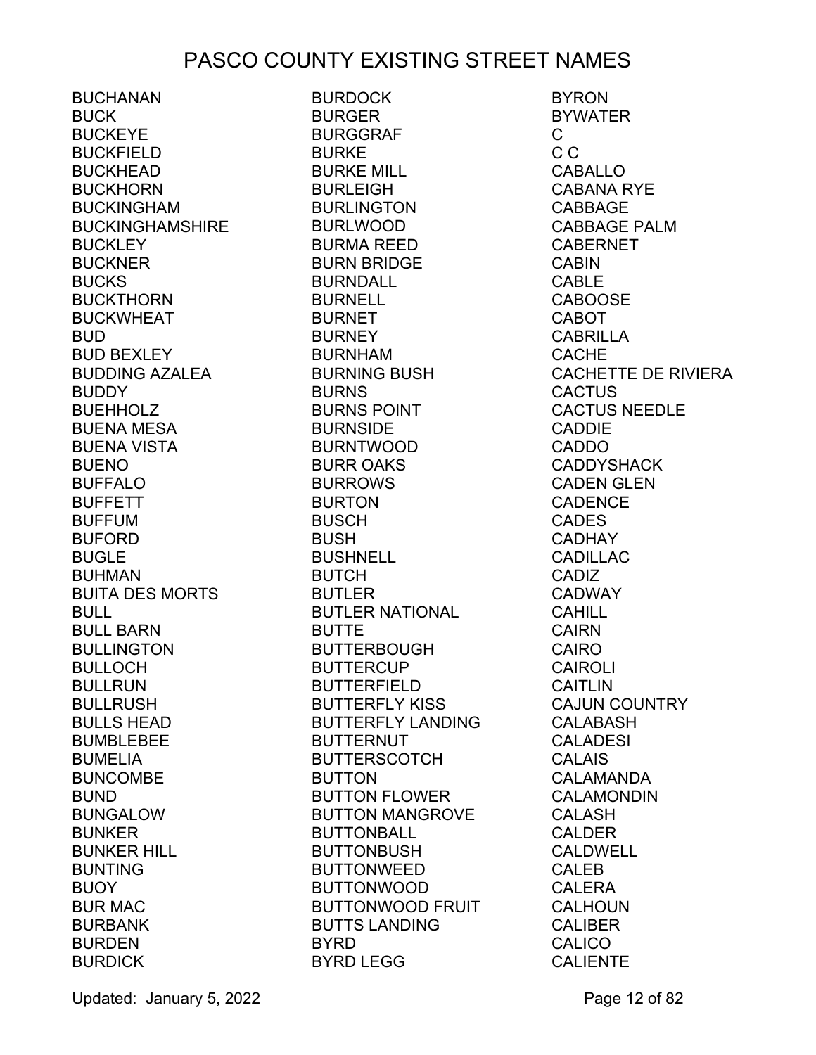# PASCO COUNTY EXISTING STREET NAMES

BUCHANAN
BUCK
BUCKEYE
BUCKFIELD
BUCKHEAD
BUCKHORN
BUCKINGHAM
BUCKINGHAMSHIRE
BUCKLEY
BUCKNER
BUCKS
BUCKTHORN
BUCKWHEAT
BUD
BUD BEXLEY
BUDDING AZALEA
BUDDY
BUEHHOLZ
BUENA MESA
BUENA VISTA
BUENO
BUFFALO
BUFFETT
BUFFUM
BUFORD
BUGLE
BUHMAN
BUITA DES MORTS
BULL
BULL BARN
BULLINGTON
BULLOCH
BULLRUN
BULLRUSH
BULLS HEAD
BUMBLEBEE
BUMELIA
BUNCOMBE
BUND
BUNGALOW
BUNKER
BUNKER HILL
BUNTING
BUOY
BUR MAC
BURBANK
BURDEN
BURDICK
BURDOCK
BURGER
BURGGRAF
BURKE
BURKE MILL
BURLEIGH
BURLINGTON
BURLWOOD
BURMA REED
BURN BRIDGE
BURNDALL
BURNELL
BURNET
BURNEY
BURNHAM
BURNING BUSH
BURNS
BURNS POINT
BURNSIDE
BURNTWOOD
BURR OAKS
BURROWS
BURTON
BUSCH
BUSH
BUSHNELL
BUTCH
BUTLER
BUTLER NATIONAL
BUTTE
BUTTERBOUGH
BUTTERCUP
BUTTERFIELD
BUTTERFLY KISS
BUTTERFLY LANDING
BUTTERNUT
BUTTERSCOTCH
BUTTON
BUTTON FLOWER
BUTTON MANGROVE
BUTTONBALL
BUTTONBUSH
BUTTONWEED
BUTTONWOOD
BUTTONWOOD FRUIT
BUTTS LANDING
BYRD
BYRD LEGG
BYRON
BYWATER
C
C C
CABALLO
CABANA RYE
CABBAGE
CABBAGE PALM
CABERNET
CABIN
CABLE
CABOOSE
CABOT
CABRILLA
CACHE
CACHETTE DE RIVIERA
CACTUS
CACTUS NEEDLE
CADDIE
CADDO
CADDYSHACK
CADEN GLEN
CADENCE
CADES
CADHAY
CADILLAC
CADIZ
CADWAY
CAHILL
CAIRN
CAIRO
CAIROLI
CAITLIN
CAJUN COUNTRY
CALABASH
CALADESI
CALAIS
CALAMANDA
CALAMONDIN
CALASH
CALDER
CALDWELL
CALEB
CALERA
CALHOUN
CALIBER
CALICO
CALIENTE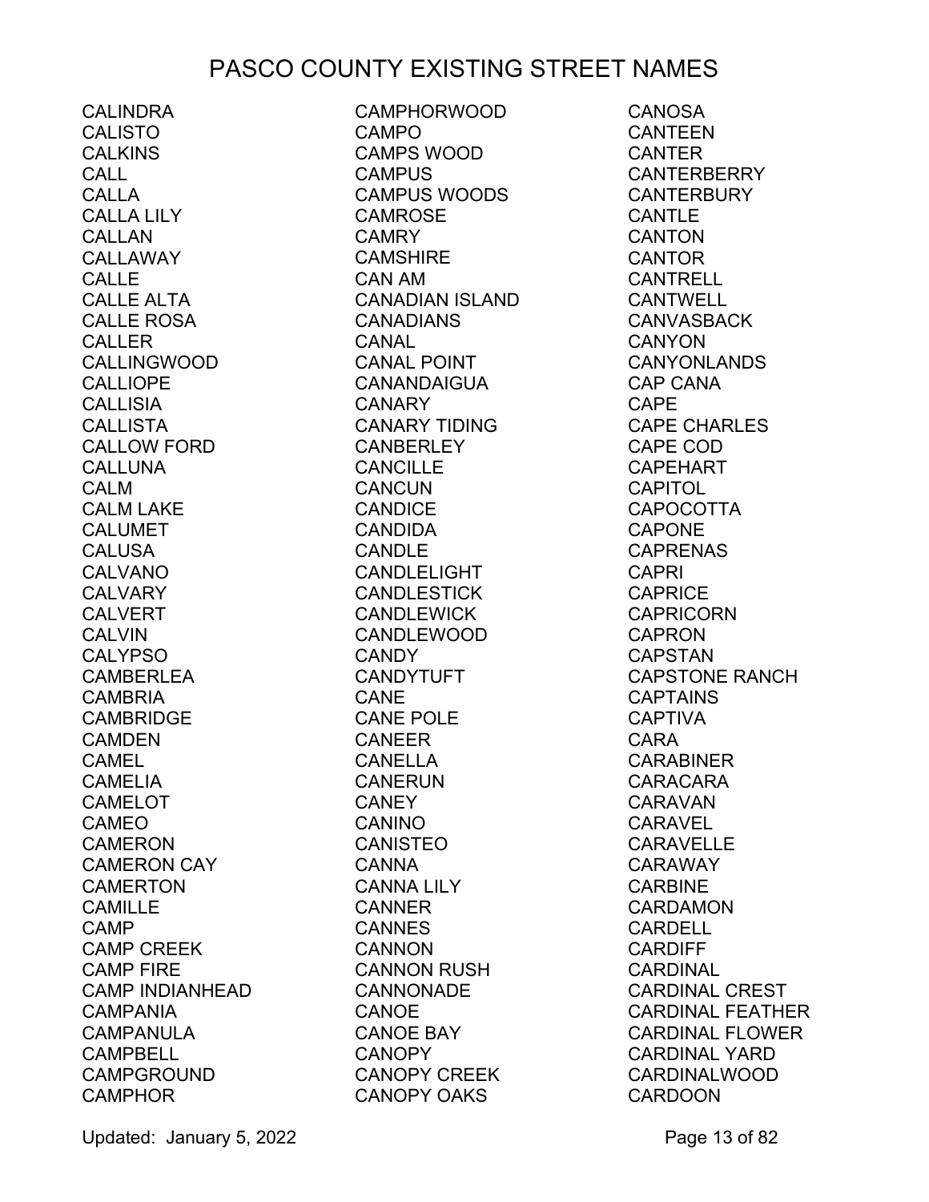# PASCO COUNTY EXISTING STREET NAMES

CALINDRA
CALISTO
CALKINS
CALL
CALLA
CALLA LILY
CALLAN
CALLAWAY
CALLE
CALLE ALTA
CALLE ROSA
CALLER
CALLINGWOOD
CALLIOPE
CALLISIA
CALLISTA
CALLOW FORD
CALLUNA
CALM
CALM LAKE
CALUMET
CALUSA
CALVANO
CALVARY
CALVERT
CALVIN
CALYPSO
CAMBERLEA
CAMBRIA
CAMBRIDGE
CAMDEN
CAMEL
CAMELIA
CAMELOT
CAMEO
CAMERON
CAMERON CAY
CAMERTON
CAMILLE
CAMP
CAMP CREEK
CAMP FIRE
CAMP INDIANHEAD
CAMPANIA
CAMPANULA
CAMPBELL
CAMPGROUND
CAMPHOR
CAMPHORWOOD
CAMPO
CAMPS WOOD
CAMPUS
CAMPUS WOODS
CAMROSE
CAMRY
CAMSHIRE
CAN AM
CANADIAN ISLAND
CANADIANS
CANAL
CANAL POINT
CANANDAIGUA
CANARY
CANARY TIDING
CANBERLEY
CANCILLE
CANCUN
CANDICE
CANDIDA
CANDLE
CANDLELIGHT
CANDLESTICK
CANDLEWICK
CANDLEWOOD
CANDY
CANDYTUFT
CANE
CANE POLE
CANEER
CANELLA
CANERUN
CANEY
CANINO
CANISTEO
CANNA
CANNA LILY
CANNER
CANNES
CANNON
CANNON RUSH
CANNONADE
CANOE
CANOE BAY
CANOPY
CANOPY CREEK
CANOPY OAKS
CANOSA
CANTEEN
CANTER
CANTERBERRY
CANTERBURY
CANTLE
CANTON
CANTOR
CANTRELL
CANTWELL
CANVASBACK
CANYON
CANYONLANDS
CAP CANA
CAPE
CAPE CHARLES
CAPE COD
CAPEHART
CAPITOL
CAPOCOTTA
CAPONE
CAPRENAS
CAPRI
CAPRICE
CAPRICORN
CAPRON
CAPSTAN
CAPSTONE RANCH
CAPTAINS
CAPTIVA
CARA
CARABINER
CARACARA
CARAVAN
CARAVEL
CARAVELLE
CARAWAY
CARBINE
CARDAMON
CARDELL
CARDIFF
CARDINAL
CARDINAL CREST
CARDINAL FEATHER
CARDINAL FLOWER
CARDINAL YARD
CARDINALWOOD
CARDOON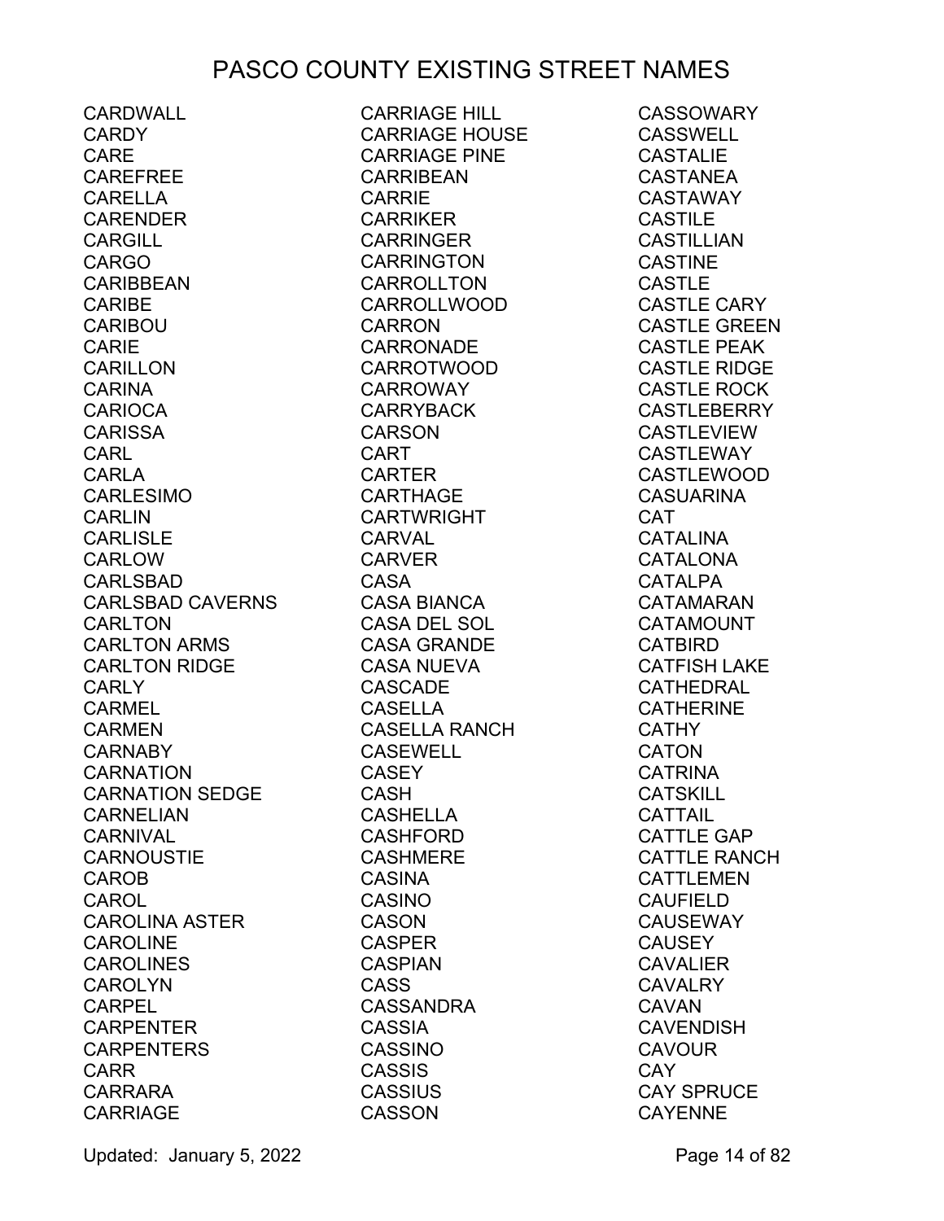# PASCO COUNTY EXISTING STREET NAMES

CARDWALL
CARDY
CARE
CAREFREE
CARELLA
CARENDER
CARGILL
CARGO
CARIBBEAN
CARIBE
CARIBOU
CARIE
CARILLON
CARINA
CARIOCA
CARISSA
CARL
CARLA
CARLESIMO
CARLIN
CARLISLE
CARLOW
CARLSBAD
CARLSBAD CAVERNS
CARLTON
CARLTON ARMS
CARLTON RIDGE
CARLY
CARMEL
CARMEN
CARNABY
CARNATION
CARNATION SEDGE
CARNELIAN
CARNIVAL
CARNOUSTIE
CAROB
CAROL
CAROLINA ASTER
CAROLINE
CAROLINES
CAROLYN
CARPEL
CARPENTER
CARPENTERS
CARR
CARRARA
CARRIAGE
CARRIAGE HILL
CARRIAGE HOUSE
CARRIAGE PINE
CARRIBEAN
CARRIE
CARRIKER
CARRINGER
CARRINGTON
CARROLLTON
CARROLLWOOD
CARRON
CARRONADE
CARROTWOOD
CARROWAY
CARRYBACK
CARSON
CART
CARTER
CARTHAGE
CARTWRIGHT
CARVAL
CARVER
CASA
CASA BIANCA
CASA DEL SOL
CASA GRANDE
CASA NUEVA
CASCADE
CASELLA
CASELLA RANCH
CASEWELL
CASEY
CASH
CASHELLA
CASHFORD
CASHMERE
CASINA
CASINO
CASON
CASPER
CASPIAN
CASS
CASSANDRA
CASSIA
CASSINO
CASSIS
CASSIUS
CASSON
CASSOWARY
CASSWELL
CASTALIE
CASTANEA
CASTAWAY
CASTILE
CASTILLIAN
CASTINE
CASTLE
CASTLE CARY
CASTLE GREEN
CASTLE PEAK
CASTLE RIDGE
CASTLE ROCK
CASTLEBERRY
CASTLEVIEW
CASTLEWAY
CASTLEWOOD
CASUARINA
CAT
CATALINA
CATALONA
CATALPA
CATAMARAN
CATAMOUNT
CATBIRD
CATFISH LAKE
CATHEDRAL
CATHERINE
CATHY
CATON
CATRINA
CATSKILL
CATTAIL
CATTLE GAP
CATTLE RANCH
CATTLEMEN
CAUFIELD
CAUSEWAY
CAUSEY
CAVALIER
CAVALRY
CAVAN
CAVENDISH
CAVOUR
CAY
CAY SPRUCE
CAYENNE

Updated: January 5, 2022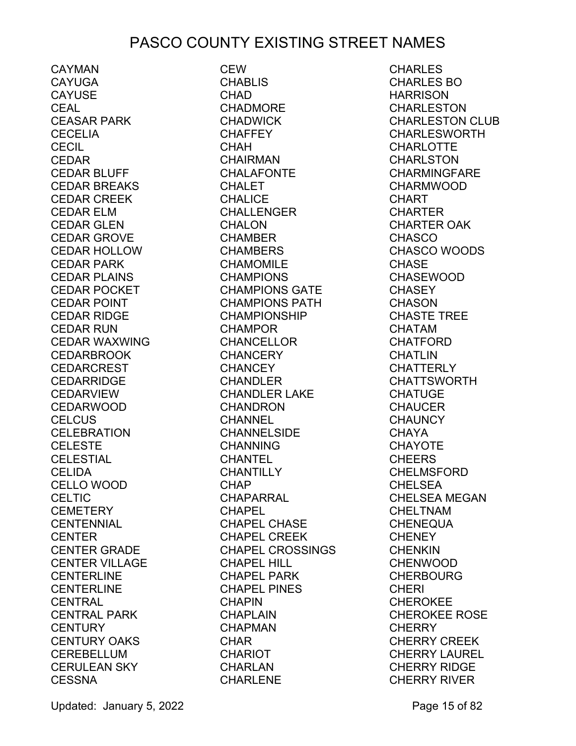# PASCO COUNTY EXISTING STREET NAMES

CAYMAN
CAYUGA
CAYUSE
CEAL
CEASAR PARK
CECELIA
CECIL
CEDAR
CEDAR BLUFF
CEDAR BREAKS
CEDAR CREEK
CEDAR ELM
CEDAR GLEN
CEDAR GROVE
CEDAR HOLLOW
CEDAR PARK
CEDAR PLAINS
CEDAR POCKET
CEDAR POINT
CEDAR RIDGE
CEDAR RUN
CEDAR WAXWING
CEDARBROOK
CEDARCREST
CEDARRIDGE
CEDARVIEW
CEDARWOOD
CELCUS
CELEBRATION
CELESTE
CELESTIAL
CELIDA
CELLO WOOD
CELTIC
CEMETERY
CENTENNIAL
CENTER
CENTER GRADE
CENTER VILLAGE
CENTERLINE
CENTERLINE
CENTRAL
CENTRAL PARK
CENTURY
CENTURY OAKS
CEREBELLUM
CERULEAN SKY
CESSNA
CEW
CHABLIS
CHAD
CHADMORE
CHADWICK
CHAFFEY
CHAH
CHAIRMAN
CHALAFONTE
CHALET
CHALICE
CHALLENGER
CHALON
CHAMBER
CHAMBERS
CHAMOMILE
CHAMPIONS
CHAMPIONS GATE
CHAMPIONS PATH
CHAMPIONSHIP
CHAMPOR
CHANCELLOR
CHANCERY
CHANCEY
CHANDLER
CHANDLER LAKE
CHANDRON
CHANNEL
CHANNELSIDE
CHANNING
CHANTEL
CHANTILLY
CHAP
CHAPARRAL
CHAPEL
CHAPEL CHASE
CHAPEL CREEK
CHAPEL CROSSINGS
CHAPEL HILL
CHAPEL PARK
CHAPEL PINES
CHAPIN
CHAPLAIN
CHAPMAN
CHAR
CHARIOT
CHARLAN
CHARLENE
CHARLES
CHARLES BO
HARRISON
CHARLESTON
CHARLESTON CLUB
CHARLESWORTH
CHARLOTTE
CHARLSTON
CHARMINGFARE
CHARMWOOD
CHART
CHARTER
CHARTER OAK
CHASCO
CHASCO WOODS
CHASE
CHASEWOOD
CHASEY
CHASON
CHASTE TREE
CHATAM
CHATFORD
CHATLIN
CHATTERLY
CHATTSWORTH
CHATUGE
CHAUCER
CHAUNCY
CHAYA
CHAYOTE
CHEERS
CHELMSFORD
CHELSEA
CHELSEA MEGAN
CHELTNAM
CHENEQUA
CHENEY
CHENKIN
CHENWOOD
CHERBOURG
CHERI
CHEROKEE
CHEROKEE ROSE
CHERRY
CHERRY CREEK
CHERRY LAUREL
CHERRY RIDGE
CHERRY RIVER

Updated: January 5, 2022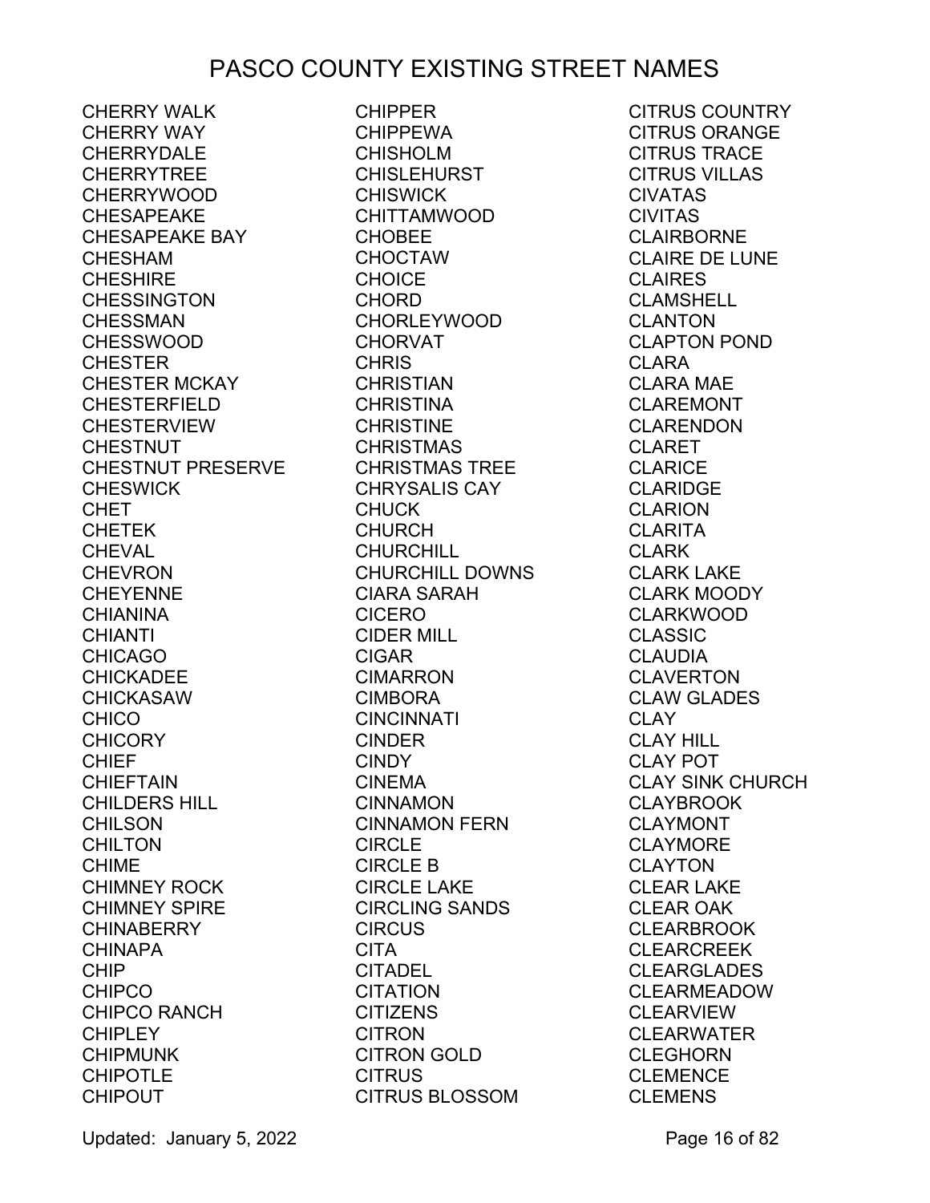# PASCO COUNTY EXISTING STREET NAMES

CHERRY WALK
CHERRY WAY
CHERRYDALE
CHERRYTREE
CHERRYWOOD
CHESAPEAKE
CHESAPEAKE BAY
CHESHAM
CHESHIRE
CHESSINGTON
CHESSMAN
CHESSWOOD
CHESTER
CHESTER MCKAY
CHESTERFIELD
CHESTERVIEW
CHESTNUT
CHESTNUT PRESERVE
CHESWICK
CHET
CHETEK
CHEVAL
CHEVRON
CHEYENNE
CHIANINA
CHIANTI
CHICAGO
CHICKADEE
CHICKASAW
CHICO
CHICORY
CHIEF
CHIEFTAIN
CHILDERS HILL
CHILSON
CHILTON
CHIME
CHIMNEY ROCK
CHIMNEY SPIRE
CHINABERRY
CHINAPA
CHIP
CHIPCO
CHIPCO RANCH
CHIPLEY
CHIPMUNK
CHIPOTLE
CHIPOUT
CHIPPER
CHIPPEWA
CHISHOLM
CHISLEHURST
CHISWICK
CHITTAMWOOD
CHOBEE
CHOCTAW
CHOICE
CHORD
CHORLEYWOOD
CHORVAT
CHRIS
CHRISTIAN
CHRISTINA
CHRISTINE
CHRISTMAS
CHRISTMAS TREE
CHRYSALIS CAY
CHUCK
CHURCH
CHURCHILL
CHURCHILL DOWNS
CIARA SARAH
CICERO
CIDER MILL
CIGAR
CIMARRON
CIMBORA
CINCINNATI
CINDER
CINDY
CINEMA
CINNAMON
CINNAMON FERN
CIRCLE
CIRCLE B
CIRCLE LAKE
CIRCLING SANDS
CIRCUS
CITA
CITADEL
CITATION
CITIZENS
CITRON
CITRON GOLD
CITRUS
CITRUS BLOSSOM
CITRUS COUNTRY
CITRUS ORANGE
CITRUS TRACE
CITRUS VILLAS
CIVATAS
CIVITAS
CLAIRBORNE
CLAIRE DE LUNE
CLAIRES
CLAMSHELL
CLANTON
CLAPTON POND
CLARA
CLARA MAE
CLAREMONT
CLARENDON
CLARET
CLARICE
CLARIDGE
CLARION
CLARITA
CLARK
CLARK LAKE
CLARK MOODY
CLARKWOOD
CLASSIC
CLAUDIA
CLAVERTON
CLAW GLADES
CLAY
CLAY HILL
CLAY POT
CLAY SINK CHURCH
CLAYBROOK
CLAYMONT
CLAYMORE
CLAYTON
CLEAR LAKE
CLEAR OAK
CLEARBROOK
CLEARCREEK
CLEARGLADES
CLEARMEADOW
CLEARVIEW
CLEARWATER
CLEGHORN
CLEMENCE
CLEMENS

Updated: January 5, 2022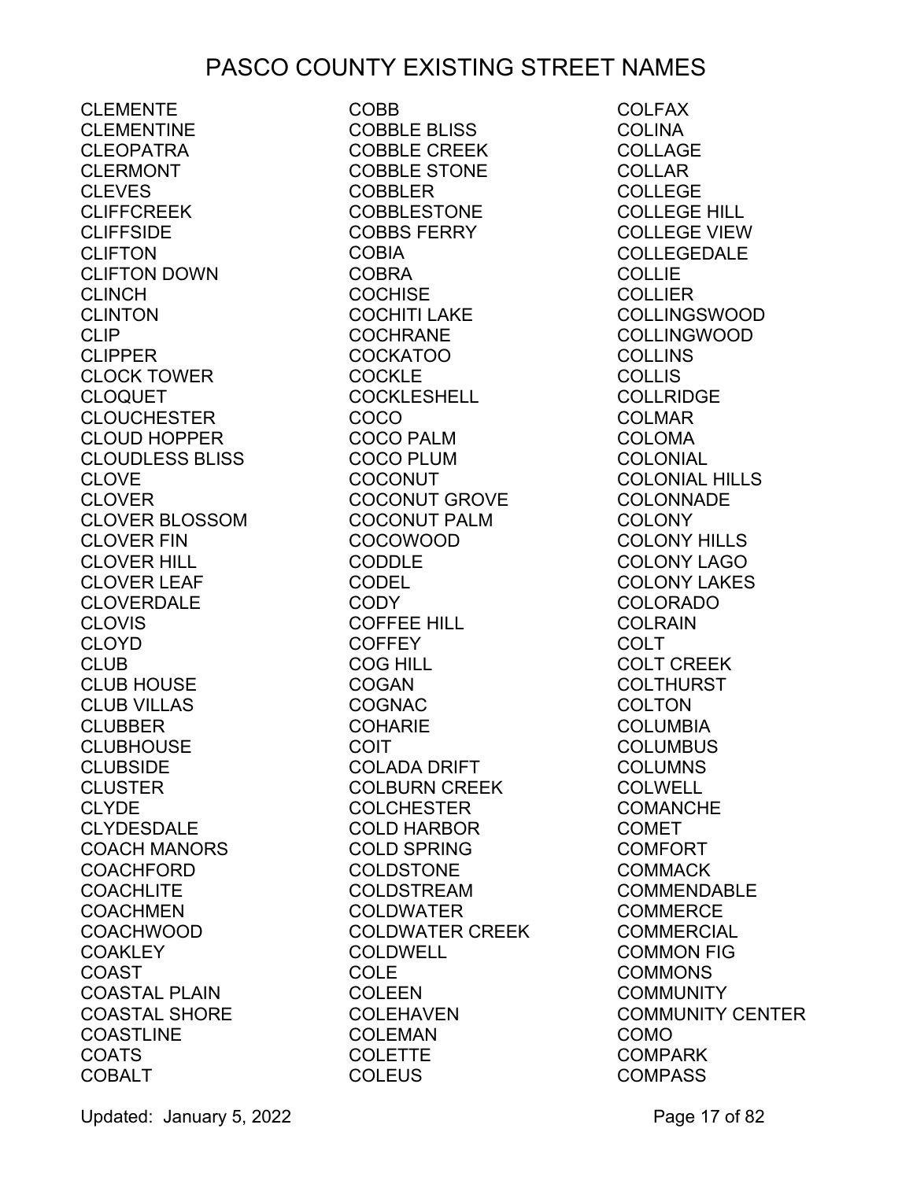# PASCO COUNTY EXISTING STREET NAMES

CLEMENTE
CLEMENTINE
CLEOPATRA
CLERMONT
CLEVES
CLIFFCREEK
CLIFFSIDE
CLIFTON
CLIFTON DOWN
CLINCH
CLINTON
CLIP
CLIPPER
CLOCK TOWER
CLOQUET
CLOUCHESTER
CLOUD HOPPER
CLOUDLESS BLISS
CLOVE
CLOVER
CLOVER BLOSSOM
CLOVER FIN
CLOVER HILL
CLOVER LEAF
CLOVERDALE
CLOVIS
CLOYD
CLUB
CLUB HOUSE
CLUB VILLAS
CLUBBER
CLUBHOUSE
CLUBSIDE
CLUSTER
CLYDE
CLYDESDALE
COACH MANORS
COACHFORD
COACHLITE
COACHMEN
COACHWOOD
COAKLEY
COAST
COASTAL PLAIN
COASTAL SHORE
COASTLINE
COATS
COBALT
COBB
COBBLE BLISS
COBBLE CREEK
COBBLE STONE
COBBLER
COBBLESTONE
COBBS FERRY
COBIA
COBRA
COCHISE
COCHITI LAKE
COCHRANE
COCKATOO
COCKLE
COCKLESHELL
COCO
COCO PALM
COCO PLUM
COCONUT
COCONUT GROVE
COCONUT PALM
COCOWOOD
CODDLE
CODEL
CODY
COFFEE HILL
COFFEY
COG HILL
COGAN
COGNAC
COHARIE
COIT
COLADA DRIFT
COLBURN CREEK
COLCHESTER
COLD HARBOR
COLD SPRING
COLDSTONE
COLDSTREAM
COLDWATER
COLDWATER CREEK
COLDWELL
COLE
COLEEN
COLEHAVEN
COLEMAN
COLETTE
COLEUS
COLFAX
COLINA
COLLAGE
COLLAR
COLLEGE
COLLEGE HILL
COLLEGE VIEW
COLLEGEDALE
COLLIE
COLLIER
COLLINGSWOOD
COLLINGWOOD
COLLINS
COLLIS
COLLRIDGE
COLMAR
COLOMA
COLONIAL
COLONIAL HILLS
COLONNADE
COLONY
COLONY HILLS
COLONY LAGO
COLONY LAKES
COLORADO
COLRAIN
COLT
COLT CREEK
COLTHURST
COLTON
COLUMBIA
COLUMBUS
COLUMNS
COLWELL
COMANCHE
COMET
COMFORT
COMMACK
COMMENDABLE
COMMERCE
COMMERCIAL
COMMON FIG
COMMONS
COMMUNITY
COMMUNITY CENTER
COMO
COMPARK
COMPASS

Updated: January 5, 2022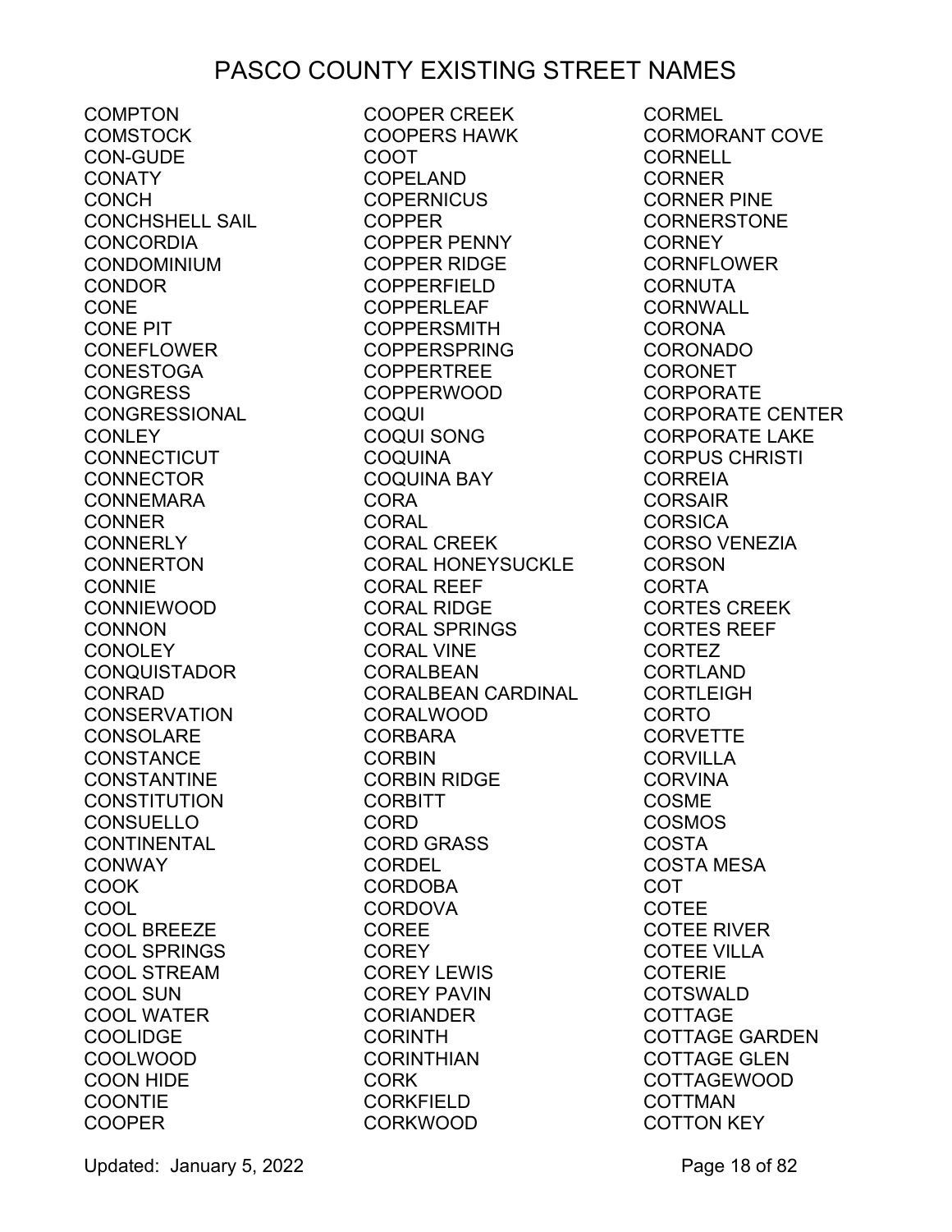# PASCO COUNTY EXISTING STREET NAMES

COMPTON
COMSTOCK
CON-GUDE
CONATY
CONCH
CONCHSHELL SAIL
CONCORDIA
CONDOMINIUM
CONDOR
CONE
CONE PIT
CONEFLOWER
CONESTOGA
CONGRESS
CONGRESSIONAL
CONLEY
CONNECTICUT
CONNECTOR
CONNEMARA
CONNER
CONNERLY
CONNERTON
CONNIE
CONNIEWOOD
CONNON
CONOLEY
CONQUISTADOR
CONRAD
CONSERVATION
CONSOLARE
CONSTANCE
CONSTANTINE
CONSTITUTION
CONSUELLO
CONTINENTAL
CONWAY
COOK
COOL
COOL BREEZE
COOL SPRINGS
COOL STREAM
COOL SUN
COOL WATER
COOLIDGE
COOLWOOD
COON HIDE
COONTIE
COOPER
COOPER CREEK
COOPERS HAWK
COOT
COPELAND
COPERNICUS
COPPER
COPPER PENNY
COPPER RIDGE
COPPERFIELD
COPPERLEAF
COPPERSMITH
COPPERSPRING
COPPERTREE
COPPERWOOD
COQUI
COQUI SONG
COQUINA
COQUINA BAY
CORA
CORAL
CORAL CREEK
CORAL HONEYSUCKLE
CORAL REEF
CORAL RIDGE
CORAL SPRINGS
CORAL VINE
CORALBEAN
CORALBEAN CARDINAL
CORALWOOD
CORBARA
CORBIN
CORBIN RIDGE
CORBITT
CORD
CORD GRASS
CORDEL
CORDOBA
CORDOVA
COREE
COREY
COREY LEWIS
COREY PAVIN
CORIANDER
CORINTH
CORINTHIAN
CORK
CORKFIELD
CORKWOOD
CORMEL
CORMORANT COVE
CORNELL
CORNER
CORNER PINE
CORNERSTONE
CORNEY
CORNFLOWER
CORNUTA
CORNWALL
CORONA
CORONADO
CORONET
CORPORATE
CORPORATE CENTER
CORPORATE LAKE
CORPUS CHRISTI
CORREIA
CORSAIR
CORSICA
CORSO VENEZIA
CORSON
CORTA
CORTES CREEK
CORTES REEF
CORTEZ
CORTLAND
CORTLEIGH
CORTO
CORVETTE
CORVILLA
CORVINA
COSME
COSMOS
COSTA
COSTA MESA
COT
COTEE
COTEE RIVER
COTEE VILLA
COTERIE
COTSWALD
COTTAGE
COTTAGE GARDEN
COTTAGE GLEN
COTTAGEWOOD
COTTMAN
COTTON KEY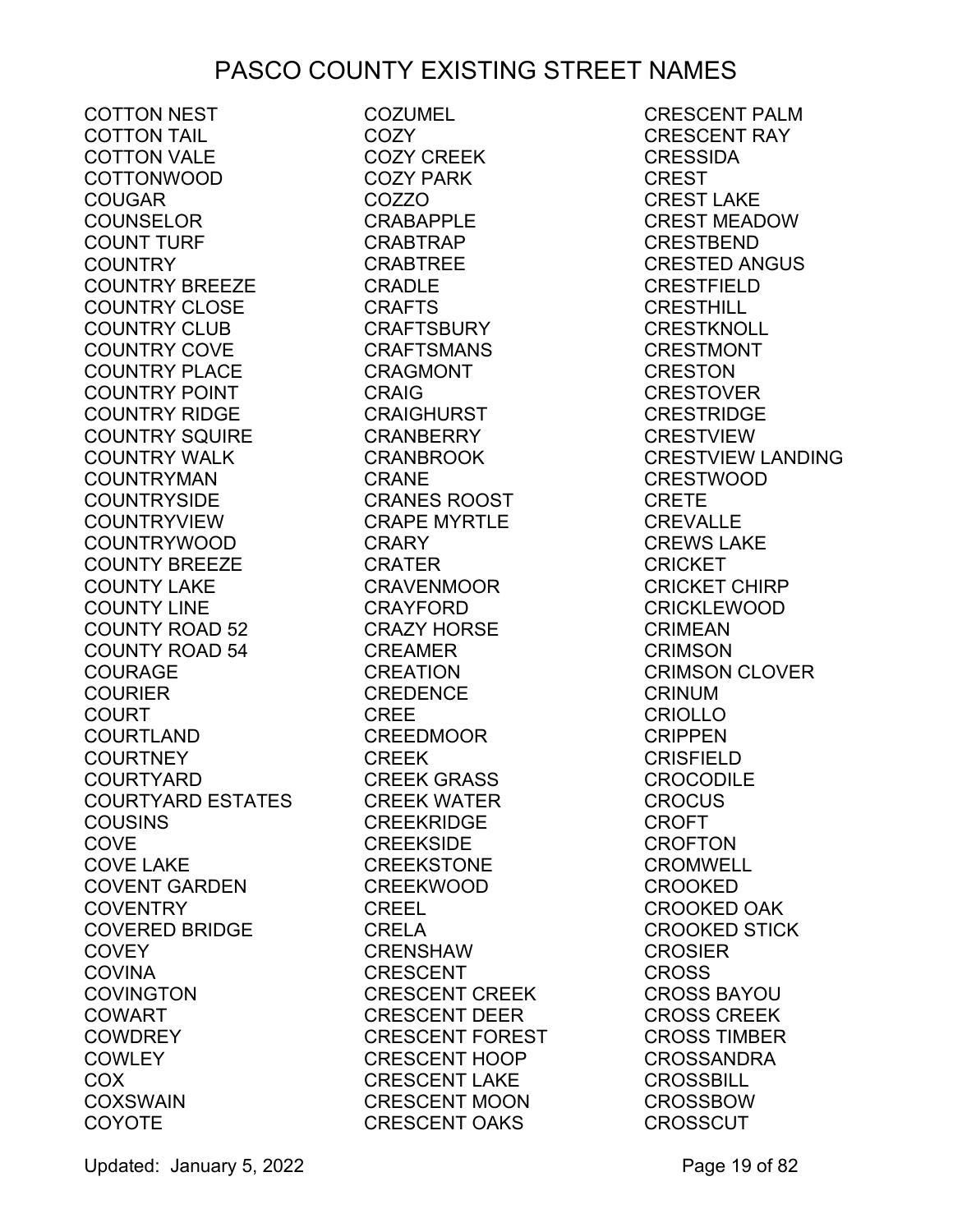# PASCO COUNTY EXISTING STREET NAMES

COTTON NEST
COTTON TAIL
COTTON VALE
COTTONWOOD
COUGAR
COUNSELOR
COUNT TURF
COUNTRY
COUNTRY BREEZE
COUNTRY CLOSE
COUNTRY CLUB
COUNTRY COVE
COUNTRY PLACE
COUNTRY POINT
COUNTRY RIDGE
COUNTRY SQUIRE
COUNTRY WALK
COUNTRYMAN
COUNTRYSIDE
COUNTRYVIEW
COUNTRYWOOD
COUNTY BREEZE
COUNTY LAKE
COUNTY LINE
COUNTY ROAD 52
COUNTY ROAD 54
COURAGE
COURIER
COURT
COURTLAND
COURTNEY
COURTYARD
COURTYARD ESTATES
COUSINS
COVE
COVE LAKE
COVENT GARDEN
COVENTRY
COVERED BRIDGE
COVEY
COVINA
COVINGTON
COWART
COWDREY
COWLEY
COX
COXSWAIN
COYOTE
COZUMEL
COZY
COZY CREEK
COZY PARK
COZZO
CRABAPPLE
CRABTRAP
CRABTREE
CRADLE
CRAFTS
CRAFTSBURY
CRAFTSMANS
CRAGMONT
CRAIG
CRAIGHURST
CRANBERRY
CRANBROOK
CRANE
CRANES ROOST
CRAPE MYRTLE
CRARY
CRATER
CRAVENMOOR
CRAYFORD
CRAZY HORSE
CREAMER
CREATION
CREDENCE
CREE
CREEDMOOR
CREEK
CREEK GRASS
CREEK WATER
CREEKRIDGE
CREEKSIDE
CREEKSTONE
CREEKWOOD
CREEL
CRELA
CRENSHAW
CRESCENT
CRESCENT CREEK
CRESCENT DEER
CRESCENT FOREST
CRESCENT HOOP
CRESCENT LAKE
CRESCENT MOON
CRESCENT OAKS
CRESCENT PALM
CRESCENT RAY
CRESSIDA
CREST
CREST LAKE
CREST MEADOW
CRESTBEND
CRESTED ANGUS
CRESTFIELD
CRESTHILL
CRESTKNOLL
CRESTMONT
CRESTON
CRESTOVER
CRESTRIDGE
CRESTVIEW
CRESTVIEW LANDING
CRESTWOOD
CRETE
CREVALLE
CREWS LAKE
CRICKET
CRICKET CHIRP
CRICKLEWOOD
CRIMEAN
CRIMSON
CRIMSON CLOVER
CRINUM
CRIOLLO
CRIPPEN
CRISFIELD
CROCODILE
CROCUS
CROFT
CROFTON
CROMWELL
CROOKED
CROOKED OAK
CROOKED STICK
CROSIER
CROSS
CROSS BAYOU
CROSS CREEK
CROSS TIMBER
CROSSANDRA
CROSSBILL
CROSSBOW
CROSSCUT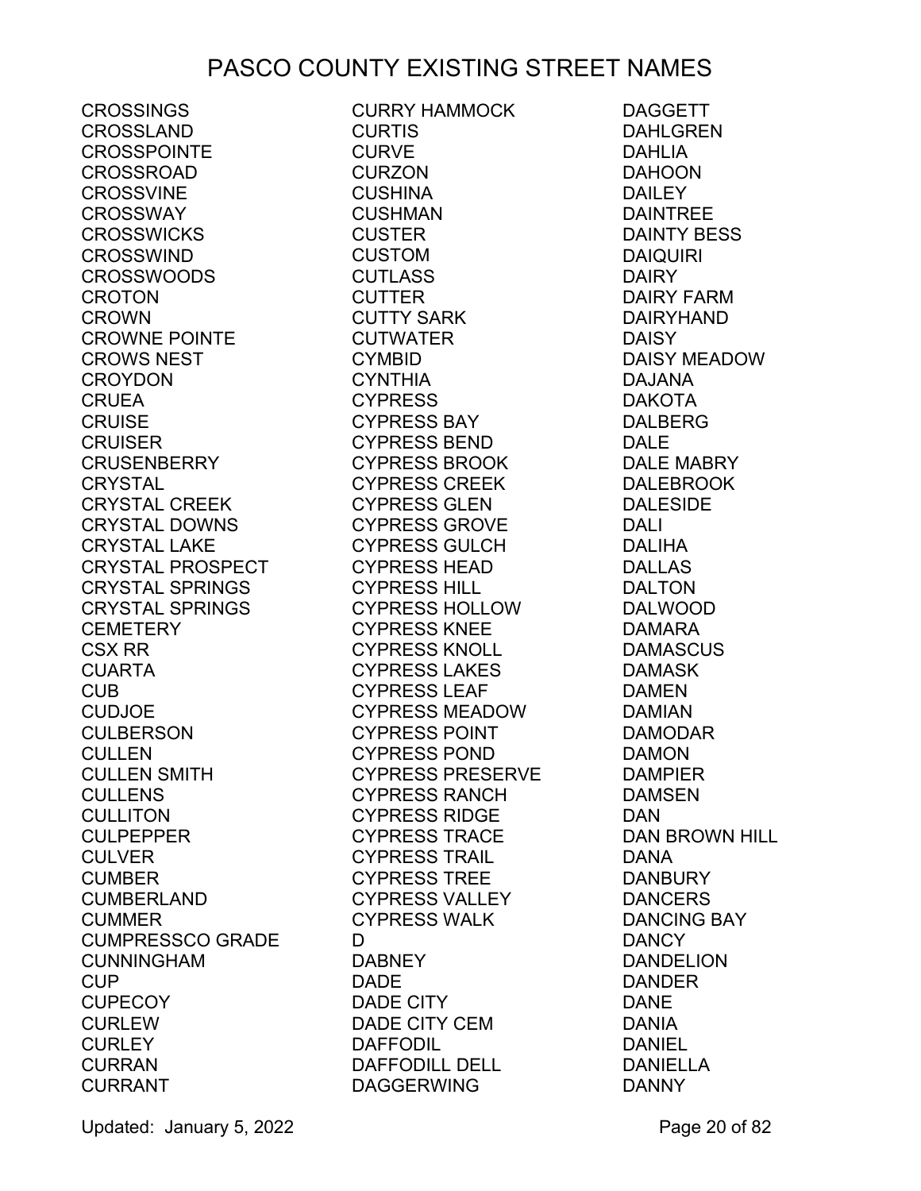# PASCO COUNTY EXISTING STREET NAMES

CROSSINGS
CROSSLAND
CROSSPOINTE
CROSSROAD
CROSSVINE
CROSSWAY
CROSSWICKS
CROSSWIND
CROSSWOODS
CROTON
CROWN
CROWNE POINTE
CROWS NEST
CROYDON
CRUEA
CRUISE
CRUISER
CRUSENBERRY
CRYSTAL
CRYSTAL CREEK
CRYSTAL DOWNS
CRYSTAL LAKE
CRYSTAL PROSPECT
CRYSTAL SPRINGS
CRYSTAL SPRINGS
CEMETERY
CSX RR
CUARTA
CUB
CUDJOE
CULBERSON
CULLEN
CULLEN SMITH
CULLENS
CULLITON
CULPEPPER
CULVER
CUMBER
CUMBERLAND
CUMMER
CUMPRESSCO GRADE
CUNNINGHAM
CUP
CUPECOY
CURLEW
CURLEY
CURRAN
CURRANT
CURRY HAMMOCK
CURTIS
CURVE
CURZON
CUSHINA
CUSHMAN
CUSTER
CUSTOM
CUTLASS
CUTTER
CUTTY SARK
CUTWATER
CYMBID
CYNTHIA
CYPRESS
CYPRESS BAY
CYPRESS BEND
CYPRESS BROOK
CYPRESS CREEK
CYPRESS GLEN
CYPRESS GROVE
CYPRESS GULCH
CYPRESS HEAD
CYPRESS HILL
CYPRESS HOLLOW
CYPRESS KNEE
CYPRESS KNOLL
CYPRESS LAKES
CYPRESS LEAF
CYPRESS MEADOW
CYPRESS POINT
CYPRESS POND
CYPRESS PRESERVE
CYPRESS RANCH
CYPRESS RIDGE
CYPRESS TRACE
CYPRESS TRAIL
CYPRESS TREE
CYPRESS VALLEY
CYPRESS WALK
D
DABNEY
DADE
DADE CITY
DADE CITY CEM
DAFFODIL
DAFFODILL DELL
DAGGERWING
DAGGETT
DAHLGREN
DAHLIA
DAHOON
DAILEY
DAINTREE
DAINTY BESS
DAIQUIRI
DAIRY
DAIRY FARM
DAIRYHAND
DAISY
DAISY MEADOW
DAJANA
DAKOTA
DALBERG
DALE
DALE MABRY
DALEBROOK
DALESIDE
DALI
DALIHA
DALLAS
DALTON
DALWOOD
DAMARA
DAMASCUS
DAMASK
DAMEN
DAMIAN
DAMODAR
DAMON
DAMPIER
DAMSEN
DAN
DAN BROWN HILL
DANA
DANBURY
DANCERS
DANCING BAY
DANCY
DANDELION
DANDER
DANE
DANIA
DANIEL
DANIELLA
DANNY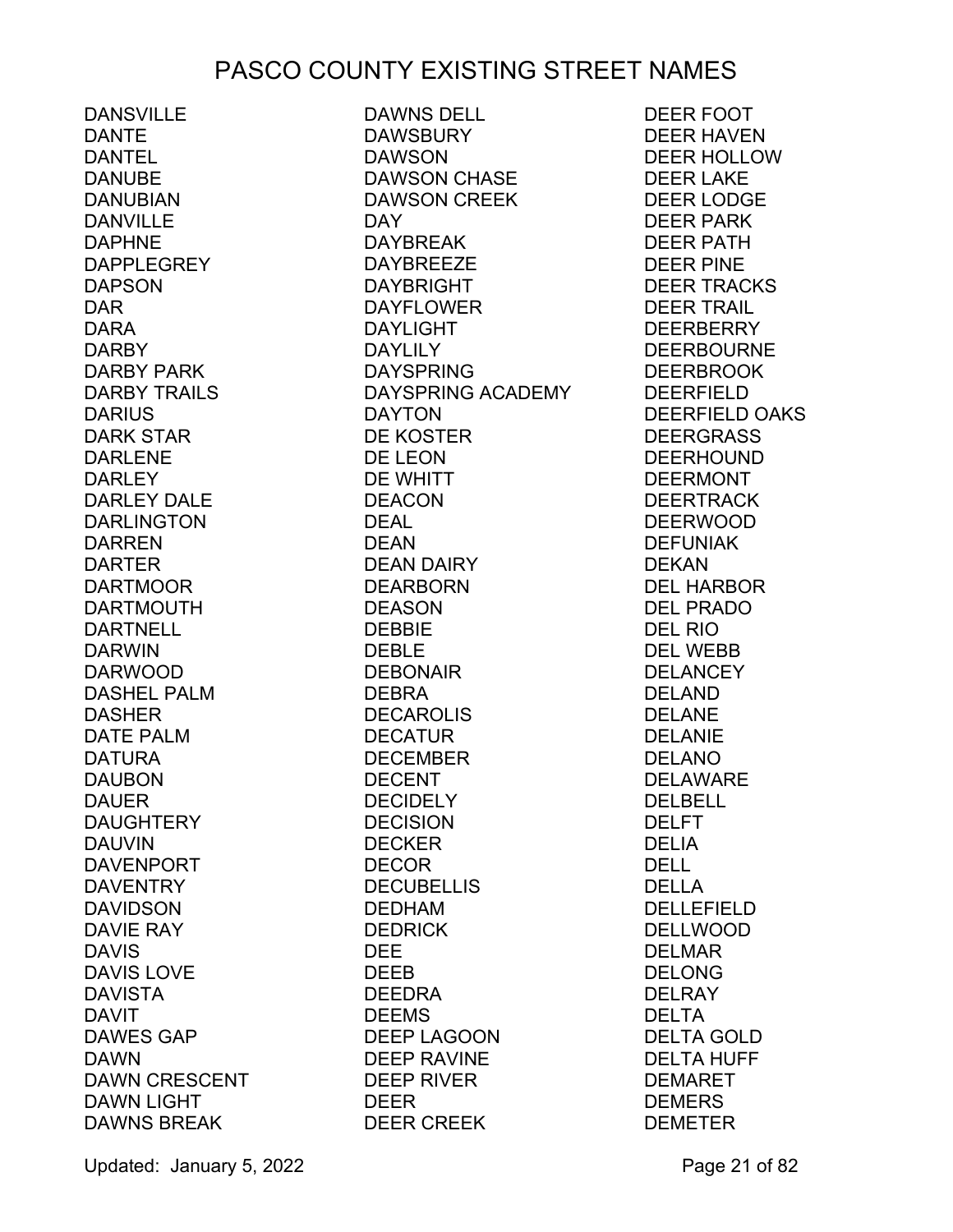# PASCO COUNTY EXISTING STREET NAMES

DANSVILLE
DANTE
DANTEL
DANUBE
DANUBIAN
DANVILLE
DAPHNE
DAPPLEGREY
DAPSON
DAR
DARA
DARBY
DARBY PARK
DARBY TRAILS
DARIUS
DARK STAR
DARLENE
DARLEY
DARLEY DALE
DARLINGTON
DARREN
DARTER
DARTMOOR
DARTMOUTH
DARTNELL
DARWIN
DARWOOD
DASHEL PALM
DASHER
DATE PALM
DATURA
DAUBON
DAUER
DAUGHTERY
DAUVIN
DAVENPORT
DAVENTRY
DAVIDSON
DAVIE RAY
DAVIS
DAVIS LOVE
DAVISTA
DAVIT
DAWES GAP
DAWN
DAWN CRESCENT
DAWN LIGHT
DAWNS BREAK
DAWNS DELL
DAWSBURY
DAWSON
DAWSON CHASE
DAWSON CREEK
DAY
DAYBREAK
DAYBREEZE
DAYBRIGHT
DAYFLOWER
DAYLIGHT
DAYLILY
DAYSPRING
DAYSPRING ACADEMY
DAYTON
DE KOSTER
DE LEON
DE WHITT
DEACON
DEAL
DEAN
DEAN DAIRY
DEARBORN
DEASON
DEBBIE
DEBLE
DEBONAIR
DEBRA
DECAROLIS
DECATUR
DECEMBER
DECENT
DECIDELY
DECISION
DECKER
DECOR
DECUBELLIS
DEDHAM
DEDRICK
DEE
DEEB
DEEDRA
DEEMS
DEEP LAGOON
DEEP RAVINE
DEEP RIVER
DEER
DEER CREEK
DEER FOOT
DEER HAVEN
DEER HOLLOW
DEER LAKE
DEER LODGE
DEER PARK
DEER PATH
DEER PINE
DEER TRACKS
DEER TRAIL
DEERBERRY
DEERBOURNE
DEERBROOK
DEERFIELD
DEERFIELD OAKS
DEERGRASS
DEERHOUND
DEERMONT
DEERTRACK
DEERWOOD
DEFUNIAK
DEKAN
DEL HARBOR
DEL PRADO
DEL RIO
DEL WEBB
DELANCEY
DELAND
DELANE
DELANIE
DELANO
DELAWARE
DELBELL
DELFT
DELIA
DELL
DELLA
DELLEFIELD
DELLWOOD
DELMAR
DELONG
DELRAY
DELTA
DELTA GOLD
DELTA HUFF
DEMARET
DEMERS
DEMETER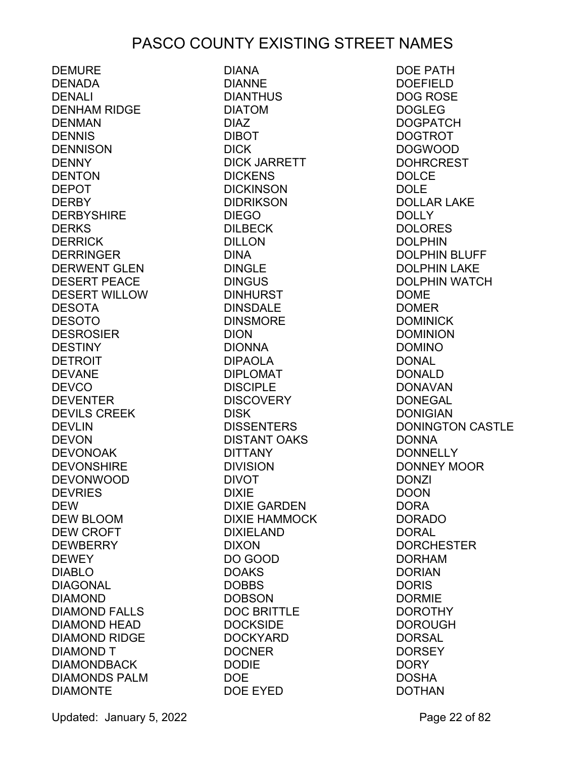# PASCO COUNTY EXISTING STREET NAMES

DEMURE
DENADA
DENALI
DENHAM RIDGE
DENMAN
DENNIS
DENNISON
DENNY
DENTON
DEPOT
DERBY
DERBYSHIRE
DERKS
DERRICK
DERRINGER
DERWENT GLEN
DESERT PEACE
DESERT WILLOW
DESOTA
DESOTO
DESROSIER
DESTINY
DETROIT
DEVANE
DEVCO
DEVENTER
DEVILS CREEK
DEVLIN
DEVON
DEVONOAK
DEVONSHIRE
DEVONWOOD
DEVRIES
DEW
DEW BLOOM
DEW CROFT
DEWBERRY
DEWEY
DIABLO
DIAGONAL
DIAMOND
DIAMOND FALLS
DIAMOND HEAD
DIAMOND RIDGE
DIAMOND T
DIAMONDBACK
DIAMONDS PALM
DIAMONTE
DIANA
DIANNE
DIANTHUS
DIATOM
DIAZ
DIBOT
DICK
DICK JARRETT
DICKENS
DICKINSON
DIDRIKSON
DIEGO
DILBECK
DILLON
DINA
DINGLE
DINGUS
DINHURST
DINSDALE
DINSMORE
DION
DIONNA
DIPAOLA
DIPLOMAT
DISCIPLE
DISCOVERY
DISK
DISSENTERS
DISTANT OAKS
DITTANY
DIVISION
DIVOT
DIXIE
DIXIE GARDEN
DIXIE HAMMOCK
DIXIELAND
DIXON
DO GOOD
DOAKS
DOBBS
DOBSON
DOC BRITTLE
DOCKSIDE
DOCKYARD
DOCNER
DODIE
DOE
DOE EYED
DOE PATH
DOEFIELD
DOG ROSE
DOGLEG
DOGPATCH
DOGTROT
DOGWOOD
DOHRCREST
DOLCE
DOLE
DOLLAR LAKE
DOLLY
DOLORES
DOLPHIN
DOLPHIN BLUFF
DOLPHIN LAKE
DOLPHIN WATCH
DOME
DOMER
DOMINICK
DOMINION
DOMINO
DONAL
DONALD
DONAVAN
DONEGAL
DONIGIAN
DONINGTON CASTLE
DONNA
DONNELLY
DONNEY MOOR
DONZI
DOON
DORA
DORADO
DORAL
DORCHESTER
DORHAM
DORIAN
DORIS
DORMIE
DOROTHY
DOROUGH
DORSAL
DORSEY
DORY
DOSHA
DOTHAN

Updated: January 5, 2022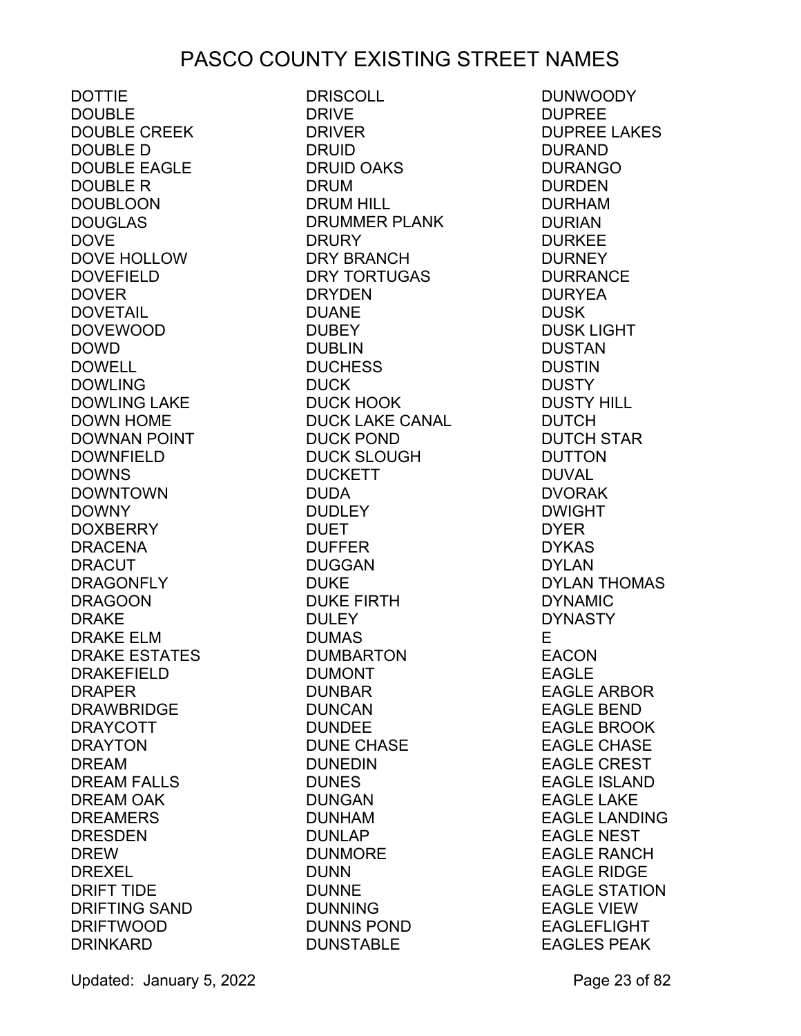# PASCO COUNTY EXISTING STREET NAMES

DOTTIE
DOUBLE
DOUBLE CREEK
DOUBLE D
DOUBLE EAGLE
DOUBLE R
DOUBLOON
DOUGLAS
DOVE
DOVE HOLLOW
DOVEFIELD
DOVER
DOVETAIL
DOVEWOOD
DOWD
DOWELL
DOWLING
DOWLING LAKE
DOWN HOME
DOWNAN POINT
DOWNFIELD
DOWNS
DOWNTOWN
DOWNY
DOXBERRY
DRACENA
DRACUT
DRAGONFLY
DRAGOON
DRAKE
DRAKE ELM
DRAKE ESTATES
DRAKEFIELD
DRAPER
DRAWBRIDGE
DRAYCOTT
DRAYTON
DREAM
DREAM FALLS
DREAM OAK
DREAMERS
DRESDEN
DREW
DREXEL
DRIFT TIDE
DRIFTING SAND
DRIFTWOOD
DRINKARD
DRISCOLL
DRIVE
DRIVER
DRUID
DRUID OAKS
DRUM
DRUM HILL
DRUMMER PLANK
DRURY
DRY BRANCH
DRY TORTUGAS
DRYDEN
DUANE
DUBEY
DUBLIN
DUCHESS
DUCK
DUCK HOOK
DUCK LAKE CANAL
DUCK POND
DUCK SLOUGH
DUCKETT
DUDA
DUDLEY
DUET
DUFFER
DUGGAN
DUKE
DUKE FIRTH
DULEY
DUMAS
DUMBARTON
DUMONT
DUNBAR
DUNCAN
DUNDEE
DUNE CHASE
DUNEDIN
DUNES
DUNGAN
DUNHAM
DUNLAP
DUNMORE
DUNN
DUNNE
DUNNING
DUNNS POND
DUNSTABLE
DUNWOODY
DUPREE
DUPREE LAKES
DURAND
DURANGO
DURDEN
DURHAM
DURIAN
DURKEE
DURNEY
DURRANCE
DURYEA
DUSK
DUSK LIGHT
DUSTAN
DUSTIN
DUSTY
DUSTY HILL
DUTCH
DUTCH STAR
DUTTON
DUVAL
DVORAK
DWIGHT
DYER
DYKAS
DYLAN
DYLAN THOMAS
DYNAMIC
DYNASTY
E
EACON
EAGLE
EAGLE ARBOR
EAGLE BEND
EAGLE BROOK
EAGLE CHASE
EAGLE CREST
EAGLE ISLAND
EAGLE LAKE
EAGLE LANDING
EAGLE NEST
EAGLE RANCH
EAGLE RIDGE
EAGLE STATION
EAGLE VIEW
EAGLEFLIGHT
EAGLES PEAK

Updated: January 5, 2022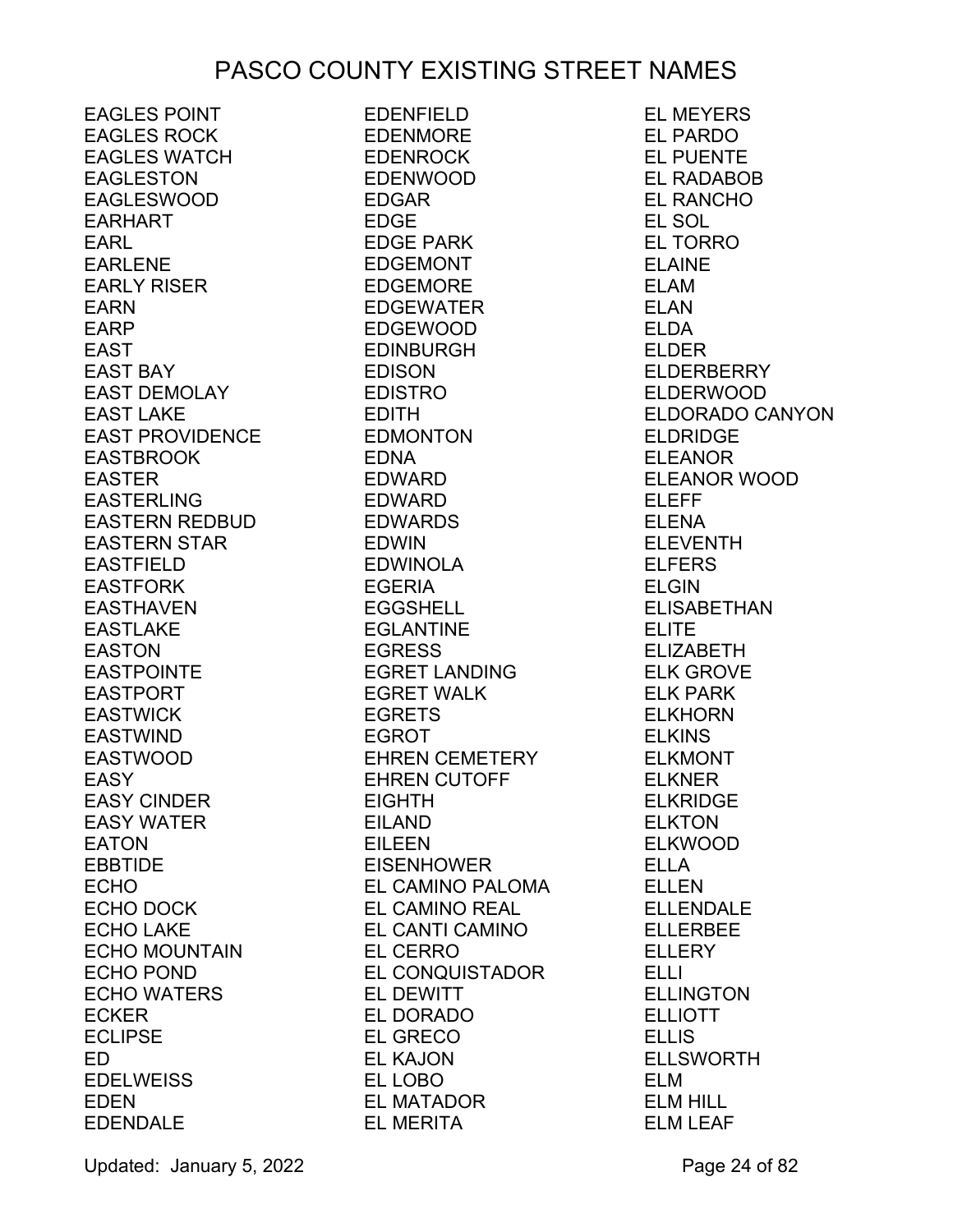# PASCO COUNTY EXISTING STREET NAMES

EAGLES POINT
EAGLES ROCK
EAGLES WATCH
EAGLESTON
EAGLESWOOD
EARHART
EARL
EARLENE
EARLY RISER
EARN
EARP
EAST
EAST BAY
EAST DEMOLAY
EAST LAKE
EAST PROVIDENCE
EASTBROOK
EASTER
EASTERLING
EASTERN REDBUD
EASTERN STAR
EASTFIELD
EASTFORK
EASTHAVEN
EASTLAKE
EASTON
EASTPOINTE
EASTPORT
EASTWICK
EASTWIND
EASTWOOD
EASY
EASY CINDER
EASY WATER
EATON
EBBTIDE
ECHO
ECHO DOCK
ECHO LAKE
ECHO MOUNTAIN
ECHO POND
ECHO WATERS
ECKER
ECLIPSE
ED
EDELWEISS
EDEN
EDENDALE
EDENFIELD
EDENMORE
EDENROCK
EDENWOOD
EDGAR
EDGE
EDGE PARK
EDGEMONT
EDGEMORE
EDGEWATER
EDGEWOOD
EDINBURGH
EDISON
EDISTRO
EDITH
EDMONTON
EDNA
EDWARD
EDWARD
EDWARDS
EDWIN
EDWINOLA
EGERIA
EGGSHELL
EGLANTINE
EGRESS
EGRET LANDING
EGRET WALK
EGRETS
EGROT
EHREN CEMETERY
EHREN CUTOFF
EIGHTH
EILAND
EILEEN
EISENHOWER
EL CAMINO PALOMA
EL CAMINO REAL
EL CANTI CAMINO
EL CERRO
EL CONQUISTADOR
EL DEWITT
EL DORADO
EL GRECO
EL KAJON
EL LOBO
EL MATADOR
EL MERITA
EL MEYERS
EL PARDO
EL PUENTE
EL RADABOB
EL RANCHO
EL SOL
EL TORRO
ELAINE
ELAM
ELAN
ELDA
ELDER
ELDERBERRY
ELDERWOOD
ELDORADO CANYON
ELDRIDGE
ELEANOR
ELEANOR WOOD
ELEFF
ELENA
ELEVENTH
ELFERS
ELGIN
ELISABETHAN
ELITE
ELIZABETH
ELK GROVE
ELK PARK
ELKHORN
ELKINS
ELKMONT
ELKNER
ELKRIDGE
ELKTON
ELKWOOD
ELLA
ELLEN
ELLENDALE
ELLERBEE
ELLERY
ELLI
ELLINGTON
ELLIOTT
ELLIS
ELLSWORTH
ELM
ELM HILL
ELM LEAF

Updated: January 5, 2022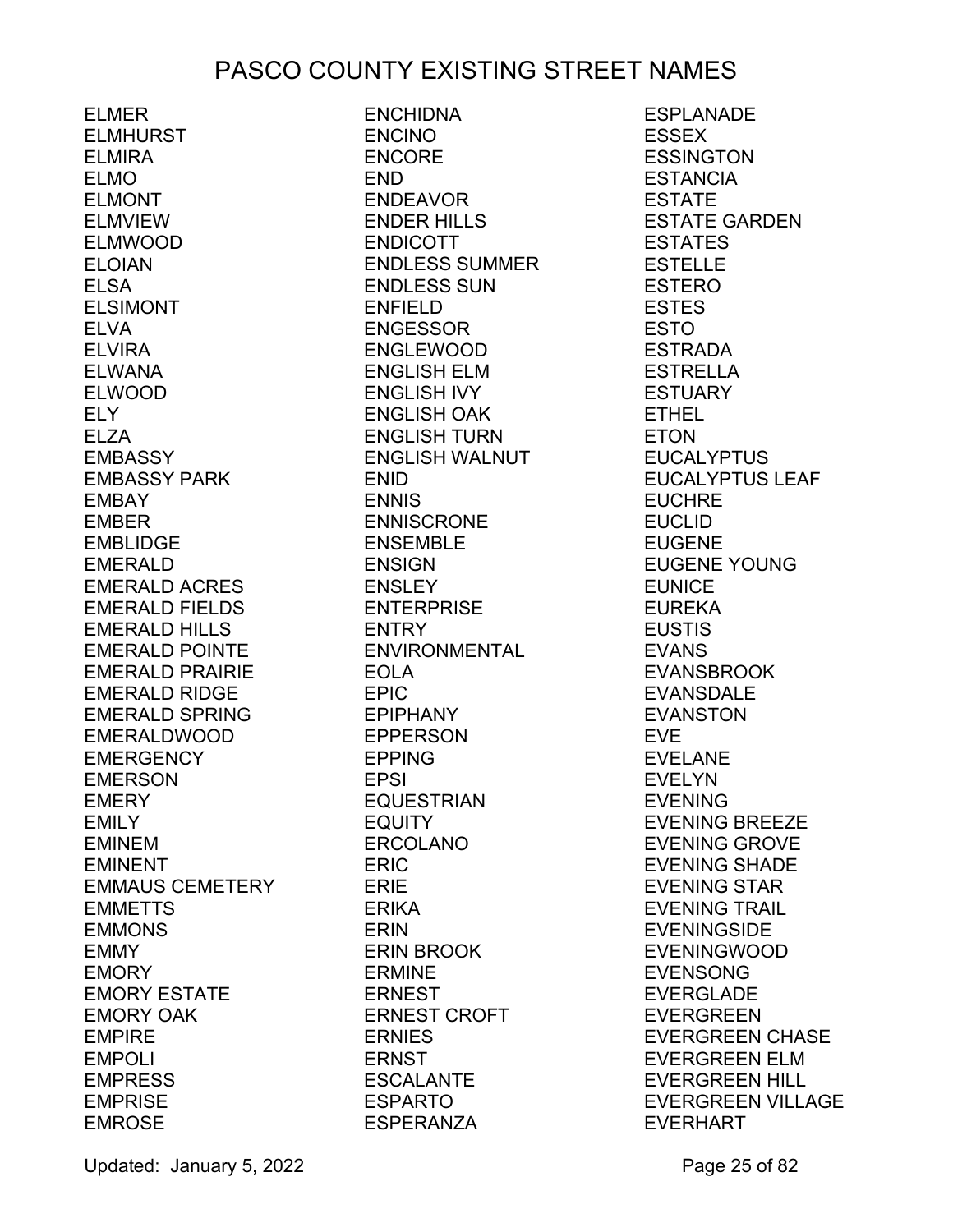# PASCO COUNTY EXISTING STREET NAMES

ELMER
ELMHURST
ELMIRA
ELMO
ELMONT
ELMVIEW
ELMWOOD
ELOIAN
ELSA
ELSIMONT
ELVA
ELVIRA
ELWANA
ELWOOD
ELY
ELZA
EMBASSY
EMBASSY PARK
EMBAY
EMBER
EMBLIDGE
EMERALD
EMERALD ACRES
EMERALD FIELDS
EMERALD HILLS
EMERALD POINTE
EMERALD PRAIRIE
EMERALD RIDGE
EMERALD SPRING
EMERALDWOOD
EMERGENCY
EMERSON
EMERY
EMILY
EMINEM
EMINENT
EMMAUS CEMETERY
EMMETTS
EMMONS
EMMY
EMORY
EMORY ESTATE
EMORY OAK
EMPIRE
EMPOLI
EMPRESS
EMPRISE
EMROSE
ENCHIDNA
ENCINO
ENCORE
END
ENDEAVOR
ENDER HILLS
ENDICOTT
ENDLESS SUMMER
ENDLESS SUN
ENFIELD
ENGESSOR
ENGLEWOOD
ENGLISH ELM
ENGLISH IVY
ENGLISH OAK
ENGLISH TURN
ENGLISH WALNUT
ENID
ENNIS
ENNISCRONE
ENSEMBLE
ENSIGN
ENSLEY
ENTERPRISE
ENTRY
ENVIRONMENTAL
EOLA
EPIC
EPIPHANY
EPPERSON
EPPING
EPSI
EQUESTRIAN
EQUITY
ERCOLANO
ERIC
ERIE
ERIKA
ERIN
ERIN BROOK
ERMINE
ERNEST
ERNEST CROFT
ERNIES
ERNST
ESCALANTE
ESPARTO
ESPERANZA
ESPLANADE
ESSEX
ESSINGTON
ESTANCIA
ESTATE
ESTATE GARDEN
ESTATES
ESTELLE
ESTERO
ESTES
ESTO
ESTRADA
ESTRELLA
ESTUARY
ETHEL
ETON
EUCALYPTUS
EUCALYPTUS LEAF
EUCHRE
EUCLID
EUGENE
EUGENE YOUNG
EUNICE
EUREKA
EUSTIS
EVANS
EVANSBROOK
EVANSDALE
EVANSTON
EVE
EVELANE
EVELYN
EVENING
EVENING BREEZE
EVENING GROVE
EVENING SHADE
EVENING STAR
EVENING TRAIL
EVENINGSIDE
EVENINGWOOD
EVENSONG
EVERGLADE
EVERGREEN
EVERGREEN CHASE
EVERGREEN ELM
EVERGREEN HILL
EVERGREEN VILLAGE
EVERHART

Updated: January 5, 2022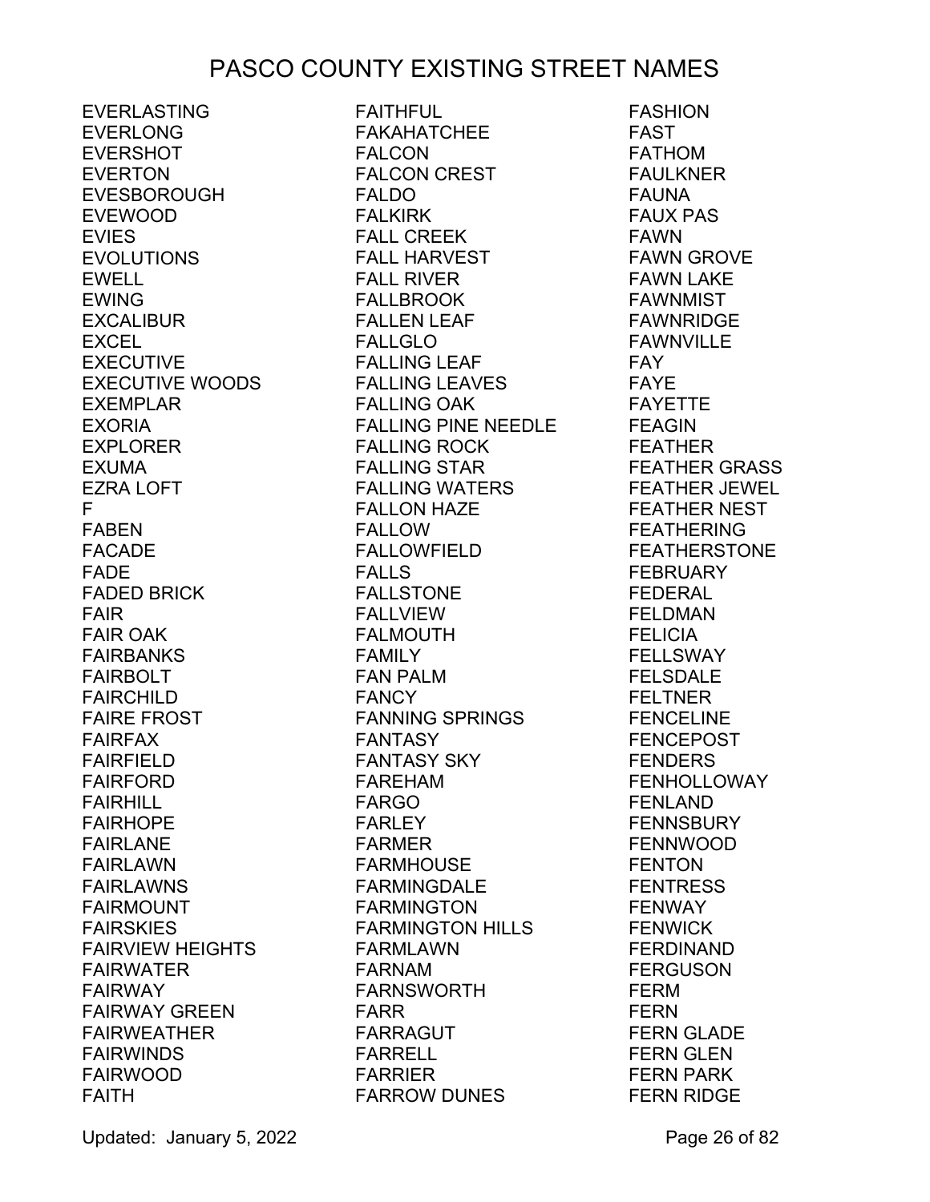# PASCO COUNTY EXISTING STREET NAMES

EVERLASTING
EVERLONG
EVERSHOT
EVERTON
EVESBOROUGH
EVEWOOD
EVIES
EVOLUTIONS
EWELL
EWING
EXCALIBUR
EXCEL
EXECUTIVE
EXECUTIVE WOODS
EXEMPLAR
EXORIA
EXPLORER
EXUMA
EZRA LOFT
F
FABEN
FACADE
FADE
FADED BRICK
FAIR
FAIR OAK
FAIRBANKS
FAIRBOLT
FAIRCHILD
FAIRE FROST
FAIRFAX
FAIRFIELD
FAIRFORD
FAIRHILL
FAIRHOPE
FAIRLANE
FAIRLAWN
FAIRLAWNS
FAIRMOUNT
FAIRSKIES
FAIRVIEW HEIGHTS
FAIRWATER
FAIRWAY
FAIRWAY GREEN
FAIRWEATHER
FAIRWINDS
FAIRWOOD
FAITH
FAITHFUL
FAKAHATCHEE
FALCON
FALCON CREST
FALDO
FALKIRK
FALL CREEK
FALL HARVEST
FALL RIVER
FALLBROOK
FALLEN LEAF
FALLGLO
FALLING LEAF
FALLING LEAVES
FALLING OAK
FALLING PINE NEEDLE
FALLING ROCK
FALLING STAR
FALLING WATERS
FALLON HAZE
FALLOW
FALLOWFIELD
FALLS
FALLSTONE
FALLVIEW
FALMOUTH
FAMILY
FAN PALM
FANCY
FANNING SPRINGS
FANTASY
FANTASY SKY
FAREHAM
FARGO
FARLEY
FARMER
FARMHOUSE
FARMINGDALE
FARMINGTON
FARMINGTON HILLS
FARMLAWN
FARNAM
FARNSWORTH
FARR
FARRAGUT
FARRELL
FARRIER
FARROW DUNES
FASHION
FAST
FATHOM
FAULKNER
FAUNA
FAUX PAS
FAWN
FAWN GROVE
FAWN LAKE
FAWNMIST
FAWNRIDGE
FAWNVILLE
FAY
FAYE
FAYETTE
FEAGIN
FEATHER
FEATHER GRASS
FEATHER JEWEL
FEATHER NEST
FEATHERING
FEATHERSTONE
FEBRUARY
FEDERAL
FELDMAN
FELICIA
FELLSWAY
FELSDALE
FELTNER
FENCELINE
FENCEPOST
FENDERS
FENHOLLOWAY
FENLAND
FENNSBURY
FENNWOOD
FENTON
FENTRESS
FENWAY
FENWICK
FERDINAND
FERGUSON
FERM
FERN
FERN GLADE
FERN GLEN
FERN PARK
FERN RIDGE

Updated: January 5, 2022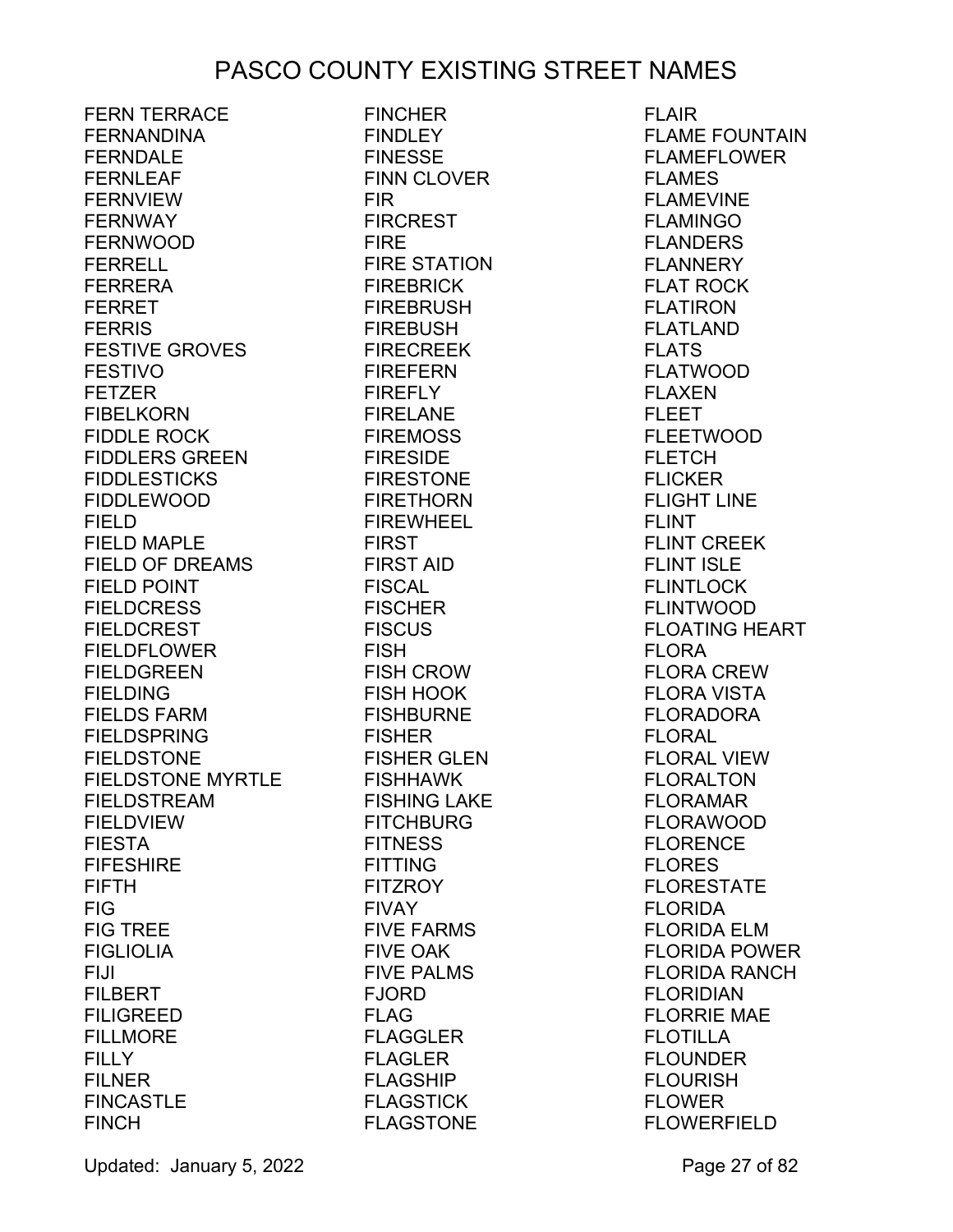# PASCO COUNTY EXISTING STREET NAMES

FERN TERRACE
FERNANDINA
FERNDALE
FERNLEAF
FERNVIEW
FERNWAY
FERNWOOD
FERRELL
FERRERA
FERRET
FERRIS
FESTIVE GROVES
FESTIVO
FETZER
FIBELKORN
FIDDLE ROCK
FIDDLERS GREEN
FIDDLESTICKS
FIDDLEWOOD
FIELD
FIELD MAPLE
FIELD OF DREAMS
FIELD POINT
FIELDCRESS
FIELDCREST
FIELDFLOWER
FIELDGREEN
FIELDING
FIELDS FARM
FIELDSPRING
FIELDSTONE
FIELDSTONE MYRTLE
FIELDSTREAM
FIELDVIEW
FIESTA
FIFESHIRE
FIFTH
FIG
FIG TREE
FIGLIOLIA
FIJI
FILBERT
FILIGREED
FILLMORE
FILLY
FILNER
FINCASTLE
FINCH
FINCHER
FINDLEY
FINESSE
FINN CLOVER
FIR
FIRCREST
FIRE
FIRE STATION
FIREBRICK
FIREBRUSH
FIREBUSH
FIRECREEK
FIREFERN
FIREFLY
FIRELANE
FIREMOSS
FIRESIDE
FIRESTONE
FIRETHORN
FIREWHEEL
FIRST
FIRST AID
FISCAL
FISCHER
FISCUS
FISH
FISH CROW
FISH HOOK
FISHBURNE
FISHER
FISHER GLEN
FISHHAWK
FISHING LAKE
FITCHBURG
FITNESS
FITTING
FITZROY
FIVAY
FIVE FARMS
FIVE OAK
FIVE PALMS
FJORD
FLAG
FLAGGLER
FLAGLER
FLAGSHIP
FLAGSTICK
FLAGSTONE
FLAIR
FLAME FOUNTAIN
FLAMEFLOWER
FLAMES
FLAMEVINE
FLAMINGO
FLANDERS
FLANNERY
FLAT ROCK
FLATIRON
FLATLAND
FLATS
FLATWOOD
FLAXEN
FLEET
FLEETWOOD
FLETCH
FLICKER
FLIGHT LINE
FLINT
FLINT CREEK
FLINT ISLE
FLINTLOCK
FLINTWOOD
FLOATING HEART
FLORA
FLORA CREW
FLORA VISTA
FLORADORA
FLORAL
FLORAL VIEW
FLORALTON
FLORAMAR
FLORAWOOD
FLORENCE
FLORES
FLORESTATE
FLORIDA
FLORIDA ELM
FLORIDA POWER
FLORIDA RANCH
FLORIDIAN
FLORRIE MAE
FLOTILLA
FLOUNDER
FLOURISH
FLOWER
FLOWERFIELD

Updated: January 5, 2022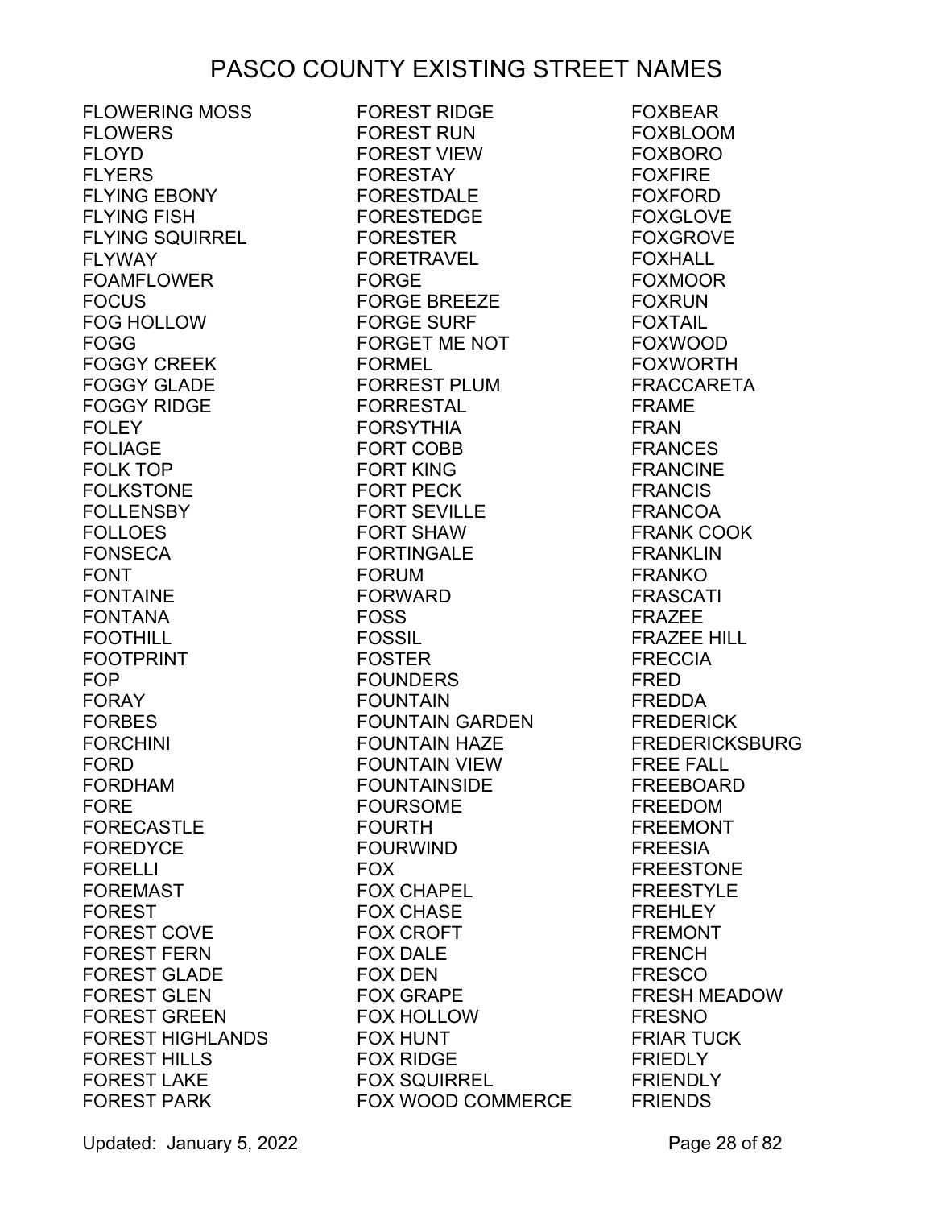# PASCO COUNTY EXISTING STREET NAMES

FLOWERING MOSS
FLOWERS
FLOYD
FLYERS
FLYING EBONY
FLYING FISH
FLYING SQUIRREL
FLYWAY
FOAMFLOWER
FOCUS
FOG HOLLOW
FOGG
FOGGY CREEK
FOGGY GLADE
FOGGY RIDGE
FOLEY
FOLIAGE
FOLK TOP
FOLKSTONE
FOLLENSBY
FOLLOES
FONSECA
FONT
FONTAINE
FONTANA
FOOTHILL
FOOTPRINT
FOP
FORAY
FORBES
FORCHINI
FORD
FORDHAM
FORE
FORECASTLE
FOREDYCE
FORELLI
FOREMAST
FOREST
FOREST COVE
FOREST FERN
FOREST GLADE
FOREST GLEN
FOREST GREEN
FOREST HIGHLANDS
FOREST HILLS
FOREST LAKE
FOREST PARK
FOREST RIDGE
FOREST RUN
FOREST VIEW
FORESTAY
FORESTDALE
FORESTEDGE
FORESTER
FORETRAVEL
FORGE
FORGE BREEZE
FORGE SURF
FORGET ME NOT
FORMEL
FORREST PLUM
FORRESTAL
FORSYTHIA
FORT COBB
FORT KING
FORT PECK
FORT SEVILLE
FORT SHAW
FORTINGALE
FORUM
FORWARD
FOSS
FOSSIL
FOSTER
FOUNDERS
FOUNTAIN
FOUNTAIN GARDEN
FOUNTAIN HAZE
FOUNTAIN VIEW
FOUNTAINSIDE
FOURSOME
FOURTH
FOURWIND
FOX
FOX CHAPEL
FOX CHASE
FOX CROFT
FOX DALE
FOX DEN
FOX GRAPE
FOX HOLLOW
FOX HUNT
FOX RIDGE
FOX SQUIRREL
FOX WOOD COMMERCE
FOXBEAR
FOXBLOOM
FOXBORO
FOXFIRE
FOXFORD
FOXGLOVE
FOXGROVE
FOXHALL
FOXMOOR
FOXRUN
FOXTAIL
FOXWOOD
FOXWORTH
FRACCARETA
FRAME
FRAN
FRANCES
FRANCINE
FRANCIS
FRANCOA
FRANK COOK
FRANKLIN
FRANKO
FRASCATI
FRAZEE
FRAZEE HILL
FRECCIA
FRED
FREDDA
FREDERICK
FREDERICKSBURG
FREE FALL
FREEBOARD
FREEDOM
FREEMONT
FREESIA
FREESTONE
FREESTYLE
FREHLEY
FREMONT
FRENCH
FRESCO
FRESH MEADOW
FRESNO
FRIAR TUCK
FRIEDLY
FRIENDLY
FRIENDS

Updated: January 5, 2022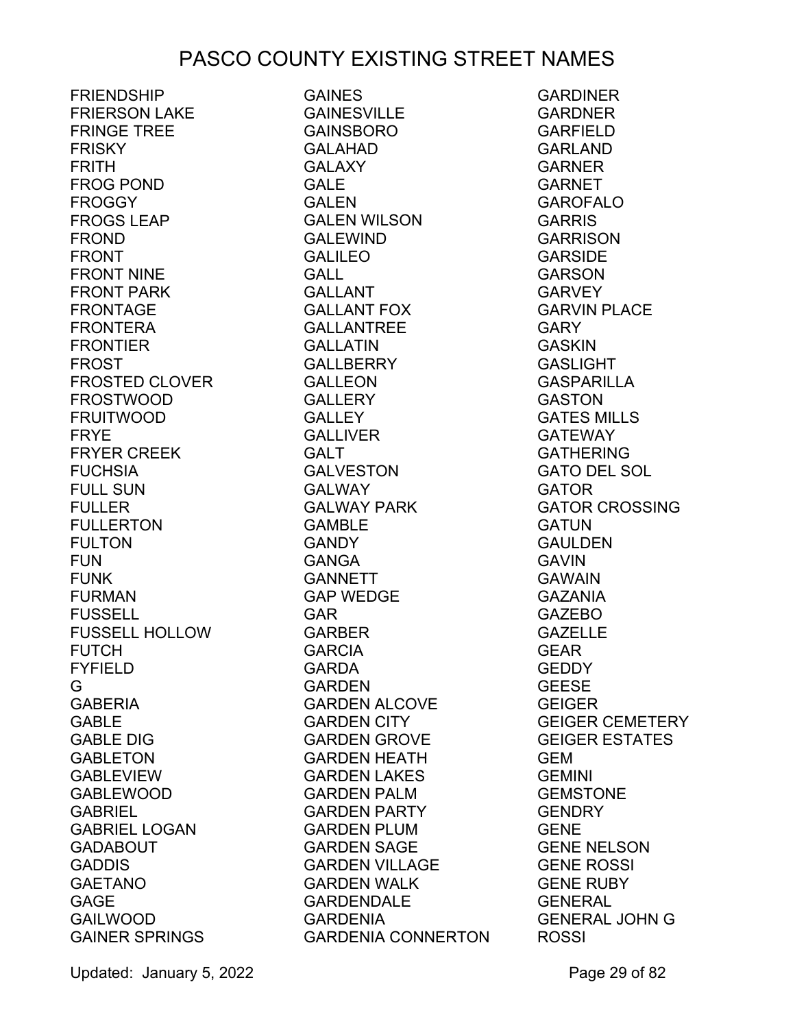# PASCO COUNTY EXISTING STREET NAMES

FRIENDSHIP
FRIERSON LAKE
FRINGE TREE
FRISKY
FRITH
FROG POND
FROGGY
FROGS LEAP
FROND
FRONT
FRONT NINE
FRONT PARK
FRONTAGE
FRONTERA
FRONTIER
FROST
FROSTED CLOVER
FROSTWOOD
FRUITWOOD
FRYE
FRYER CREEK
FUCHSIA
FULL SUN
FULLER
FULLERTON
FULTON
FUN
FUNK
FURMAN
FUSSELL
FUSSELL HOLLOW
FUTCH
FYFIELD
G
GABERIA
GABLE
GABLE DIG
GABLETON
GABLEVIEW
GABLEWOOD
GABRIEL
GABRIEL LOGAN
GADABOUT
GADDIS
GAETANO
GAGE
GAILWOOD
GAINER SPRINGS
GAINES
GAINESVILLE
GAINSBORO
GALAHAD
GALAXY
GALE
GALEN
GALEN WILSON
GALEWIND
GALILEO
GALL
GALLANT
GALLANT FOX
GALLANTREE
GALLATIN
GALLBERRY
GALLEON
GALLERY
GALLEY
GALLIVER
GALT
GALVESTON
GALWAY
GALWAY PARK
GAMBLE
GANDY
GANGA
GANNETT
GAP WEDGE
GAR
GARBER
GARCIA
GARDA
GARDEN
GARDEN ALCOVE
GARDEN CITY
GARDEN GROVE
GARDEN HEATH
GARDEN LAKES
GARDEN PALM
GARDEN PARTY
GARDEN PLUM
GARDEN SAGE
GARDEN VILLAGE
GARDEN WALK
GARDENDALE
GARDENIA
GARDENIA CONNERTON
GARDINER
GARDNER
GARFIELD
GARLAND
GARNER
GARNET
GAROFALO
GARRIS
GARRISON
GARSIDE
GARSON
GARVEY
GARVIN PLACE
GARY
GASKIN
GASLIGHT
GASPARILLA
GASTON
GATES MILLS
GATEWAY
GATHERING
GATO DEL SOL
GATOR
GATOR CROSSING
GATUN
GAULDEN
GAVIN
GAWAIN
GAZANIA
GAZEBO
GAZELLE
GEAR
GEDDY
GEESE
GEIGER
GEIGER CEMETERY
GEIGER ESTATES
GEM
GEMINI
GEMSTONE
GENDRY
GENE
GENE NELSON
GENE ROSSI
GENE RUBY
GENERAL
GENERAL JOHN G ROSSI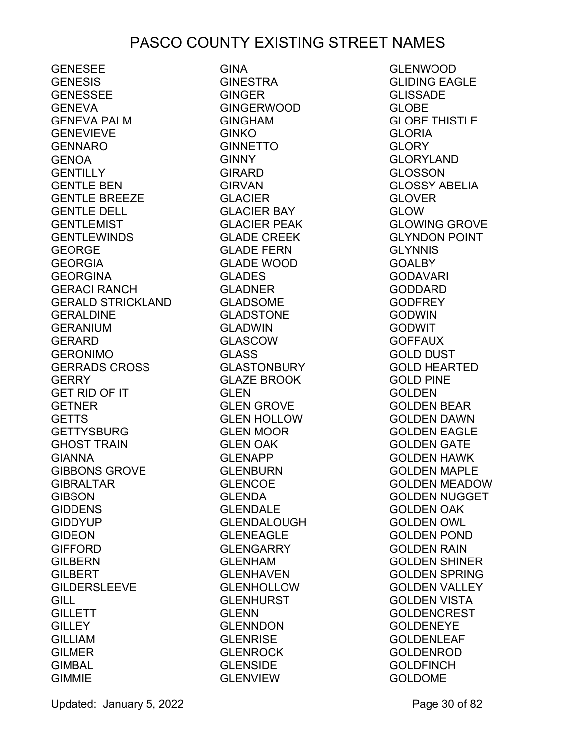# PASCO COUNTY EXISTING STREET NAMES

GENESEE
GENESIS
GENESSEE
GENEVA
GENEVA PALM
GENEVIEVE
GENNARO
GENOA
GENTILLY
GENTLE BEN
GENTLE BREEZE
GENTLE DELL
GENTLEMIST
GENTLEWINDS
GEORGE
GEORGIA
GEORGINA
GERACI RANCH
GERALD STRICKLAND
GERALDINE
GERANIUM
GERARD
GERONIMO
GERRADS CROSS
GERRY
GET RID OF IT
GETNER
GETTS
GETTYSBURG
GHOST TRAIN
GIANNA
GIBBONS GROVE
GIBRALTAR
GIBSON
GIDDENS
GIDDYUP
GIDEON
GIFFORD
GILBERN
GILBERT
GILDERSLEEVE
GILL
GILLETT
GILLEY
GILLIAM
GILMER
GIMBAL
GIMMIE
GINA
GINESTRA
GINGER
GINGERWOOD
GINGHAM
GINKO
GINNETTO
GINNY
GIRARD
GIRVAN
GLACIER
GLACIER BAY
GLACIER PEAK
GLADE CREEK
GLADE FERN
GLADE WOOD
GLADES
GLADNER
GLADSOME
GLADSTONE
GLADWIN
GLASCOW
GLASS
GLASTONBURY
GLAZE BROOK
GLEN
GLEN GROVE
GLEN HOLLOW
GLEN MOOR
GLEN OAK
GLENAPP
GLENBURN
GLENCOE
GLENDA
GLENDALE
GLENDALOUGH
GLENEAGLE
GLENGARRY
GLENHAM
GLENHAVEN
GLENHOLLOW
GLENHURST
GLENN
GLENNDON
GLENRISE
GLENROCK
GLENSIDE
GLENVIEW
GLENWOOD
GLIDING EAGLE
GLISSADE
GLOBE
GLOBE THISTLE
GLORIA
GLORY
GLORYLAND
GLOSSON
GLOSSY ABELIA
GLOVER
GLOW
GLOWING GROVE
GLYNDON POINT
GLYNNIS
GOALBY
GODAVARI
GODDARD
GODFREY
GODWIN
GODWIT
GOFFAUX
GOLD DUST
GOLD HEARTED
GOLD PINE
GOLDEN
GOLDEN BEAR
GOLDEN DAWN
GOLDEN EAGLE
GOLDEN GATE
GOLDEN HAWK
GOLDEN MAPLE
GOLDEN MEADOW
GOLDEN NUGGET
GOLDEN OAK
GOLDEN OWL
GOLDEN POND
GOLDEN RAIN
GOLDEN SHINER
GOLDEN SPRING
GOLDEN VALLEY
GOLDEN VISTA
GOLDENCREST
GOLDENEYE
GOLDENLEAF
GOLDENROD
GOLDFINCH
GOLDOME

Updated: January 5, 2022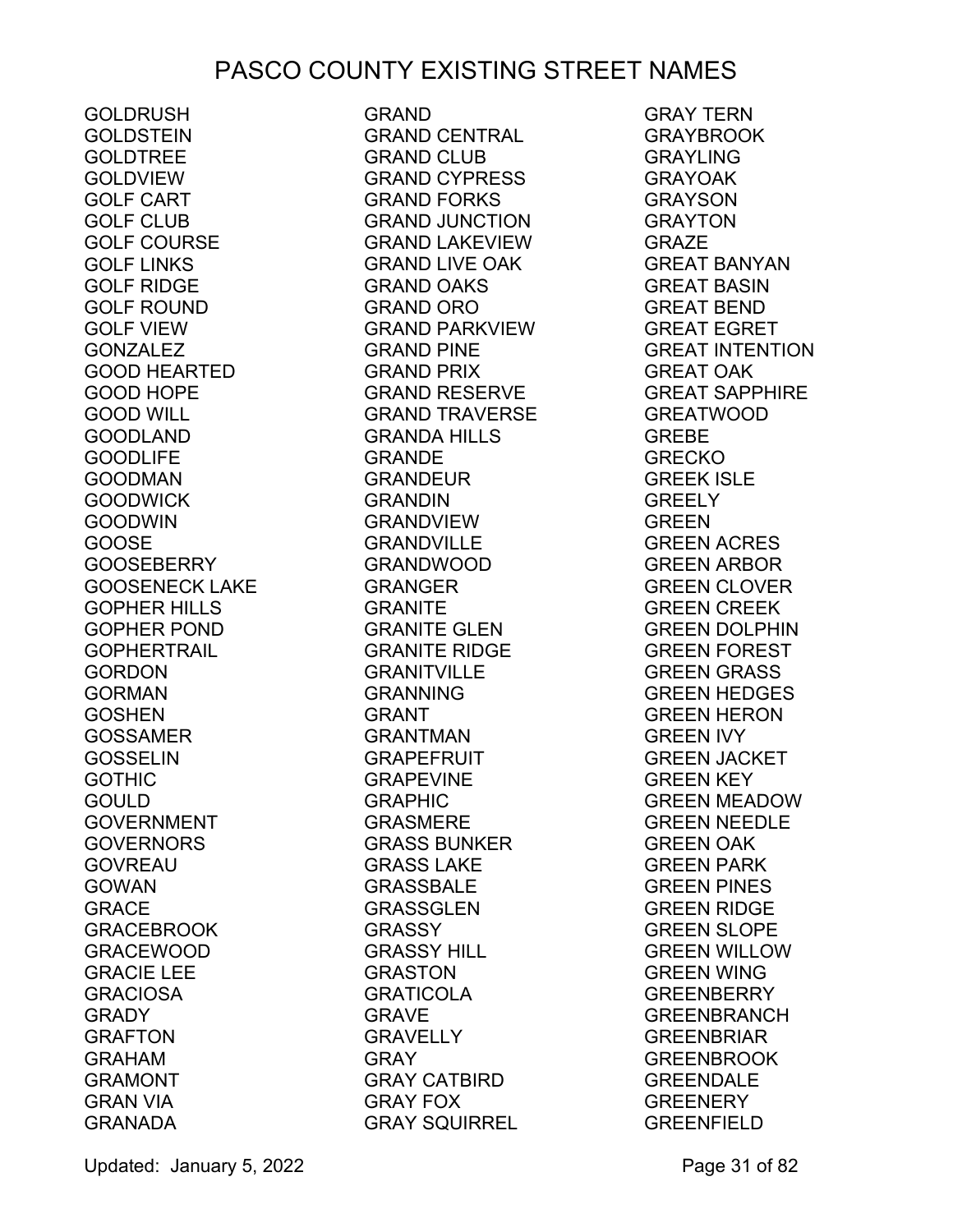# PASCO COUNTY EXISTING STREET NAMES

GOLDRUSH
GOLDSTEIN
GOLDTREE
GOLDVIEW
GOLF CART
GOLF CLUB
GOLF COURSE
GOLF LINKS
GOLF RIDGE
GOLF ROUND
GOLF VIEW
GONZALEZ
GOOD HEARTED
GOOD HOPE
GOOD WILL
GOODLAND
GOODLIFE
GOODMAN
GOODWICK
GOODWIN
GOOSE
GOOSEBERRY
GOOSENECK LAKE
GOPHER HILLS
GOPHER POND
GOPHERTRAIL
GORDON
GORMAN
GOSHEN
GOSSAMER
GOSSELIN
GOTHIC
GOULD
GOVERNMENT
GOVERNORS
GOVREAU
GOWAN
GRACE
GRACEBROOK
GRACEWOOD
GRACIE LEE
GRACIOSA
GRADY
GRAFTON
GRAHAM
GRAMONT
GRAN VIA
GRANADA
GRAND
GRAND CENTRAL
GRAND CLUB
GRAND CYPRESS
GRAND FORKS
GRAND JUNCTION
GRAND LAKEVIEW
GRAND LIVE OAK
GRAND OAKS
GRAND ORO
GRAND PARKVIEW
GRAND PINE
GRAND PRIX
GRAND RESERVE
GRAND TRAVERSE
GRANDA HILLS
GRANDE
GRANDEUR
GRANDIN
GRANDVIEW
GRANDVILLE
GRANDWOOD
GRANGER
GRANITE
GRANITE GLEN
GRANITE RIDGE
GRANITVILLE
GRANNING
GRANT
GRANTMAN
GRAPEFRUIT
GRAPEVINE
GRAPHIC
GRASMERE
GRASS BUNKER
GRASS LAKE
GRASSBALE
GRASSGLEN
GRASSY
GRASSY HILL
GRASTON
GRATICOLA
GRAVE
GRAVELLY
GRAY
GRAY CATBIRD
GRAY FOX
GRAY SQUIRREL
GRAY TERN
GRAYBROOK
GRAYLING
GRAYOAK
GRAYSON
GRAYTON
GRAZE
GREAT BANYAN
GREAT BASIN
GREAT BEND
GREAT EGRET
GREAT INTENTION
GREAT OAK
GREAT SAPPHIRE
GREATWOOD
GREBE
GRECKO
GREEK ISLE
GREELY
GREEN
GREEN ACRES
GREEN ARBOR
GREEN CLOVER
GREEN CREEK
GREEN DOLPHIN
GREEN FOREST
GREEN GRASS
GREEN HEDGES
GREEN HERON
GREEN IVY
GREEN JACKET
GREEN KEY
GREEN MEADOW
GREEN NEEDLE
GREEN OAK
GREEN PARK
GREEN PINES
GREEN RIDGE
GREEN SLOPE
GREEN WILLOW
GREEN WING
GREENBERRY
GREENBRANCH
GREENBRIAR
GREENBROOK
GREENDALE
GREENERY
GREENFIELD

Updated: January 5, 2022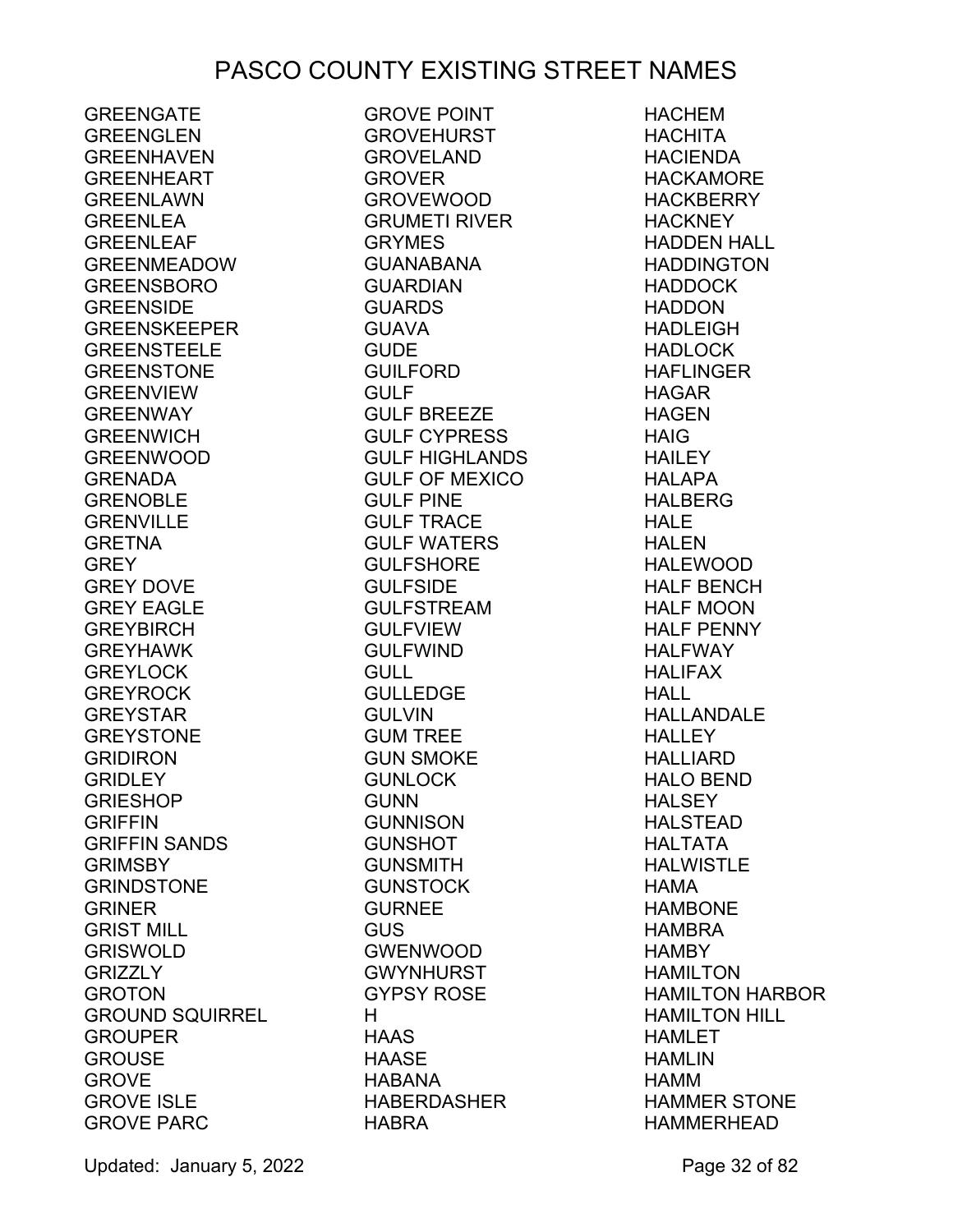# PASCO COUNTY EXISTING STREET NAMES

GREENGATE
GREENGLEN
GREENHAVEN
GREENHEART
GREENLAWN
GREENLEA
GREENLEAF
GREENMEADOW
GREENSBORO
GREENSIDE
GREENSKEEPER
GREENSTEELE
GREENSTONE
GREENVIEW
GREENWAY
GREENWICH
GREENWOOD
GRENADA
GRENOBLE
GRENVILLE
GRETNA
GREY
GREY DOVE
GREY EAGLE
GREYBIRCH
GREYHAWK
GREYLOCK
GREYROCK
GREYSTAR
GREYSTONE
GRIDIRON
GRIDLEY
GRIESHOP
GRIFFIN
GRIFFIN SANDS
GRIMSBY
GRINDSTONE
GRINER
GRIST MILL
GRISWOLD
GRIZZLY
GROTON
GROUND SQUIRREL
GROUPER
GROUSE
GROVE
GROVE ISLE
GROVE PARC
GROVE POINT
GROVEHURST
GROVELAND
GROVER
GROVEWOOD
GRUMETI RIVER
GRYMES
GUANABANA
GUARDIAN
GUARDS
GUAVA
GUDE
GUILFORD
GULF
GULF BREEZE
GULF CYPRESS
GULF HIGHLANDS
GULF OF MEXICO
GULF PINE
GULF TRACE
GULF WATERS
GULFSHORE
GULFSIDE
GULFSTREAM
GULFVIEW
GULFWIND
GULL
GULLEDGE
GULVIN
GUM TREE
GUN SMOKE
GUNLOCK
GUNN
GUNNISON
GUNSHOT
GUNSMITH
GUNSTOCK
GURNEE
GUS
GWENWOOD
GWYNHURST
GYPSY ROSE
H
HAAS
HAASE
HABANA
HABERDASHER
HABRA
HACHEM
HACHITA
HACIENDA
HACKAMORE
HACKBERRY
HACKNEY
HADDEN HALL
HADDINGTON
HADDOCK
HADDON
HADLEIGH
HADLOCK
HAFLINGER
HAGAR
HAGEN
HAIG
HAILEY
HALAPA
HALBERG
HALE
HALEN
HALEWOOD
HALF BENCH
HALF MOON
HALF PENNY
HALFWAY
HALIFAX
HALL
HALLANDALE
HALLEY
HALLIARD
HALO BEND
HALSEY
HALSTEAD
HALTATA
HALWISTLE
HAMA
HAMBONE
HAMBRA
HAMBY
HAMILTON
HAMILTON HARBOR
HAMILTON HILL
HAMLET
HAMLIN
HAMM
HAMMER STONE
HAMMERHEAD

Updated: January 5, 2022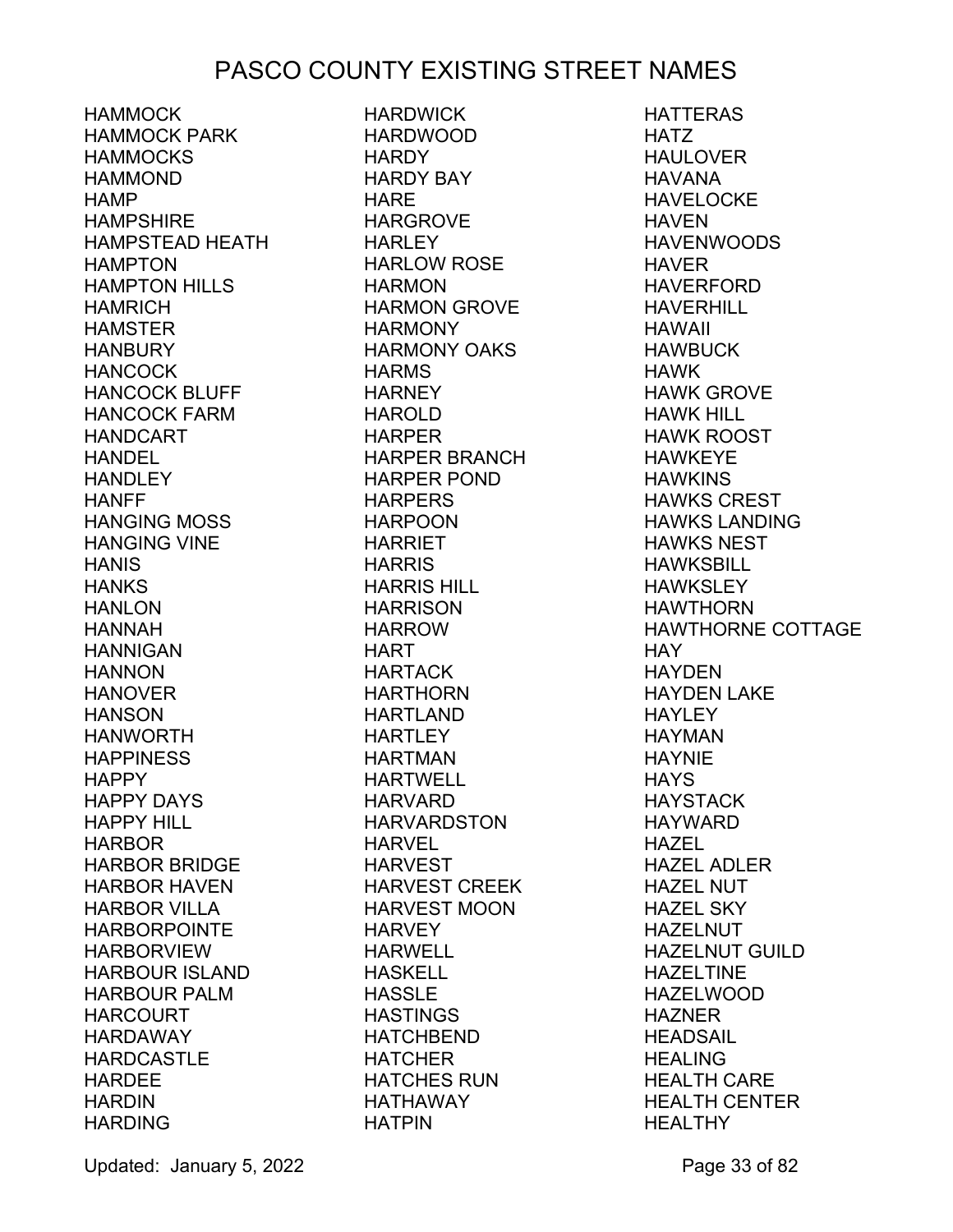# PASCO COUNTY EXISTING STREET NAMES

HAMMOCK
HAMMOCK PARK
HAMMOCKS
HAMMOND
HAMP
HAMPSHIRE
HAMPSTEAD HEATH
HAMPTON
HAMPTON HILLS
HAMRICH
HAMSTER
HANBURY
HANCOCK
HANCOCK BLUFF
HANCOCK FARM
HANDCART
HANDEL
HANDLEY
HANFF
HANGING MOSS
HANGING VINE
HANIS
HANKS
HANLON
HANNAH
HANNIGAN
HANNON
HANOVER
HANSON
HANWORTH
HAPPINESS
HAPPY
HAPPY DAYS
HAPPY HILL
HARBOR
HARBOR BRIDGE
HARBOR HAVEN
HARBOR VILLA
HARBORPOINTE
HARBORVIEW
HARBOUR ISLAND
HARBOUR PALM
HARCOURT
HARDAWAY
HARDCASTLE
HARDEE
HARDIN
HARDING
HARDWICK
HARDWOOD
HARDY
HARDY BAY
HARE
HARGROVE
HARLEY
HARLOW ROSE
HARMON
HARMON GROVE
HARMONY
HARMONY OAKS
HARMS
HARNEY
HAROLD
HARPER
HARPER BRANCH
HARPER POND
HARPERS
HARPOON
HARRIET
HARRIS
HARRIS HILL
HARRISON
HARROW
HART
HARTACK
HARTHORN
HARTLAND
HARTLEY
HARTMAN
HARTWELL
HARVARD
HARVARDSTON
HARVEL
HARVEST
HARVEST CREEK
HARVEST MOON
HARVEY
HARWELL
HASKELL
HASSLE
HASTINGS
HATCHBEND
HATCHER
HATCHES RUN
HATHAWAY
HATPIN
HATTERAS
HATZ
HAULOVER
HAVANA
HAVELOCKE
HAVEN
HAVENWOODS
HAVER
HAVERFORD
HAVERHILL
HAWAII
HAWBUCK
HAWK
HAWK GROVE
HAWK HILL
HAWK ROOST
HAWKEYE
HAWKINS
HAWKS CREST
HAWKS LANDING
HAWKS NEST
HAWKSBILL
HAWKSLEY
HAWTHORN
HAWTHORNE COTTAGE
HAY
HAYDEN
HAYDEN LAKE
HAYLEY
HAYMAN
HAYNIE
HAYS
HAYSTACK
HAYWARD
HAZEL
HAZEL ADLER
HAZEL NUT
HAZEL SKY
HAZELNUT
HAZELNUT GUILD
HAZELTINE
HAZELWOOD
HAZNER
HEADSAIL
HEALING
HEALTH CARE
HEALTH CENTER
HEALTHY

Updated: January 5, 2022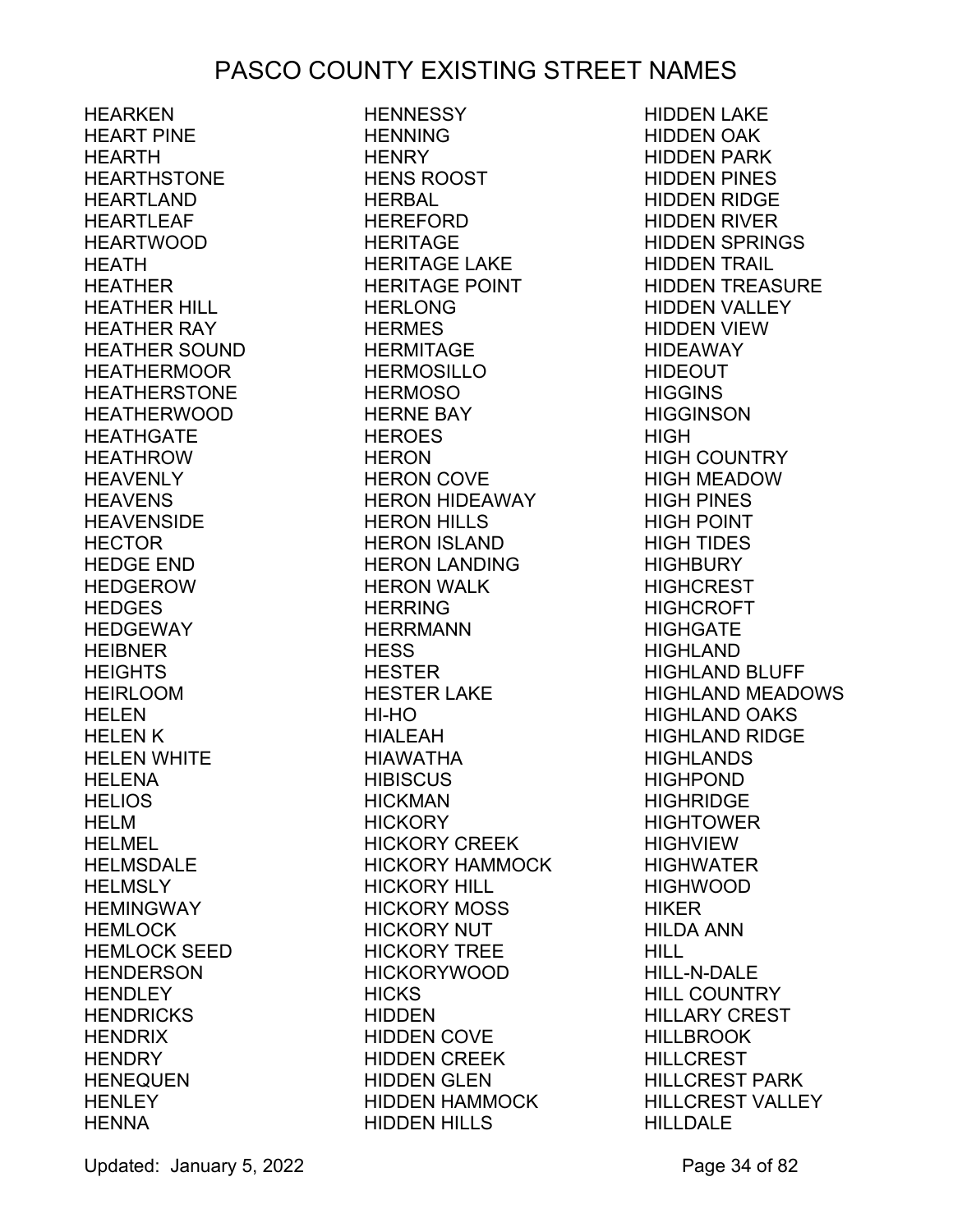# PASCO COUNTY EXISTING STREET NAMES

HEARKEN
HEART PINE
HEARTH
HEARTHSTONE
HEARTLAND
HEARTLEAF
HEARTWOOD
HEATH
HEATHER
HEATHER HILL
HEATHER RAY
HEATHER SOUND
HEATHERMOOR
HEATHERSTONE
HEATHERWOOD
HEATHGATE
HEATHROW
HEAVENLY
HEAVENS
HEAVENSIDE
HECTOR
HEDGE END
HEDGEROW
HEDGES
HEDGEWAY
HEIBNER
HEIGHTS
HEIRLOOM
HELEN
HELEN K
HELEN WHITE
HELENA
HELIOS
HELM
HELMEL
HELMSDALE
HELMSLY
HEMINGWAY
HEMLOCK
HEMLOCK SEED
HENDERSON
HENDLEY
HENDRICKS
HENDRIX
HENDRY
HENEQUEN
HENLEY
HENNA
HENNESSY
HENNING
HENRY
HENS ROOST
HERBAL
HEREFORD
HERITAGE
HERITAGE LAKE
HERITAGE POINT
HERLONG
HERMES
HERMITAGE
HERMOSILLO
HERMOSO
HERNE BAY
HEROES
HERON
HERON COVE
HERON HIDEAWAY
HERON HILLS
HERON ISLAND
HERON LANDING
HERON WALK
HERRING
HERRMANN
HESS
HESTER
HESTER LAKE
HI-HO
HIALEAH
HIAWATHA
HIBISCUS
HICKMAN
HICKORY
HICKORY CREEK
HICKORY HAMMOCK
HICKORY HILL
HICKORY MOSS
HICKORY NUT
HICKORY TREE
HICKORYWOOD
HICKS
HIDDEN
HIDDEN COVE
HIDDEN CREEK
HIDDEN GLEN
HIDDEN HAMMOCK
HIDDEN HILLS
HIDDEN LAKE
HIDDEN OAK
HIDDEN PARK
HIDDEN PINES
HIDDEN RIDGE
HIDDEN RIVER
HIDDEN SPRINGS
HIDDEN TRAIL
HIDDEN TREASURE
HIDDEN VALLEY
HIDDEN VIEW
HIDEAWAY
HIDEOUT
HIGGINS
HIGGINSON
HIGH
HIGH COUNTRY
HIGH MEADOW
HIGH PINES
HIGH POINT
HIGH TIDES
HIGHBURY
HIGHCREST
HIGHCROFT
HIGHGATE
HIGHLAND
HIGHLAND BLUFF
HIGHLAND MEADOWS
HIGHLAND OAKS
HIGHLAND RIDGE
HIGHLANDS
HIGHPOND
HIGHRIDGE
HIGHTOWER
HIGHVIEW
HIGHWATER
HIGHWOOD
HIKER
HILDA ANN
HILL
HILL-N-DALE
HILL COUNTRY
HILLARY CREST
HILLBROOK
HILLCREST
HILLCREST PARK
HILLCREST VALLEY
HILLDALE

Updated: January 5, 2022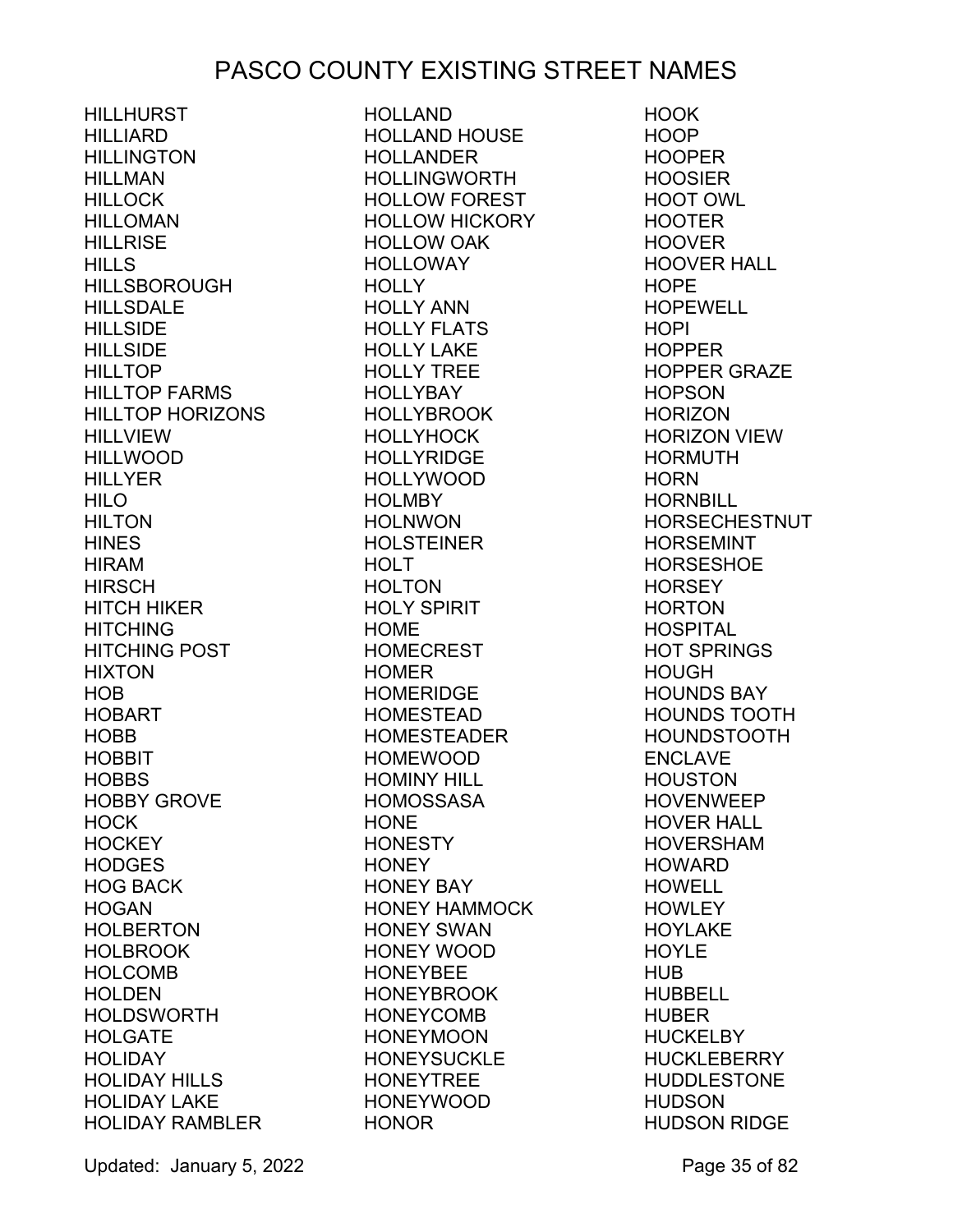# PASCO COUNTY EXISTING STREET NAMES

HILLHURST
HILLIARD
HILLINGTON
HILLMAN
HILLOCK
HILLOMAN
HILLRISE
HILLS
HILLSBOROUGH
HILLSDALE
HILLSIDE
HILLSIDE
HILLTOP
HILLTOP FARMS
HILLTOP HORIZONS
HILLVIEW
HILLWOOD
HILLYER
HILO
HILTON
HINES
HIRAM
HIRSCH
HITCH HIKER
HITCHING
HITCHING POST
HIXTON
HOB
HOBART
HOBB
HOBBIT
HOBBS
HOBBY GROVE
HOCK
HOCKEY
HODGES
HOG BACK
HOGAN
HOLBERTON
HOLBROOK
HOLCOMB
HOLDEN
HOLDSWORTH
HOLGATE
HOLIDAY
HOLIDAY HILLS
HOLIDAY LAKE
HOLIDAY RAMBLER
HOLLAND
HOLLAND HOUSE
HOLLANDER
HOLLINGWORTH
HOLLOW FOREST
HOLLOW HICKORY
HOLLOW OAK
HOLLOWAY
HOLLY
HOLLY ANN
HOLLY FLATS
HOLLY LAKE
HOLLY TREE
HOLLYBAY
HOLLYBROOK
HOLLYHOCK
HOLLYRIDGE
HOLLYWOOD
HOLMBY
HOLNWON
HOLSTEINER
HOLT
HOLTON
HOLY SPIRIT
HOME
HOMECREST
HOMER
HOMERIDGE
HOMESTEAD
HOMESTEADER
HOMEWOOD
HOMINY HILL
HOMOSSASA
HONE
HONESTY
HONEY
HONEY BAY
HONEY HAMMOCK
HONEY SWAN
HONEY WOOD
HONEYBEE
HONEYBROOK
HONEYCOMB
HONEYMOON
HONEYSUCKLE
HONEYTREE
HONEYWOOD
HONOR
HOOK
HOOP
HOOPER
HOOSIER
HOOT OWL
HOOTER
HOOVER
HOOVER HALL
HOPE
HOPEWELL
HOPI
HOPPER
HOPPER GRAZE
HOPSON
HORIZON
HORIZON VIEW
HORMUTH
HORN
HORNBILL
HORSECHESTNUT
HORSEMINT
HORSESHOE
HORSEY
HORTON
HOSPITAL
HOT SPRINGS
HOUGH
HOUNDS BAY
HOUNDS TOOTH
HOUNDSTOOTH
ENCLAVE
HOUSTON
HOVENWEEP
HOVER HALL
HOVERSHAM
HOWARD
HOWELL
HOWLEY
HOYLAKE
HOYLE
HUB
HUBBELL
HUBER
HUCKELBY
HUCKLEBERRY
HUDDLESTONE
HUDSON
HUDSON RIDGE

Updated: January 5, 2022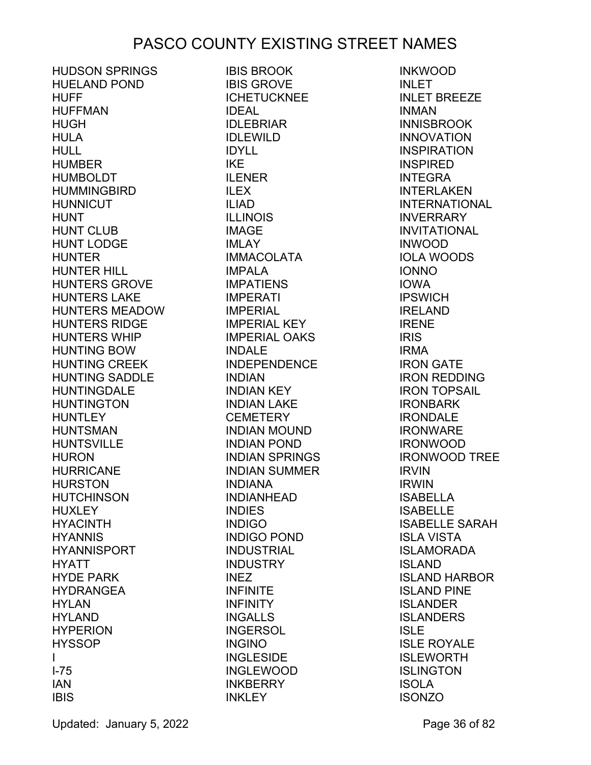# PASCO COUNTY EXISTING STREET NAMES

HUDSON SPRINGS
HUELAND POND
HUFF
HUFFMAN
HUGH
HULA
HULL
HUMBER
HUMBOLDT
HUMMINGBIRD
HUNNICUT
HUNT
HUNT CLUB
HUNT LODGE
HUNTER
HUNTER HILL
HUNTERS GROVE
HUNTERS LAKE
HUNTERS MEADOW
HUNTERS RIDGE
HUNTERS WHIP
HUNTING BOW
HUNTING CREEK
HUNTING SADDLE
HUNTINGDALE
HUNTINGTON
HUNTLEY
HUNTSMAN
HUNTSVILLE
HURON
HURRICANE
HURSTON
HUTCHINSON
HUXLEY
HYACINTH
HYANNIS
HYANNISPORT
HYATT
HYDE PARK
HYDRANGEA
HYLAN
HYLAND
HYPERION
HYSSOP
I
I-75
IAN
IBIS
IBIS BROOK
IBIS GROVE
ICHETUCKNEE
IDEAL
IDLEBRIAR
IDLEWILD
IDYLL
IKE
ILENER
ILEX
ILIAD
ILLINOIS
IMAGE
IMLAY
IMMACOLATA
IMPALA
IMPATIENS
IMPERATI
IMPERIAL
IMPERIAL KEY
IMPERIAL OAKS
INDALE
INDEPENDENCE
INDIAN
INDIAN KEY
INDIAN LAKE CEMETERY
INDIAN MOUND
INDIAN POND
INDIAN SPRINGS
INDIAN SUMMER
INDIANA
INDIANHEAD
INDIES
INDIGO
INDIGO POND
INDUSTRIAL
INDUSTRY
INEZ
INFINITE
INFINITY
INGALLS
INGERSOL
INGINO
INGLESIDE
INGLEWOOD
INKBERRY
INKLEY
INKWOOD
INLET
INLET BREEZE
INMAN
INNISBROOK
INNOVATION
INSPIRATION
INSPIRED
INTEGRA
INTERLAKEN
INTERNATIONAL
INVERRARY
INVITATIONAL
INWOOD
IOLA WOODS
IONNO
IOWA
IPSWICH
IRELAND
IRENE
IRIS
IRMA
IRON GATE
IRON REDDING
IRON TOPSAIL
IRONBARK
IRONDALE
IRONWARE
IRONWOOD
IRONWOOD TREE
IRVIN
IRWIN
ISABELLA
ISABELLE
ISABELLE SARAH
ISLA VISTA
ISLAMORADA
ISLAND
ISLAND HARBOR
ISLAND PINE
ISLANDER
ISLANDERS
ISLE
ISLE ROYALE
ISLEWORTH
ISLINGTON
ISOLA
ISONZO

Updated: January 5, 2022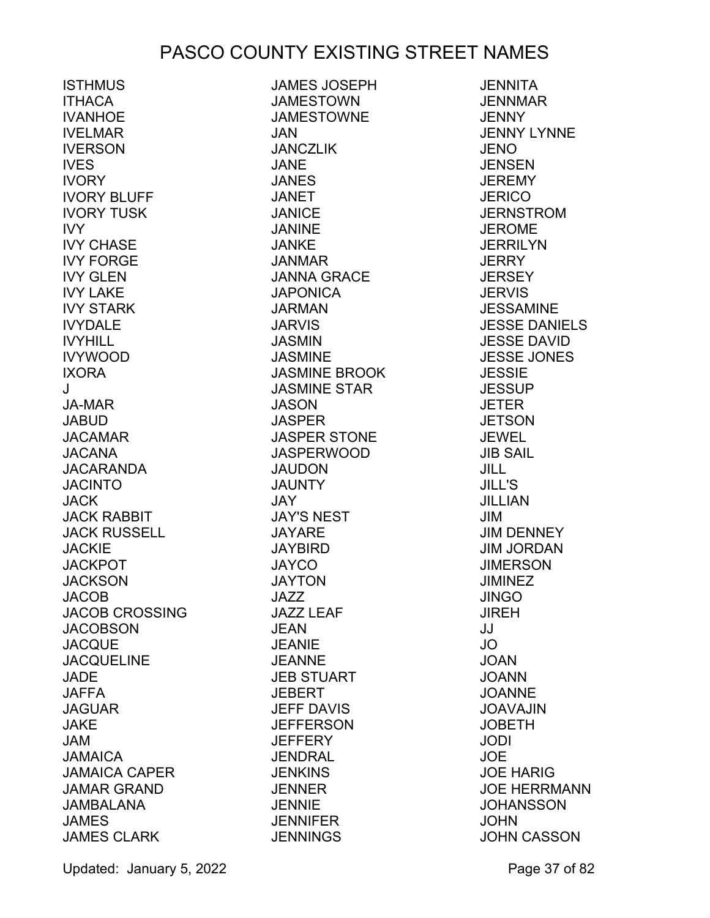# PASCO COUNTY EXISTING STREET NAMES

ISTHMUS
ITHACA
IVANHOE
IVELMAR
IVERSON
IVES
IVORY
IVORY BLUFF
IVORY TUSK
IVY
IVY CHASE
IVY FORGE
IVY GLEN
IVY LAKE
IVY STARK
IVYDALE
IVYHILL
IVYWOOD
IXORA
J
JA-MAR
JABUD
JACAMAR
JACANA
JACARANDA
JACINTO
JACK
JACK RABBIT
JACK RUSSELL
JACKIE
JACKPOT
JACKSON
JACOB
JACOB CROSSING
JACOBSON
JACQUE
JACQUELINE
JADE
JAFFA
JAGUAR
JAKE
JAM
JAMAICA
JAMAICA CAPER
JAMAR GRAND
JAMBALANA
JAMES
JAMES CLARK
JAMES JOSEPH
JAMESTOWN
JAMESTOWNE
JAN
JANCZLIK
JANE
JANES
JANET
JANICE
JANINE
JANKE
JANMAR
JANNA GRACE
JAPONICA
JARMAN
JARVIS
JASMIN
JASMINE
JASMINE BROOK
JASMINE STAR
JASON
JASPER
JASPER STONE
JASPERWOOD
JAUDON
JAUNTY
JAY
JAY'S NEST
JAYARE
JAYBIRD
JAYCO
JAYTON
JAZZ
JAZZ LEAF
JEAN
JEANIE
JEANNE
JEB STUART
JEBERT
JEFF DAVIS
JEFFERSON
JEFFERY
JENDRAL
JENKINS
JENNER
JENNIE
JENNIFER
JENNINGS
JENNITA
JENNMAR
JENNY
JENNY LYNNE
JENO
JENSEN
JEREMY
JERICO
JERNSTROM
JEROME
JERRILYN
JERRY
JERSEY
JERVIS
JESSAMINE
JESSE DANIELS
JESSE DAVID
JESSE JONES
JESSIE
JESSUP
JETER
JETSON
JEWEL
JIB SAIL
JILL
JILL'S
JILLIAN
JIM
JIM DENNEY
JIM JORDAN
JIMERSON
JIMINEZ
JINGO
JIREH
JJ
JO
JOAN
JOANN
JOANNE
JOAVAJIN
JOBETH
JODI
JOE
JOE HARIG
JOE HERRMANN
JOHANSSON
JOHN
JOHN CASSON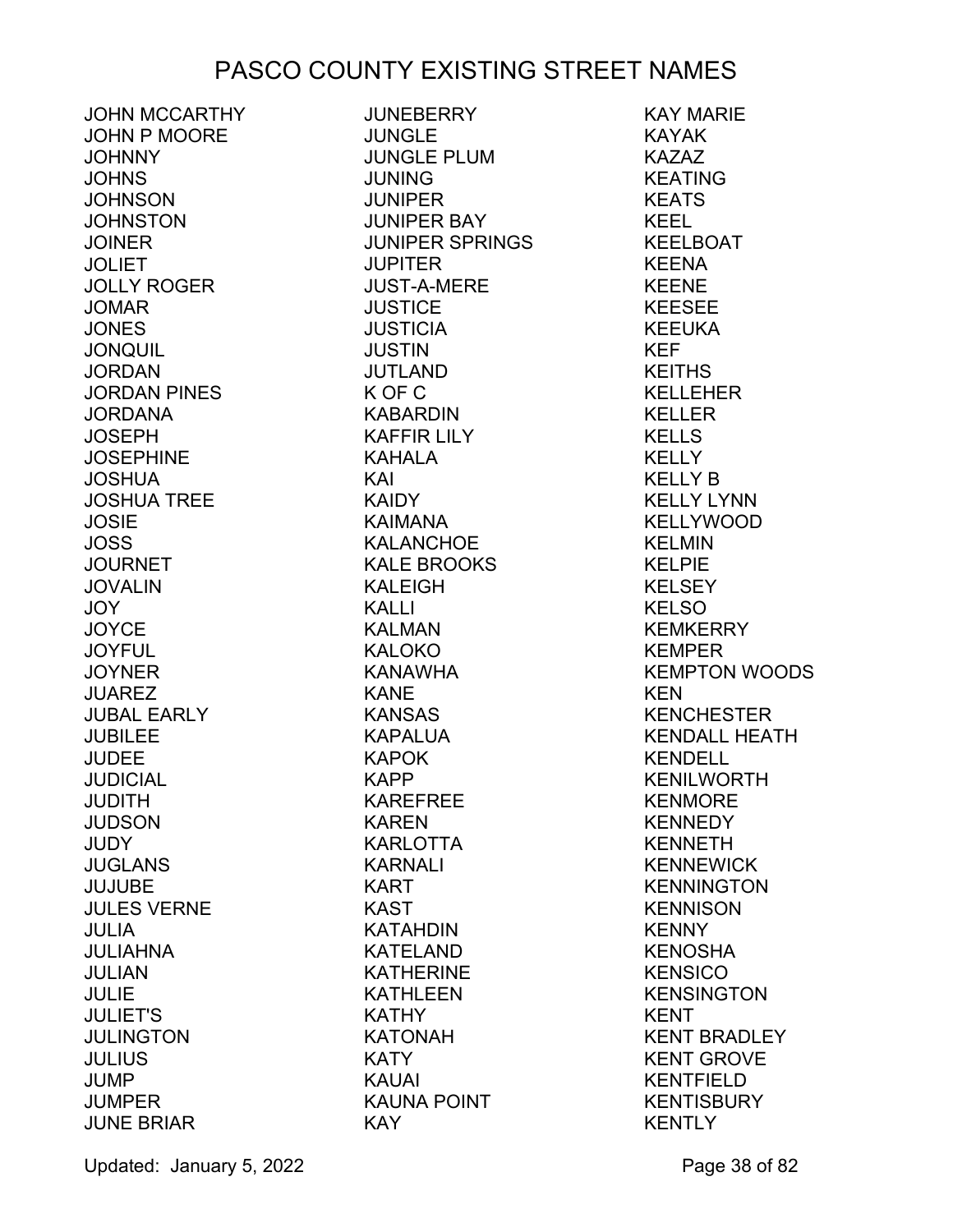# PASCO COUNTY EXISTING STREET NAMES

JOHN MCCARTHY
JOHN P MOORE
JOHNNY
JOHNS
JOHNSON
JOHNSTON
JOINER
JOLIET
JOLLY ROGER
JOMAR
JONES
JONQUIL
JORDAN
JORDAN PINES
JORDANA
JOSEPH
JOSEPHINE
JOSHUA
JOSHUA TREE
JOSIE
JOSS
JOURNET
JOVALIN
JOY
JOYCE
JOYFUL
JOYNER
JUAREZ
JUBAL EARLY
JUBILEE
JUDEE
JUDICIAL
JUDITH
JUDSON
JUDY
JUGLANS
JUJUBE
JULES VERNE
JULIA
JULIAHNA
JULIAN
JULIE
JULIET'S
JULINGTON
JULIUS
JUMP
JUMPER
JUNE BRIAR
JUNEBERRY
JUNGLE
JUNGLE PLUM
JUNING
JUNIPER
JUNIPER BAY
JUNIPER SPRINGS
JUPITER
JUST-A-MERE
JUSTICE
JUSTICIA
JUSTIN
JUTLAND
K OF C
KABARDIN
KAFFIR LILY
KAHALA
KAI
KAIDY
KAIMANA
KALANCHOE
KALE BROOKS
KALEIGH
KALLI
KALMAN
KALOKO
KANAWHA
KANE
KANSAS
KAPALUA
KAPOK
KAPP
KAREFREE
KAREN
KARLOTTA
KARNALI
KART
KAST
KATAHDIN
KATELAND
KATHERINE
KATHLEEN
KATHY
KATONAH
KATY
KAUAI
KAUNA POINT
KAY
KAY MARIE
KAYAK
KAZAZ
KEATING
KEATS
KEEL
KEELBOAT
KEENA
KEENE
KEESEE
KEEUKA
KEF
KEITHS
KELLEHER
KELLER
KELLS
KELLY
KELLY B
KELLY LYNN
KELLYWOOD
KELMIN
KELPIE
KELSEY
KELSO
KEMKERRY
KEMPER
KEMPTON WOODS
KEN
KENCHESTER
KENDALL HEATH
KENDELL
KENILWORTH
KENMORE
KENNEDY
KENNETH
KENNEWICK
KENNINGTON
KENNISON
KENNY
KENOSHA
KENSICO
KENSINGTON
KENT
KENT BRADLEY
KENT GROVE
KENTFIELD
KENTISBURY
KENTLY

Updated: January 5, 2022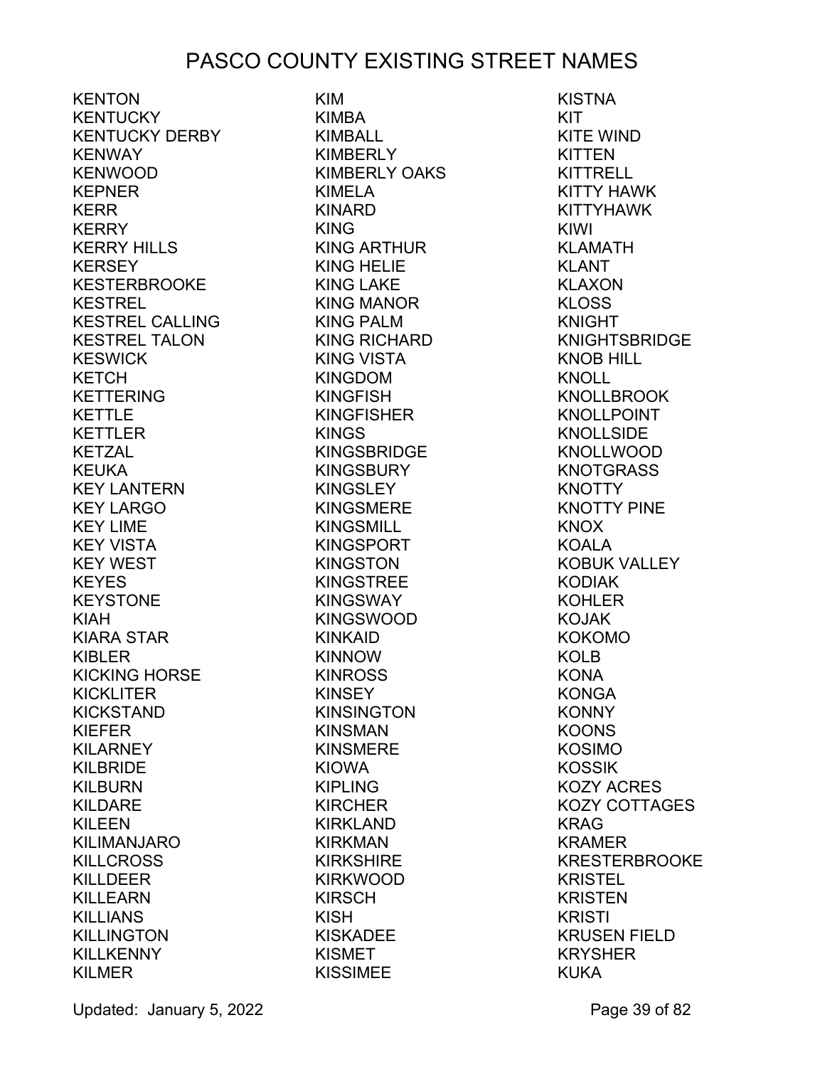# PASCO COUNTY EXISTING STREET NAMES

KENTON
KENTUCKY
KENTUCKY DERBY
KENWAY
KENWOOD
KEPNER
KERR
KERRY
KERRY HILLS
KERSEY
KESTERBROOKE
KESTREL
KESTREL CALLING
KESTREL TALON
KESWICK
KETCH
KETTERING
KETTLE
KETTLER
KETZAL
KEUKA
KEY LANTERN
KEY LARGO
KEY LIME
KEY VISTA
KEY WEST
KEYES
KEYSTONE
KIAH
KIARA STAR
KIBLER
KICKING HORSE
KICKLITER
KICKSTAND
KIEFER
KILARNEY
KILBRIDE
KILBURN
KILDARE
KILEEN
KILIMANJARO
KILLCROSS
KILLDEER
KILLEARN
KILLIANS
KILLINGTON
KILLKENNY
KILMER
KIM
KIMBA
KIMBALL
KIMBERLY
KIMBERLY OAKS
KIMELA
KINARD
KING
KING ARTHUR
KING HELIE
KING LAKE
KING MANOR
KING PALM
KING RICHARD
KING VISTA
KINGDOM
KINGFISH
KINGFISHER
KINGS
KINGSBRIDGE
KINGSBURY
KINGSLEY
KINGSMERE
KINGSMILL
KINGSPORT
KINGSTON
KINGSTREE
KINGSWAY
KINGSWOOD
KINKAID
KINNOW
KINROSS
KINSEY
KINSINGTON
KINSMAN
KINSMERE
KIOWA
KIPLING
KIRCHER
KIRKLAND
KIRKMAN
KIRKSHIRE
KIRKWOOD
KIRSCH
KISH
KISKADEE
KISMET
KISSIMEE
KISTNA
KIT
KITE WIND
KITTEN
KITTRELL
KITTY HAWK
KITTYHAWK
KIWI
KLAMATH
KLANT
KLAXON
KLOSS
KNIGHT
KNIGHTSBRIDGE
KNOB HILL
KNOLL
KNOLLBROOK
KNOLLPOINT
KNOLLSIDE
KNOLLWOOD
KNOTGRASS
KNOTTY
KNOTTY PINE
KNOX
KOALA
KOBUK VALLEY
KODIAK
KOHLER
KOJAK
KOKOMO
KOLB
KONA
KONGA
KONNY
KOONS
KOSIMO
KOSSIK
KOZY ACRES
KOZY COTTAGES
KRAG
KRAMER
KRESTERBROOKE
KRISTEL
KRISTEN
KRISTI
KRUSEN FIELD
KRYSHER
KUKA

Updated: January 5, 2022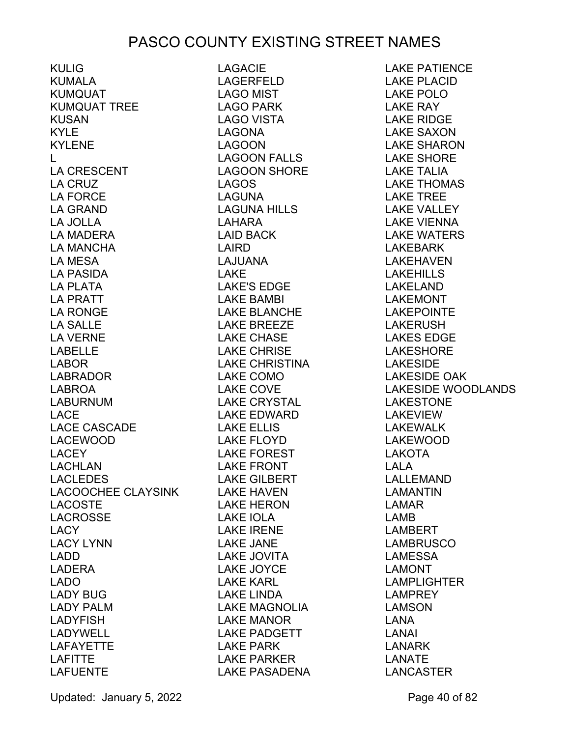# PASCO COUNTY EXISTING STREET NAMES

KULIG
KUMALA
KUMQUAT
KUMQUAT TREE
KUSAN
KYLE
KYLENE
L
LA CRESCENT
LA CRUZ
LA FORCE
LA GRAND
LA JOLLA
LA MADERA
LA MANCHA
LA MESA
LA PASIDA
LA PLATA
LA PRATT
LA RONGE
LA SALLE
LA VERNE
LABELLE
LABOR
LABRADOR
LABROA
LABURNUM
LACE
LACE CASCADE
LACEWOOD
LACEY
LACHLAN
LACLEDES
LACOOCHEE CLAYSINK
LACOSTE
LACROSSE
LACY
LACY LYNN
LADD
LADERA
LADO
LADY BUG
LADY PALM
LADYFISH
LADYWELL
LAFAYETTE
LAFITTE
LAFUENTE
LAGACIE
LAGERFELD
LAGO MIST
LAGO PARK
LAGO VISTA
LAGONA
LAGOON
LAGOON FALLS
LAGOON SHORE
LAGOS
LAGUNA
LAGUNA HILLS
LAHARA
LAID BACK
LAIRD
LAJUANA
LAKE
LAKE'S EDGE
LAKE BAMBI
LAKE BLANCHE
LAKE BREEZE
LAKE CHASE
LAKE CHRISE
LAKE CHRISTINA
LAKE COMO
LAKE COVE
LAKE CRYSTAL
LAKE EDWARD
LAKE ELLIS
LAKE FLOYD
LAKE FOREST
LAKE FRONT
LAKE GILBERT
LAKE HAVEN
LAKE HERON
LAKE IOLA
LAKE IRENE
LAKE JANE
LAKE JOVITA
LAKE JOYCE
LAKE KARL
LAKE LINDA
LAKE MAGNOLIA
LAKE MANOR
LAKE PADGETT
LAKE PARK
LAKE PARKER
LAKE PASADENA
LAKE PATIENCE
LAKE PLACID
LAKE POLO
LAKE RAY
LAKE RIDGE
LAKE SAXON
LAKE SHARON
LAKE SHORE
LAKE TALIA
LAKE THOMAS
LAKE TREE
LAKE VALLEY
LAKE VIENNA
LAKE WATERS
LAKEBARK
LAKEHAVEN
LAKEHILLS
LAKELAND
LAKEMONT
LAKEPOINTE
LAKERUSH
LAKES EDGE
LAKESHORE
LAKESIDE
LAKESIDE OAK
LAKESIDE WOODLANDS
LAKESTONE
LAKEVIEW
LAKEWALK
LAKEWOOD
LAKOTA
LALA
LALLEMAND
LAMANTIN
LAMAR
LAMB
LAMBERT
LAMBRUSCO
LAMESSA
LAMONT
LAMPLIGHTER
LAMPREY
LAMSON
LANA
LANAI
LANARK
LANATE
LANCASTER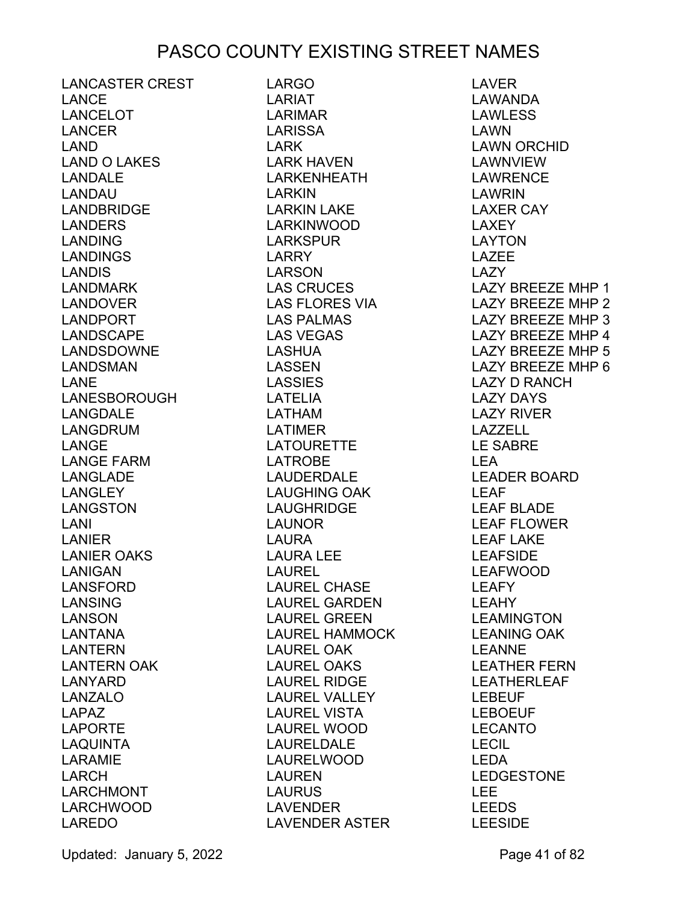# PASCO COUNTY EXISTING STREET NAMES

LANCASTER CREST
LANCE
LANCELOT
LANCER
LAND
LAND O LAKES
LANDALE
LANDAU
LANDBRIDGE
LANDERS
LANDING
LANDINGS
LANDIS
LANDMARK
LANDOVER
LANDPORT
LANDSCAPE
LANDSDOWNE
LANDSMAN
LANE
LANESBOROUGH
LANGDALE
LANGDRUM
LANGE
LANGE FARM
LANGLADE
LANGLEY
LANGSTON
LANI
LANIER
LANIER OAKS
LANIGAN
LANSFORD
LANSING
LANSON
LANTANA
LANTERN
LANTERN OAK
LANYARD
LANZALO
LAPAZ
LAPORTE
LAQUINTA
LARAMIE
LARCH
LARCHMONT
LARCHWOOD
LAREDO
LARGO
LARIAT
LARIMAR
LARISSA
LARK
LARK HAVEN
LARKENHEATH
LARKIN
LARKIN LAKE
LARKINWOOD
LARKSPUR
LARRY
LARSON
LAS CRUCES
LAS FLORES VIA
LAS PALMAS
LAS VEGAS
LASHUA
LASSEN
LASSIES
LATELIA
LATHAM
LATIMER
LATOURETTE
LATROBE
LAUDERDALE
LAUGHING OAK
LAUGHRIDGE
LAUNOR
LAURA
LAURA LEE
LAUREL
LAUREL CHASE
LAUREL GARDEN
LAUREL GREEN
LAUREL HAMMOCK
LAUREL OAK
LAUREL OAKS
LAUREL RIDGE
LAUREL VALLEY
LAUREL VISTA
LAUREL WOOD
LAURELDALE
LAURELWOOD
LAUREN
LAURUS
LAVENDER
LAVENDER ASTER
LAVER
LAWANDA
LAWLESS
LAWN
LAWN ORCHID
LAWNVIEW
LAWRENCE
LAWRIN
LAXER CAY
LAXEY
LAYTON
LAZEE
LAZY
LAZY BREEZE MHP 1
LAZY BREEZE MHP 2
LAZY BREEZE MHP 3
LAZY BREEZE MHP 4
LAZY BREEZE MHP 5
LAZY BREEZE MHP 6
LAZY D RANCH
LAZY DAYS
LAZY RIVER
LAZZELL
LE SABRE
LEA
LEADER BOARD
LEAF
LEAF BLADE
LEAF FLOWER
LEAF LAKE
LEAFSIDE
LEAFWOOD
LEAFY
LEAHY
LEAMINGTON
LEANING OAK
LEANNE
LEATHER FERN
LEATHERLEAF
LEBEUF
LEBOEUF
LECANTO
LECIL
LEDA
LEDGESTONE
LEE
LEEDS
LEESIDE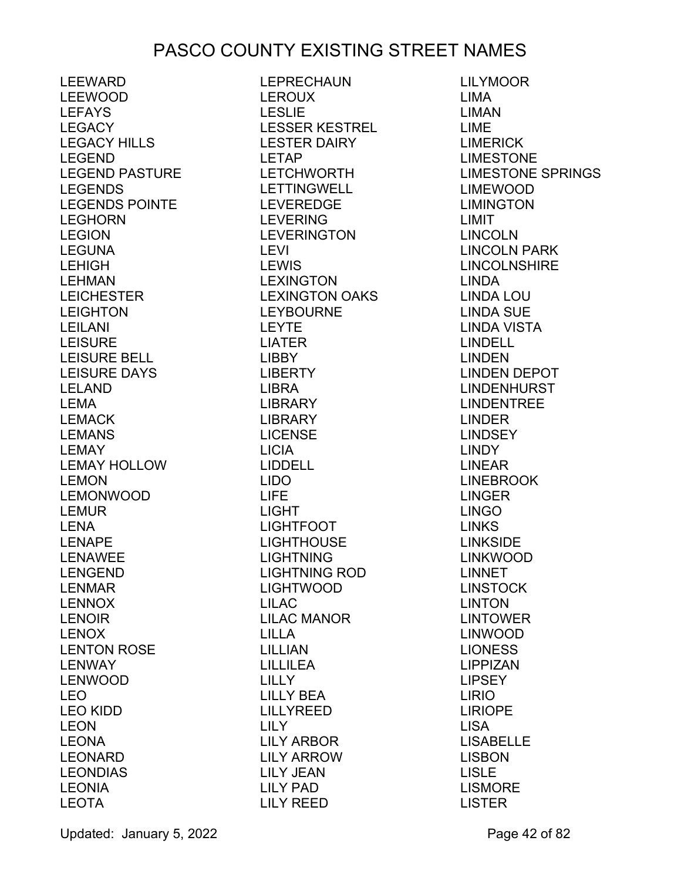# PASCO COUNTY EXISTING STREET NAMES

LEEWARD
LEEWOOD
LEFAYS
LEGACY
LEGACY HILLS
LEGEND
LEGEND PASTURE
LEGENDS
LEGENDS POINTE
LEGHORN
LEGION
LEGUNA
LEHIGH
LEHMAN
LEICHESTER
LEIGHTON
LEILANI
LEISURE
LEISURE BELL
LEISURE DAYS
LELAND
LEMA
LEMACK
LEMANS
LEMAY
LEMAY HOLLOW
LEMON
LEMONWOOD
LEMUR
LENA
LENAPE
LENAWEE
LENGEND
LENMAR
LENNOX
LENOIR
LENOX
LENTON ROSE
LENWAY
LENWOOD
LEO
LEO KIDD
LEON
LEONA
LEONARD
LEONDIAS
LEONIA
LEOTA
LEPRECHAUN
LEROUX
LESLIE
LESSER KESTREL
LESTER DAIRY
LETAP
LETCHWORTH
LETTINGWELL
LEVEREDGE
LEVERING
LEVERINGTON
LEVI
LEWIS
LEXINGTON
LEXINGTON OAKS
LEYBOURNE
LEYTE
LIATER
LIBBY
LIBERTY
LIBRA
LIBRARY
LIBRARY
LICENSE
LICIA
LIDDELL
LIDO
LIFE
LIGHT
LIGHTFOOT
LIGHTHOUSE
LIGHTNING
LIGHTNING ROD
LIGHTWOOD
LILAC
LILAC MANOR
LILLA
LILLIAN
LILLILEA
LILLY
LILLY BEA
LILLYREED
LILY
LILY ARBOR
LILY ARROW
LILY JEAN
LILY PAD
LILY REED
LILYMOOR
LIMA
LIMAN
LIME
LIMERICK
LIMESTONE
LIMESTONE SPRINGS
LIMEWOOD
LIMINGTON
LIMIT
LINCOLN
LINCOLN PARK
LINCOLNSHIRE
LINDA
LINDA LOU
LINDA SUE
LINDA VISTA
LINDELL
LINDEN
LINDEN DEPOT
LINDENHURST
LINDENTREE
LINDER
LINDSEY
LINDY
LINEAR
LINEBROOK
LINGER
LINGO
LINKS
LINKSIDE
LINKWOOD
LINNET
LINSTOCK
LINTON
LINTOWER
LINWOOD
LIONESS
LIPPIZAN
LIPSEY
LIRIO
LIRIOPE
LISA
LISABELLE
LISBON
LISLE
LISMORE
LISTER

Updated: January 5, 2022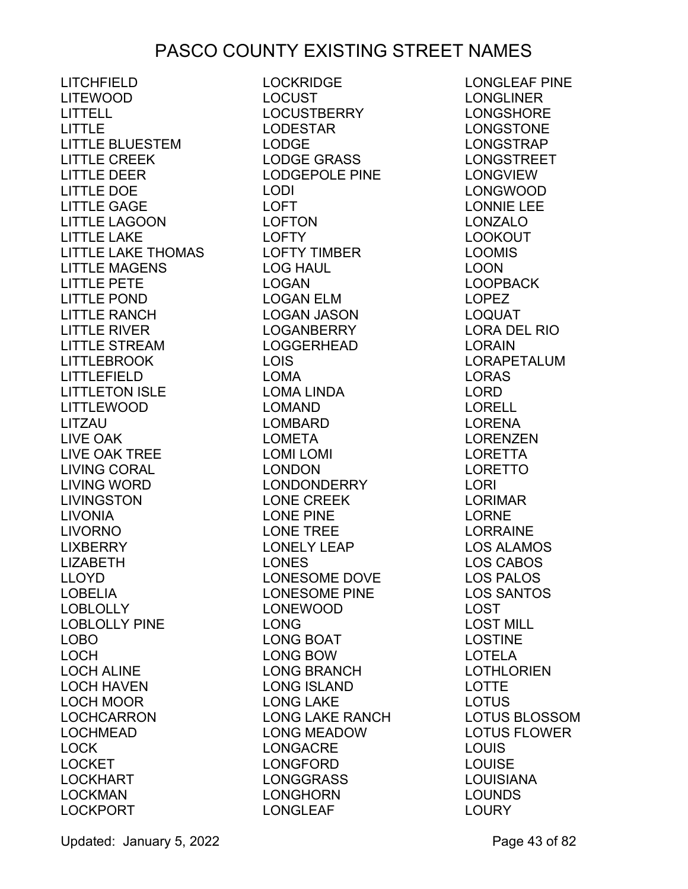# PASCO COUNTY EXISTING STREET NAMES

LITCHFIELD
LITEWOOD
LITTELL
LITTLE
LITTLE BLUESTEM
LITTLE CREEK
LITTLE DEER
LITTLE DOE
LITTLE GAGE
LITTLE LAGOON
LITTLE LAKE
LITTLE LAKE THOMAS
LITTLE MAGENS
LITTLE PETE
LITTLE POND
LITTLE RANCH
LITTLE RIVER
LITTLE STREAM
LITTLEBROOK
LITTLEFIELD
LITTLETON ISLE
LITTLEWOOD
LITZAU
LIVE OAK
LIVE OAK TREE
LIVING CORAL
LIVING WORD
LIVINGSTON
LIVONIA
LIVORNO
LIXBERRY
LIZABETH
LLOYD
LOBELIA
LOBLOLLY
LOBLOLLY PINE
LOBO
LOCH
LOCH ALINE
LOCH HAVEN
LOCH MOOR
LOCHCARRON
LOCHMEAD
LOCK
LOCKET
LOCKHART
LOCKMAN
LOCKPORT
LOCKRIDGE
LOCUST
LOCUSTBERRY
LODESTAR
LODGE
LODGE GRASS
LODGEPOLE PINE
LODI
LOFT
LOFTON
LOFTY
LOFTY TIMBER
LOG HAUL
LOGAN
LOGAN ELM
LOGAN JASON
LOGANBERRY
LOGGERHEAD
LOIS
LOMA
LOMA LINDA
LOMAND
LOMBARD
LOMETA
LOMI LOMI
LONDON
LONDONDERRY
LONE CREEK
LONE PINE
LONE TREE
LONELY LEAP
LONES
LONESOME DOVE
LONESOME PINE
LONEWOOD
LONG
LONG BOAT
LONG BOW
LONG BRANCH
LONG ISLAND
LONG LAKE
LONG LAKE RANCH
LONG MEADOW
LONGACRE
LONGFORD
LONGGRASS
LONGHORN
LONGLEAF
LONGLEAF PINE
LONGLINER
LONGSHORE
LONGSTONE
LONGSTRAP
LONGSTREET
LONGVIEW
LONGWOOD
LONNIE LEE
LONZALO
LOOKOUT
LOOMIS
LOON
LOOPBACK
LOPEZ
LOQUAT
LORA DEL RIO
LORAIN
LORAPETALUM
LORAS
LORD
LORELL
LORENA
LORENZEN
LORETTA
LORETTO
LORI
LORIMAR
LORNE
LORRAINE
LOS ALAMOS
LOS CABOS
LOS PALOS
LOS SANTOS
LOST
LOST MILL
LOSTINE
LOTELA
LOTHLORIEN
LOTTE
LOTUS
LOTUS BLOSSOM
LOTUS FLOWER
LOUIS
LOUISE
LOUISIANA
LOUNDS
LOURY

Updated: January 5, 2022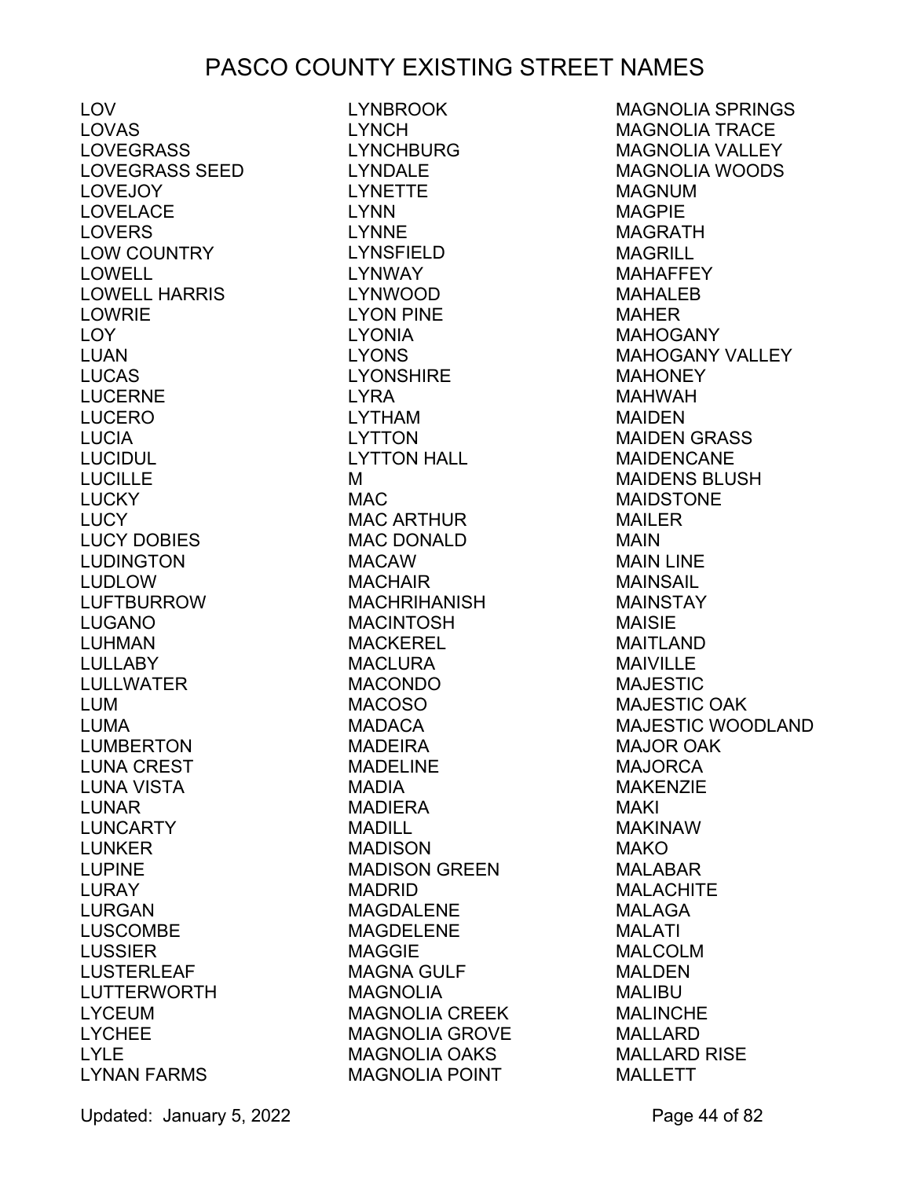# PASCO COUNTY EXISTING STREET NAMES

LOV
LOVAS
LOVEGRASS
LOVEGRASS SEED
LOVEJOY
LOVELACE
LOVERS
LOW COUNTRY
LOWELL
LOWELL HARRIS
LOWRIE
LOY
LUAN
LUCAS
LUCERNE
LUCERO
LUCIA
LUCIDUL
LUCILLE
LUCKY
LUCY
LUCY DOBIES
LUDINGTON
LUDLOW
LUFTBURROW
LUGANO
LUHMAN
LULLABY
LULLWATER
LUM
LUMA
LUMBERTON
LUNA CREST
LUNA VISTA
LUNAR
LUNCARTY
LUNKER
LUPINE
LURAY
LURGAN
LUSCOMBE
LUSSIER
LUSTERLEAF
LUTTERWORTH
LYCEUM
LYCHEE
LYLE
LYNAN FARMS
LYNBROOK
LYNCH
LYNCHBURG
LYNDALE
LYNETTE
LYNN
LYNNE
LYNSFIELD
LYNWAY
LYNWOOD
LYON PINE
LYONIA
LYONS
LYONSHIRE
LYRA
LYTHAM
LYTTON
LYTTON HALL
M
MAC
MAC ARTHUR
MAC DONALD
MACAW
MACHAIR
MACHRIHANISH
MACINTOSH
MACKEREL
MACLURA
MACONDO
MACOSO
MADACA
MADEIRA
MADELINE
MADIA
MADIERA
MADILL
MADISON
MADISON GREEN
MADRID
MAGDALENE
MAGDELENE
MAGGIE
MAGNA GULF
MAGNOLIA
MAGNOLIA CREEK
MAGNOLIA GROVE
MAGNOLIA OAKS
MAGNOLIA POINT
MAGNOLIA SPRINGS
MAGNOLIA TRACE
MAGNOLIA VALLEY
MAGNOLIA WOODS
MAGNUM
MAGPIE
MAGRATH
MAGRILL
MAHAFFEY
MAHALEB
MAHER
MAHOGANY
MAHOGANY VALLEY
MAHONEY
MAHWAH
MAIDEN
MAIDEN GRASS
MAIDENCANE
MAIDENS BLUSH
MAIDSTONE
MAILER
MAIN
MAIN LINE
MAINSAIL
MAINSTAY
MAISIE
MAITLAND
MAIVILLE
MAJESTIC
MAJESTIC OAK
MAJESTIC WOODLAND
MAJOR OAK
MAJORCA
MAKENZIE
MAKI
MAKINAW
MAKO
MALABAR
MALACHITE
MALAGA
MALATI
MALCOLM
MALDEN
MALIBU
MALINCHE
MALLARD
MALLARD RISE
MALLETT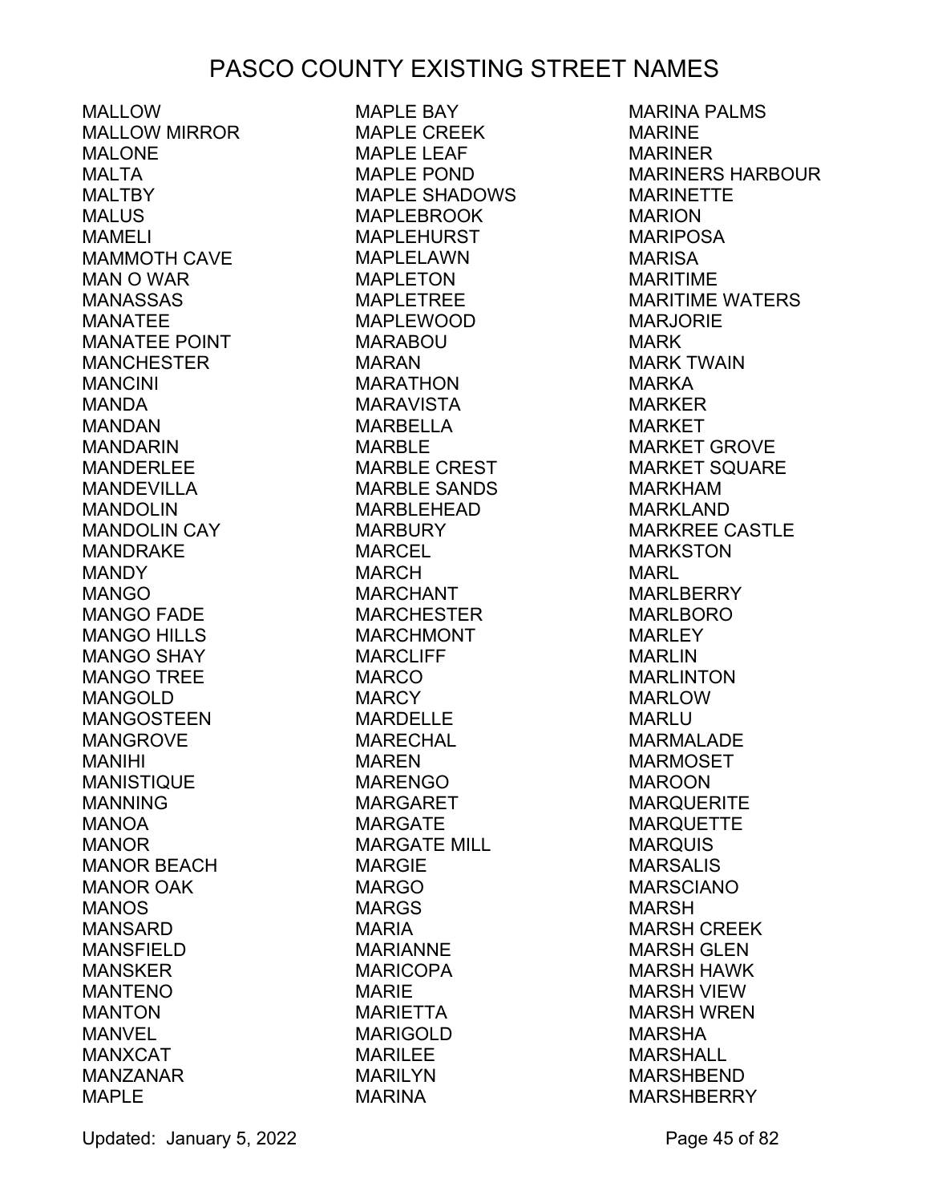# PASCO COUNTY EXISTING STREET NAMES

MALLOW
MALLOW MIRROR
MALONE
MALTA
MALTBY
MALUS
MAMELI
MAMMOTH CAVE
MAN O WAR
MANASSAS
MANATEE
MANATEE POINT
MANCHESTER
MANCINI
MANDA
MANDAN
MANDARIN
MANDERLEE
MANDEVILLA
MANDOLIN
MANDOLIN CAY
MANDRAKE
MANDY
MANGO
MANGO FADE
MANGO HILLS
MANGO SHAY
MANGO TREE
MANGOLD
MANGOSTEEN
MANGROVE
MANIHI
MANISTIQUE
MANNING
MANOA
MANOR
MANOR BEACH
MANOR OAK
MANOS
MANSARD
MANSFIELD
MANSKER
MANTENO
MANTON
MANVEL
MANXCAT
MANZANAR
MAPLE
MAPLE BAY
MAPLE CREEK
MAPLE LEAF
MAPLE POND
MAPLE SHADOWS
MAPLEBROOK
MAPLEHURST
MAPLELAWN
MAPLETON
MAPLETREE
MAPLEWOOD
MARABOU
MARAN
MARATHON
MARAVISTA
MARBELLA
MARBLE
MARBLE CREST
MARBLE SANDS
MARBLEHEAD
MARBURY
MARCEL
MARCH
MARCHANT
MARCHESTER
MARCHMONT
MARCLIFF
MARCO
MARCY
MARDELLE
MARECHAL
MAREN
MARENGO
MARGARET
MARGATE
MARGATE MILL
MARGIE
MARGO
MARGS
MARIA
MARIANNE
MARICOPA
MARIE
MARIETTA
MARIGOLD
MARILEE
MARILYN
MARINA
MARINA PALMS
MARINE
MARINER
MARINERS HARBOUR
MARINETTE
MARION
MARIPOSA
MARISA
MARITIME
MARITIME WATERS
MARJORIE
MARK
MARK TWAIN
MARKA
MARKER
MARKET
MARKET GROVE
MARKET SQUARE
MARKHAM
MARKLAND
MARKREE CASTLE
MARKSTON
MARL
MARLBERRY
MARLBORO
MARLEY
MARLIN
MARLINTON
MARLOW
MARLU
MARMALADE
MARMOSET
MAROON
MARQUERITE
MARQUETTE
MARQUIS
MARSALIS
MARSCIANO
MARSH
MARSH CREEK
MARSH GLEN
MARSH HAWK
MARSH VIEW
MARSH WREN
MARSHA
MARSHALL
MARSHBEND
MARSHBERRY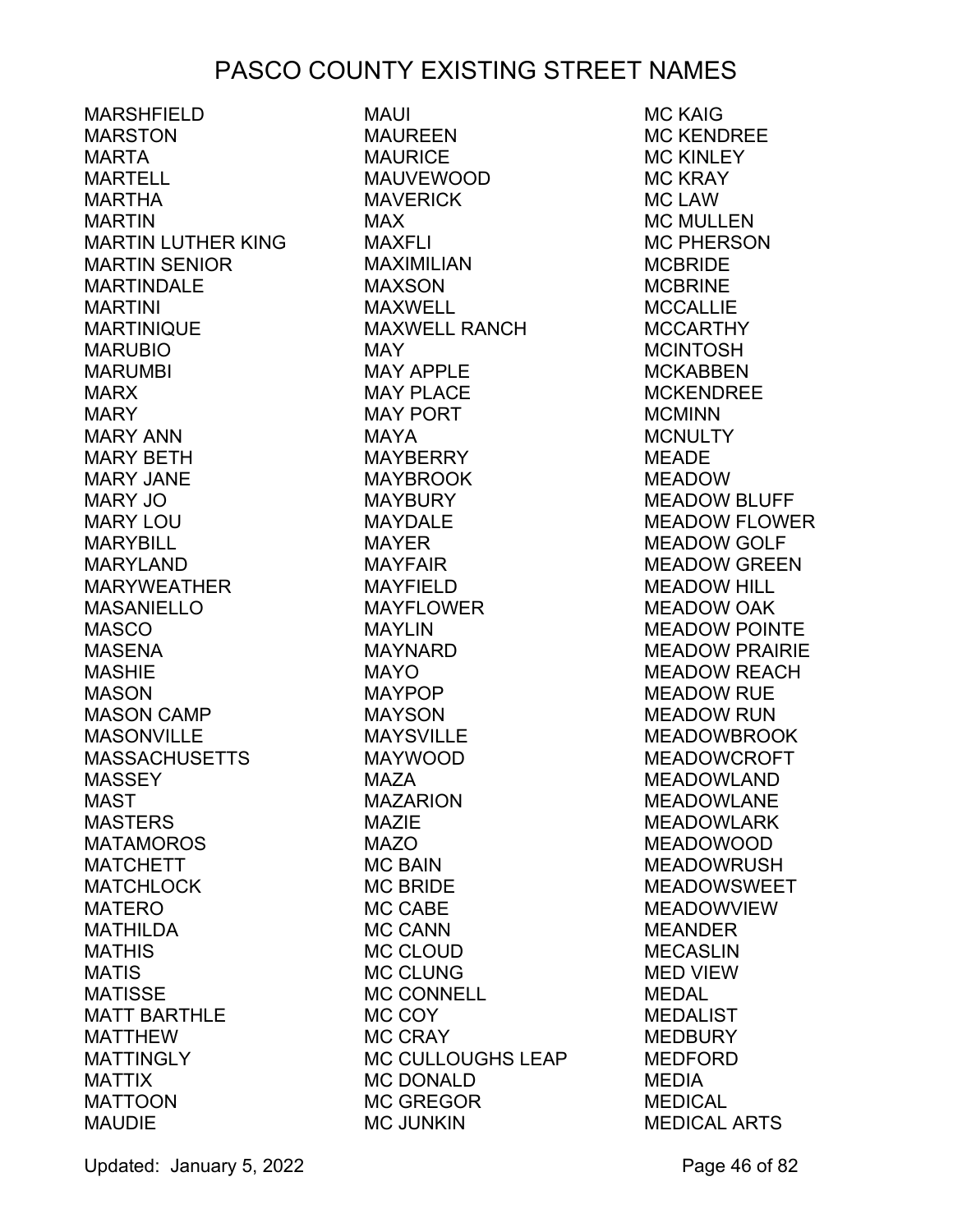# PASCO COUNTY EXISTING STREET NAMES

MARSHFIELD
MARSTON
MARTA
MARTELL
MARTHA
MARTIN
MARTIN LUTHER KING
MARTIN SENIOR
MARTINDALE
MARTINI
MARTINIQUE
MARUBIO
MARUMBI
MARX
MARY
MARY ANN
MARY BETH
MARY JANE
MARY JO
MARY LOU
MARYBILL
MARYLAND
MARYWEATHER
MASANIELLO
MASCO
MASENA
MASHIE
MASON
MASON CAMP
MASONVILLE
MASSACHUSETTS
MASSEY
MAST
MASTERS
MATAMOROS
MATCHETT
MATCHLOCK
MATERO
MATHILDA
MATHIS
MATIS
MATISSE
MATT BARTHLE
MATTHEW
MATTINGLY
MATTIX
MATTOON
MAUDIE
MAUI
MAUREEN
MAURICE
MAUVEWOOD
MAVERICK
MAX
MAXFLI
MAXIMILIAN
MAXSON
MAXWELL
MAXWELL RANCH
MAY
MAY APPLE
MAY PLACE
MAY PORT
MAYA
MAYBERRY
MAYBROOK
MAYBURY
MAYDALE
MAYER
MAYFAIR
MAYFIELD
MAYFLOWER
MAYLIN
MAYNARD
MAYO
MAYPOP
MAYSON
MAYSVILLE
MAYWOOD
MAZA
MAZARION
MAZIE
MAZO
MC BAIN
MC BRIDE
MC CABE
MC CANN
MC CLOUD
MC CLUNG
MC CONNELL
MC COY
MC CRAY
MC CULLOUGHS LEAP
MC DONALD
MC GREGOR
MC JUNKIN
MC KAIG
MC KENDREE
MC KINLEY
MC KRAY
MC LAW
MC MULLEN
MC PHERSON
MCBRIDE
MCBRINE
MCCALLIE
MCCARTHY
MCINTOSH
MCKABBEN
MCKENDREE
MCMINN
MCNULTY
MEADE
MEADOW
MEADOW BLUFF
MEADOW FLOWER
MEADOW GOLF
MEADOW GREEN
MEADOW HILL
MEADOW OAK
MEADOW POINTE
MEADOW PRAIRIE
MEADOW REACH
MEADOW RUE
MEADOW RUN
MEADOWBROOK
MEADOWCROFT
MEADOWLAND
MEADOWLANE
MEADOWLARK
MEADOWOOD
MEADOWRUSH
MEADOWSWEET
MEADOWVIEW
MEANDER
MECASLIN
MED VIEW
MEDAL
MEDALIST
MEDBURY
MEDFORD
MEDIA
MEDICAL
MEDICAL ARTS

Updated: January 5, 2022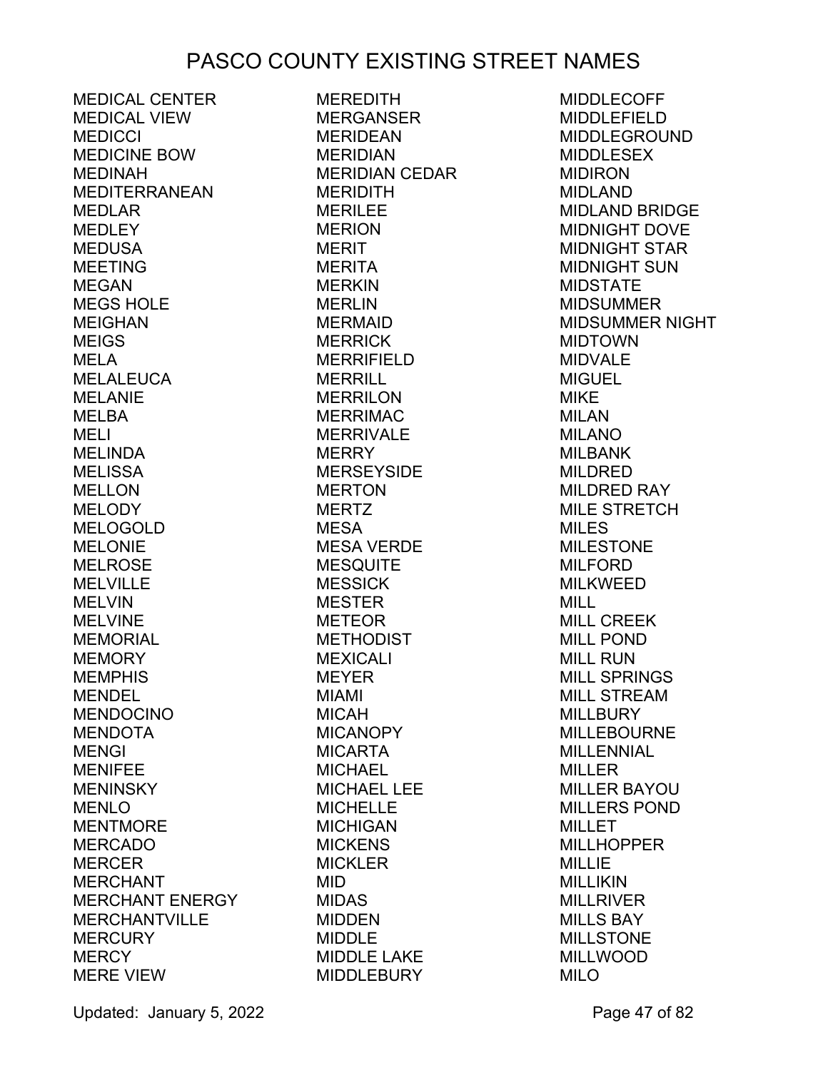# PASCO COUNTY EXISTING STREET NAMES

MEDICAL CENTER
MEDICAL VIEW
MEDICCI
MEDICINE BOW
MEDINAH
MEDITERRANEAN
MEDLAR
MEDLEY
MEDUSA
MEETING
MEGAN
MEGS HOLE
MEIGHAN
MEIGS
MELA
MELALEUCA
MELANIE
MELBA
MELI
MELINDA
MELISSA
MELLON
MELODY
MELOGOLD
MELONIE
MELROSE
MELVILLE
MELVIN
MELVINE
MEMORIAL
MEMORY
MEMPHIS
MENDEL
MENDOCINO
MENDOTA
MENGI
MENIFEE
MENINSKY
MENLO
MENTMORE
MERCADO
MERCER
MERCHANT
MERCHANT ENERGY
MERCHANTVILLE
MERCURY
MERCY
MERE VIEW
MEREDITH
MERGANSER
MERIDEAN
MERIDIAN
MERIDIAN CEDAR
MERIDITH
MERILEE
MERION
MERIT
MERITA
MERKIN
MERLIN
MERMAID
MERRICK
MERRIFIELD
MERRILL
MERRILON
MERRIMAC
MERRIVALE
MERRY
MERSEYSIDE
MERTON
MERTZ
MESA
MESA VERDE
MESQUITE
MESSICK
MESTER
METEOR
METHODIST
MEXICALI
MEYER
MIAMI
MICAH
MICANOPY
MICARTA
MICHAEL
MICHAEL LEE
MICHELLE
MICHIGAN
MICKENS
MICKLER
MID
MIDAS
MIDDEN
MIDDLE
MIDDLE LAKE
MIDDLEBURY
MIDDLECOFF
MIDDLEFIELD
MIDDLEGROUND
MIDDLESEX
MIDIRON
MIDLAND
MIDLAND BRIDGE
MIDNIGHT DOVE
MIDNIGHT STAR
MIDNIGHT SUN
MIDSTATE
MIDSUMMER
MIDSUMMER NIGHT
MIDTOWN
MIDVALE
MIGUEL
MIKE
MILAN
MILANO
MILBANK
MILDRED
MILDRED RAY
MILE STRETCH
MILES
MILESTONE
MILFORD
MILKWEED
MILL
MILL CREEK
MILL POND
MILL RUN
MILL SPRINGS
MILL STREAM
MILLBURY
MILLEBOURNE
MILLENNIAL
MILLER
MILLER BAYOU
MILLERS POND
MILLET
MILLHOPPER
MILLIE
MILLIKIN
MILLRIVER
MILLS BAY
MILLSTONE
MILLWOOD
MILO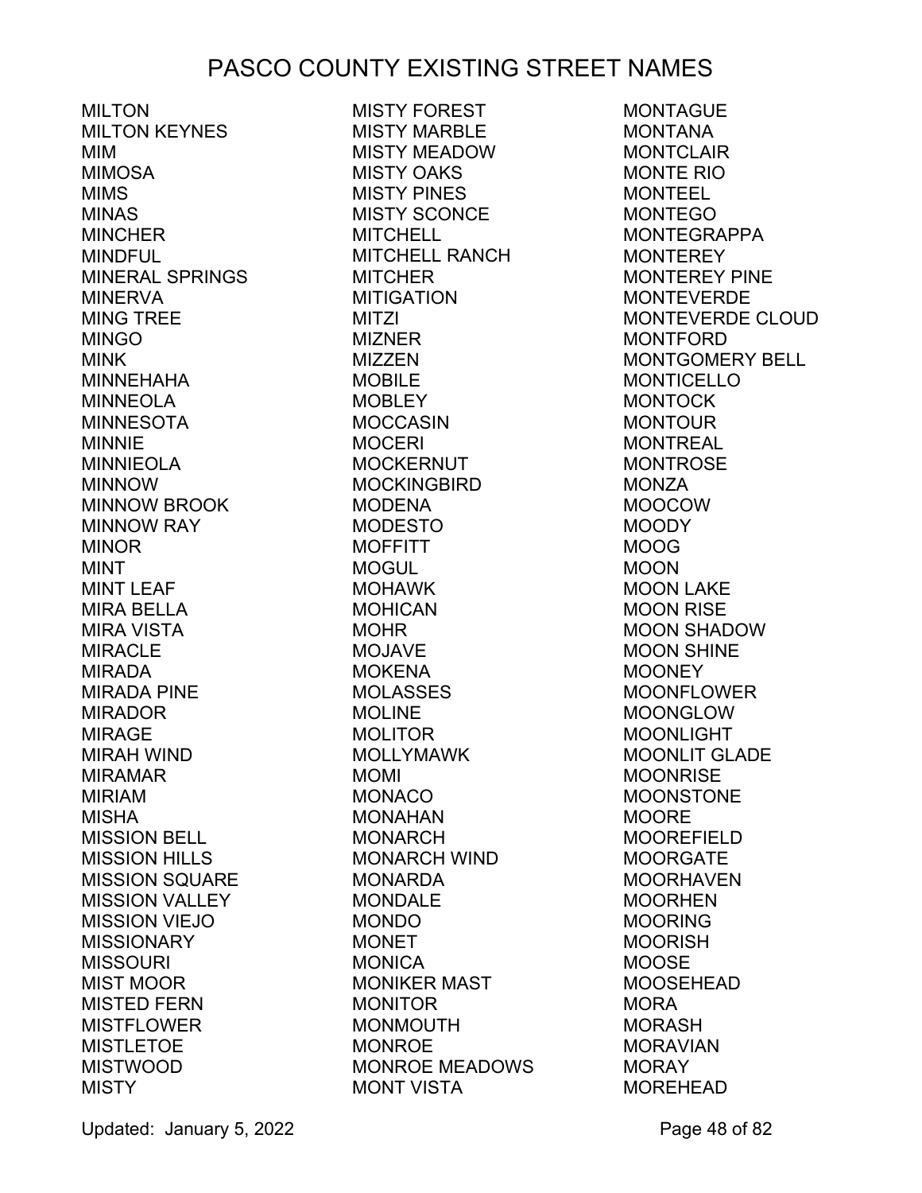# PASCO COUNTY EXISTING STREET NAMES

MILTON
MILTON KEYNES
MIM
MIMOSA
MIMS
MINAS
MINCHER
MINDFUL
MINERAL SPRINGS
MINERVA
MING TREE
MINGO
MINK
MINNEHAHA
MINNEOLA
MINNESOTA
MINNIE
MINNIEOLA
MINNOW
MINNOW BROOK
MINNOW RAY
MINOR
MINT
MINT LEAF
MIRA BELLA
MIRA VISTA
MIRACLE
MIRADA
MIRADA PINE
MIRADOR
MIRAGE
MIRAH WIND
MIRAMAR
MIRIAM
MISHA
MISSION BELL
MISSION HILLS
MISSION SQUARE
MISSION VALLEY
MISSION VIEJO
MISSIONARY
MISSOURI
MIST MOOR
MISTED FERN
MISTFLOWER
MISTLETOE
MISTWOOD
MISTY
MISTY FOREST
MISTY MARBLE
MISTY MEADOW
MISTY OAKS
MISTY PINES
MISTY SCONCE
MITCHELL
MITCHELL RANCH
MITCHER
MITIGATION
MITZI
MIZNER
MIZZEN
MOBILE
MOBLEY
MOCCASIN
MOCERI
MOCKERNUT
MOCKINGBIRD
MODENA
MODESTO
MOFFITT
MOGUL
MOHAWK
MOHICAN
MOHR
MOJAVE
MOKENA
MOLASSES
MOLINE
MOLITOR
MOLLYMAWK
MOMI
MONACO
MONAHAN
MONARCH
MONARCH WIND
MONARDA
MONDALE
MONDO
MONET
MONICA
MONIKER MAST
MONITOR
MONMOUTH
MONROE
MONROE MEADOWS
MONT VISTA
MONTAGUE
MONTANA
MONTCLAIR
MONTE RIO
MONTEEL
MONTEGO
MONTEGRAPPA
MONTEREY
MONTEREY PINE
MONTEVERDE
MONTEVERDE CLOUD
MONTFORD
MONTGOMERY BELL
MONTICELLO
MONTOCK
MONTOUR
MONTREAL
MONTROSE
MONZA
MOOCOW
MOODY
MOOG
MOON
MOON LAKE
MOON RISE
MOON SHADOW
MOON SHINE
MOONEY
MOONFLOWER
MOONGLOW
MOONLIGHT
MOONLIT GLADE
MOONRISE
MOONSTONE
MOORE
MOOREFIELD
MOORGATE
MOORHAVEN
MOORHEN
MOORING
MOORISH
MOOSE
MOOSEHEAD
MORA
MORASH
MORAVIAN
MORAY
MOREHEAD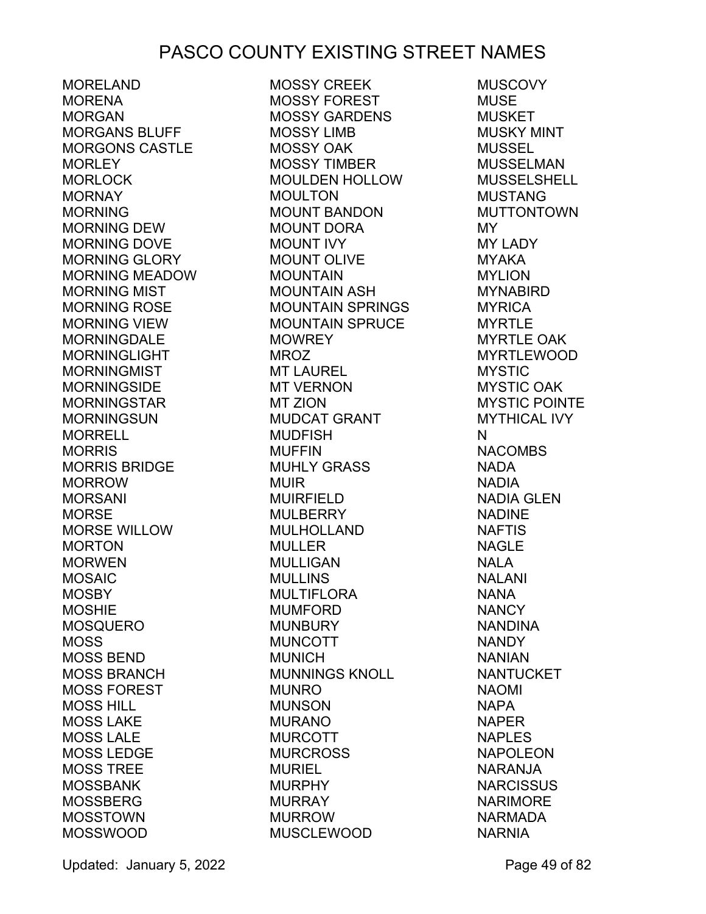# PASCO COUNTY EXISTING STREET NAMES

MORELAND
MORENA
MORGAN
MORGANS BLUFF
MORGONS CASTLE
MORLEY
MORLOCK
MORNAY
MORNING
MORNING DEW
MORNING DOVE
MORNING GLORY
MORNING MEADOW
MORNING MIST
MORNING ROSE
MORNING VIEW
MORNINGDALE
MORNINGLIGHT
MORNINGMIST
MORNINGSIDE
MORNINGSTAR
MORNINGSUN
MORRELL
MORRIS
MORRIS BRIDGE
MORROW
MORSANI
MORSE
MORSE WILLOW
MORTON
MORWEN
MOSAIC
MOSBY
MOSHIE
MOSQUERO
MOSS
MOSS BEND
MOSS BRANCH
MOSS FOREST
MOSS HILL
MOSS LAKE
MOSS LALE
MOSS LEDGE
MOSS TREE
MOSSBANK
MOSSBERG
MOSSTOWN
MOSSWOOD
MOSSY CREEK
MOSSY FOREST
MOSSY GARDENS
MOSSY LIMB
MOSSY OAK
MOSSY TIMBER
MOULDEN HOLLOW
MOULTON
MOUNT BANDON
MOUNT DORA
MOUNT IVY
MOUNT OLIVE
MOUNTAIN
MOUNTAIN ASH
MOUNTAIN SPRINGS
MOUNTAIN SPRUCE
MOWREY
MROZ
MT LAUREL
MT VERNON
MT ZION
MUDCAT GRANT
MUDFISH
MUFFIN
MUHLY GRASS
MUIR
MUIRFIELD
MULBERRY
MULHOLLAND
MULLER
MULLIGAN
MULLINS
MULTIFLORA
MUMFORD
MUNBURY
MUNCOTT
MUNICH
MUNNINGS KNOLL
MUNRO
MUNSON
MURANO
MURCOTT
MURCROSS
MURIEL
MURPHY
MURRAY
MURROW
MUSCLEWOOD
MUSCOVY
MUSE
MUSKET
MUSKY MINT
MUSSEL
MUSSELMAN
MUSSELSHELL
MUSTANG
MUTTONTOWN
MY
MY LADY
MYAKA
MYLION
MYNABIRD
MYRICA
MYRTLE
MYRTLE OAK
MYRTLEWOOD
MYSTIC
MYSTIC OAK
MYSTIC POINTE
MYTHICAL IVY
N
NACOMBS
NADA
NADIA
NADIA GLEN
NADINE
NAFTIS
NAGLE
NALA
NALANI
NANA
NANCY
NANDINA
NANDY
NANIAN
NANTUCKET
NAOMI
NAPA
NAPER
NAPLES
NAPOLEON
NARANJA
NARCISSUS
NARIMORE
NARMADA
NARNIA

Updated: January 5, 2022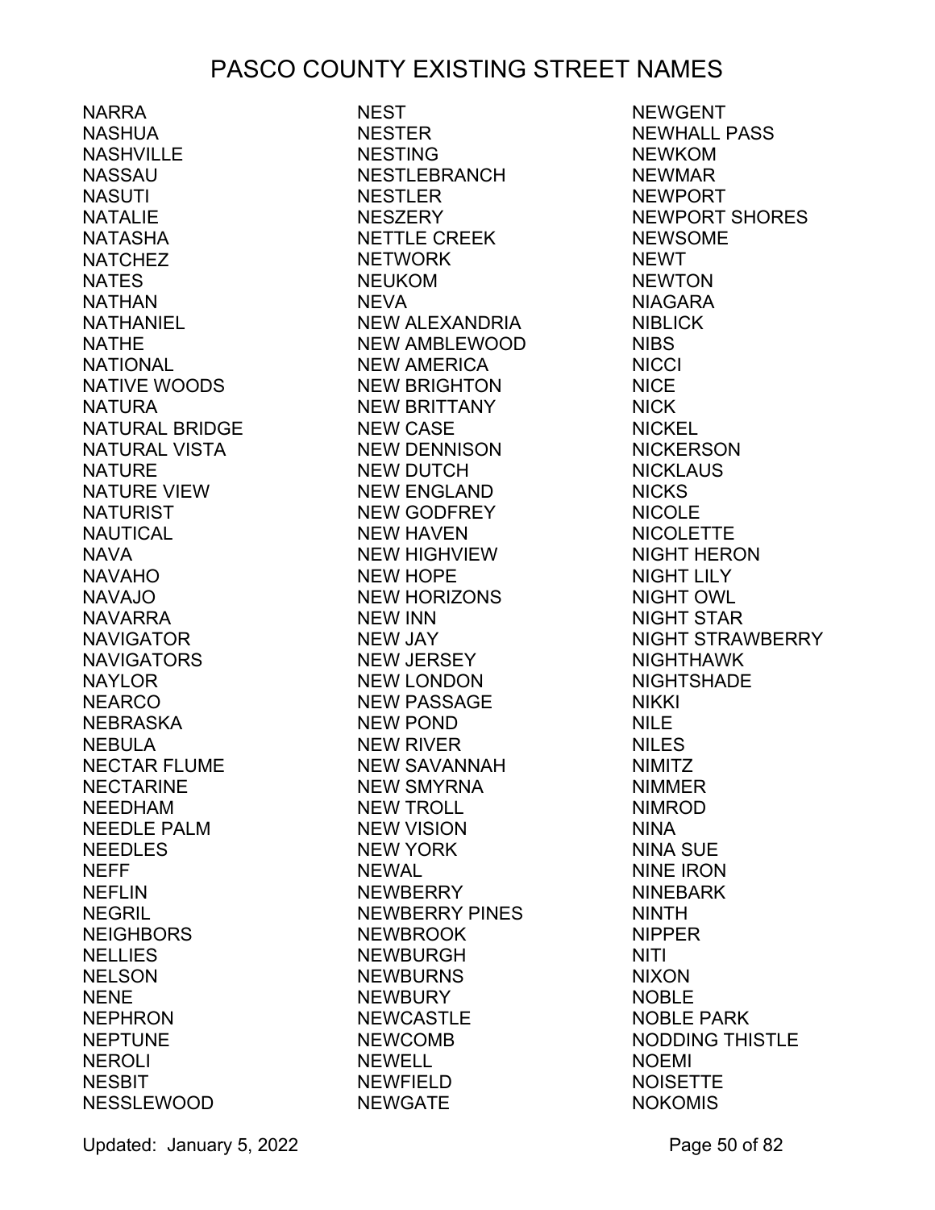# PASCO COUNTY EXISTING STREET NAMES

NARRA
NASHUA
NASHVILLE
NASSAU
NASUTI
NATALIE
NATASHA
NATCHEZ
NATES
NATHAN
NATHANIEL
NATHE
NATIONAL
NATIVE WOODS
NATURA
NATURAL BRIDGE
NATURAL VISTA
NATURE
NATURE VIEW
NATURIST
NAUTICAL
NAVA
NAVAHO
NAVAJO
NAVARRA
NAVIGATOR
NAVIGATORS
NAYLOR
NEARCO
NEBRASKA
NEBULA
NECTAR FLUME
NECTARINE
NEEDHAM
NEEDLE PALM
NEEDLES
NEFF
NEFLIN
NEGRIL
NEIGHBORS
NELLIES
NELSON
NENE
NEPHRON
NEPTUNE
NEROLI
NESBIT
NESSLEWOOD
NEST
NESTER
NESTING
NESTLEBRANCH
NESTLER
NESZERY
NETTLE CREEK
NETWORK
NEUKOM
NEVA
NEW ALEXANDRIA
NEW AMBLEWOOD
NEW AMERICA
NEW BRIGHTON
NEW BRITTANY
NEW CASE
NEW DENNISON
NEW DUTCH
NEW ENGLAND
NEW GODFREY
NEW HAVEN
NEW HIGHVIEW
NEW HOPE
NEW HORIZONS
NEW INN
NEW JAY
NEW JERSEY
NEW LONDON
NEW PASSAGE
NEW POND
NEW RIVER
NEW SAVANNAH
NEW SMYRNA
NEW TROLL
NEW VISION
NEW YORK
NEWAL
NEWBERRY
NEWBERRY PINES
NEWBROOK
NEWBURGH
NEWBURNS
NEWBURY
NEWCASTLE
NEWCOMB
NEWELL
NEWFIELD
NEWGATE
NEWGENT
NEWHALL PASS
NEWKOM
NEWMAR
NEWPORT
NEWPORT SHORES
NEWSOME
NEWT
NEWTON
NIAGARA
NIBLICK
NIBS
NICCI
NICE
NICK
NICKEL
NICKERSON
NICKLAUS
NICKS
NICOLE
NICOLETTE
NIGHT HERON
NIGHT LILY
NIGHT OWL
NIGHT STAR
NIGHT STRAWBERRY
NIGHTHAWK
NIGHTSHADE
NIKKI
NILE
NILES
NIMITZ
NIMMER
NIMROD
NINA
NINA SUE
NINE IRON
NINEBARK
NINTH
NIPPER
NITI
NIXON
NOBLE
NOBLE PARK
NODDING THISTLE
NOEMI
NOISETTE
NOKOMIS

Updated: January 5, 2022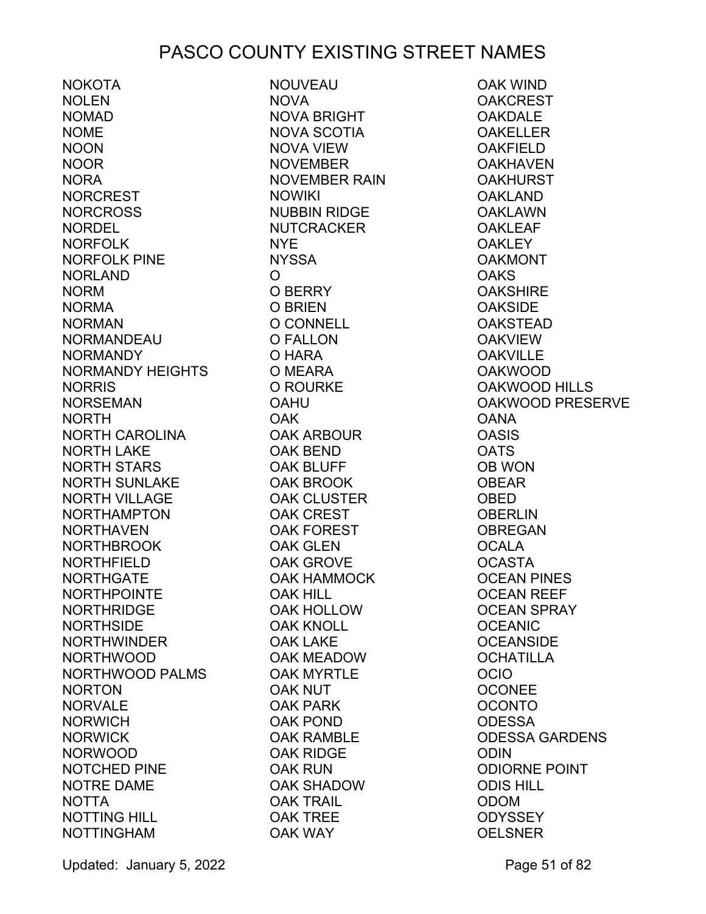# PASCO COUNTY EXISTING STREET NAMES

NOKOTA
NOLEN
NOMAD
NOME
NOON
NOOR
NORA
NORCREST
NORCROSS
NORDEL
NORFOLK
NORFOLK PINE
NORLAND
NORM
NORMA
NORMAN
NORMANDEAU
NORMANDY
NORMANDY HEIGHTS
NORRIS
NORSEMAN
NORTH
NORTH CAROLINA
NORTH LAKE
NORTH STARS
NORTH SUNLAKE
NORTH VILLAGE
NORTHAMPTON
NORTHAVEN
NORTHBROOK
NORTHFIELD
NORTHGATE
NORTHPOINTE
NORTHRIDGE
NORTHSIDE
NORTHWINDER
NORTHWOOD
NORTHWOOD PALMS
NORTON
NORVALE
NORWICH
NORWICK
NORWOOD
NOTCHED PINE
NOTRE DAME
NOTTA
NOTTING HILL
NOTTINGHAM
NOUVEAU
NOVA
NOVA BRIGHT
NOVA SCOTIA
NOVA VIEW
NOVEMBER
NOVEMBER RAIN
NOWIKI
NUBBIN RIDGE
NUTCRACKER
NYE
NYSSA
O
O BERRY
O BRIEN
O CONNELL
O FALLON
O HARA
O MEARA
O ROURKE
OAHU
OAK
OAK ARBOUR
OAK BEND
OAK BLUFF
OAK BROOK
OAK CLUSTER
OAK CREST
OAK FOREST
OAK GLEN
OAK GROVE
OAK HAMMOCK
OAK HILL
OAK HOLLOW
OAK KNOLL
OAK LAKE
OAK MEADOW
OAK MYRTLE
OAK NUT
OAK PARK
OAK POND
OAK RAMBLE
OAK RIDGE
OAK RUN
OAK SHADOW
OAK TRAIL
OAK TREE
OAK WAY
OAK WIND
OAKCREST
OAKDALE
OAKELLER
OAKFIELD
OAKHAVEN
OAKHURST
OAKLAND
OAKLAWN
OAKLEAF
OAKLEY
OAKMONT
OAKS
OAKSHIRE
OAKSIDE
OAKSTEAD
OAKVIEW
OAKVILLE
OAKWOOD
OAKWOOD HILLS
OAKWOOD PRESERVE
OANA
OASIS
OATS
OB WON
OBEAR
OBED
OBERLIN
OBREGAN
OCALA
OCASTA
OCEAN PINES
OCEAN REEF
OCEAN SPRAY
OCEANIC
OCEANSIDE
OCHATILLA
OCIO
OCONEE
OCONTO
ODESSA
ODESSA GARDENS
ODIN
ODIORNE POINT
ODIS HILL
ODOM
ODYSSEY
OELSNER

Updated: January 5, 2022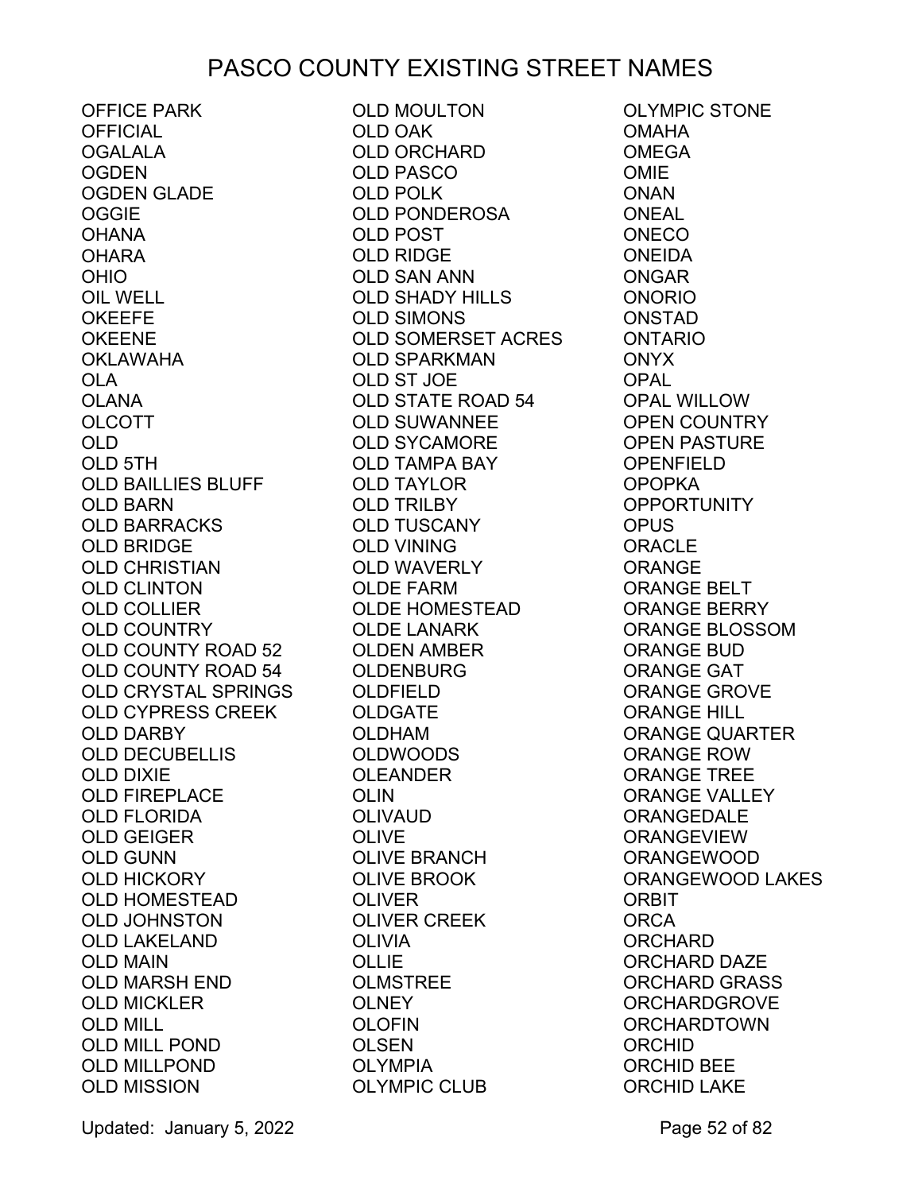# PASCO COUNTY EXISTING STREET NAMES

OFFICE PARK
OFFICIAL
OGALALA
OGDEN
OGDEN GLADE
OGGIE
OHANA
OHARA
OHIO
OIL WELL
OKEEFE
OKEENE
OKLAWAHA
OLA
OLANA
OLCOTT
OLD
OLD 5TH
OLD BAILLIES BLUFF
OLD BARN
OLD BARRACKS
OLD BRIDGE
OLD CHRISTIAN
OLD CLINTON
OLD COLLIER
OLD COUNTRY
OLD COUNTY ROAD 52
OLD COUNTY ROAD 54
OLD CRYSTAL SPRINGS
OLD CYPRESS CREEK
OLD DARBY
OLD DECUBELLIS
OLD DIXIE
OLD FIREPLACE
OLD FLORIDA
OLD GEIGER
OLD GUNN
OLD HICKORY
OLD HOMESTEAD
OLD JOHNSTON
OLD LAKELAND
OLD MAIN
OLD MARSH END
OLD MICKLER
OLD MILL
OLD MILL POND
OLD MILLPOND
OLD MISSION
OLD MOULTON
OLD OAK
OLD ORCHARD
OLD PASCO
OLD POLK
OLD PONDEROSA
OLD POST
OLD RIDGE
OLD SAN ANN
OLD SHADY HILLS
OLD SIMONS
OLD SOMERSET ACRES
OLD SPARKMAN
OLD ST JOE
OLD STATE ROAD 54
OLD SUWANNEE
OLD SYCAMORE
OLD TAMPA BAY
OLD TAYLOR
OLD TRILBY
OLD TUSCANY
OLD VINING
OLD WAVERLY
OLDE FARM
OLDE HOMESTEAD
OLDE LANARK
OLDEN AMBER
OLDENBURG
OLDFIELD
OLDGATE
OLDHAM
OLDWOODS
OLEANDER
OLIN
OLIVAUD
OLIVE
OLIVE BRANCH
OLIVE BROOK
OLIVER
OLIVER CREEK
OLIVIA
OLLIE
OLMSTREE
OLNEY
OLOFIN
OLSEN
OLYMPIA
OLYMPIC CLUB
OLYMPIC STONE
OMAHA
OMEGA
OMIE
ONAN
ONEAL
ONECO
ONEIDA
ONGAR
ONORIO
ONSTAD
ONTARIO
ONYX
OPAL
OPAL WILLOW
OPEN COUNTRY
OPEN PASTURE
OPENFIELD
OPOPKA
OPPORTUNITY
OPUS
ORACLE
ORANGE
ORANGE BELT
ORANGE BERRY
ORANGE BLOSSOM
ORANGE BUD
ORANGE GAT
ORANGE GROVE
ORANGE HILL
ORANGE QUARTER
ORANGE ROW
ORANGE TREE
ORANGE VALLEY
ORANGEDALE
ORANGEVIEW
ORANGEWOOD
ORANGEWOOD LAKES
ORBIT
ORCA
ORCHARD
ORCHARD DAZE
ORCHARD GRASS
ORCHARDGROVE
ORCHARDTOWN
ORCHID
ORCHID BEE
ORCHID LAKE

Updated: January 5, 2022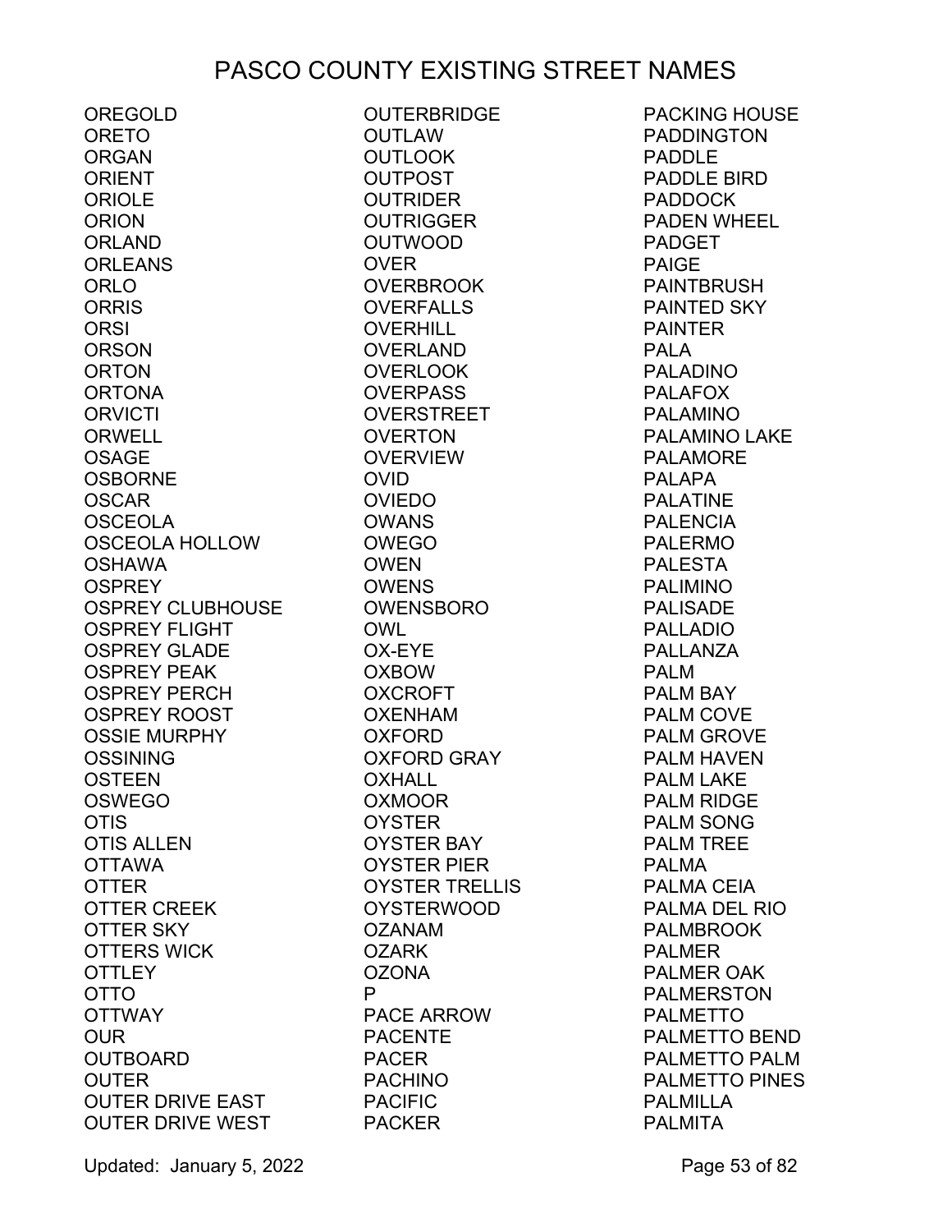# PASCO COUNTY EXISTING STREET NAMES

OREGOLD
ORETO
ORGAN
ORIENT
ORIOLE
ORION
ORLAND
ORLEANS
ORLO
ORRIS
ORSI
ORSON
ORTON
ORTONA
ORVICTI
ORWELL
OSAGE
OSBORNE
OSCAR
OSCEOLA
OSCEOLA HOLLOW
OSHAWA
OSPREY
OSPREY CLUBHOUSE
OSPREY FLIGHT
OSPREY GLADE
OSPREY PEAK
OSPREY PERCH
OSPREY ROOST
OSSIE MURPHY
OSSINING
OSTEEN
OSWEGO
OTIS
OTIS ALLEN
OTTAWA
OTTER
OTTER CREEK
OTTER SKY
OTTERS WICK
OTTLEY
OTTO
OTTWAY
OUR
OUTBOARD
OUTER
OUTER DRIVE EAST
OUTER DRIVE WEST
OUTERBRIDGE
OUTLAW
OUTLOOK
OUTPOST
OUTRIDER
OUTRIGGER
OUTWOOD
OVER
OVERBROOK
OVERFALLS
OVERHILL
OVERLAND
OVERLOOK
OVERPASS
OVERSTREET
OVERTON
OVERVIEW
OVID
OVIEDO
OWANS
OWEGO
OWEN
OWENS
OWENSBORO
OWL
OX-EYE
OXBOW
OXCROFT
OXENHAM
OXFORD
OXFORD GRAY
OXHALL
OXMOOR
OYSTER
OYSTER BAY
OYSTER PIER
OYSTER TRELLIS
OYSTERWOOD
OZANAM
OZARK
OZONA
P
PACE ARROW
PACENTE
PACER
PACHINO
PACIFIC
PACKER
PACKING HOUSE
PADDINGTON
PADDLE
PADDLE BIRD
PADDOCK
PADEN WHEEL
PADGET
PAIGE
PAINTBRUSH
PAINTED SKY
PAINTER
PALA
PALADINO
PALAFOX
PALAMINO
PALAMINO LAKE
PALAMORE
PALAPA
PALATINE
PALENCIA
PALERMO
PALESTA
PALIMINO
PALISADE
PALLADIO
PALLANZA
PALM
PALM BAY
PALM COVE
PALM GROVE
PALM HAVEN
PALM LAKE
PALM RIDGE
PALM SONG
PALM TREE
PALMA
PALMA CEIA
PALMA DEL RIO
PALMBROOK
PALMER
PALMER OAK
PALMERSTON
PALMETTO
PALMETTO BEND
PALMETTO PALM
PALMETTO PINES
PALMILLA
PALMITA

Updated: January 5, 2022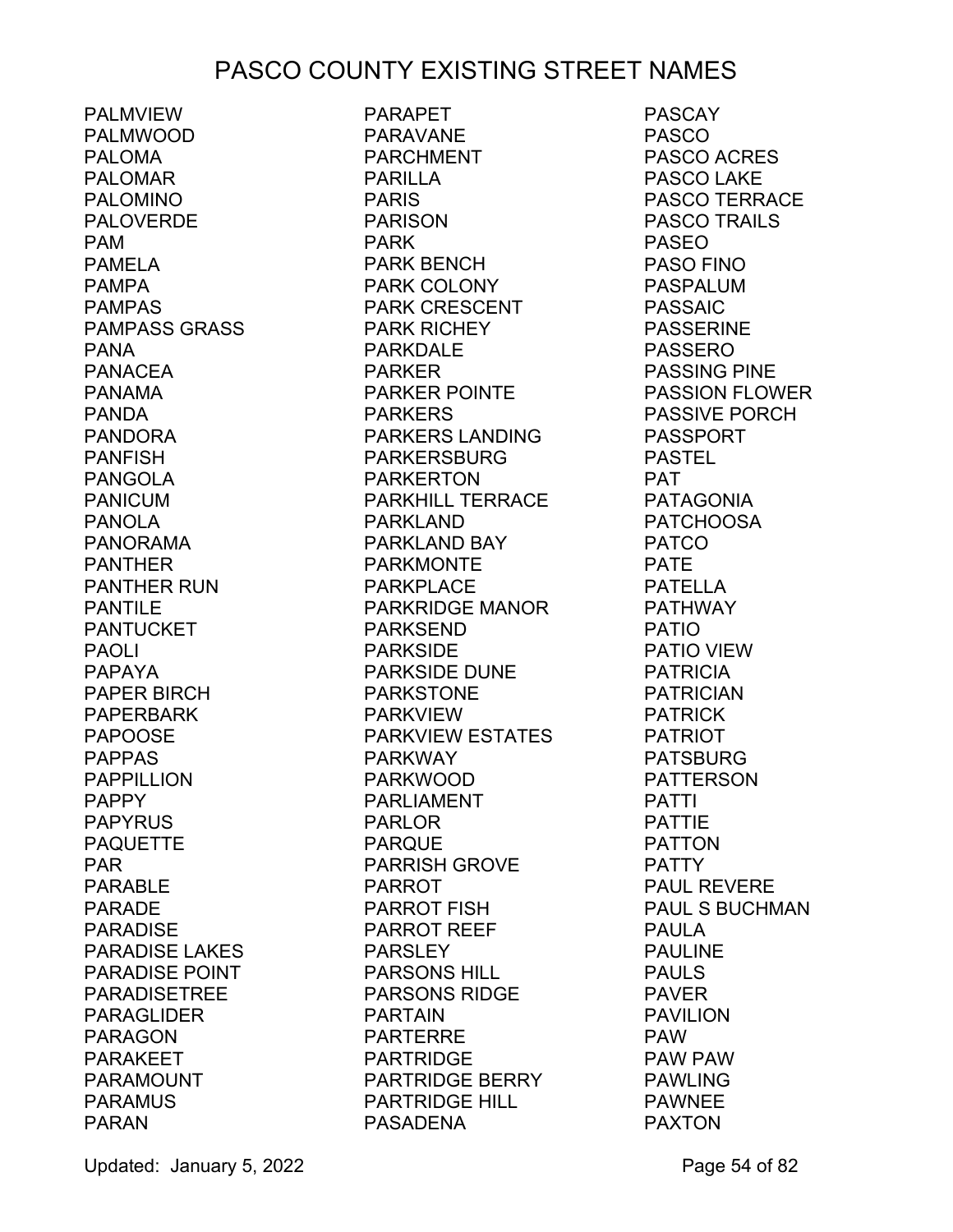# PASCO COUNTY EXISTING STREET NAMES

PALMVIEW
PALMWOOD
PALOMA
PALOMAR
PALOMINO
PALOVERDE
PAM
PAMELA
PAMPA
PAMPAS
PAMPASS GRASS
PANA
PANACEA
PANAMA
PANDA
PANDORA
PANFISH
PANGOLA
PANICUM
PANOLA
PANORAMA
PANTHER
PANTHER RUN
PANTILE
PANTUCKET
PAOLI
PAPAYA
PAPER BIRCH
PAPERBARK
PAPOOSE
PAPPAS
PAPPILLION
PAPPY
PAPYRUS
PAQUETTE
PAR
PARABLE
PARADE
PARADISE
PARADISE LAKES
PARADISE POINT
PARADISETREE
PARAGLIDER
PARAGON
PARAKEET
PARAMOUNT
PARAMUS
PARAN
PARAPET
PARAVANE
PARCHMENT
PARILLA
PARIS
PARISON
PARK
PARK BENCH
PARK COLONY
PARK CRESCENT
PARK RICHEY
PARKDALE
PARKER
PARKER POINTE
PARKERS
PARKERS LANDING
PARKERSBURG
PARKERTON
PARKHILL TERRACE
PARKLAND
PARKLAND BAY
PARKMONTE
PARKPLACE
PARKRIDGE MANOR
PARKSEND
PARKSIDE
PARKSIDE DUNE
PARKSTONE
PARKVIEW
PARKVIEW ESTATES
PARKWAY
PARKWOOD
PARLIAMENT
PARLOR
PARQUE
PARRISH GROVE
PARROT
PARROT FISH
PARROT REEF
PARSLEY
PARSONS HILL
PARSONS RIDGE
PARTAIN
PARTERRE
PARTRIDGE
PARTRIDGE BERRY
PARTRIDGE HILL
PASADENA
PASCAY
PASCO
PASCO ACRES
PASCO LAKE
PASCO TERRACE
PASCO TRAILS
PASEO
PASO FINO
PASPALUM
PASSAIC
PASSERINE
PASSERO
PASSING PINE
PASSION FLOWER
PASSIVE PORCH
PASSPORT
PASTEL
PAT
PATAGONIA
PATCHOOSA
PATCO
PATE
PATELLA
PATHWAY
PATIO
PATIO VIEW
PATRICIA
PATRICIAN
PATRICK
PATRIOT
PATSBURG
PATTERSON
PATTI
PATTIE
PATTON
PATTY
PAUL REVERE
PAUL S BUCHMAN
PAULA
PAULINE
PAULS
PAVER
PAVILION
PAW
PAW PAW
PAWLING
PAWNEE
PAXTON

Updated: January 5, 2022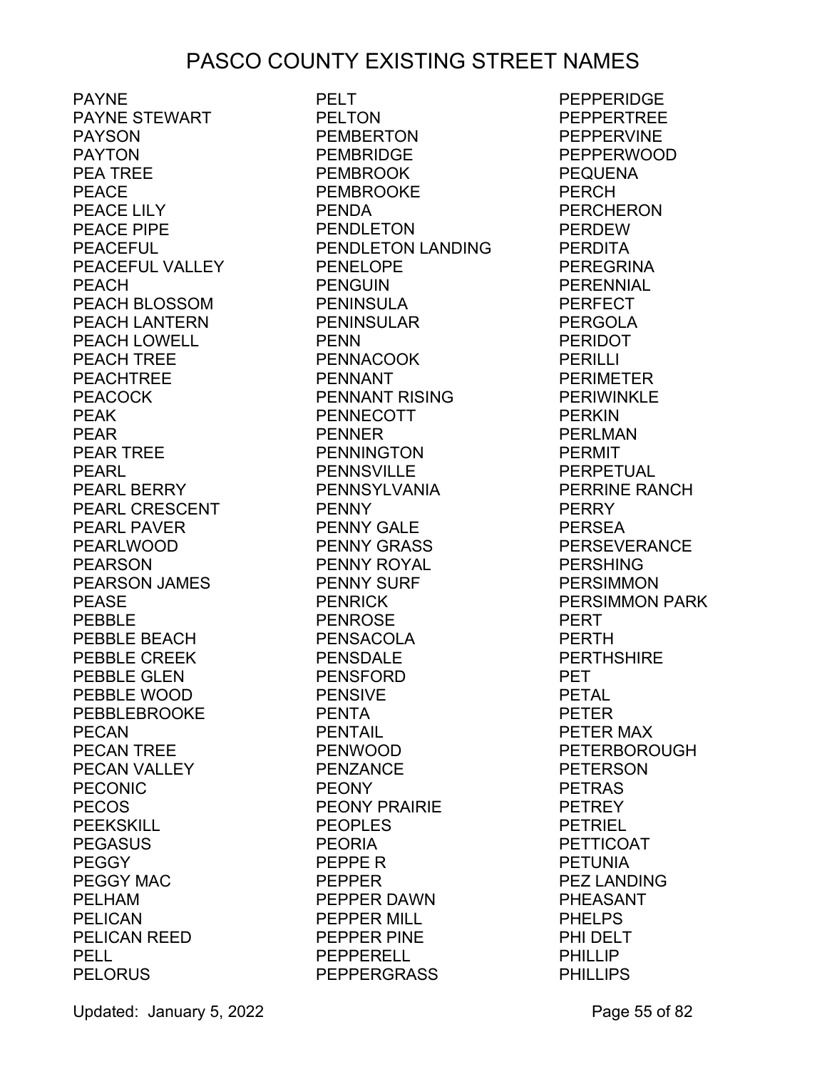# PASCO COUNTY EXISTING STREET NAMES

PAYNE
PAYNE STEWART
PAYSON
PAYTON
PEA TREE
PEACE
PEACE LILY
PEACE PIPE
PEACEFUL
PEACEFUL VALLEY
PEACH
PEACH BLOSSOM
PEACH LANTERN
PEACH LOWELL
PEACH TREE
PEACHTREE
PEACOCK
PEAK
PEAR
PEAR TREE
PEARL
PEARL BERRY
PEARL CRESCENT
PEARL PAVER
PEARLWOOD
PEARSON
PEARSON JAMES
PEASE
PEBBLE
PEBBLE BEACH
PEBBLE CREEK
PEBBLE GLEN
PEBBLE WOOD
PEBBLEBROOKE
PECAN
PECAN TREE
PECAN VALLEY
PECONIC
PECOS
PEEKSKILL
PEGASUS
PEGGY
PEGGY MAC
PELHAM
PELICAN
PELICAN REED
PELL
PELORUS
PELT
PELTON
PEMBERTON
PEMBRIDGE
PEMBROOK
PEMBROOKE
PENDA
PENDLETON
PENDLETON LANDING
PENELOPE
PENGUIN
PENINSULA
PENINSULAR
PENN
PENNACOOK
PENNANT
PENNANT RISING
PENNECOTT
PENNER
PENNINGTON
PENNSVILLE
PENNSYLVANIA
PENNY
PENNY GALE
PENNY GRASS
PENNY ROYAL
PENNY SURF
PENRICK
PENROSE
PENSACOLA
PENSDALE
PENSFORD
PENSIVE
PENTA
PENTAIL
PENWOOD
PENZANCE
PEONY
PEONY PRAIRIE
PEOPLES
PEORIA
PEPPE R
PEPPER
PEPPER DAWN
PEPPER MILL
PEPPER PINE
PEPPERELL
PEPPERGRASS
PEPPERIDGE
PEPPERTREE
PEPPERVINE
PEPPERWOOD
PEQUENA
PERCH
PERCHERON
PERDEW
PERDITA
PEREGRINA
PERENNIAL
PERFECT
PERGOLA
PERIDOT
PERILLI
PERIMETER
PERIWINKLE
PERKIN
PERLMAN
PERMIT
PERPETUAL
PERRINE RANCH
PERRY
PERSEA
PERSEVERANCE
PERSHING
PERSIMMON
PERSIMMON PARK
PERT
PERTH
PERTHSHIRE
PET
PETAL
PETER
PETER MAX
PETERBOROUGH
PETERSON
PETRAS
PETREY
PETRIEL
PETTICOAT
PETUNIA
PEZ LANDING
PHEASANT
PHELPS
PHI DELT
PHILLIP
PHILLIPS

Updated: January 5, 2022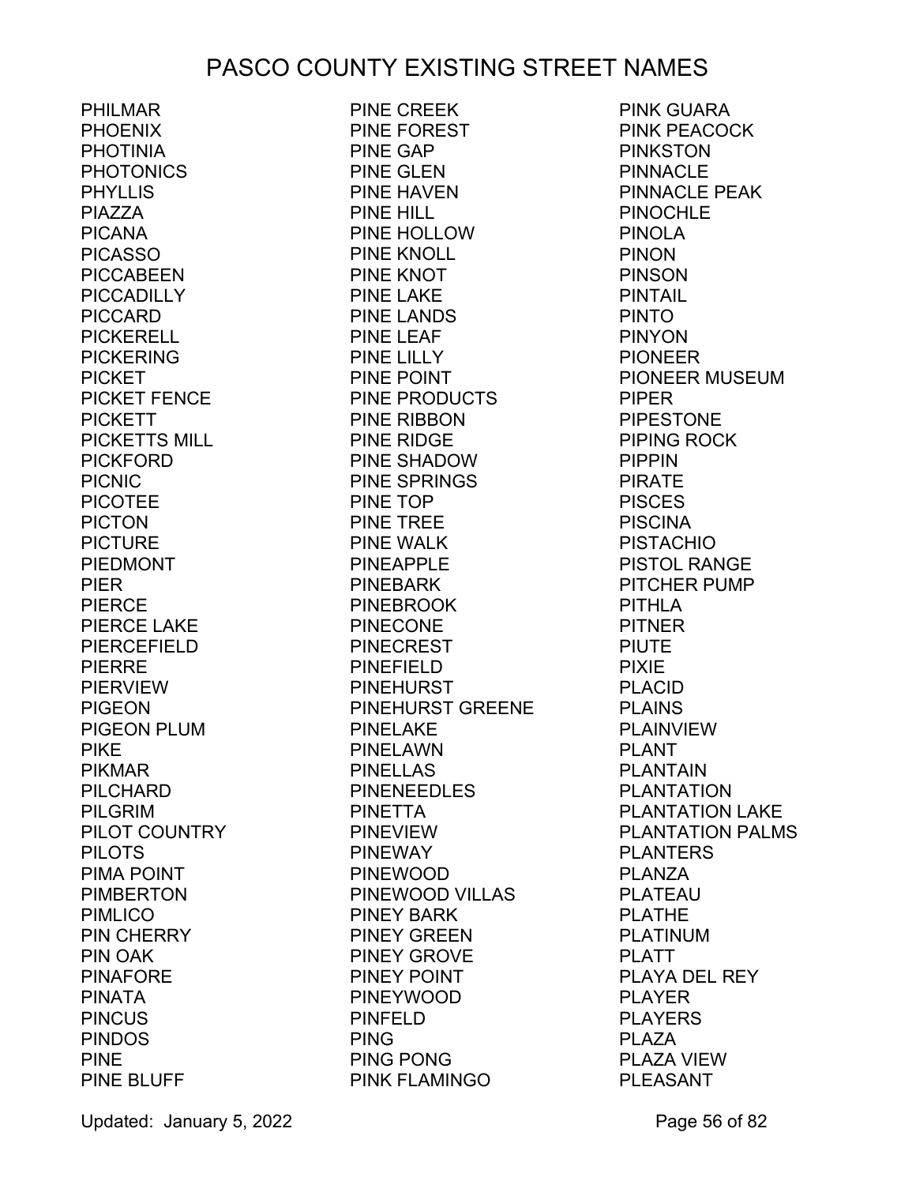# PASCO COUNTY EXISTING STREET NAMES

PHILMAR
PHOENIX
PHOTINIA
PHOTONICS
PHYLLIS
PIAZZA
PICANA
PICASSO
PICCABEEN
PICCADILLY
PICCARD
PICKERELL
PICKERING
PICKET
PICKET FENCE
PICKETT
PICKETTS MILL
PICKFORD
PICNIC
PICOTEE
PICTON
PICTURE
PIEDMONT
PIER
PIERCE
PIERCE LAKE
PIERCEFIELD
PIERRE
PIERVIEW
PIGEON
PIGEON PLUM
PIKE
PIKMAR
PILCHARD
PILGRIM
PILOT COUNTRY
PILOTS
PIMA POINT
PIMBERTON
PIMLICO
PIN CHERRY
PIN OAK
PINAFORE
PINATA
PINCUS
PINDOS
PINE
PINE BLUFF
PINE CREEK
PINE FOREST
PINE GAP
PINE GLEN
PINE HAVEN
PINE HILL
PINE HOLLOW
PINE KNOLL
PINE KNOT
PINE LAKE
PINE LANDS
PINE LEAF
PINE LILLY
PINE POINT
PINE PRODUCTS
PINE RIBBON
PINE RIDGE
PINE SHADOW
PINE SPRINGS
PINE TOP
PINE TREE
PINE WALK
PINEAPPLE
PINEBARK
PINEBROOK
PINECONE
PINECREST
PINEFIELD
PINEHURST
PINEHURST GREENE
PINELAKE
PINELAWN
PINELLAS
PINENEEDLES
PINETTA
PINEVIEW
PINEWAY
PINEWOOD
PINEWOOD VILLAS
PINEY BARK
PINEY GREEN
PINEY GROVE
PINEY POINT
PINEYWOOD
PINFELD
PING
PING PONG
PINK FLAMINGO
PINK GUARA
PINK PEACOCK
PINKSTON
PINNACLE
PINNACLE PEAK
PINOCHLE
PINOLA
PINON
PINSON
PINTAIL
PINTO
PINYON
PIONEER
PIONEER MUSEUM
PIPER
PIPESTONE
PIPING ROCK
PIPPIN
PIRATE
PISCES
PISCINA
PISTACHIO
PISTOL RANGE
PITCHER PUMP
PITHLA
PITNER
PIUTE
PIXIE
PLACID
PLAINS
PLAINVIEW
PLANT
PLANTAIN
PLANTATION
PLANTATION LAKE
PLANTATION PALMS
PLANTERS
PLANZA
PLATEAU
PLATHE
PLATINUM
PLATT
PLAYA DEL REY
PLAYER
PLAYERS
PLAZA
PLAZA VIEW
PLEASANT

Updated: January 5, 2022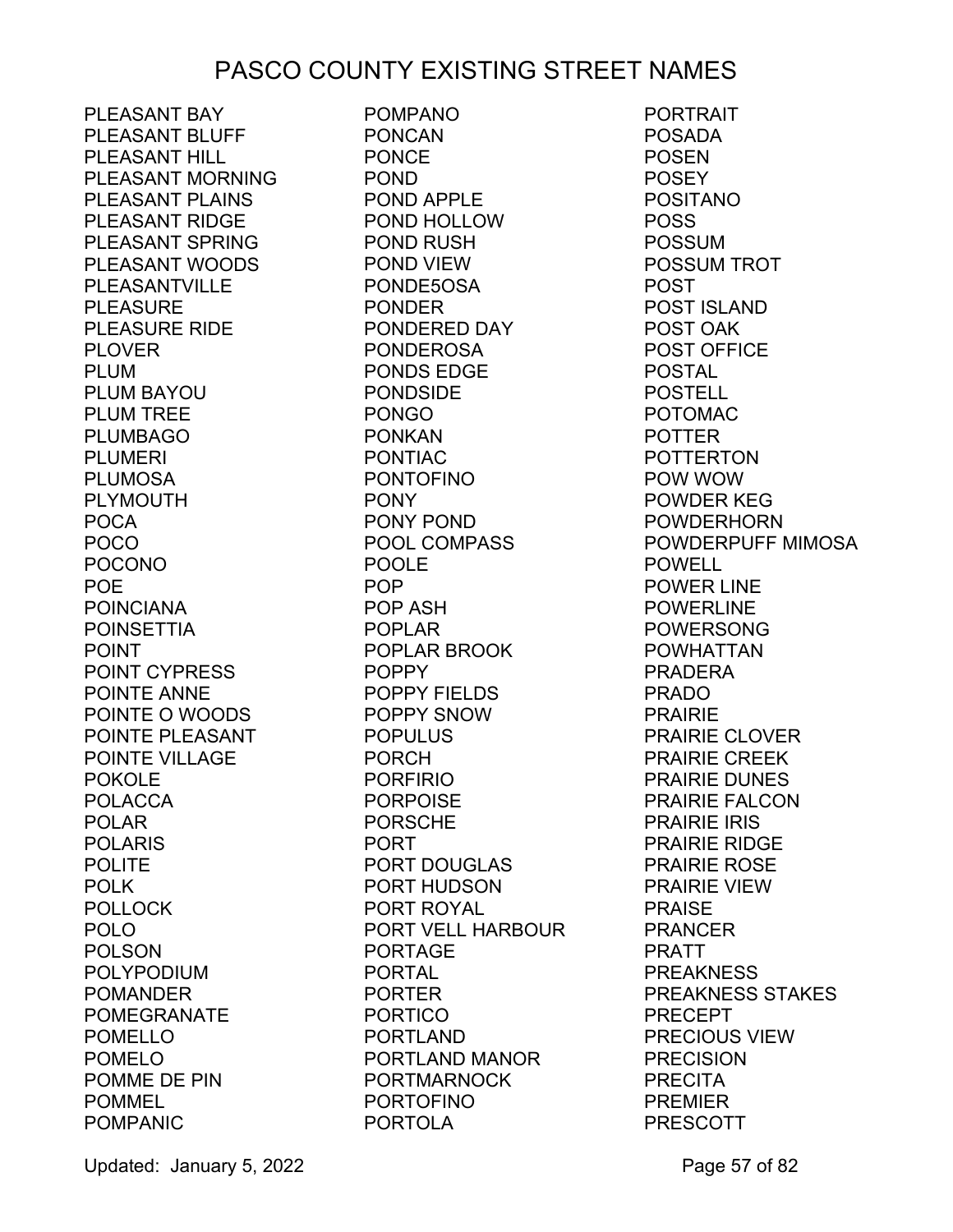# PASCO COUNTY EXISTING STREET NAMES

PLEASANT BAY
PLEASANT BLUFF
PLEASANT HILL
PLEASANT MORNING
PLEASANT PLAINS
PLEASANT RIDGE
PLEASANT SPRING
PLEASANT WOODS
PLEASANTVILLE
PLEASURE
PLEASURE RIDE
PLOVER
PLUM
PLUM BAYOU
PLUM TREE
PLUMBAGO
PLUMERI
PLUMOSA
PLYMOUTH
POCA
POCO
POCONO
POE
POINCIANA
POINSETTIA
POINT
POINT CYPRESS
POINTE ANNE
POINTE O WOODS
POINTE PLEASANT
POINTE VILLAGE
POKOLE
POLACCA
POLAR
POLARIS
POLITE
POLK
POLLOCK
POLO
POLSON
POLYPODIUM
POMANDER
POMEGRANATE
POMELLO
POMELO
POMME DE PIN
POMMEL
POMPANIC
POMPANO
PONCAN
PONCE
POND
POND APPLE
POND HOLLOW
POND RUSH
POND VIEW
PONDE5OSA
PONDER
PONDERED DAY
PONDEROSA
PONDS EDGE
PONDSIDE
PONGO
PONKAN
PONTIAC
PONTOFINO
PONY
PONY POND
POOL COMPASS
POOLE
POP
POP ASH
POPLAR
POPLAR BROOK
POPPY
POPPY FIELDS
POPPY SNOW
POPULUS
PORCH
PORFIRIO
PORPOISE
PORSCHE
PORT
PORT DOUGLAS
PORT HUDSON
PORT ROYAL
PORT VELL HARBOUR
PORTAGE
PORTAL
PORTER
PORTICO
PORTLAND
PORTLAND MANOR
PORTMARNOCK
PORTOFINO
PORTOLA
PORTRAIT
POSADA
POSEN
POSEY
POSITANO
POSS
POSSUM
POSSUM TROT
POST
POST ISLAND
POST OAK
POST OFFICE
POSTAL
POSTELL
POTOMAC
POTTER
POTTERTON
POW WOW
POWDER KEG
POWDERHORN
POWDERPUFF MIMOSA
POWELL
POWER LINE
POWERLINE
POWERSONG
POWHATTAN
PRADERA
PRADO
PRAIRIE
PRAIRIE CLOVER
PRAIRIE CREEK
PRAIRIE DUNES
PRAIRIE FALCON
PRAIRIE IRIS
PRAIRIE RIDGE
PRAIRIE ROSE
PRAIRIE VIEW
PRAISE
PRANCER
PRATT
PREAKNESS
PREAKNESS STAKES
PRECEPT
PRECIOUS VIEW
PRECISION
PRECITA
PREMIER
PRESCOTT

Updated: January 5, 2022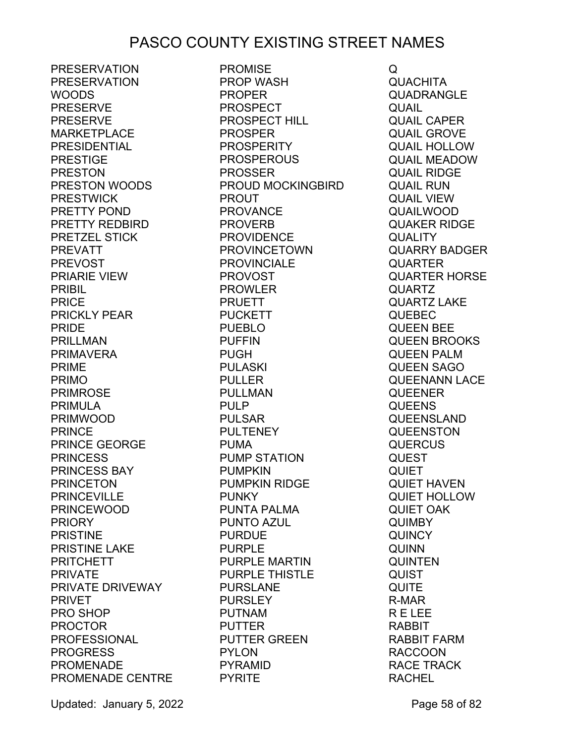# PASCO COUNTY EXISTING STREET NAMES

PRESERVATION
PRESERVATION WOODS
PRESERVE
PRESERVE MARKETPLACE
PRESIDENTIAL
PRESTIGE
PRESTON
PRESTON WOODS
PRESTWICK
PRETTY POND
PRETTY REDBIRD
PRETZEL STICK
PREVATT
PREVOST
PRIARIE VIEW
PRIBIL
PRICE
PRICKLY PEAR
PRIDE
PRILLMAN
PRIMAVERA
PRIME
PRIMO
PRIMROSE
PRIMULA
PRIMWOOD
PRINCE
PRINCE GEORGE
PRINCESS
PRINCESS BAY
PRINCETON
PRINCEVILLE
PRINCEWOOD
PRIORY
PRISTINE
PRISTINE LAKE
PRITCHETT
PRIVATE
PRIVATE DRIVEWAY
PRIVET
PRO SHOP
PROCTOR
PROFESSIONAL
PROGRESS
PROMENADE
PROMENADE CENTRE
PROMISE
PROP WASH
PROPER
PROSPECT
PROSPECT HILL
PROSPER
PROSPERITY
PROSPEROUS
PROSSER
PROUD MOCKINGBIRD
PROUT
PROVANCE
PROVERB
PROVIDENCE
PROVINCETOWN
PROVINCIALE
PROVOST
PROWLER
PRUETT
PUCKETT
PUEBLO
PUFFIN
PUGH
PULASKI
PULLER
PULLMAN
PULP
PULSAR
PULTENEY
PUMA
PUMP STATION
PUMPKIN
PUMPKIN RIDGE
PUNKY
PUNTA PALMA
PUNTO AZUL
PURDUE
PURPLE
PURPLE MARTIN
PURPLE THISTLE
PURSLANE
PURSLEY
PUTNAM
PUTTER
PUTTER GREEN
PYLON
PYRAMID
PYRITE
Q
QUACHITA
QUADRANGLE
QUAIL
QUAIL CAPER
QUAIL GROVE
QUAIL HOLLOW
QUAIL MEADOW
QUAIL RIDGE
QUAIL RUN
QUAIL VIEW
QUAILWOOD
QUAKER RIDGE
QUALITY
QUARRY BADGER
QUARTER
QUARTER HORSE
QUARTZ
QUARTZ LAKE
QUEBEC
QUEEN BEE
QUEEN BROOKS
QUEEN PALM
QUEEN SAGO
QUEENANN LACE
QUEENER
QUEENS
QUEENSLAND
QUEENSTON
QUERCUS
QUEST
QUIET
QUIET HAVEN
QUIET HOLLOW
QUIET OAK
QUIMBY
QUINCY
QUINN
QUINTEN
QUIST
QUITE
R-MAR
R E LEE
RABBIT
RABBIT FARM
RACCOON
RACE TRACK
RACHEL

Updated: January 5, 2022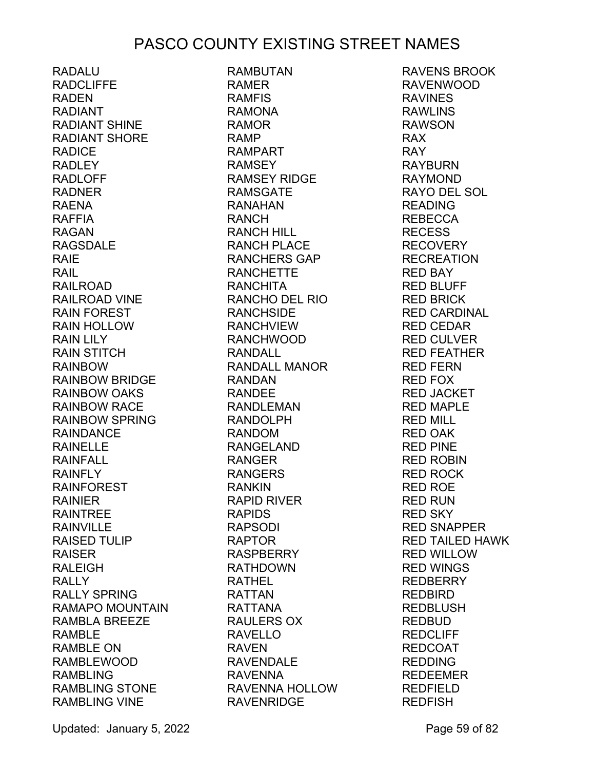# PASCO COUNTY EXISTING STREET NAMES

RADALU
RADCLIFFE
RADEN
RADIANT
RADIANT SHINE
RADIANT SHORE
RADICE
RADLEY
RADLOFF
RADNER
RAENA
RAFFIA
RAGAN
RAGSDALE
RAIE
RAIL
RAILROAD
RAILROAD VINE
RAIN FOREST
RAIN HOLLOW
RAIN LILY
RAIN STITCH
RAINBOW
RAINBOW BRIDGE
RAINBOW OAKS
RAINBOW RACE
RAINBOW SPRING
RAINDANCE
RAINELLE
RAINFALL
RAINFLY
RAINFOREST
RAINIER
RAINTREE
RAINVILLE
RAISED TULIP
RAISER
RALEIGH
RALLY
RALLY SPRING
RAMAPO MOUNTAIN
RAMBLA BREEZE
RAMBLE
RAMBLE ON
RAMBLEWOOD
RAMBLING
RAMBLING STONE
RAMBLING VINE
RAMBUTAN
RAMER
RAMFIS
RAMONA
RAMOR
RAMP
RAMPART
RAMSEY
RAMSEY RIDGE
RAMSGATE
RANAHAN
RANCH
RANCH HILL
RANCH PLACE
RANCHERS GAP
RANCHETTE
RANCHITA
RANCHO DEL RIO
RANCHSIDE
RANCHVIEW
RANCHWOOD
RANDALL
RANDALL MANOR
RANDAN
RANDEE
RANDLEMAN
RANDOLPH
RANDOM
RANGELAND
RANGER
RANGERS
RANKIN
RAPID RIVER
RAPIDS
RAPSODI
RAPTOR
RASPBERRY
RATHDOWN
RATHEL
RATTAN
RATTANA
RAULERS OX
RAVELLO
RAVEN
RAVENDALE
RAVENNA
RAVENNA HOLLOW
RAVENRIDGE
RAVENS BROOK
RAVENWOOD
RAVINES
RAWLINS
RAWSON
RAX
RAY
RAYBURN
RAYMOND
RAYO DEL SOL
READING
REBECCA
RECESS
RECOVERY
RECREATION
RED BAY
RED BLUFF
RED BRICK
RED CARDINAL
RED CEDAR
RED CULVER
RED FEATHER
RED FERN
RED FOX
RED JACKET
RED MAPLE
RED MILL
RED OAK
RED PINE
RED ROBIN
RED ROCK
RED ROE
RED RUN
RED SKY
RED SNAPPER
RED TAILED HAWK
RED WILLOW
RED WINGS
REDBERRY
REDBIRD
REDBLUSH
REDBUD
REDCLIFF
REDCOAT
REDDING
REDEEMER
REDFIELD
REDFISH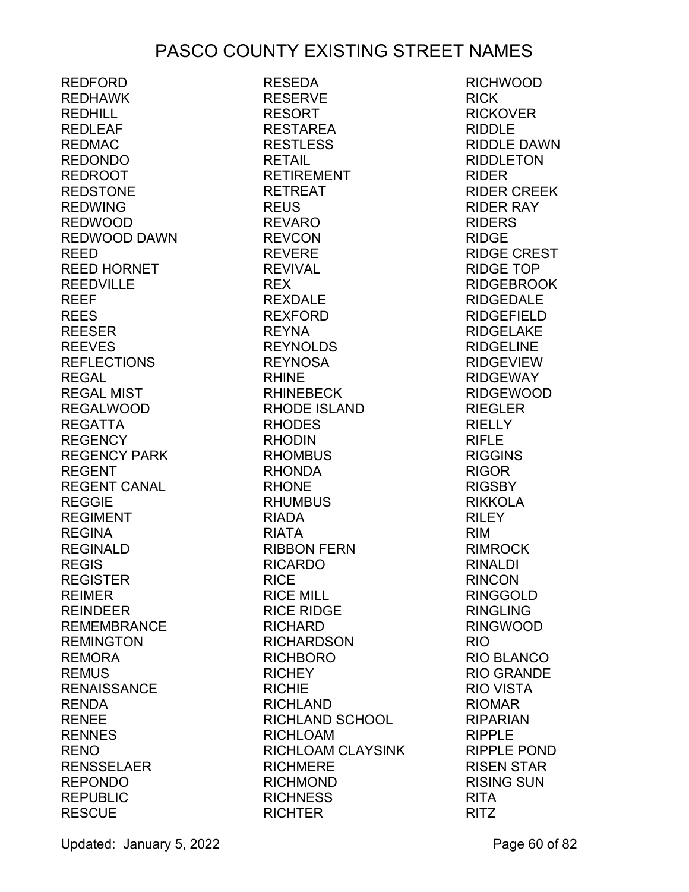# PASCO COUNTY EXISTING STREET NAMES

REDFORD
REDHAWK
REDHILL
REDLEAF
REDMAC
REDONDO
REDROOT
REDSTONE
REDWING
REDWOOD
REDWOOD DAWN
REED
REED HORNET
REEDVILLE
REEF
REES
REESER
REEVES
REFLECTIONS
REGAL
REGAL MIST
REGALWOOD
REGATTA
REGENCY
REGENCY PARK
REGENT
REGENT CANAL
REGGIE
REGIMENT
REGINA
REGINALD
REGIS
REGISTER
REIMER
REINDEER
REMEMBRANCE
REMINGTON
REMORA
REMUS
RENAISSANCE
RENDA
RENEE
RENNES
RENO
RENSSELAER
REPONDO
REPUBLIC
RESCUE
RESEDA
RESERVE
RESORT
RESTAREA
RESTLESS
RETAIL
RETIREMENT
RETREAT
REUS
REVARO
REVCON
REVERE
REVIVAL
REX
REXDALE
REXFORD
REYNA
REYNOLDS
REYNOSA
RHINE
RHINEBECK
RHODE ISLAND
RHODES
RHODIN
RHOMBUS
RHONDA
RHONE
RHUMBUS
RIADA
RIATA
RIBBON FERN
RICARDO
RICE
RICE MILL
RICE RIDGE
RICHARD
RICHARDSON
RICHBORO
RICHEY
RICHIE
RICHLAND
RICHLAND SCHOOL
RICHLOAM
RICHLOAM CLAYSINK
RICHMERE
RICHMOND
RICHNESS
RICHTER
RICHWOOD
RICK
RICKOVER
RIDDLE
RIDDLE DAWN
RIDDLETON
RIDER
RIDER CREEK
RIDER RAY
RIDERS
RIDGE
RIDGE CREST
RIDGE TOP
RIDGEBROOK
RIDGEDALE
RIDGEFIELD
RIDGELAKE
RIDGELINE
RIDGEVIEW
RIDGEWAY
RIDGEWOOD
RIEGLER
RIELLY
RIFLE
RIGGINS
RIGOR
RIGSBY
RIKKOLA
RILEY
RIM
RIMROCK
RINALDI
RINCON
RINGGOLD
RINGLING
RINGWOOD
RIO
RIO BLANCO
RIO GRANDE
RIO VISTA
RIOMAR
RIPARIAN
RIPPLE
RIPPLE POND
RISEN STAR
RISING SUN
RITA
RITZ

Updated: January 5, 2022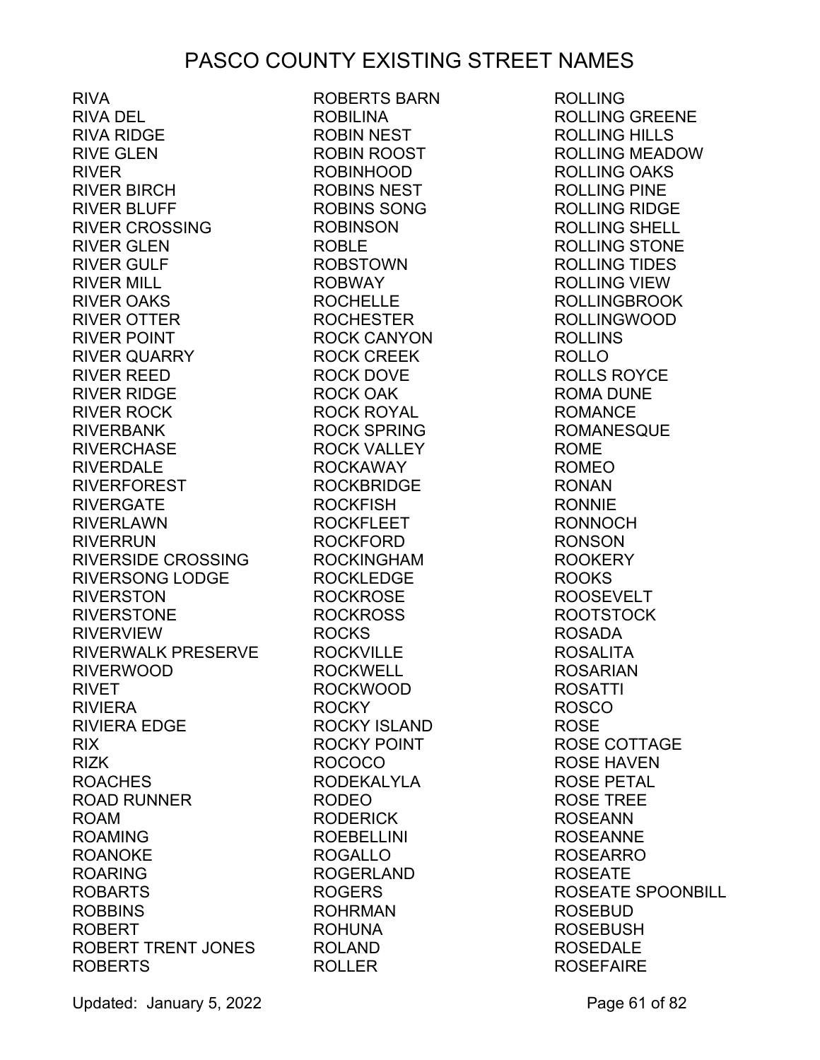# PASCO COUNTY EXISTING STREET NAMES

RIVA
RIVA DEL
RIVA RIDGE
RIVE GLEN
RIVER
RIVER BIRCH
RIVER BLUFF
RIVER CROSSING
RIVER GLEN
RIVER GULF
RIVER MILL
RIVER OAKS
RIVER OTTER
RIVER POINT
RIVER QUARRY
RIVER REED
RIVER RIDGE
RIVER ROCK
RIVERBANK
RIVERCHASE
RIVERDALE
RIVERFOREST
RIVERGATE
RIVERLAWN
RIVERRUN
RIVERSIDE CROSSING
RIVERSONG LODGE
RIVERSTON
RIVERSTONE
RIVERVIEW
RIVERWALK PRESERVE
RIVERWOOD
RIVET
RIVIERA
RIVIERA EDGE
RIX
RIZK
ROACHES
ROAD RUNNER
ROAM
ROAMING
ROANOKE
ROARING
ROBARTS
ROBBINS
ROBERT
ROBERT TRENT JONES
ROBERTS
ROBERTS BARN
ROBILINA
ROBIN NEST
ROBIN ROOST
ROBINHOOD
ROBINS NEST
ROBINS SONG
ROBINSON
ROBLE
ROBSTOWN
ROBWAY
ROCHELLE
ROCHESTER
ROCK CANYON
ROCK CREEK
ROCK DOVE
ROCK OAK
ROCK ROYAL
ROCK SPRING
ROCK VALLEY
ROCKAWAY
ROCKBRIDGE
ROCKFISH
ROCKFLEET
ROCKFORD
ROCKINGHAM
ROCKLEDGE
ROCKROSE
ROCKROSS
ROCKS
ROCKVILLE
ROCKWELL
ROCKWOOD
ROCKY
ROCKY ISLAND
ROCKY POINT
ROCOCO
RODEKALYLA
RODEO
RODERICK
ROEBELLINI
ROGALLO
ROGERLAND
ROGERS
ROHRMAN
ROHUNA
ROLAND
ROLLER
ROLLING
ROLLING GREENE
ROLLING HILLS
ROLLING MEADOW
ROLLING OAKS
ROLLING PINE
ROLLING RIDGE
ROLLING SHELL
ROLLING STONE
ROLLING TIDES
ROLLING VIEW
ROLLINGBROOK
ROLLINGWOOD
ROLLINS
ROLLO
ROLLS ROYCE
ROMA DUNE
ROMANCE
ROMANESQUE
ROME
ROMEO
RONAN
RONNIE
RONNOCH
RONSON
ROOKERY
ROOKS
ROOSEVELT
ROOTSTOCK
ROSADA
ROSALITA
ROSARIAN
ROSATTI
ROSCO
ROSE
ROSE COTTAGE
ROSE HAVEN
ROSE PETAL
ROSE TREE
ROSEANN
ROSEANNE
ROSEARRO
ROSEATE
ROSEATE SPOONBILL
ROSEBUD
ROSEBUSH
ROSEDALE
ROSEFAIRE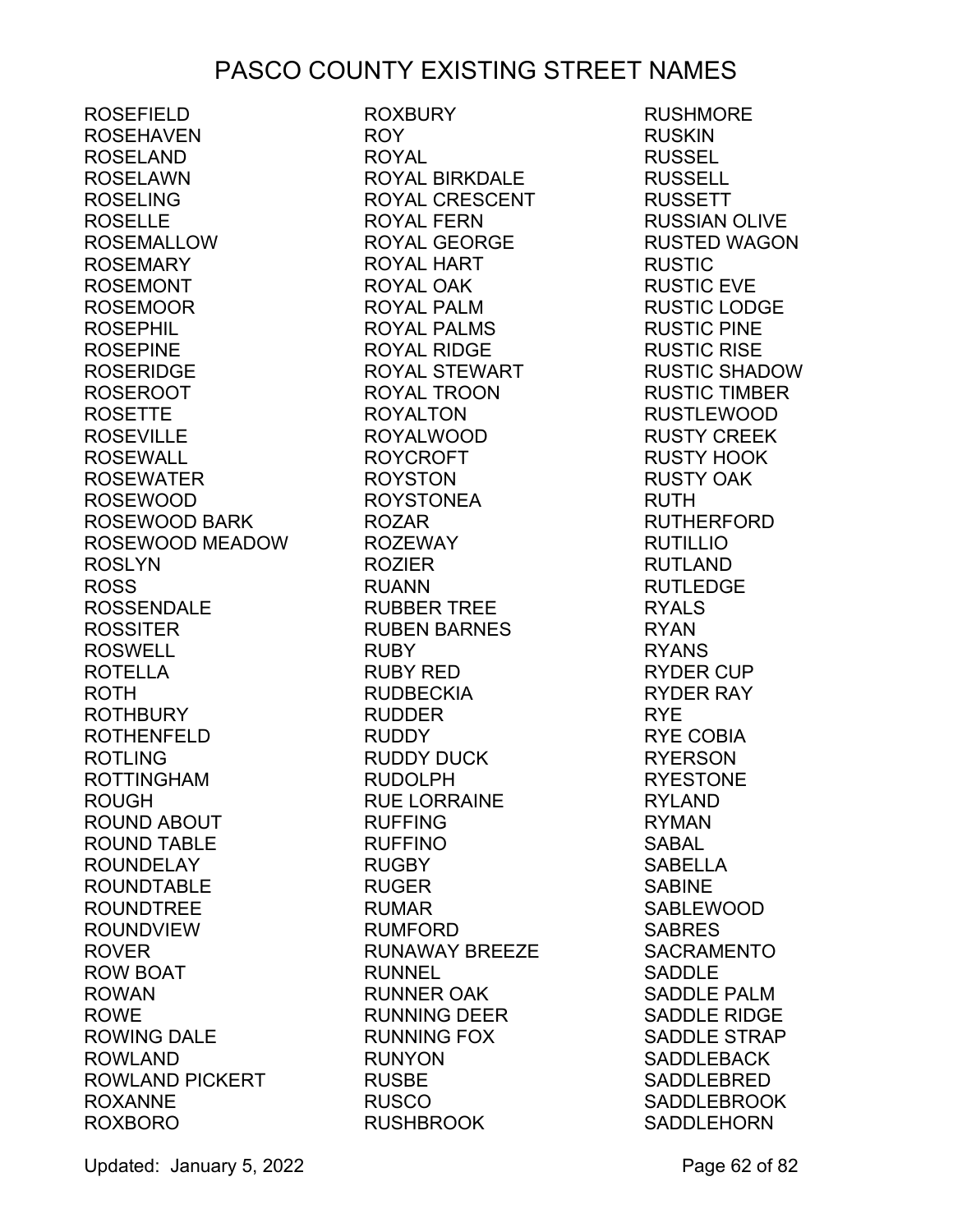# PASCO COUNTY EXISTING STREET NAMES

ROSEFIELD
ROSEHAVEN
ROSELAND
ROSELAWN
ROSELING
ROSELLE
ROSEMALLOW
ROSEMARY
ROSEMONT
ROSEMOOR
ROSEPHIL
ROSEPINE
ROSERIDGE
ROSEROOT
ROSETTE
ROSEVILLE
ROSEWALL
ROSEWATER
ROSEWOOD
ROSEWOOD BARK
ROSEWOOD MEADOW
ROSLYN
ROSS
ROSSENDALE
ROSSITER
ROSWELL
ROTELLA
ROTH
ROTHBURY
ROTHENFELD
ROTLING
ROTTINGHAM
ROUGH
ROUND ABOUT
ROUND TABLE
ROUNDELAY
ROUNDTABLE
ROUNDTREE
ROUNDVIEW
ROVER
ROW BOAT
ROWAN
ROWE
ROWING DALE
ROWLAND
ROWLAND PICKERT
ROXANNE
ROXBORO
ROXBURY
ROY
ROYAL
ROYAL BIRKDALE
ROYAL CRESCENT
ROYAL FERN
ROYAL GEORGE
ROYAL HART
ROYAL OAK
ROYAL PALM
ROYAL PALMS
ROYAL RIDGE
ROYAL STEWART
ROYAL TROON
ROYALTON
ROYALWOOD
ROYCROFT
ROYSTON
ROYSTONEA
ROZAR
ROZEWAY
ROZIER
RUANN
RUBBER TREE
RUBEN BARNES
RUBY
RUBY RED
RUDBECKIA
RUDDER
RUDDY
RUDDY DUCK
RUDOLPH
RUE LORRAINE
RUFFING
RUFFINO
RUGBY
RUGER
RUMAR
RUMFORD
RUNAWAY BREEZE
RUNNEL
RUNNER OAK
RUNNING DEER
RUNNING FOX
RUNYON
RUSBE
RUSCO
RUSHBROOK
RUSHMORE
RUSKIN
RUSSEL
RUSSELL
RUSSETT
RUSSIAN OLIVE
RUSTED WAGON
RUSTIC
RUSTIC EVE
RUSTIC LODGE
RUSTIC PINE
RUSTIC RISE
RUSTIC SHADOW
RUSTIC TIMBER
RUSTLEWOOD
RUSTY CREEK
RUSTY HOOK
RUSTY OAK
RUTH
RUTHERFORD
RUTILLIO
RUTLAND
RUTLEDGE
RYALS
RYAN
RYANS
RYDER CUP
RYDER RAY
RYE
RYE COBIA
RYERSON
RYESTONE
RYLAND
RYMAN
SABAL
SABELLA
SABINE
SABLEWOOD
SABRES
SACRAMENTO
SADDLE
SADDLE PALM
SADDLE RIDGE
SADDLE STRAP
SADDLEBACK
SADDLEBRED
SADDLEBROOK
SADDLEHORN

Updated: January 5, 2022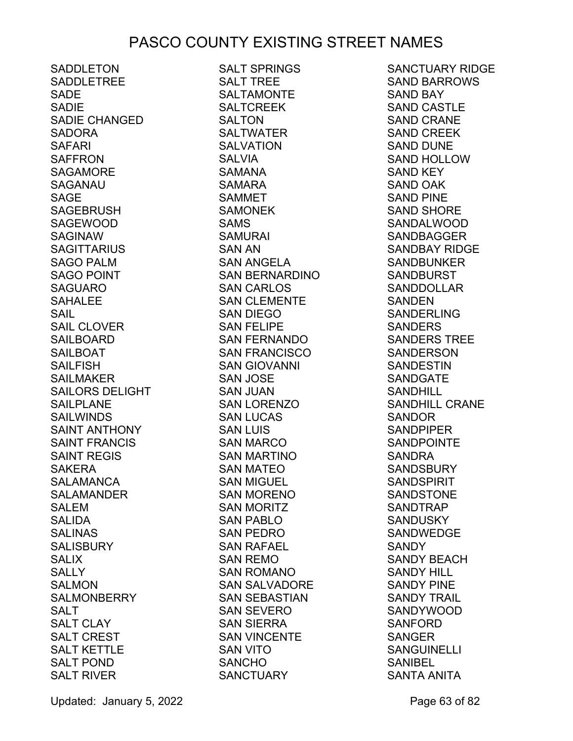# PASCO COUNTY EXISTING STREET NAMES

SADDLETON
SADDLETREE
SADE
SADIE
SADIE CHANGED
SADORA
SAFARI
SAFFRON
SAGAMORE
SAGANAU
SAGE
SAGEBRUSH
SAGEWOOD
SAGINAW
SAGITTARIUS
SAGO PALM
SAGO POINT
SAGUARO
SAHALEE
SAIL
SAIL CLOVER
SAILBOARD
SAILBOAT
SAILFISH
SAILMAKER
SAILORS DELIGHT
SAILPLANE
SAILWINDS
SAINT ANTHONY
SAINT FRANCIS
SAINT REGIS
SAKERA
SALAMANCA
SALAMANDER
SALEM
SALIDA
SALINAS
SALISBURY
SALIX
SALLY
SALMON
SALMONBERRY
SALT
SALT CLAY
SALT CREST
SALT KETTLE
SALT POND
SALT RIVER
SALT SPRINGS
SALT TREE
SALTAMONTE
SALTCREEK
SALTON
SALTWATER
SALVATION
SALVIA
SAMANA
SAMARA
SAMMET
SAMONEK
SAMS
SAMURAI
SAN AN
SAN ANGELA
SAN BERNARDINO
SAN CARLOS
SAN CLEMENTE
SAN DIEGO
SAN FELIPE
SAN FERNANDO
SAN FRANCISCO
SAN GIOVANNI
SAN JOSE
SAN JUAN
SAN LORENZO
SAN LUCAS
SAN LUIS
SAN MARCO
SAN MARTINO
SAN MATEO
SAN MIGUEL
SAN MORENO
SAN MORITZ
SAN PABLO
SAN PEDRO
SAN RAFAEL
SAN REMO
SAN ROMANO
SAN SALVADORE
SAN SEBASTIAN
SAN SEVERO
SAN SIERRA
SAN VINCENTE
SAN VITO
SANCHO
SANCTUARY
SANCTUARY RIDGE
SAND BARROWS
SAND BAY
SAND CASTLE
SAND CRANE
SAND CREEK
SAND DUNE
SAND HOLLOW
SAND KEY
SAND OAK
SAND PINE
SAND SHORE
SANDALWOOD
SANDBAGGER
SANDBAY RIDGE
SANDBUNKER
SANDBURST
SANDDOLLAR
SANDEN
SANDERLING
SANDERS
SANDERS TREE
SANDERSON
SANDESTIN
SANDGATE
SANDHILL
SANDHILL CRANE
SANDOR
SANDPIPER
SANDPOINTE
SANDRA
SANDSBURY
SANDSPIRIT
SANDSTONE
SANDTRAP
SANDUSKY
SANDWEDGE
SANDY
SANDY BEACH
SANDY HILL
SANDY PINE
SANDY TRAIL
SANDYWOOD
SANFORD
SANGER
SANGUINELLI
SANIBEL
SANTA ANITA

Updated: January 5, 2022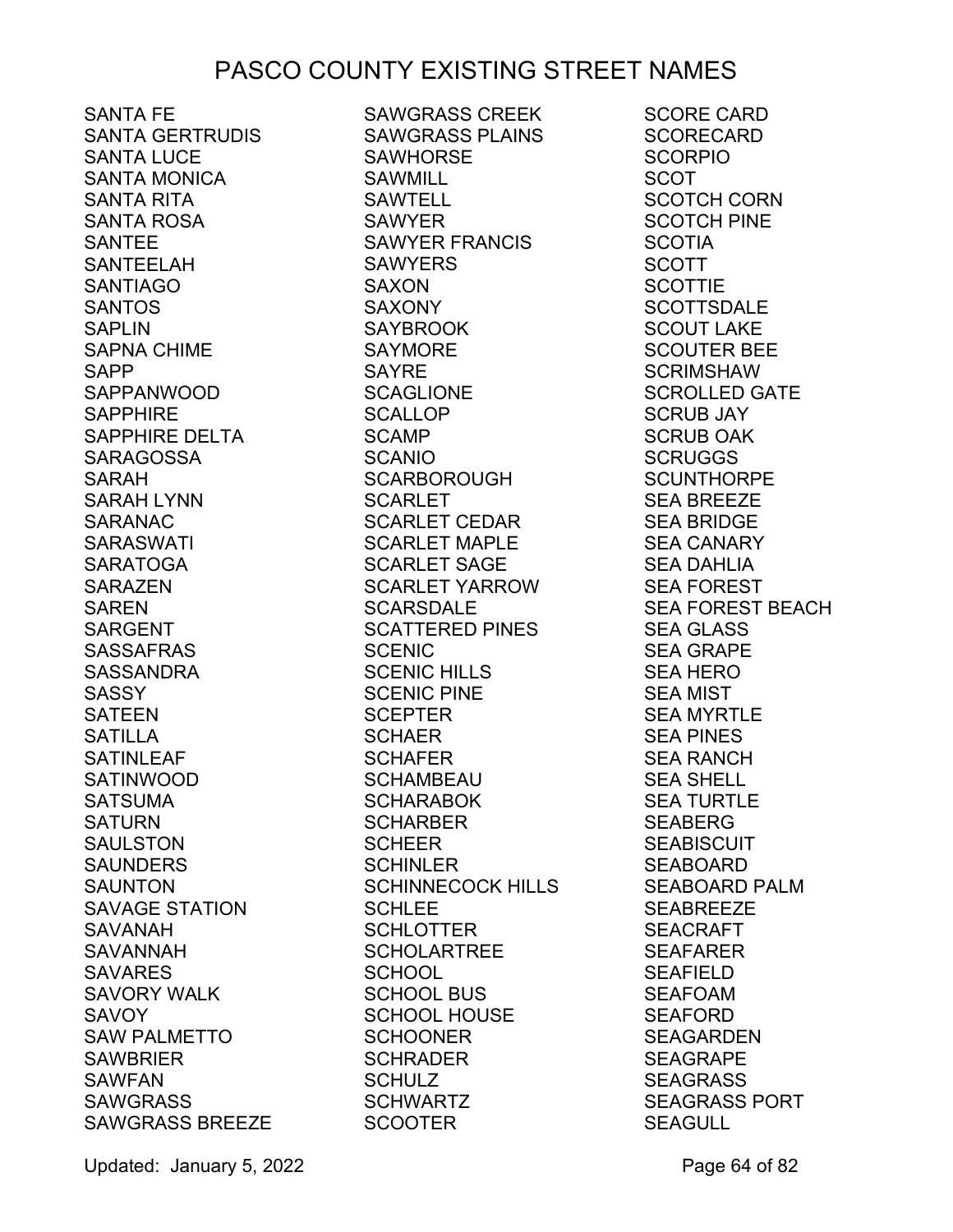# PASCO COUNTY EXISTING STREET NAMES

SANTA FE
SANTA GERTRUDIS
SANTA LUCE
SANTA MONICA
SANTA RITA
SANTA ROSA
SANTEE
SANTEELAH
SANTIAGO
SANTOS
SAPLIN
SAPNA CHIME
SAPP
SAPPANWOOD
SAPPHIRE
SAPPHIRE DELTA
SARAGOSSA
SARAH
SARAH LYNN
SARANAC
SARASWATI
SARATOGA
SARAZEN
SAREN
SARGENT
SASSAFRAS
SASSANDRA
SASSY
SATEEN
SATILLA
SATINLEAF
SATINWOOD
SATSUMA
SATURN
SAULSTON
SAUNDERS
SAUNTON
SAVAGE STATION
SAVANAH
SAVANNAH
SAVARES
SAVORY WALK
SAVOY
SAW PALMETTO
SAWBRIER
SAWFAN
SAWGRASS
SAWGRASS BREEZE
SAWGRASS CREEK
SAWGRASS PLAINS
SAWHORSE
SAWMILL
SAWTELL
SAWYER
SAWYER FRANCIS
SAWYERS
SAXON
SAXONY
SAYBROOK
SAYMORE
SAYRE
SCAGLIONE
SCALLOP
SCAMP
SCANIO
SCARBOROUGH
SCARLET
SCARLET CEDAR
SCARLET MAPLE
SCARLET SAGE
SCARLET YARROW
SCARSDALE
SCATTERED PINES
SCENIC
SCENIC HILLS
SCENIC PINE
SCEPTER
SCHAER
SCHAFER
SCHAMBEAU
SCHARABOK
SCHARBER
SCHEER
SCHINLER
SCHINNECOCK HILLS
SCHLEE
SCHLOTTER
SCHOLARTREE
SCHOOL
SCHOOL BUS
SCHOOL HOUSE
SCHOONER
SCHRADER
SCHULZ
SCHWARTZ
SCOOTER
SCORE CARD
SCORECARD
SCORPIO
SCOT
SCOTCH CORN
SCOTCH PINE
SCOTIA
SCOTT
SCOTTIE
SCOTTSDALE
SCOUT LAKE
SCOUTER BEE
SCRIMSHAW
SCROLLED GATE
SCRUB JAY
SCRUB OAK
SCRUGGS
SCUNTHORPE
SEA BREEZE
SEA BRIDGE
SEA CANARY
SEA DAHLIA
SEA FOREST
SEA FOREST BEACH
SEA GLASS
SEA GRAPE
SEA HERO
SEA MIST
SEA MYRTLE
SEA PINES
SEA RANCH
SEA SHELL
SEA TURTLE
SEABERG
SEABISCUIT
SEABOARD
SEABOARD PALM
SEABREEZE
SEACRAFT
SEAFARER
SEAFIELD
SEAFOAM
SEAFORD
SEAGARDEN
SEAGRAPE
SEAGRASS
SEAGRASS PORT
SEAGULL

Updated: January 5, 2022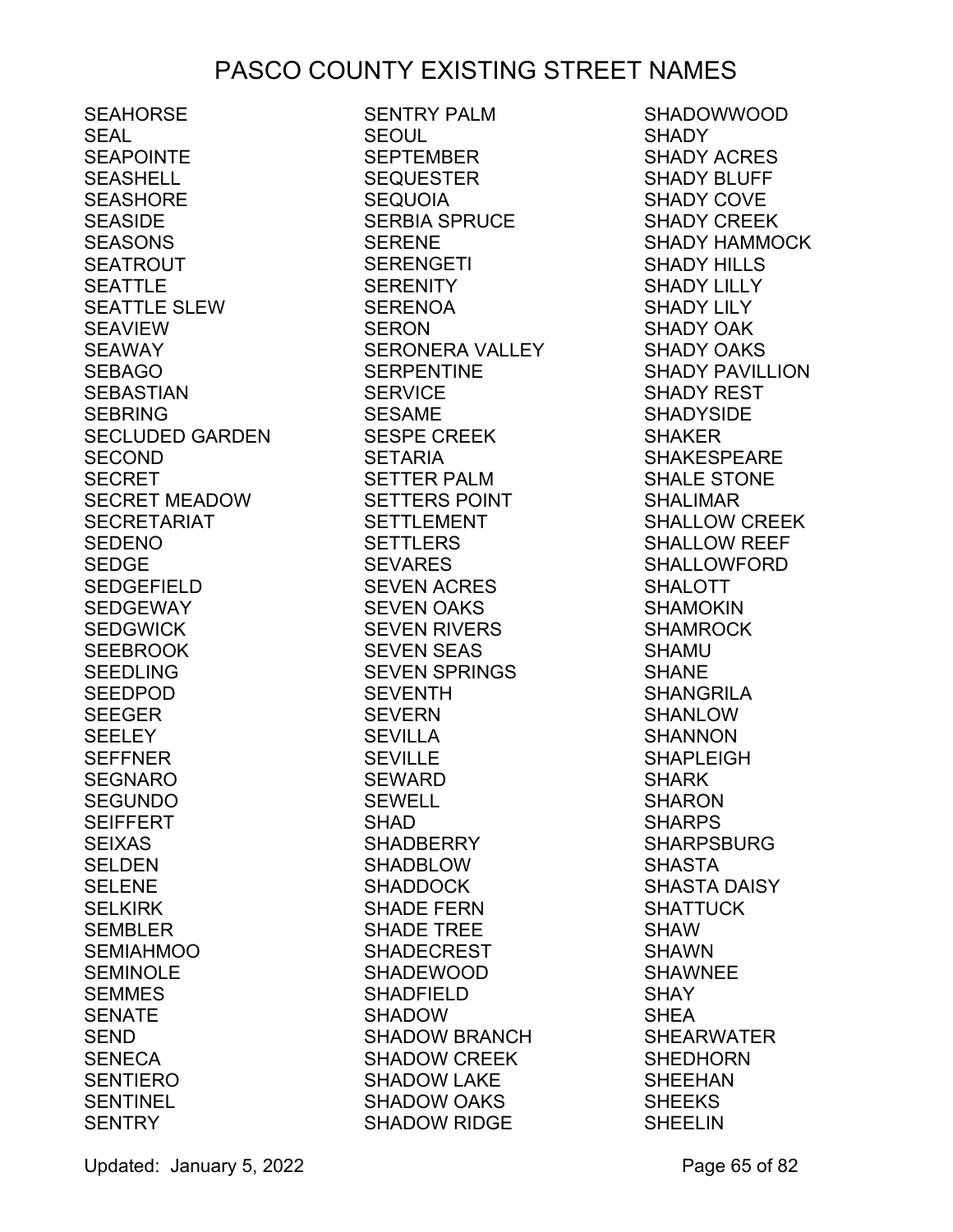# PASCO COUNTY EXISTING STREET NAMES

SEAHORSE
SEAL
SEAPOINTE
SEASHELL
SEASHORE
SEASIDE
SEASONS
SEATROUT
SEATTLE
SEATTLE SLEW
SEAVIEW
SEAWAY
SEBAGO
SEBASTIAN
SEBRING
SECLUDED GARDEN
SECOND
SECRET
SECRET MEADOW
SECRETARIAT
SEDENO
SEDGE
SEDGEFIELD
SEDGEWAY
SEDGWICK
SEEBROOK
SEEDLING
SEEDPOD
SEEGER
SEELEY
SEFFNER
SEGNARO
SEGUNDO
SEIFFERT
SEIXAS
SELDEN
SELENE
SELKIRK
SEMBLER
SEMIAHMOO
SEMINOLE
SEMMES
SENATE
SEND
SENECA
SENTIERO
SENTINEL
SENTRY
SENTRY PALM
SEOUL
SEPTEMBER
SEQUESTER
SEQUOIA
SERBIA SPRUCE
SERENE
SERENGETI
SERENITY
SERENOA
SERON
SERONERA VALLEY
SERPENTINE
SERVICE
SESAME
SESPE CREEK
SETARIA
SETTER PALM
SETTERS POINT
SETTLEMENT
SETTLERS
SEVARES
SEVEN ACRES
SEVEN OAKS
SEVEN RIVERS
SEVEN SEAS
SEVEN SPRINGS
SEVENTH
SEVERN
SEVILLA
SEVILLE
SEWARD
SEWELL
SHAD
SHADBERRY
SHADBLOW
SHADDOCK
SHADE FERN
SHADE TREE
SHADECREST
SHADEWOOD
SHADFIELD
SHADOW
SHADOW BRANCH
SHADOW CREEK
SHADOW LAKE
SHADOW OAKS
SHADOW RIDGE
SHADOWWOOD
SHADY
SHADY ACRES
SHADY BLUFF
SHADY COVE
SHADY CREEK
SHADY HAMMOCK
SHADY HILLS
SHADY LILLY
SHADY LILY
SHADY OAK
SHADY OAKS
SHADY PAVILLION
SHADY REST
SHADYSIDE
SHAKER
SHAKESPEARE
SHALE STONE
SHALIMAR
SHALLOW CREEK
SHALLOW REEF
SHALLOWFORD
SHALOTT
SHAMOKIN
SHAMROCK
SHAMU
SHANE
SHANGRILA
SHANLOW
SHANNON
SHAPLEIGH
SHARK
SHARON
SHARPS
SHARPSBURG
SHASTA
SHASTA DAISY
SHATTUCK
SHAW
SHAWN
SHAWNEE
SHAY
SHEA
SHEARWATER
SHEDHORN
SHEEHAN
SHEEKS
SHEELIN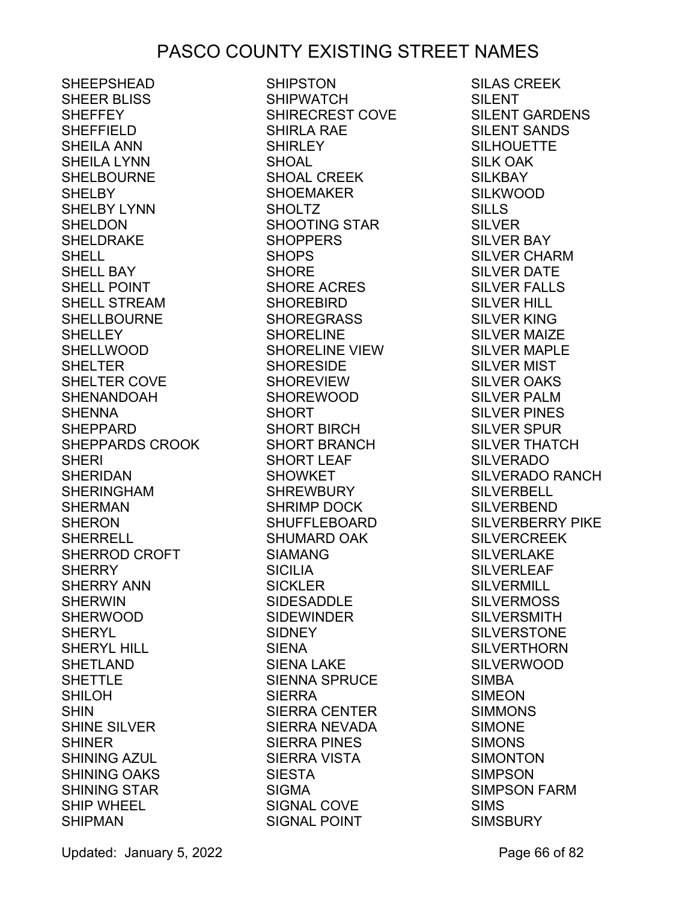# PASCO COUNTY EXISTING STREET NAMES

SHEEPSHEAD
SHEER BLISS
SHEFFEY
SHEFFIELD
SHEILA ANN
SHEILA LYNN
SHELBOURNE
SHELBY
SHELBY LYNN
SHELDON
SHELDRAKE
SHELL
SHELL BAY
SHELL POINT
SHELL STREAM
SHELLBOURNE
SHELLEY
SHELLWOOD
SHELTER
SHELTER COVE
SHENANDOAH
SHENNA
SHEPPARD
SHEPPARDS CROOK
SHERI
SHERIDAN
SHERINGHAM
SHERMAN
SHERON
SHERRELL
SHERROD CROFT
SHERRY
SHERRY ANN
SHERWIN
SHERWOOD
SHERYL
SHERYL HILL
SHETLAND
SHETTLE
SHILOH
SHIN
SHINE SILVER
SHINER
SHINING AZUL
SHINING OAKS
SHINING STAR
SHIP WHEEL
SHIPMAN
SHIPSTON
SHIPWATCH
SHIRECREST COVE
SHIRLA RAE
SHIRLEY
SHOAL
SHOAL CREEK
SHOEMAKER
SHOLTZ
SHOOTING STAR
SHOPPERS
SHOPS
SHORE
SHORE ACRES
SHOREBIRD
SHOREGRASS
SHORELINE
SHORELINE VIEW
SHORESIDE
SHOREVIEW
SHOREWOOD
SHORT
SHORT BIRCH
SHORT BRANCH
SHORT LEAF
SHOWKET
SHREWBURY
SHRIMP DOCK
SHUFFLEBOARD
SHUMARD OAK
SIAMANG
SICILIA
SICKLER
SIDESADDLE
SIDEWINDER
SIDNEY
SIENA
SIENA LAKE
SIENNA SPRUCE
SIERRA
SIERRA CENTER
SIERRA NEVADA
SIERRA PINES
SIERRA VISTA
SIESTA
SIGMA
SIGNAL COVE
SIGNAL POINT
SILAS CREEK
SILENT
SILENT GARDENS
SILENT SANDS
SILHOUETTE
SILK OAK
SILKBAY
SILKWOOD
SILLS
SILVER
SILVER BAY
SILVER CHARM
SILVER DATE
SILVER FALLS
SILVER HILL
SILVER KING
SILVER MAIZE
SILVER MAPLE
SILVER MIST
SILVER OAKS
SILVER PALM
SILVER PINES
SILVER SPUR
SILVER THATCH
SILVERADO
SILVERADO RANCH
SILVERBELL
SILVERBEND
SILVERBERRY PIKE
SILVERCREEK
SILVERLAKE
SILVERLEAF
SILVERMILL
SILVERMOSS
SILVERSMITH
SILVERSTONE
SILVERTHORN
SILVERWOOD
SIMBA
SIMEON
SIMMONS
SIMONE
SIMONS
SIMONTON
SIMPSON
SIMPSON FARM
SIMS
SIMSBURY

Updated: January 5, 2022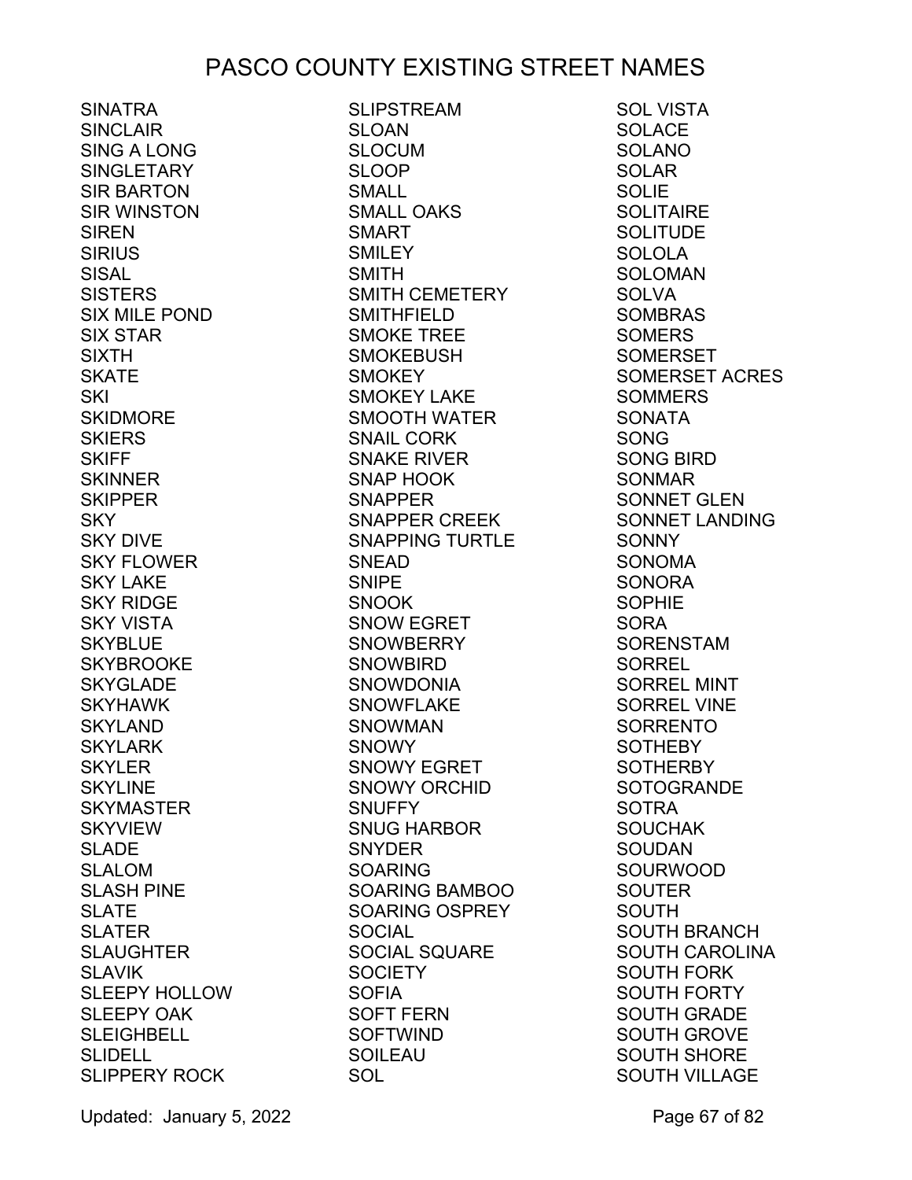# PASCO COUNTY EXISTING STREET NAMES

SINATRA
SINCLAIR
SING A LONG
SINGLETARY
SIR BARTON
SIR WINSTON
SIREN
SIRIUS
SISAL
SISTERS
SIX MILE POND
SIX STAR
SIXTH
SKATE
SKI
SKIDMORE
SKIERS
SKIFF
SKINNER
SKIPPER
SKY
SKY DIVE
SKY FLOWER
SKY LAKE
SKY RIDGE
SKY VISTA
SKYBLUE
SKYBROOKE
SKYGLADE
SKYHAWK
SKYLAND
SKYLARK
SKYLER
SKYLINE
SKYMASTER
SKYVIEW
SLADE
SLALOM
SLASH PINE
SLATE
SLATER
SLAUGHTER
SLAVIK
SLEEPY HOLLOW
SLEEPY OAK
SLEIGHBELL
SLIDELL
SLIPPERY ROCK
SLIPSTREAM
SLOAN
SLOCUM
SLOOP
SMALL
SMALL OAKS
SMART
SMILEY
SMITH
SMITH CEMETERY
SMITHFIELD
SMOKE TREE
SMOKEBUSH
SMOKEY
SMOKEY LAKE
SMOOTH WATER
SNAIL CORK
SNAKE RIVER
SNAP HOOK
SNAPPER
SNAPPER CREEK
SNAPPING TURTLE
SNEAD
SNIPE
SNOOK
SNOW EGRET
SNOWBERRY
SNOWBIRD
SNOWDONIA
SNOWFLAKE
SNOWMAN
SNOWY
SNOWY EGRET
SNOWY ORCHID
SNUFFY
SNUG HARBOR
SNYDER
SOARING
SOARING BAMBOO
SOARING OSPREY
SOCIAL
SOCIAL SQUARE
SOCIETY
SOFIA
SOFT FERN
SOFTWIND
SOILEAU
SOL
SOL VISTA
SOLACE
SOLANO
SOLAR
SOLIE
SOLITAIRE
SOLITUDE
SOLOLA
SOLOMAN
SOLVA
SOMBRAS
SOMERS
SOMERSET
SOMERSET ACRES
SOMMERS
SONATA
SONG
SONG BIRD
SONMAR
SONNET GLEN
SONNET LANDING
SONNY
SONOMA
SONORA
SOPHIE
SORA
SORENSTAM
SORREL
SORREL MINT
SORREL VINE
SORRENTO
SOTHEBY
SOTHERBY
SOTOGRANDE
SOTRA
SOUCHAK
SOUDAN
SOURWOOD
SOUTER
SOUTH
SOUTH BRANCH
SOUTH CAROLINA
SOUTH FORK
SOUTH FORTY
SOUTH GRADE
SOUTH GROVE
SOUTH SHORE
SOUTH VILLAGE

Updated: January 5, 2022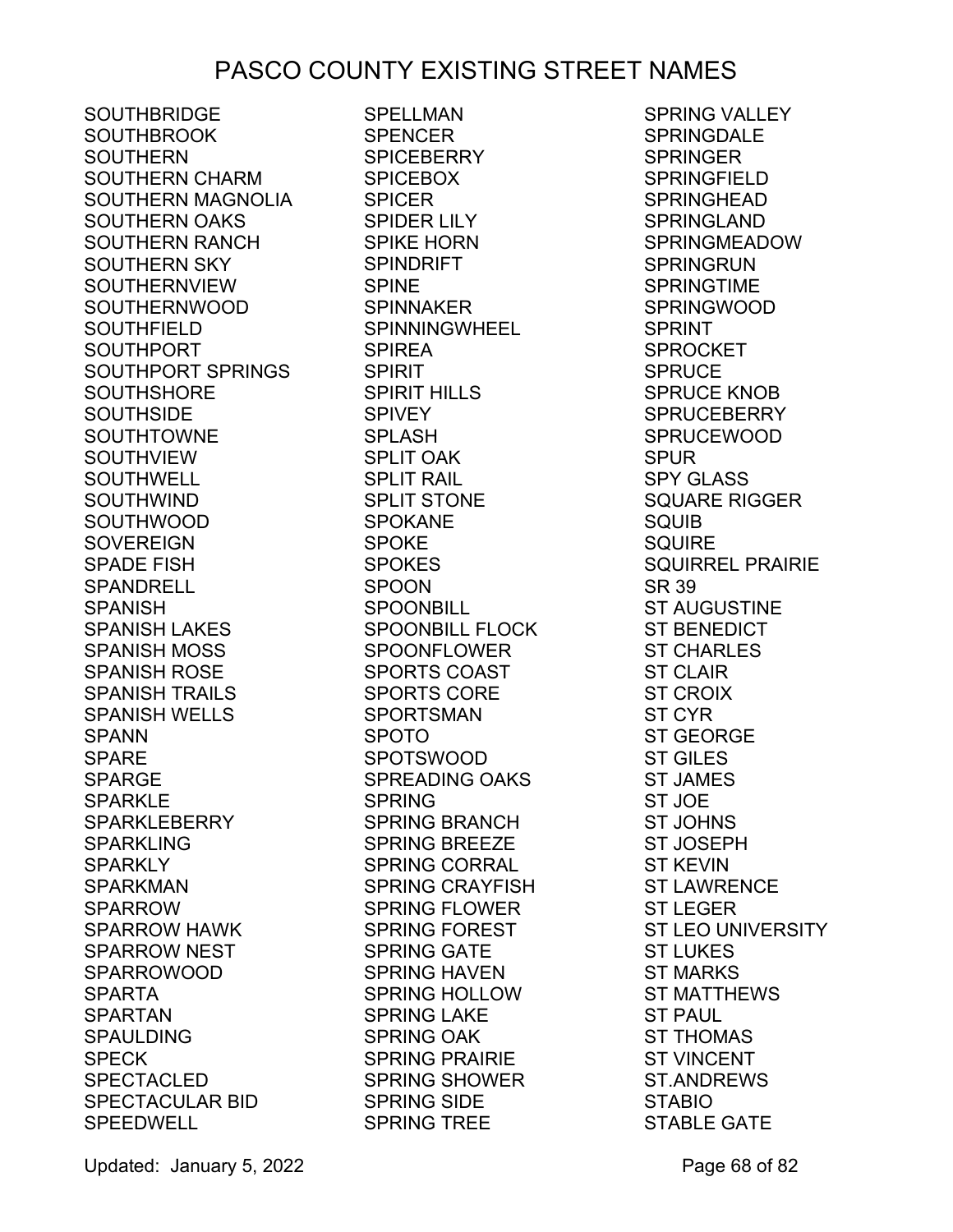# PASCO COUNTY EXISTING STREET NAMES

SOUTHBRIDGE
SOUTHBROOK
SOUTHERN
SOUTHERN CHARM
SOUTHERN MAGNOLIA
SOUTHERN OAKS
SOUTHERN RANCH
SOUTHERN SKY
SOUTHERNVIEW
SOUTHERNWOOD
SOUTHFIELD
SOUTHPORT
SOUTHPORT SPRINGS
SOUTHSHORE
SOUTHSIDE
SOUTHTOWNE
SOUTHVIEW
SOUTHWELL
SOUTHWIND
SOUTHWOOD
SOVEREIGN
SPADE FISH
SPANDRELL
SPANISH
SPANISH LAKES
SPANISH MOSS
SPANISH ROSE
SPANISH TRAILS
SPANISH WELLS
SPANN
SPARE
SPARGE
SPARKLE
SPARKLEBERRY
SPARKLING
SPARKLY
SPARKMAN
SPARROW
SPARROW HAWK
SPARROW NEST
SPARROWOOD
SPARTA
SPARTAN
SPAULDING
SPECK
SPECTACLED
SPECTACULAR BID
SPEEDWELL
SPELLMAN
SPENCER
SPICEBERRY
SPICEBOX
SPICER
SPIDER LILY
SPIKE HORN
SPINDRIFT
SPINE
SPINNAKER
SPINNINGWHEEL
SPIREA
SPIRIT
SPIRIT HILLS
SPIVEY
SPLASH
SPLIT OAK
SPLIT RAIL
SPLIT STONE
SPOKANE
SPOKE
SPOKES
SPOON
SPOONBILL
SPOONBILL FLOCK
SPOONFLOWER
SPORTS COAST
SPORTS CORE
SPORTSMAN
SPOTO
SPOTSWOOD
SPREADING OAKS
SPRING
SPRING BRANCH
SPRING BREEZE
SPRING CORRAL
SPRING CRAYFISH
SPRING FLOWER
SPRING FOREST
SPRING GATE
SPRING HAVEN
SPRING HOLLOW
SPRING LAKE
SPRING OAK
SPRING PRAIRIE
SPRING SHOWER
SPRING SIDE
SPRING TREE
SPRING VALLEY
SPRINGDALE
SPRINGER
SPRINGFIELD
SPRINGHEAD
SPRINGLAND
SPRINGMEADOW
SPRINGRUN
SPRINGTIME
SPRINGWOOD
SPRINT
SPROCKET
SPRUCE
SPRUCE KNOB
SPRUCEBERRY
SPRUCEWOOD
SPUR
SPY GLASS
SQUARE RIGGER
SQUIB
SQUIRE
SQUIRREL PRAIRIE
SR 39
ST AUGUSTINE
ST BENEDICT
ST CHARLES
ST CLAIR
ST CROIX
ST CYR
ST GEORGE
ST GILES
ST JAMES
ST JOE
ST JOHNS
ST JOSEPH
ST KEVIN
ST LAWRENCE
ST LEGER
ST LEO UNIVERSITY
ST LUKES
ST MARKS
ST MATTHEWS
ST PAUL
ST THOMAS
ST VINCENT
ST.ANDREWS
STABIO
STABLE GATE

Updated: January 5, 2022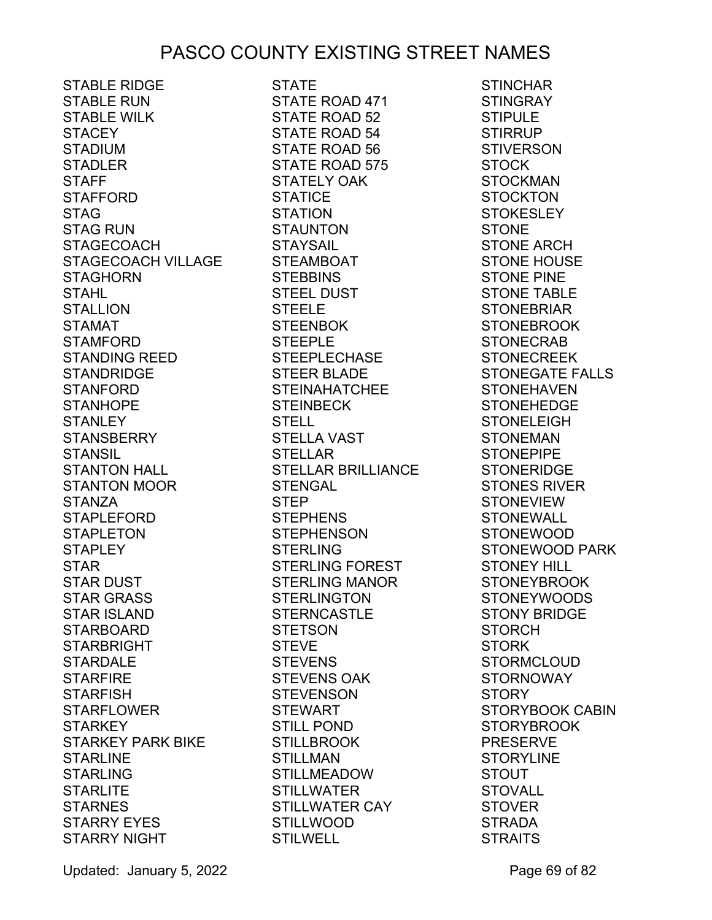# PASCO COUNTY EXISTING STREET NAMES

STABLE RIDGE
STABLE RUN
STABLE WILK
STACEY
STADIUM
STADLER
STAFF
STAFFORD
STAG
STAG RUN
STAGECOACH
STAGECOACH VILLAGE
STAGHORN
STAHL
STALLION
STAMAT
STAMFORD
STANDING REED
STANDRIDGE
STANFORD
STANHOPE
STANLEY
STANSBERRY
STANSIL
STANTON HALL
STANTON MOOR
STANZA
STAPLEFORD
STAPLETON
STAPLEY
STAR
STAR DUST
STAR GRASS
STAR ISLAND
STARBOARD
STARBRIGHT
STARDALE
STARFIRE
STARFISH
STARFLOWER
STARKEY
STARKEY PARK BIKE
STARLINE
STARLING
STARLITE
STARNES
STARRY EYES
STARRY NIGHT
STATE
STATE ROAD 471
STATE ROAD 52
STATE ROAD 54
STATE ROAD 56
STATE ROAD 575
STATELY OAK
STATICE
STATION
STAUNTON
STAYSAIL
STEAMBOAT
STEBBINS
STEEL DUST
STEELE
STEENBOK
STEEPLE
STEEPLECHASE
STEER BLADE
STEINAHATCHEE
STEINBECK
STELL
STELLA VAST
STELLAR
STELLAR BRILLIANCE
STENGAL
STEP
STEPHENS
STEPHENSON
STERLING
STERLING FOREST
STERLING MANOR
STERLINGTON
STERNCASTLE
STETSON
STEVE
STEVENS
STEVENS OAK
STEVENSON
STEWART
STILL POND
STILLBROOK
STILLMAN
STILLMEADOW
STILLWATER
STILLWATER CAY
STILLWOOD
STILWELL
STINCHAR
STINGRAY
STIPULE
STIRRUP
STIVERSON
STOCK
STOCKMAN
STOCKTON
STOKESLEY
STONE
STONE ARCH
STONE HOUSE
STONE PINE
STONE TABLE
STONEBRIAR
STONEBROOK
STONECRAB
STONECREEK
STONEGATE FALLS
STONEHAVEN
STONEHEDGE
STONELEIGH
STONEMAN
STONEPIPE
STONERIDGE
STONES RIVER
STONEVIEW
STONEWALL
STONEWOOD
STONEWOOD PARK
STONEY HILL
STONEYBROOK
STONEYWOODS
STONY BRIDGE
STORCH
STORK
STORMCLOUD
STORNOWAY
STORY
STORYBOOK CABIN
STORYBROOK
PRESERVE
STORYLINE
STOUT
STOVALL
STOVER
STRADA
STRAITS

Updated: January 5, 2022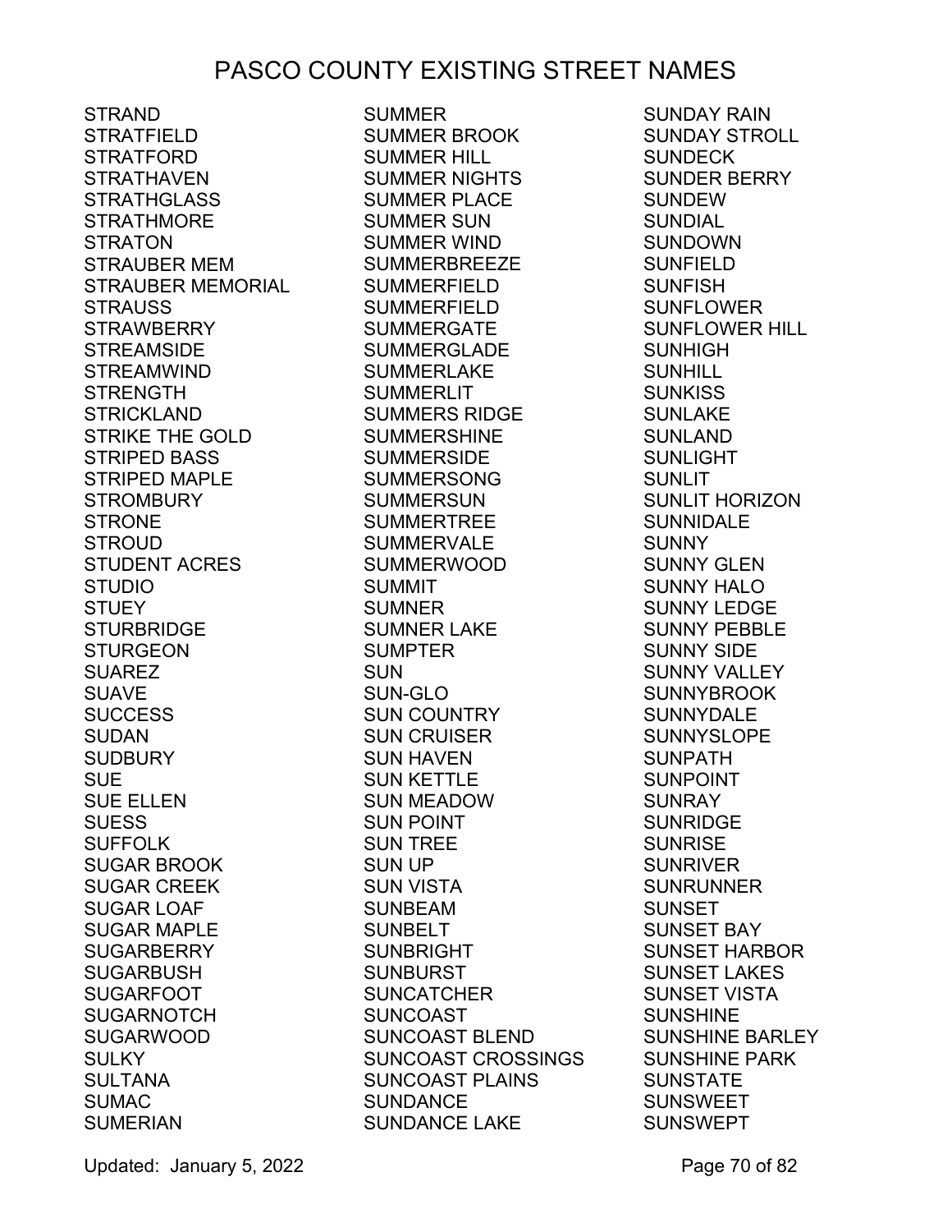# PASCO COUNTY EXISTING STREET NAMES

STRAND
STRATFIELD
STRATFORD
STRATHAVEN
STRATHGLASS
STRATHMORE
STRATON
STRAUBER MEM
STRAUBER MEMORIAL
STRAUSS
STRAWBERRY
STREAMSIDE
STREAMWIND
STRENGTH
STRICKLAND
STRIKE THE GOLD
STRIPED BASS
STRIPED MAPLE
STROMBURY
STRONE
STROUD
STUDENT ACRES
STUDIO
STUEY
STURBRIDGE
STURGEON
SUAREZ
SUAVE
SUCCESS
SUDAN
SUDBURY
SUE
SUE ELLEN
SUESS
SUFFOLK
SUGAR BROOK
SUGAR CREEK
SUGAR LOAF
SUGAR MAPLE
SUGARBERRY
SUGARBUSH
SUGARFOOT
SUGARNOTCH
SUGARWOOD
SULKY
SULTANA
SUMAC
SUMERIAN
SUMMER
SUMMER BROOK
SUMMER HILL
SUMMER NIGHTS
SUMMER PLACE
SUMMER SUN
SUMMER WIND
SUMMERBREEZE
SUMMERFIELD
SUMMERFIELD
SUMMERGATE
SUMMERGLADE
SUMMERLAKE
SUMMERLIT
SUMMERS RIDGE
SUMMERSHINE
SUMMERSIDE
SUMMERSONG
SUMMERSUN
SUMMERTREE
SUMMERVALE
SUMMERWOOD
SUMMIT
SUMNER
SUMNER LAKE
SUMPTER
SUN
SUN-GLO
SUN COUNTRY
SUN CRUISER
SUN HAVEN
SUN KETTLE
SUN MEADOW
SUN POINT
SUN TREE
SUN UP
SUN VISTA
SUNBEAM
SUNBELT
SUNBRIGHT
SUNBURST
SUNCATCHER
SUNCOAST
SUNCOAST BLEND
SUNCOAST CROSSINGS
SUNCOAST PLAINS
SUNDANCE
SUNDANCE LAKE
SUNDAY RAIN
SUNDAY STROLL
SUNDECK
SUNDER BERRY
SUNDEW
SUNDIAL
SUNDOWN
SUNFIELD
SUNFISH
SUNFLOWER
SUNFLOWER HILL
SUNHIGH
SUNHILL
SUNKISS
SUNLAKE
SUNLAND
SUNLIGHT
SUNLIT
SUNLIT HORIZON
SUNNIDALE
SUNNY
SUNNY GLEN
SUNNY HALO
SUNNY LEDGE
SUNNY PEBBLE
SUNNY SIDE
SUNNY VALLEY
SUNNYBROOK
SUNNYDALE
SUNNYSLOPE
SUNPATH
SUNPOINT
SUNRAY
SUNRIDGE
SUNRISE
SUNRIVER
SUNRUNNER
SUNSET
SUNSET BAY
SUNSET HARBOR
SUNSET LAKES
SUNSET VISTA
SUNSHINE
SUNSHINE BARLEY
SUNSHINE PARK
SUNSTATE
SUNSWEET
SUNSWEPT

Updated: January 5, 2022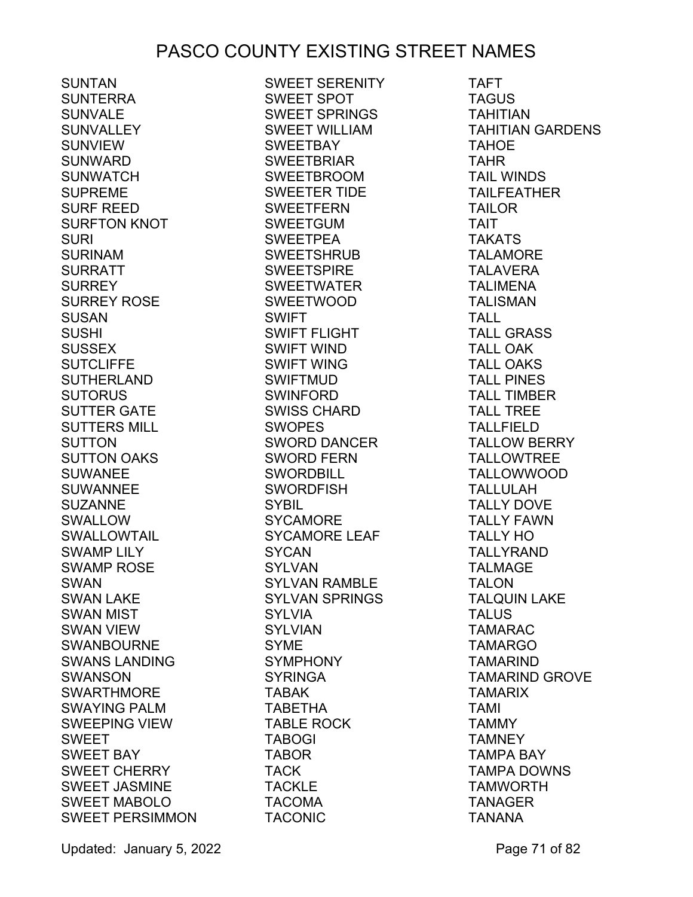# PASCO COUNTY EXISTING STREET NAMES

SUNTAN
SUNTERRA
SUNVALE
SUNVALLEY
SUNVIEW
SUNWARD
SUNWATCH
SUPREME
SURF REED
SURFTON KNOT
SURI
SURINAM
SURRATT
SURREY
SURREY ROSE
SUSAN
SUSHI
SUSSEX
SUTCLIFFE
SUTHERLAND
SUTORUS
SUTTER GATE
SUTTERS MILL
SUTTON
SUTTON OAKS
SUWANEE
SUWANNEE
SUZANNE
SWALLOW
SWALLOWTAIL
SWAMP LILY
SWAMP ROSE
SWAN
SWAN LAKE
SWAN MIST
SWAN VIEW
SWANBOURNE
SWANS LANDING
SWANSON
SWARTHMORE
SWAYING PALM
SWEEPING VIEW
SWEET
SWEET BAY
SWEET CHERRY
SWEET JASMINE
SWEET MABOLO
SWEET PERSIMMON
SWEET SERENITY
SWEET SPOT
SWEET SPRINGS
SWEET WILLIAM
SWEETBAY
SWEETBRIAR
SWEETBROOM
SWEETER TIDE
SWEETFERN
SWEETGUM
SWEETPEA
SWEETSHRUB
SWEETSPIRE
SWEETWATER
SWEETWOOD
SWIFT
SWIFT FLIGHT
SWIFT WIND
SWIFT WING
SWIFTMUD
SWINFORD
SWISS CHARD
SWOPES
SWORD DANCER
SWORD FERN
SWORDBILL
SWORDFISH
SYBIL
SYCAMORE
SYCAMORE LEAF
SYCAN
SYLVAN
SYLVAN RAMBLE
SYLVAN SPRINGS
SYLVIA
SYLVIAN
SYME
SYMPHONY
SYRINGA
TABAK
TABETHA
TABLE ROCK
TABOGI
TABOR
TACK
TACKLE
TACOMA
TACONIC
TAFT
TAGUS
TAHITIAN
TAHITIAN GARDENS
TAHOE
TAHR
TAIL WINDS
TAILFEATHER
TAILOR
TAIT
TAKATS
TALAMORE
TALAVERA
TALIMENA
TALISMAN
TALL
TALL GRASS
TALL OAK
TALL OAKS
TALL PINES
TALL TIMBER
TALL TREE
TALLFIELD
TALLOW BERRY
TALLOWTREE
TALLOWWOOD
TALLULAH
TALLY DOVE
TALLY FAWN
TALLY HO
TALLYRAND
TALMAGE
TALON
TALQUIN LAKE
TALUS
TAMARAC
TAMARGO
TAMARIND
TAMARIND GROVE
TAMARIX
TAMI
TAMMY
TAMNEY
TAMPA BAY
TAMPA DOWNS
TAMWORTH
TANAGER
TANANA

Updated: January 5, 2022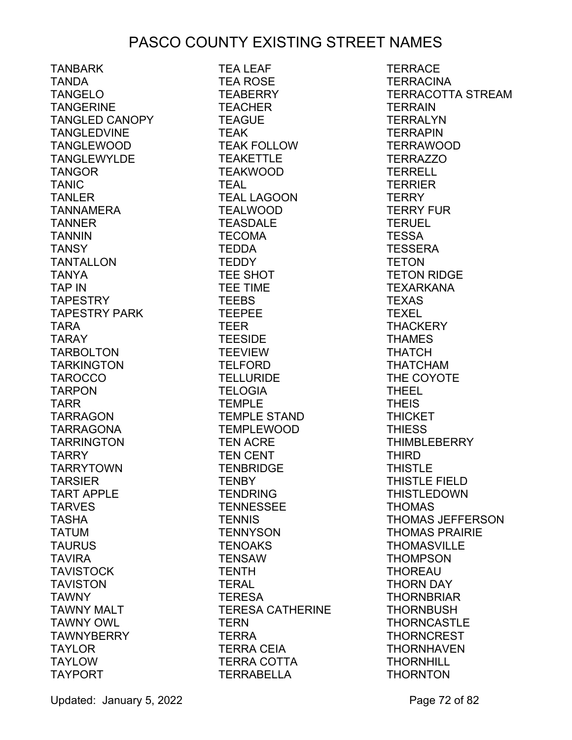# PASCO COUNTY EXISTING STREET NAMES

TANBARK
TANDA
TANGELO
TANGERINE
TANGLED CANOPY
TANGLEDVINE
TANGLEWOOD
TANGLEWYLDE
TANGOR
TANIC
TANLER
TANNAMERA
TANNER
TANNIN
TANSY
TANTALLON
TANYA
TAP IN
TAPESTRY
TAPESTRY PARK
TARA
TARAY
TARBOLTON
TARKINGTON
TAROCCO
TARPON
TARR
TARRAGON
TARRAGONA
TARRINGTON
TARRY
TARRYTOWN
TARSIER
TART APPLE
TARVES
TASHA
TATUM
TAURUS
TAVIRA
TAVISTOCK
TAVISTON
TAWNY
TAWNY MALT
TAWNY OWL
TAWNYBERRY
TAYLOR
TAYLOW
TAYPORT
TEA LEAF
TEA ROSE
TEABERRY
TEACHER
TEAGUE
TEAK
TEAK FOLLOW
TEAKETTLE
TEAKWOOD
TEAL
TEAL LAGOON
TEALWOOD
TEASDALE
TECOMA
TEDDA
TEDDY
TEE SHOT
TEE TIME
TEEBS
TEEPEE
TEER
TEESIDE
TEEVIEW
TELFORD
TELLURIDE
TELOGIA
TEMPLE
TEMPLE STAND
TEMPLEWOOD
TEN ACRE
TEN CENT
TENBRIDGE
TENBY
TENDRING
TENNESSEE
TENNIS
TENNYSON
TENOAKS
TENSAW
TENTH
TERAL
TERESA
TERESA CATHERINE
TERN
TERRA
TERRA CEIA
TERRA COTTA
TERRABELLA
TERRACE
TERRACINA
TERRACOTTA STREAM
TERRAIN
TERRALYN
TERRAPIN
TERRAWOOD
TERRAZZO
TERRELL
TERRIER
TERRY
TERRY FUR
TERUEL
TESSA
TESSERA
TETON
TETON RIDGE
TEXARKANA
TEXAS
TEXEL
THACKERY
THAMES
THATCH
THATCHAM
THE COYOTE
THEEL
THEIS
THICKET
THIESS
THIMBLEBERRY
THIRD
THISTLE
THISTLE FIELD
THISTLEDOWN
THOMAS
THOMAS JEFFERSON
THOMAS PRAIRIE
THOMASVILLE
THOMPSON
THOREAU
THORN DAY
THORNBRIAR
THORNBUSH
THORNCASTLE
THORNCREST
THORNHAVEN
THORNHILL
THORNTON

Updated: January 5, 2022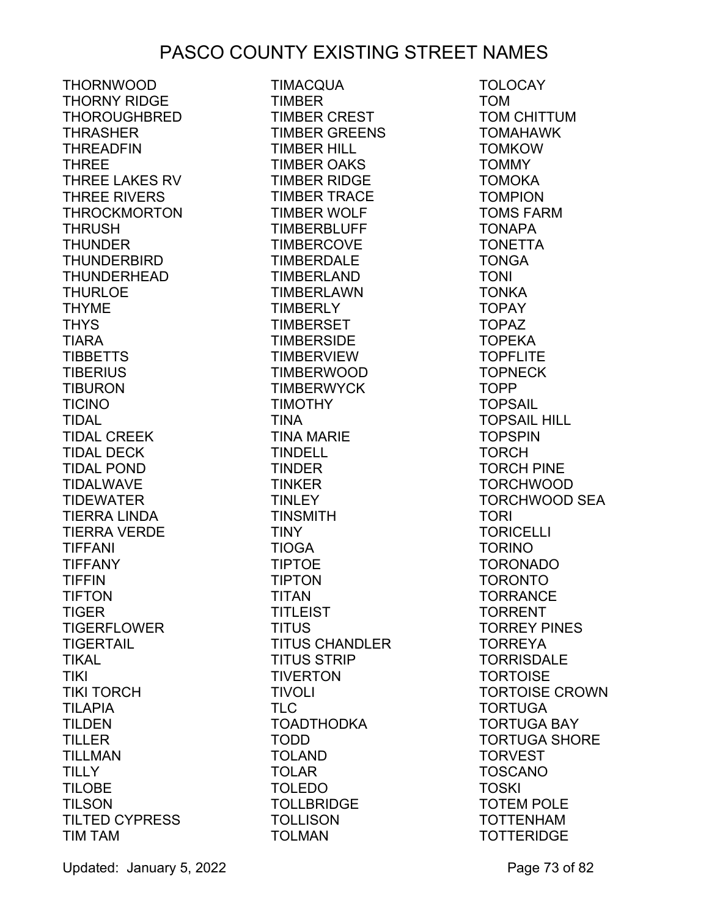# PASCO COUNTY EXISTING STREET NAMES

THORNWOOD
THORNY RIDGE
THOROUGHBRED
THRASHER
THREADFIN
THREE
THREE LAKES RV
THREE RIVERS
THROCKMORTON
THRUSH
THUNDER
THUNDERBIRD
THUNDERHEAD
THURLOE
THYME
THYS
TIARA
TIBBETTS
TIBERIUS
TIBURON
TICINO
TIDAL
TIDAL CREEK
TIDAL DECK
TIDAL POND
TIDALWAVE
TIDEWATER
TIERRA LINDA
TIERRA VERDE
TIFFANI
TIFFANY
TIFFIN
TIFTON
TIGER
TIGERFLOWER
TIGERTAIL
TIKAL
TIKI
TIKI TORCH
TILAPIA
TILDEN
TILLER
TILLMAN
TILLY
TILOBE
TILSON
TILTED CYPRESS
TIM TAM
TIMACQUA
TIMBER
TIMBER CREST
TIMBER GREENS
TIMBER HILL
TIMBER OAKS
TIMBER RIDGE
TIMBER TRACE
TIMBER WOLF
TIMBERBLUFF
TIMBERCOVE
TIMBERDALE
TIMBERLAND
TIMBERLAWN
TIMBERLY
TIMBERSET
TIMBERSIDE
TIMBERVIEW
TIMBERWOOD
TIMBERWYCK
TIMOTHY
TINA
TINA MARIE
TINDELL
TINDER
TINKER
TINLEY
TINSMITH
TINY
TIOGA
TIPTOE
TIPTON
TITAN
TITLEIST
TITUS
TITUS CHANDLER
TITUS STRIP
TIVERTON
TIVOLI
TLC
TOADTHODKA
TODD
TOLAND
TOLAR
TOLEDO
TOLLBRIDGE
TOLLISON
TOLMAN
TOLOCAY
TOM
TOM CHITTUM
TOMAHAWK
TOMKOW
TOMMY
TOMOKA
TOMPION
TOMS FARM
TONAPA
TONETTA
TONGA
TONI
TONKA
TOPAY
TOPAZ
TOPEKA
TOPFLITE
TOPNECK
TOPP
TOPSAIL
TOPSAIL HILL
TOPSPIN
TORCH
TORCH PINE
TORCHWOOD
TORCHWOOD SEA
TORI
TORICELLI
TORINO
TORONADO
TORONTO
TORRANCE
TORRENT
TORREY PINES
TORREYA
TORRISDALE
TORTOISE
TORTOISE CROWN
TORTUGA
TORTUGA BAY
TORTUGA SHORE
TORVEST
TOSCANO
TOSKI
TOTEM POLE
TOTTENHAM
TOTTERIDGE

Updated: January 5, 2022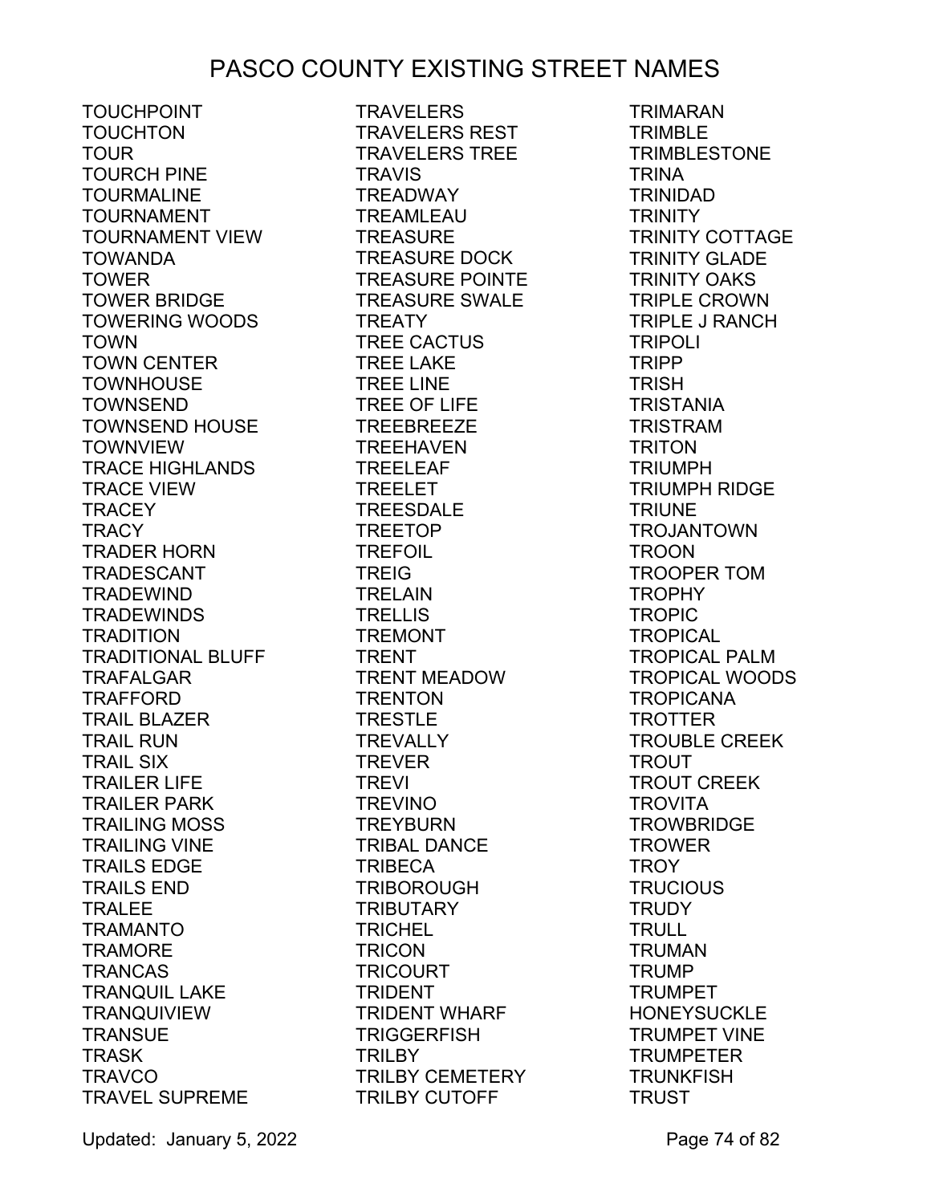# PASCO COUNTY EXISTING STREET NAMES

TOUCHPOINT
TOUCHTON
TOUR
TOURCH PINE
TOURMALINE
TOURNAMENT
TOURNAMENT VIEW
TOWANDA
TOWER
TOWER BRIDGE
TOWERING WOODS
TOWN
TOWN CENTER
TOWNHOUSE
TOWNSEND
TOWNSEND HOUSE
TOWNVIEW
TRACE HIGHLANDS
TRACE VIEW
TRACEY
TRACY
TRADER HORN
TRADESCANT
TRADEWIND
TRADEWINDS
TRADITION
TRADITIONAL BLUFF
TRAFALGAR
TRAFFORD
TRAIL BLAZER
TRAIL RUN
TRAIL SIX
TRAILER LIFE
TRAILER PARK
TRAILING MOSS
TRAILING VINE
TRAILS EDGE
TRAILS END
TRALEE
TRAMANTO
TRAMORE
TRANCAS
TRANQUIL LAKE
TRANQUIVIEW
TRANSUE
TRASK
TRAVCO
TRAVEL SUPREME
TRAVELERS
TRAVELERS REST
TRAVELERS TREE
TRAVIS
TREADWAY
TREAMLEAU
TREASURE
TREASURE DOCK
TREASURE POINTE
TREASURE SWALE
TREATY
TREE CACTUS
TREE LAKE
TREE LINE
TREE OF LIFE
TREEBREEZE
TREEHAVEN
TREELEAF
TREELET
TREESDALE
TREETOP
TREFOIL
TREIG
TRELAIN
TRELLIS
TREMONT
TRENT
TRENT MEADOW
TRENTON
TRESTLE
TREVALLY
TREVER
TREVI
TREVINO
TREYBURN
TRIBAL DANCE
TRIBECA
TRIBOROUGH
TRIBUTARY
TRICHEL
TRICON
TRICOURT
TRIDENT
TRIDENT WHARF
TRIGGERFISH
TRILBY
TRILBY CEMETERY
TRILBY CUTOFF
TRIMARAN
TRIMBLE
TRIMBLESTONE
TRINA
TRINIDAD
TRINITY
TRINITY COTTAGE
TRINITY GLADE
TRINITY OAKS
TRIPLE CROWN
TRIPLE J RANCH
TRIPOLI
TRIPP
TRISH
TRISTANIA
TRISTRAM
TRITON
TRIUMPH
TRIUMPH RIDGE
TRIUNE
TROJANTOWN
TROON
TROOPER TOM
TROPHY
TROPIC
TROPICAL
TROPICAL PALM
TROPICAL WOODS
TROPICANA
TROTTER
TROUBLE CREEK
TROUT
TROUT CREEK
TROVITA
TROWBRIDGE
TROWER
TROY
TRUCIOUS
TRUDY
TRULL
TRUMAN
TRUMP
TRUMPET
HONEYSUCKLE
TRUMPET VINE
TRUMPETER
TRUNKFISH
TRUST

Updated: January 5, 2022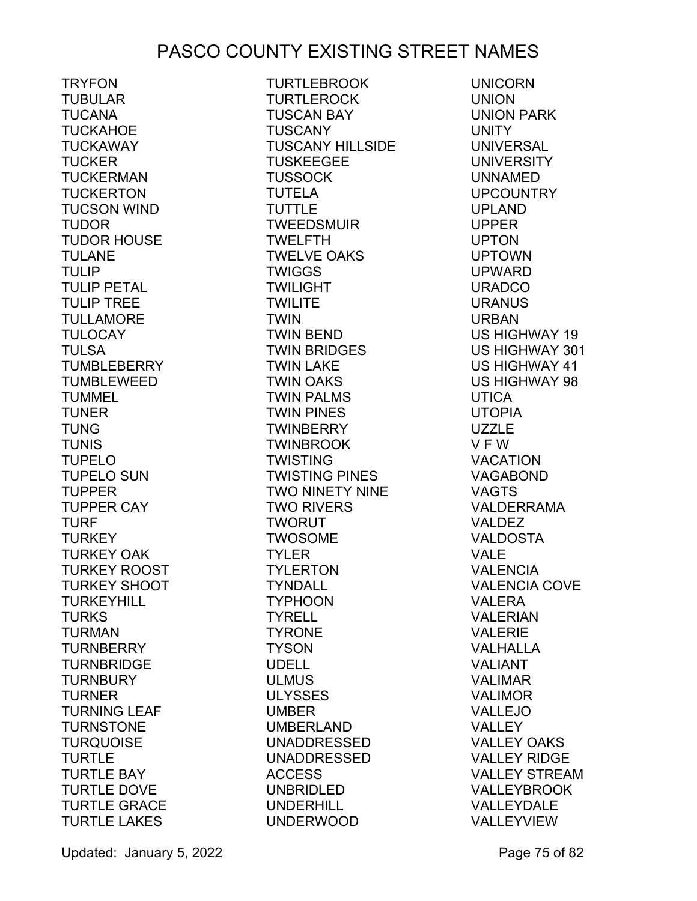# PASCO COUNTY EXISTING STREET NAMES

TRYFON
TUBULAR
TUCANA
TUCKAHOE
TUCKAWAY
TUCKER
TUCKERMAN
TUCKERTON
TUCSON WIND
TUDOR
TUDOR HOUSE
TULANE
TULIP
TULIP PETAL
TULIP TREE
TULLAMORE
TULOCAY
TULSA
TUMBLEBERRY
TUMBLEWEED
TUMMEL
TUNER
TUNG
TUNIS
TUPELO
TUPELO SUN
TUPPER
TUPPER CAY
TURF
TURKEY
TURKEY OAK
TURKEY ROOST
TURKEY SHOOT
TURKEYHILL
TURKS
TURMAN
TURNBERRY
TURNBRIDGE
TURNBURY
TURNER
TURNING LEAF
TURNSTONE
TURQUOISE
TURTLE
TURTLE BAY
TURTLE DOVE
TURTLE GRACE
TURTLE LAKES
TURTLEBROOK
TURTLEROCK
TUSCAN BAY
TUSCANY
TUSCANY HILLSIDE
TUSKEEGEE
TUSSOCK
TUTELA
TUTTLE
TWEEDSMUIR
TWELFTH
TWELVE OAKS
TWIGGS
TWILIGHT
TWILITE
TWIN
TWIN BEND
TWIN BRIDGES
TWIN LAKE
TWIN OAKS
TWIN PALMS
TWIN PINES
TWINBERRY
TWINBROOK
TWISTING
TWISTING PINES
TWO NINETY NINE
TWO RIVERS
TWORUT
TWOSOME
TYLER
TYLERTON
TYNDALL
TYPHOON
TYRELL
TYRONE
TYSON
UDELL
ULMUS
ULYSSES
UMBER
UMBERLAND
UNADDRESSED
UNADDRESSED ACCESS
UNBRIDLED
UNDERHILL
UNDERWOOD
UNICORN
UNION
UNION PARK
UNITY
UNIVERSAL
UNIVERSITY
UNNAMED
UPCOUNTRY
UPLAND
UPPER
UPTON
UPTOWN
UPWARD
URADCO
URANUS
URBAN
US HIGHWAY 19
US HIGHWAY 301
US HIGHWAY 41
US HIGHWAY 98
UTICA
UTOPIA
UZZLE
V F W
VACATION
VAGABOND
VAGTS
VALDERRAMA
VALDEZ
VALDOSTA
VALE
VALENCIA
VALENCIA COVE
VALERA
VALERIAN
VALERIE
VALHALLA
VALIANT
VALIMAR
VALIMOR
VALLEJO
VALLEY
VALLEY OAKS
VALLEY RIDGE
VALLEY STREAM
VALLEYBROOK
VALLEYDALE
VALLEYVIEW

Updated: January 5, 2022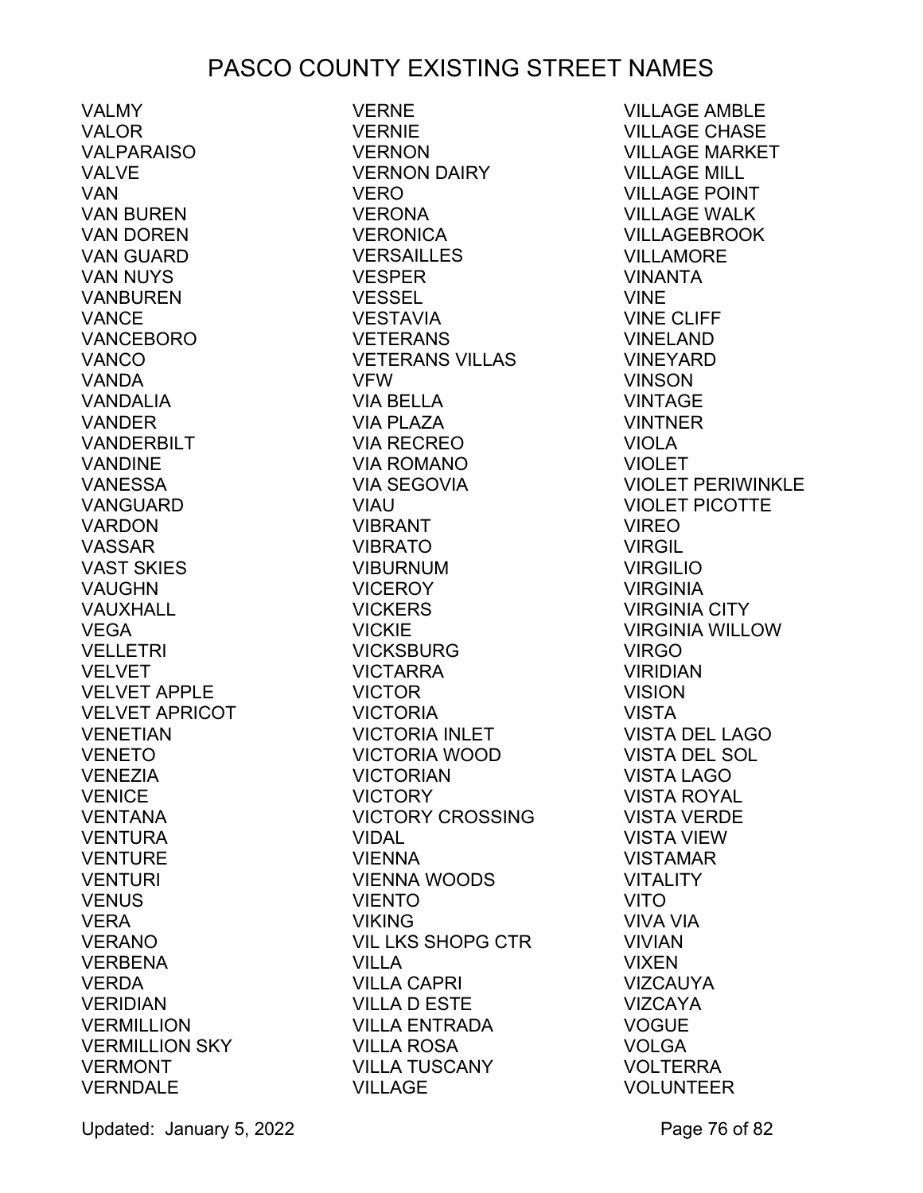# PASCO COUNTY EXISTING STREET NAMES

VALMY
VALOR
VALPARAISO
VALVE
VAN
VAN BUREN
VAN DOREN
VAN GUARD
VAN NUYS
VANBUREN
VANCE
VANCEBORO
VANCO
VANDA
VANDALIA
VANDER
VANDERBILT
VANDINE
VANESSA
VANGUARD
VARDON
VASSAR
VAST SKIES
VAUGHN
VAUXHALL
VEGA
VELLETRI
VELVET
VELVET APPLE
VELVET APRICOT
VENETIAN
VENETO
VENEZIA
VENICE
VENTANA
VENTURA
VENTURE
VENTURI
VENUS
VERA
VERANO
VERBENA
VERDA
VERIDIAN
VERMILLION
VERMILLION SKY
VERMONT
VERNDALE
VERNE
VERNIE
VERNON
VERNON DAIRY
VERO
VERONA
VERONICA
VERSAILLES
VESPER
VESSEL
VESTAVIA
VETERANS
VETERANS VILLAS
VFW
VIA BELLA
VIA PLAZA
VIA RECREO
VIA ROMANO
VIA SEGOVIA
VIAU
VIBRANT
VIBRATO
VIBURNUM
VICEROY
VICKERS
VICKIE
VICKSBURG
VICTARRA
VICTOR
VICTORIA
VICTORIA INLET
VICTORIA WOOD
VICTORIAN
VICTORY
VICTORY CROSSING
VIDAL
VIENNA
VIENNA WOODS
VIENTO
VIKING
VIL LKS SHOPG CTR
VILLA
VILLA CAPRI
VILLA D ESTE
VILLA ENTRADA
VILLA ROSA
VILLA TUSCANY
VILLAGE
VILLAGE AMBLE
VILLAGE CHASE
VILLAGE MARKET
VILLAGE MILL
VILLAGE POINT
VILLAGE WALK
VILLAGEBROOK
VILLAMORE
VINANTA
VINE
VINE CLIFF
VINELAND
VINEYARD
VINSON
VINTAGE
VINTNER
VIOLA
VIOLET
VIOLET PERIWINKLE
VIOLET PICOTTE
VIREO
VIRGIL
VIRGILIO
VIRGINIA
VIRGINIA CITY
VIRGINIA WILLOW
VIRGO
VIRIDIAN
VISION
VISTA
VISTA DEL LAGO
VISTA DEL SOL
VISTA LAGO
VISTA ROYAL
VISTA VERDE
VISTA VIEW
VISTAMAR
VITALITY
VITO
VIVA VIA
VIVIAN
VIXEN
VIZCAUYA
VIZCAYA
VOGUE
VOLGA
VOLTERRA
VOLUNTEER

Updated: January 5, 2022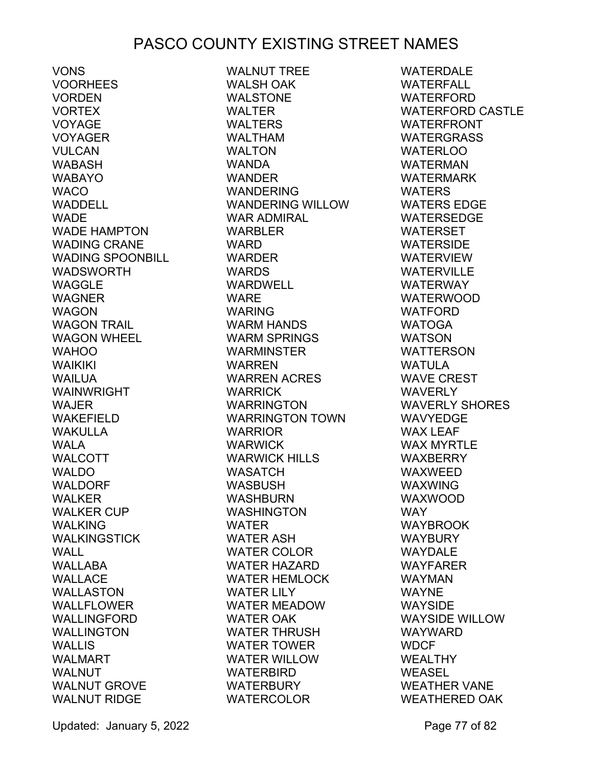# PASCO COUNTY EXISTING STREET NAMES

VONS
VOORHEES
VORDEN
VORTEX
VOYAGE
VOYAGER
VULCAN
WABASH
WABAYO
WACO
WADDELL
WADE
WADE HAMPTON
WADING CRANE
WADING SPOONBILL
WADSWORTH
WAGGLE
WAGNER
WAGON
WAGON TRAIL
WAGON WHEEL
WAHOO
WAIKIKI
WAILUA
WAINWRIGHT
WAJER
WAKEFIELD
WAKULLA
WALA
WALCOTT
WALDO
WALDORF
WALKER
WALKER CUP
WALKING
WALKINGSTICK
WALL
WALLABA
WALLACE
WALLASTON
WALLFLOWER
WALLINGFORD
WALLINGTON
WALLIS
WALMART
WALNUT
WALNUT GROVE
WALNUT RIDGE
WALNUT TREE
WALSH OAK
WALSTONE
WALTER
WALTERS
WALTHAM
WALTON
WANDA
WANDER
WANDERING
WANDERING WILLOW
WAR ADMIRAL
WARBLER
WARD
WARDER
WARDS
WARDWELL
WARE
WARING
WARM HANDS
WARM SPRINGS
WARMINSTER
WARREN
WARREN ACRES
WARRICK
WARRINGTON
WARRINGTON TOWN
WARRIOR
WARWICK
WARWICK HILLS
WASATCH
WASBUSH
WASHBURN
WASHINGTON
WATER
WATER ASH
WATER COLOR
WATER HAZARD
WATER HEMLOCK
WATER LILY
WATER MEADOW
WATER OAK
WATER THRUSH
WATER TOWER
WATER WILLOW
WATERBIRD
WATERBURY
WATERCOLOR
WATERDALE
WATERFALL
WATERFORD
WATERFORD CASTLE
WATERFRONT
WATERGRASS
WATERLOO
WATERMAN
WATERMARK
WATERS
WATERS EDGE
WATERSEDGE
WATERSET
WATERSIDE
WATERVIEW
WATERVILLE
WATERWAY
WATERWOOD
WATFORD
WATOGA
WATSON
WATTERSON
WATULA
WAVE CREST
WAVERLY
WAVERLY SHORES
WAVYEDGE
WAX LEAF
WAX MYRTLE
WAXBERRY
WAXWEED
WAXWING
WAXWOOD
WAY
WAYBROOK
WAYBURY
WAYDALE
WAYFARER
WAYMAN
WAYNE
WAYSIDE
WAYSIDE WILLOW
WAYWARD
WDCF
WEALTHY
WEASEL
WEATHER VANE
WEATHERED OAK

Updated: January 5, 2022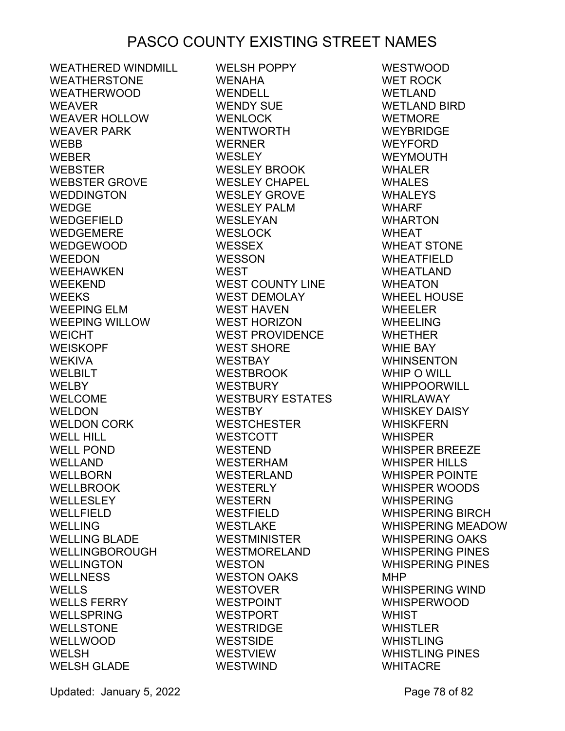# PASCO COUNTY EXISTING STREET NAMES

WEATHERED WINDMILL
WEATHERSTONE
WEATHERWOOD
WEAVER
WEAVER HOLLOW
WEAVER PARK
WEBB
WEBER
WEBSTER
WEBSTER GROVE
WEDDINGTON
WEDGE
WEDGEFIELD
WEDGEMERE
WEDGEWOOD
WEEDON
WEEHAWKEN
WEEKEND
WEEKS
WEEPING ELM
WEEPING WILLOW
WEICHT
WEISKOPF
WEKIVA
WELBILT
WELBY
WELCOME
WELDON
WELDON CORK
WELL HILL
WELL POND
WELLAND
WELLBORN
WELLBROOK
WELLESLEY
WELLFIELD
WELLING
WELLING BLADE
WELLINGBOROUGH
WELLINGTON
WELLNESS
WELLS
WELLS FERRY
WELLSPRING
WELLSTONE
WELLWOOD
WELSH
WELSH GLADE
WELSH POPPY
WENAHA
WENDELL
WENDY SUE
WENLOCK
WENTWORTH
WERNER
WESLEY
WESLEY BROOK
WESLEY CHAPEL
WESLEY GROVE
WESLEY PALM
WESLEYAN
WESLOCK
WESSEX
WESSON
WEST
WEST COUNTY LINE
WEST DEMOLAY
WEST HAVEN
WEST HORIZON
WEST PROVIDENCE
WEST SHORE
WESTBAY
WESTBROOK
WESTBURY
WESTBURY ESTATES
WESTBY
WESTCHESTER
WESTCOTT
WESTEND
WESTERHAM
WESTERLAND
WESTERLY
WESTERN
WESTFIELD
WESTLAKE
WESTMINISTER
WESTMORELAND
WESTON
WESTON OAKS
WESTOVER
WESTPOINT
WESTPORT
WESTRIDGE
WESTSIDE
WESTVIEW
WESTWIND
WESTWOOD
WET ROCK
WETLAND
WETLAND BIRD
WETMORE
WEYBRIDGE
WEYFORD
WEYMOUTH
WHALER
WHALES
WHALEYS
WHARF
WHARTON
WHEAT
WHEAT STONE
WHEATFIELD
WHEATLAND
WHEATON
WHEEL HOUSE
WHEELER
WHEELING
WHETHER
WHIE BAY
WHINSENTON
WHIP O WILL
WHIPPOORWILL
WHIRLAWAY
WHISKEY DAISY
WHISKFERN
WHISPER
WHISPER BREEZE
WHISPER HILLS
WHISPER POINTE
WHISPER WOODS
WHISPERING
WHISPERING BIRCH
WHISPERING MEADOW
WHISPERING OAKS
WHISPERING PINES
WHISPERING PINES MHP
WHISPERING WIND
WHISPERWOOD
WHIST
WHISTLER
WHISTLING
WHISTLING PINES
WHITACRE

Updated: January 5, 2022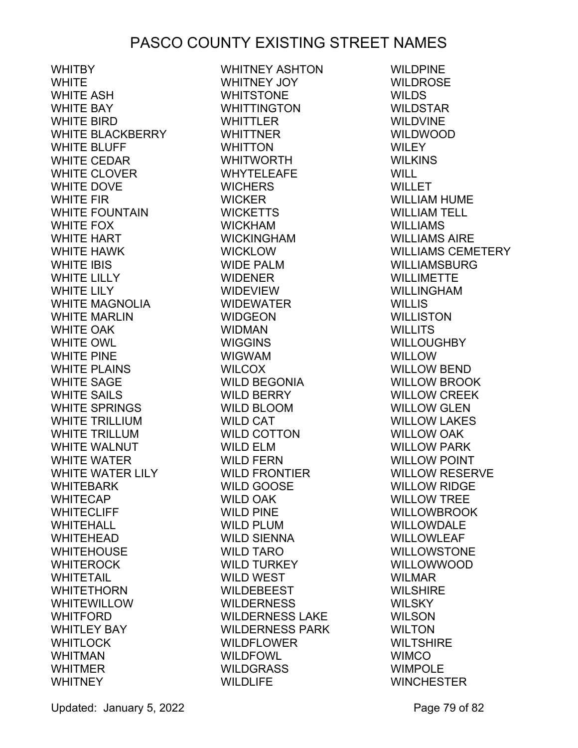# PASCO COUNTY EXISTING STREET NAMES

WHITBY
WHITE
WHITE ASH
WHITE BAY
WHITE BIRD
WHITE BLACKBERRY
WHITE BLUFF
WHITE CEDAR
WHITE CLOVER
WHITE DOVE
WHITE FIR
WHITE FOUNTAIN
WHITE FOX
WHITE HART
WHITE HAWK
WHITE IBIS
WHITE LILLY
WHITE LILY
WHITE MAGNOLIA
WHITE MARLIN
WHITE OAK
WHITE OWL
WHITE PINE
WHITE PLAINS
WHITE SAGE
WHITE SAILS
WHITE SPRINGS
WHITE TRILLIUM
WHITE TRILLUM
WHITE WALNUT
WHITE WATER
WHITE WATER LILY
WHITEBARK
WHITECAP
WHITECLIFF
WHITEHALL
WHITEHEAD
WHITEHOUSE
WHITEROCK
WHITETAIL
WHITETHORN
WHITEWILLOW
WHITFORD
WHITLEY BAY
WHITLOCK
WHITMAN
WHITMER
WHITNEY
WHITNEY ASHTON
WHITNEY JOY
WHITSTONE
WHITTINGTON
WHITTLER
WHITTNER
WHITTON
WHITWORTH
WHYTELEAFE
WICHERS
WICKER
WICKETTS
WICKHAM
WICKINGHAM
WICKLOW
WIDE PALM
WIDENER
WIDEVIEW
WIDEWATER
WIDGEON
WIDMAN
WIGGINS
WIGWAM
WILCOX
WILD BEGONIA
WILD BERRY
WILD BLOOM
WILD CAT
WILD COTTON
WILD ELM
WILD FERN
WILD FRONTIER
WILD GOOSE
WILD OAK
WILD PINE
WILD PLUM
WILD SIENNA
WILD TARO
WILD TURKEY
WILD WEST
WILDEBEEST
WILDERNESS
WILDERNESS LAKE
WILDERNESS PARK
WILDFLOWER
WILDFOWL
WILDGRASS
WILDLIFE
WILDPINE
WILDROSE
WILDS
WILDSTAR
WILDVINE
WILDWOOD
WILEY
WILKINS
WILL
WILLET
WILLIAM HUME
WILLIAM TELL
WILLIAMS
WILLIAMS AIRE
WILLIAMS CEMETERY
WILLIAMSBURG
WILLIMETTE
WILLINGHAM
WILLIS
WILLISTON
WILLITS
WILLOUGHBY
WILLOW
WILLOW BEND
WILLOW BROOK
WILLOW CREEK
WILLOW GLEN
WILLOW LAKES
WILLOW OAK
WILLOW PARK
WILLOW POINT
WILLOW RESERVE
WILLOW RIDGE
WILLOW TREE
WILLOWBROOK
WILLOWDALE
WILLOWLEAF
WILLOWSTONE
WILLOWWOOD
WILMAR
WILSHIRE
WILSKY
WILSON
WILTON
WILTSHIRE
WIMCO
WIMPOLE
WINCHESTER

Updated: January 5, 2022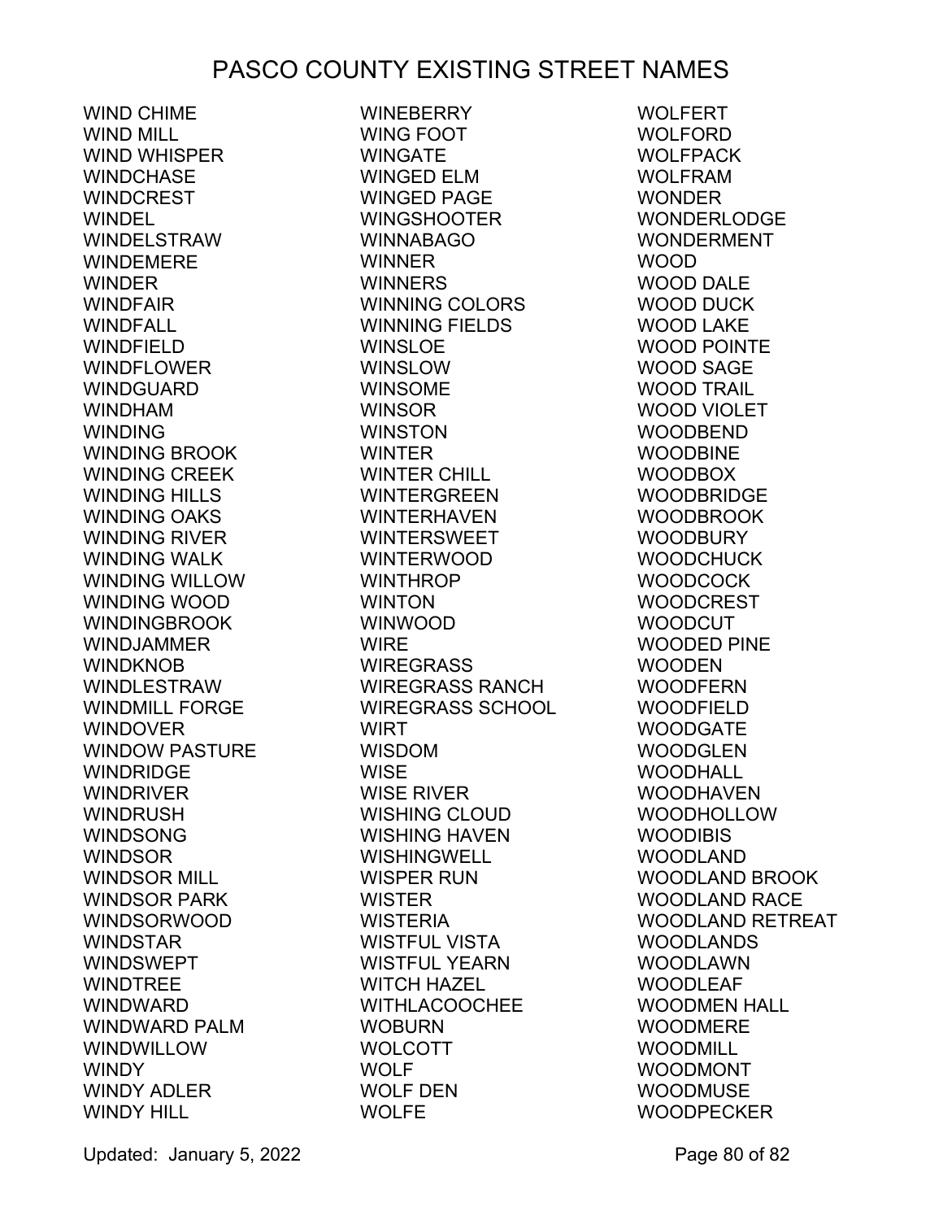# PASCO COUNTY EXISTING STREET NAMES

WIND CHIME
WIND MILL
WIND WHISPER
WINDCHASE
WINDCREST
WINDEL
WINDELSTRAW
WINDEMERE
WINDER
WINDFAIR
WINDFALL
WINDFIELD
WINDFLOWER
WINDGUARD
WINDHAM
WINDING
WINDING BROOK
WINDING CREEK
WINDING HILLS
WINDING OAKS
WINDING RIVER
WINDING WALK
WINDING WILLOW
WINDING WOOD
WINDINGBROOK
WINDJAMMER
WINDKNOB
WINDLESTRAW
WINDMILL FORGE
WINDOVER
WINDOW PASTURE
WINDRIDGE
WINDRIVER
WINDRUSH
WINDSONG
WINDSOR
WINDSOR MILL
WINDSOR PARK
WINDSORWOOD
WINDSTAR
WINDSWEPT
WINDTREE
WINDWARD
WINDWARD PALM
WINDWILLOW
WINDY
WINDY ADLER
WINDY HILL
WINEBERRY
WING FOOT
WINGATE
WINGED ELM
WINGED PAGE
WINGSHOOTER
WINNABAGO
WINNER
WINNERS
WINNING COLORS
WINNING FIELDS
WINSLOE
WINSLOW
WINSOME
WINSOR
WINSTON
WINTER
WINTER CHILL
WINTERGREEN
WINTERHAVEN
WINTERSWEET
WINTERWOOD
WINTHROP
WINTON
WINWOOD
WIRE
WIREGRASS
WIREGRASS RANCH
WIREGRASS SCHOOL
WIRT
WISDOM
WISE
WISE RIVER
WISHING CLOUD
WISHING HAVEN
WISHINGWELL
WISPER RUN
WISTER
WISTERIA
WISTFUL VISTA
WISTFUL YEARN
WITCH HAZEL
WITHLACOOCHEE
WOBURN
WOLCOTT
WOLF
WOLF DEN
WOLFE
WOLFERT
WOLFORD
WOLFPACK
WOLFRAM
WONDER
WONDERLODGE
WONDERMENT
WOOD
WOOD DALE
WOOD DUCK
WOOD LAKE
WOOD POINTE
WOOD SAGE
WOOD TRAIL
WOOD VIOLET
WOODBEND
WOODBINE
WOODBOX
WOODBRIDGE
WOODBROOK
WOODBURY
WOODCHUCK
WOODCOCK
WOODCREST
WOODCUT
WOODED PINE
WOODEN
WOODFERN
WOODFIELD
WOODGATE
WOODGLEN
WOODHALL
WOODHAVEN
WOODHOLLOW
WOODIBIS
WOODLAND
WOODLAND BROOK
WOODLAND RACE
WOODLAND RETREAT
WOODLANDS
WOODLAWN
WOODLEAF
WOODMEN HALL
WOODMERE
WOODMILL
WOODMONT
WOODMUSE
WOODPECKER

Updated: January 5, 2022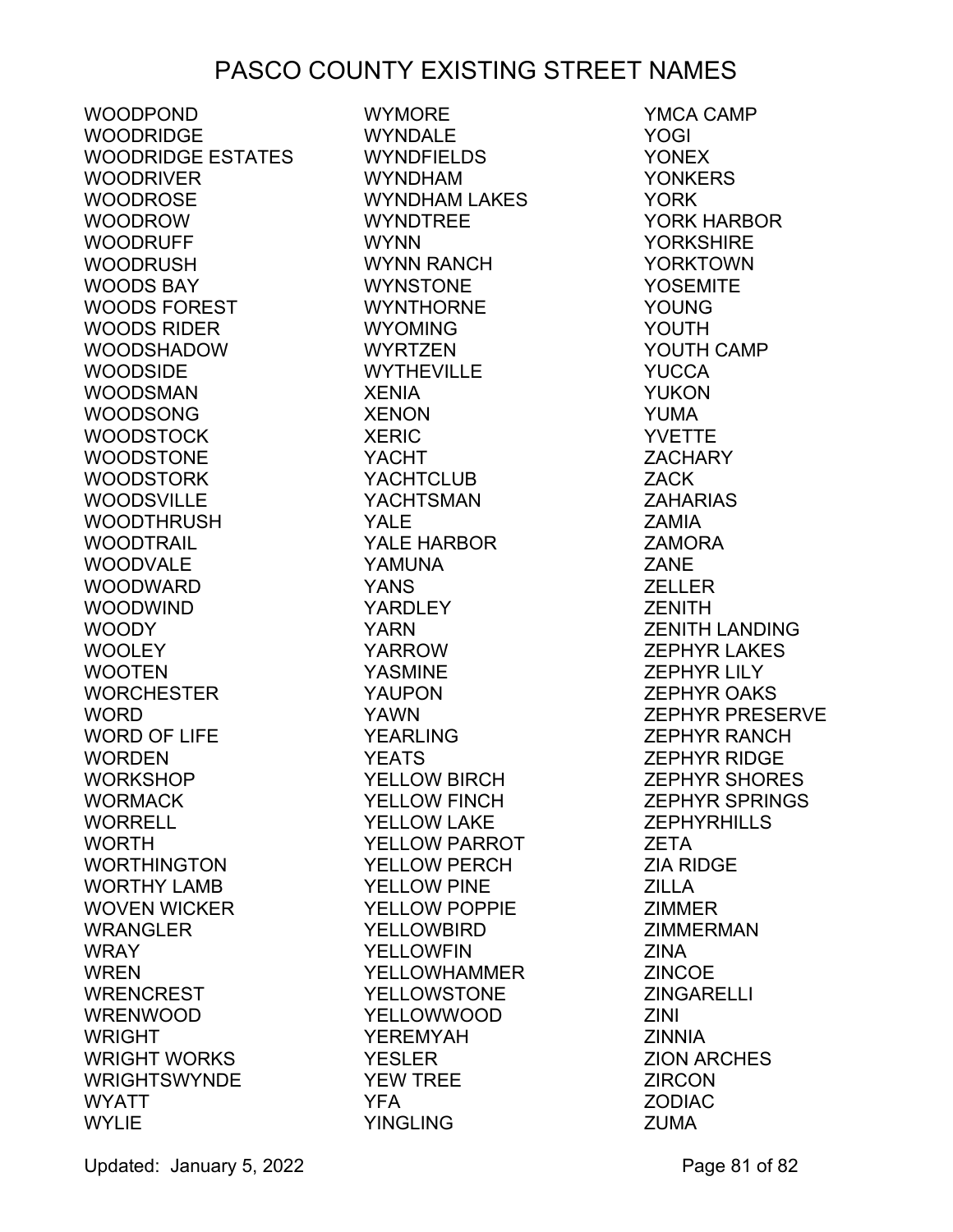# PASCO COUNTY EXISTING STREET NAMES

WOODPOND
WOODRIDGE
WOODRIDGE ESTATES
WOODRIVER
WOODROSE
WOODROW
WOODRUFF
WOODRUSH
WOODS BAY
WOODS FOREST
WOODS RIDER
WOODSHADOW
WOODSIDE
WOODSMAN
WOODSONG
WOODSTOCK
WOODSTONE
WOODSTORK
WOODSVILLE
WOODTHRUSH
WOODTRAIL
WOODVALE
WOODWARD
WOODWIND
WOODY
WOOLEY
WOOTEN
WORCHESTER
WORD
WORD OF LIFE
WORDEN
WORKSHOP
WORMACK
WORRELL
WORTH
WORTHINGTON
WORTHY LAMB
WOVEN WICKER
WRANGLER
WRAY
WREN
WRENCREST
WRENWOOD
WRIGHT
WRIGHT WORKS
WRIGHTSWYNDE
WYATT
WYLIE
WYMORE
WYNDALE
WYNDFIELDS
WYNDHAM
WYNDHAM LAKES
WYNDTREE
WYNN
WYNN RANCH
WYNSTONE
WYNTHORNE
WYOMING
WYRTZEN
WYTHEVILLE
XENIA
XENON
XERIC
YACHT
YACHTCLUB
YACHTSMAN
YALE
YALE HARBOR
YAMUNA
YANS
YARDLEY
YARN
YARROW
YASMINE
YAUPON
YAWN
YEARLING
YEATS
YELLOW BIRCH
YELLOW FINCH
YELLOW LAKE
YELLOW PARROT
YELLOW PERCH
YELLOW PINE
YELLOW POPPIE
YELLOWBIRD
YELLOWFIN
YELLOWHAMMER
YELLOWSTONE
YELLOWWOOD
YEREMYAH
YESLER
YEW TREE
YFA
YINGLING
YMCA CAMP
YOGI
YONEX
YONKERS
YORK
YORK HARBOR
YORKSHIRE
YORKTOWN
YOSEMITE
YOUNG
YOUTH
YOUTH CAMP
YUCCA
YUKON
YUMA
YVETTE
ZACHARY
ZACK
ZAHARIAS
ZAMIA
ZAMORA
ZANE
ZELLER
ZENITH
ZENITH LANDING
ZEPHYR LAKES
ZEPHYR LILY
ZEPHYR OAKS
ZEPHYR PRESERVE
ZEPHYR RANCH
ZEPHYR RIDGE
ZEPHYR SHORES
ZEPHYR SPRINGS
ZEPHYRHILLS
ZETA
ZIA RIDGE
ZILLA
ZIMMER
ZIMMERMAN
ZINA
ZINCOE
ZINGARELLI
ZINI
ZINNIA
ZION ARCHES
ZIRCON
ZODIAC
ZUMA

Updated: January 5, 2022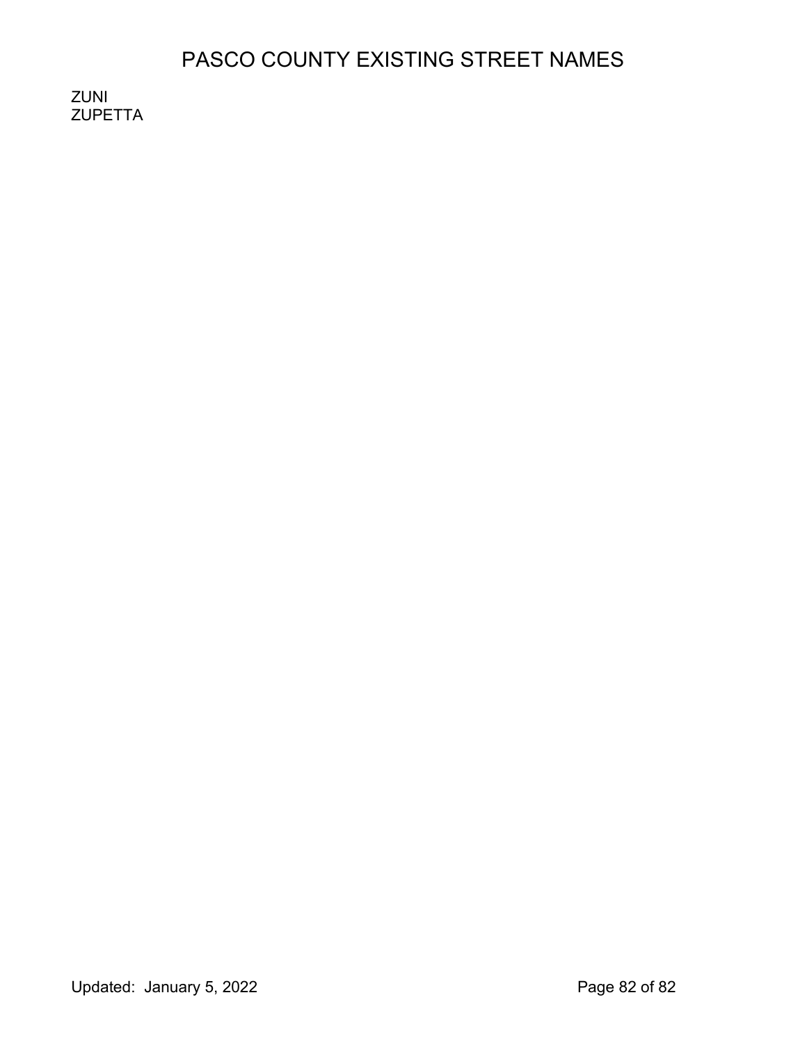# PASCO COUNTY EXISTING STREET NAMES

ZUNI
ZUPETTA